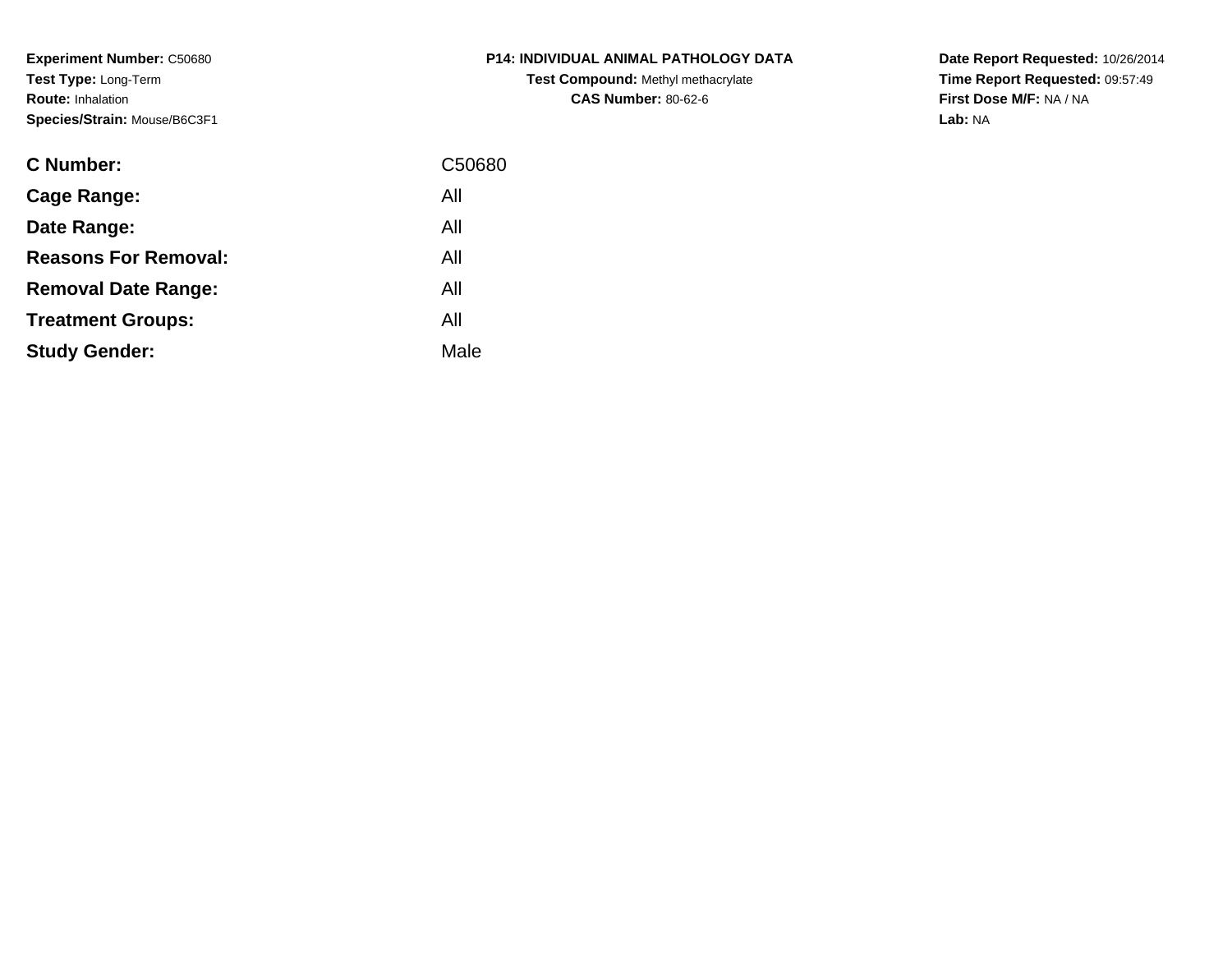**Experiment Number:** C50680
**Test Type:** Long-Term
**Route:** Inhalation
**Species/Strain:** Mouse/B6C3F1

**P14: INDIVIDUAL ANIMAL PATHOLOGY DATA**
**Test Compound:** Methyl methacrylate
**CAS Number:** 80-62-6

**Date Report Requested:** 10/26/2014
**Time Report Requested:** 09:57:49
**First Dose M/F:** NA / NA
**Lab:** NA

| | |
|---|---|
| **C Number:** | C50680 |
| **Cage Range:** | All |
| **Date Range:** | All |
| **Reasons For Removal:** | All |
| **Removal Date Range:** | All |
| **Treatment Groups:** | All |
| **Study Gender:** | Male |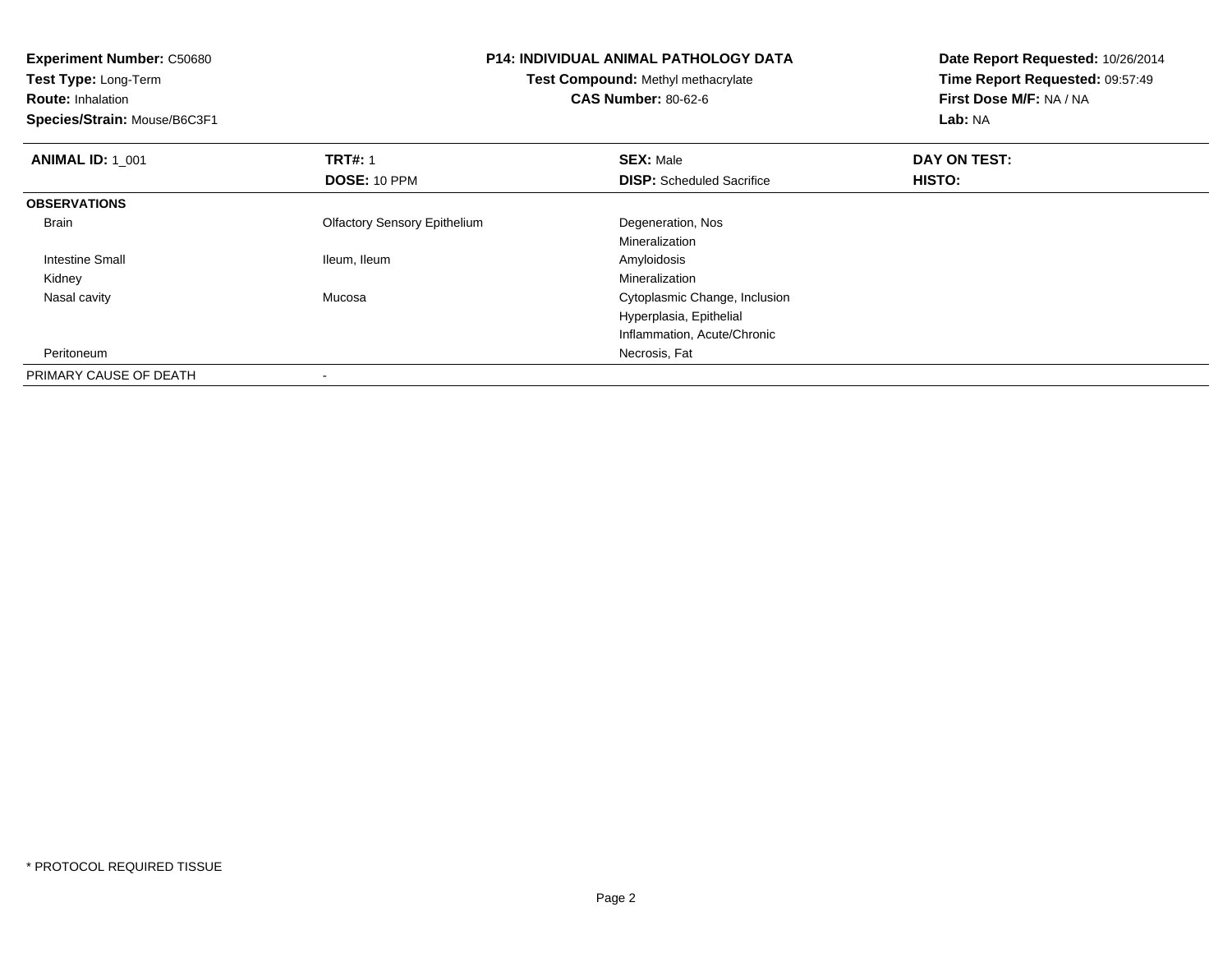**Experiment Number:** C50680
**Test Type:** Long-Term
**Route:** Inhalation
**Species/Strain:** Mouse/B6C3F1

**P14: INDIVIDUAL ANIMAL PATHOLOGY DATA**
**Test Compound:** Methyl methacrylate
**CAS Number:** 80-62-6

**Date Report Requested:** 10/26/2014
**Time Report Requested:** 09:57:49
**First Dose M/F:** NA / NA
**Lab:** NA

| **ANIMAL ID:** 1_001 | **TRT#:** 1 | **SEX:** Male | **DAY ON TEST:** |
|---|---|---|---|
| | **DOSE:** 10 PPM | **DISP:** Scheduled Sacrifice | **HISTO:** |
| **OBSERVATIONS** | | | |
| Brain | Olfactory Sensory Epithelium | Degeneration, Nos | |
| | | Mineralization | |
| Intestine Small | Ileum, Ileum | Amyloidosis | |
| Kidney | | Mineralization | |
| Nasal cavity | Mucosa | Cytoplasmic Change, Inclusion | |
| | | Hyperplasia, Epithelial | |
| | | Inflammation, Acute/Chronic | |
| Peritoneum | | Necrosis, Fat | |
| PRIMARY CAUSE OF DEATH | - | | |

* PROTOCOL REQUIRED TISSUE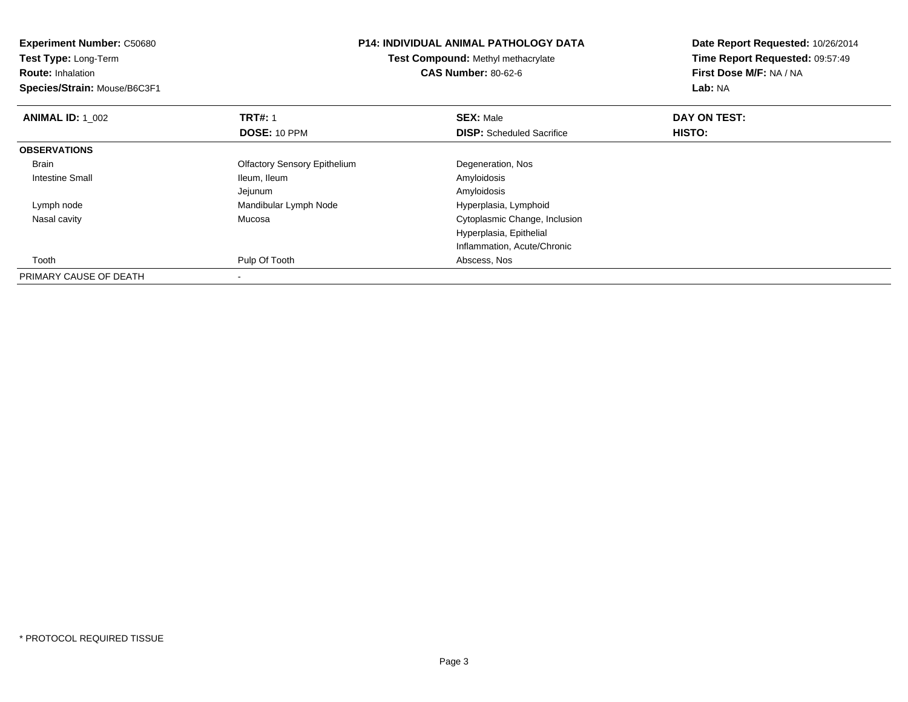**Experiment Number:** C50680
**Test Type:** Long-Term
**Route:** Inhalation
**Species/Strain:** Mouse/B6C3F1

**P14: INDIVIDUAL ANIMAL PATHOLOGY DATA**
**Test Compound:** Methyl methacrylate
**CAS Number:** 80-62-6

**Date Report Requested:** 10/26/2014
**Time Report Requested:** 09:57:49
**First Dose M/F:** NA / NA
**Lab:** NA

| **ANIMAL ID:** 1_002 | **TRT#:** 1 | **SEX:** Male | **DAY ON TEST:** |
|---|---|---|---|
| | **DOSE:** 10 PPM | **DISP:** Scheduled Sacrifice | **HISTO:** |
| **OBSERVATIONS** | | | |
| Brain | Olfactory Sensory Epithelium | Degeneration, Nos | |
| Intestine Small | Ileum, Ileum | Amyloidosis | |
| | Jejunum | Amyloidosis | |
| Lymph node | Mandibular Lymph Node | Hyperplasia, Lymphoid | |
| Nasal cavity | Mucosa | Cytoplasmic Change, Inclusion | |
| | | Hyperplasia, Epithelial | |
| | | Inflammation, Acute/Chronic | |
| Tooth | Pulp Of Tooth | Abscess, Nos | |
| PRIMARY CAUSE OF DEATH | - | | |

\* PROTOCOL REQUIRED TISSUE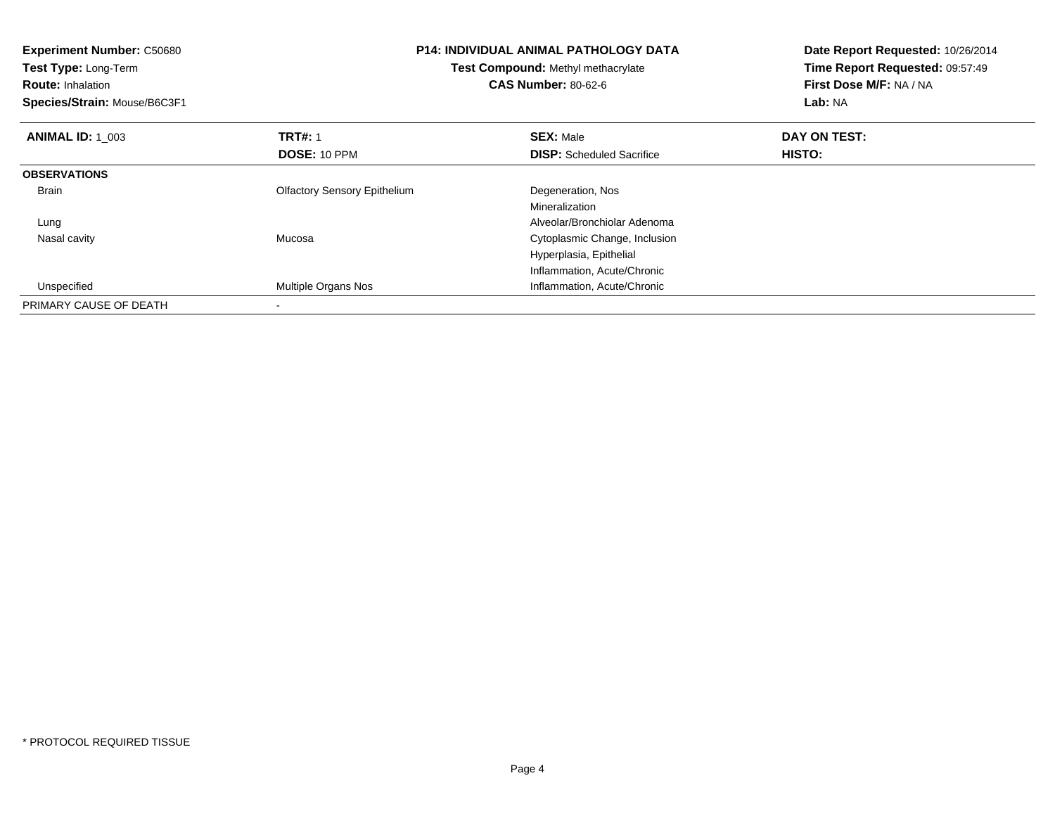**Experiment Number:** C50680
**Test Type:** Long-Term
**Route:** Inhalation
**Species/Strain:** Mouse/B6C3F1

**P14: INDIVIDUAL ANIMAL PATHOLOGY DATA**
**Test Compound:** Methyl methacrylate
**CAS Number:** 80-62-6

**Date Report Requested:** 10/26/2014
**Time Report Requested:** 09:57:49
**First Dose M/F:** NA / NA
**Lab:** NA

| **ANIMAL ID:** 1_003 | **TRT#:** 1 | **SEX:** Male | **DAY ON TEST:** |
|---|---|---|---|
| | **DOSE:** 10 PPM | **DISP:** Scheduled Sacrifice | **HISTO:** |
| **OBSERVATIONS** | | | |
| Brain | Olfactory Sensory Epithelium | Degeneration, Nos | |
| | | Mineralization | |
| Lung | | Alveolar/Bronchiolar Adenoma | |
| Nasal cavity | Mucosa | Cytoplasmic Change, Inclusion | |
| | | Hyperplasia, Epithelial | |
| | | Inflammation, Acute/Chronic | |
| Unspecified | Multiple Organs Nos | Inflammation, Acute/Chronic | |
| PRIMARY CAUSE OF DEATH | - | | |

* PROTOCOL REQUIRED TISSUE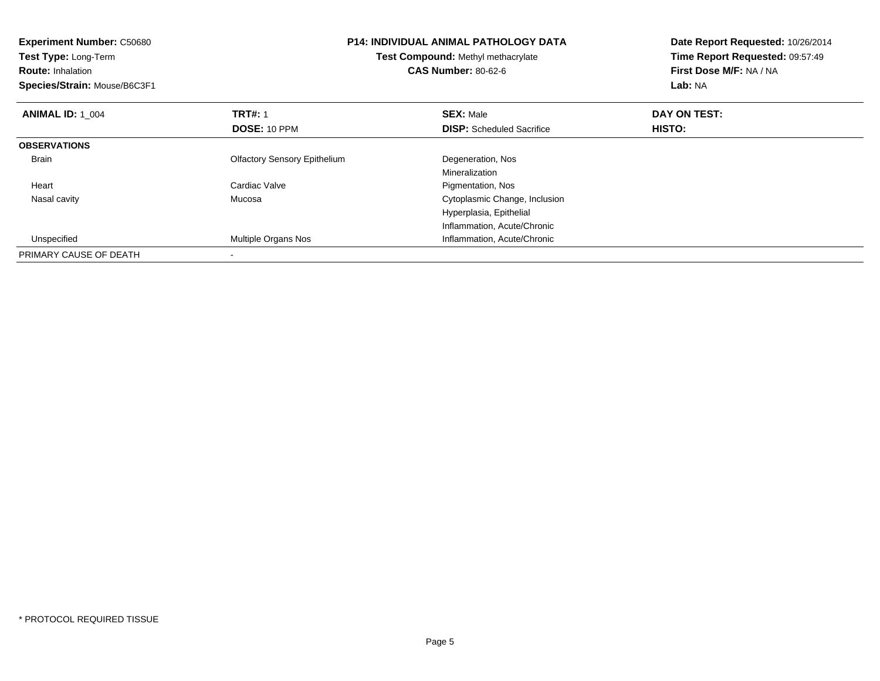**Experiment Number:** C50680
**Test Type:** Long-Term
**Route:** Inhalation
**Species/Strain:** Mouse/B6C3F1

**P14: INDIVIDUAL ANIMAL PATHOLOGY DATA**
**Test Compound:** Methyl methacrylate
**CAS Number:** 80-62-6

**Date Report Requested:** 10/26/2014
**Time Report Requested:** 09:57:49
**First Dose M/F:** NA / NA
**Lab:** NA

| **ANIMAL ID:** 1_004 | **TRT#:** 1 | **SEX:** Male | **DAY ON TEST:** |
|---|---|---|---|
| | **DOSE:** 10 PPM | **DISP:** Scheduled Sacrifice | **HISTO:** |
| **OBSERVATIONS** | | | |
| Brain | Olfactory Sensory Epithelium | Degeneration, Nos | |
| | | Mineralization | |
| Heart | Cardiac Valve | Pigmentation, Nos | |
| Nasal cavity | Mucosa | Cytoplasmic Change, Inclusion | |
| | | Hyperplasia, Epithelial | |
| | | Inflammation, Acute/Chronic | |
| Unspecified | Multiple Organs Nos | Inflammation, Acute/Chronic | |
| PRIMARY CAUSE OF DEATH | - | | |

\* PROTOCOL REQUIRED TISSUE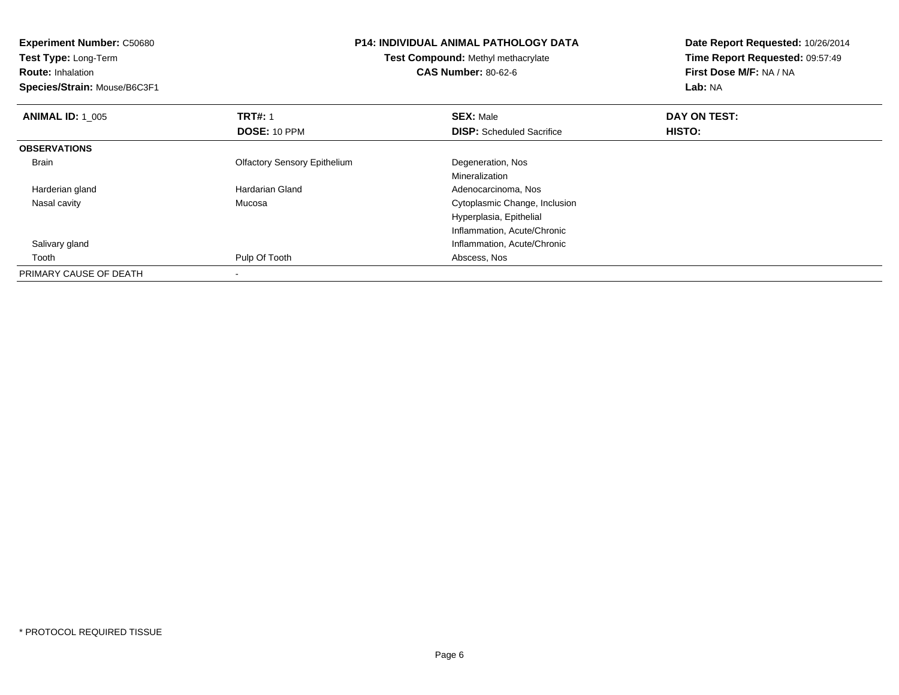**Experiment Number:** C50680
**Test Type:** Long-Term
**Route:** Inhalation
**Species/Strain:** Mouse/B6C3F1

**P14: INDIVIDUAL ANIMAL PATHOLOGY DATA**
**Test Compound:** Methyl methacrylate
**CAS Number:** 80-62-6

**Date Report Requested:** 10/26/2014
**Time Report Requested:** 09:57:49
**First Dose M/F:** NA / NA
**Lab:** NA

| **ANIMAL ID:** 1_005 | **TRT#:** 1 | **SEX:** Male | **DAY ON TEST:** |
|---|---|---|---|
| | **DOSE:** 10 PPM | **DISP:** Scheduled Sacrifice | **HISTO:** |
| **OBSERVATIONS** | | | |
| Brain | Olfactory Sensory Epithelium | Degeneration, Nos | |
| | | Mineralization | |
| Harderian gland | Hardarian Gland | Adenocarcinoma, Nos | |
| Nasal cavity | Mucosa | Cytoplasmic Change, Inclusion | |
| | | Hyperplasia, Epithelial | |
| | | Inflammation, Acute/Chronic | |
| Salivary gland | | Inflammation, Acute/Chronic | |
| Tooth | Pulp Of Tooth | Abscess, Nos | |
| PRIMARY CAUSE OF DEATH | - | | |

* PROTOCOL REQUIRED TISSUE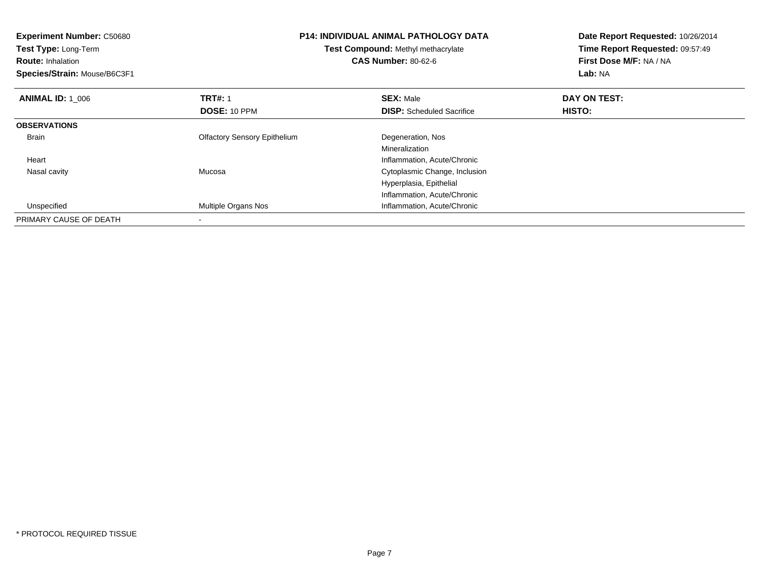**Experiment Number:** C50680
**Test Type:** Long-Term
**Route:** Inhalation
**Species/Strain:** Mouse/B6C3F1

**P14: INDIVIDUAL ANIMAL PATHOLOGY DATA**
**Test Compound:** Methyl methacrylate
**CAS Number:** 80-62-6

**Date Report Requested:** 10/26/2014
**Time Report Requested:** 09:57:49
**First Dose M/F:** NA / NA
**Lab:** NA

| **ANIMAL ID:** 1_006 | **TRT#:** 1 | **SEX:** Male | **DAY ON TEST:** |
|---|---|---|---|
| | **DOSE:** 10 PPM | **DISP:** Scheduled Sacrifice | **HISTO:** |
| **OBSERVATIONS** | | | |
| Brain | Olfactory Sensory Epithelium | Degeneration, Nos | |
| | | Mineralization | |
| Heart | | Inflammation, Acute/Chronic | |
| Nasal cavity | Mucosa | Cytoplasmic Change, Inclusion | |
| | | Hyperplasia, Epithelial | |
| | | Inflammation, Acute/Chronic | |
| Unspecified | Multiple Organs Nos | Inflammation, Acute/Chronic | |
| PRIMARY CAUSE OF DEATH | - | | |

* PROTOCOL REQUIRED TISSUE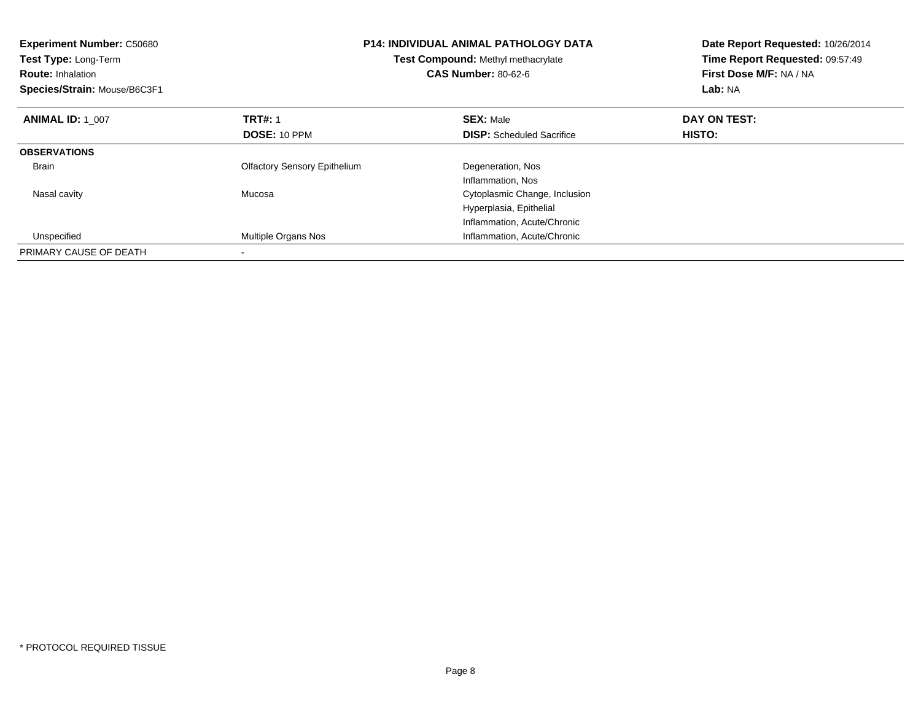**Experiment Number:** C50680
**Test Type:** Long-Term
**Route:** Inhalation
**Species/Strain:** Mouse/B6C3F1

**P14: INDIVIDUAL ANIMAL PATHOLOGY DATA**
**Test Compound:** Methyl methacrylate
**CAS Number:** 80-62-6

**Date Report Requested:** 10/26/2014
**Time Report Requested:** 09:57:49
**First Dose M/F:** NA / NA
**Lab:** NA

| **ANIMAL ID:** 1_007 | **TRT#:** 1 | **SEX:** Male | **DAY ON TEST:** |
|---|---|---|---|
| | **DOSE:** 10 PPM | **DISP:** Scheduled Sacrifice | **HISTO:** |
| **OBSERVATIONS** | | | |
| Brain | Olfactory Sensory Epithelium | Degeneration, Nos | |
| | | Inflammation, Nos | |
| Nasal cavity | Mucosa | Cytoplasmic Change, Inclusion | |
| | | Hyperplasia, Epithelial | |
| | | Inflammation, Acute/Chronic | |
| Unspecified | Multiple Organs Nos | Inflammation, Acute/Chronic | |
| PRIMARY CAUSE OF DEATH | - | | |

* PROTOCOL REQUIRED TISSUE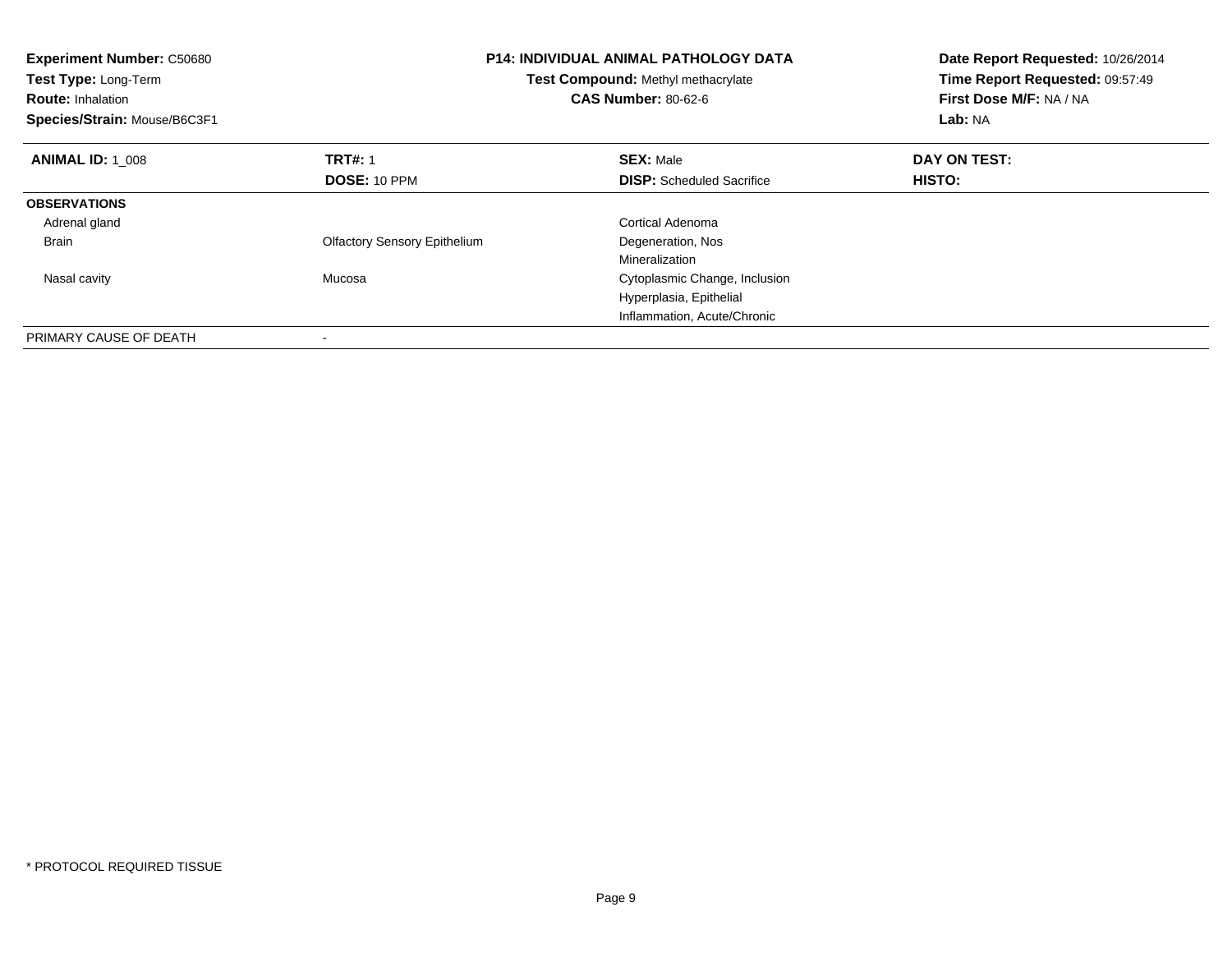**Experiment Number:** C50680
**Test Type:** Long-Term
**Route:** Inhalation
**Species/Strain:** Mouse/B6C3F1

**P14: INDIVIDUAL ANIMAL PATHOLOGY DATA**
**Test Compound:** Methyl methacrylate
**CAS Number:** 80-62-6

**Date Report Requested:** 10/26/2014
**Time Report Requested:** 09:57:49
**First Dose M/F:** NA / NA
**Lab:** NA

| **ANIMAL ID:** 1_008 | **TRT#:** 1 | **SEX:** Male | **DAY ON TEST:** |
|---|---|---|---|
| | **DOSE:** 10 PPM | **DISP:** Scheduled Sacrifice | **HISTO:** |
| **OBSERVATIONS** | | | |
| Adrenal gland | | Cortical Adenoma | |
| Brain | Olfactory Sensory Epithelium | Degeneration, Nos | |
| | | Mineralization | |
| Nasal cavity | Mucosa | Cytoplasmic Change, Inclusion | |
| | | Hyperplasia, Epithelial | |
| | | Inflammation, Acute/Chronic | |
| PRIMARY CAUSE OF DEATH | - | | |

\* PROTOCOL REQUIRED TISSUE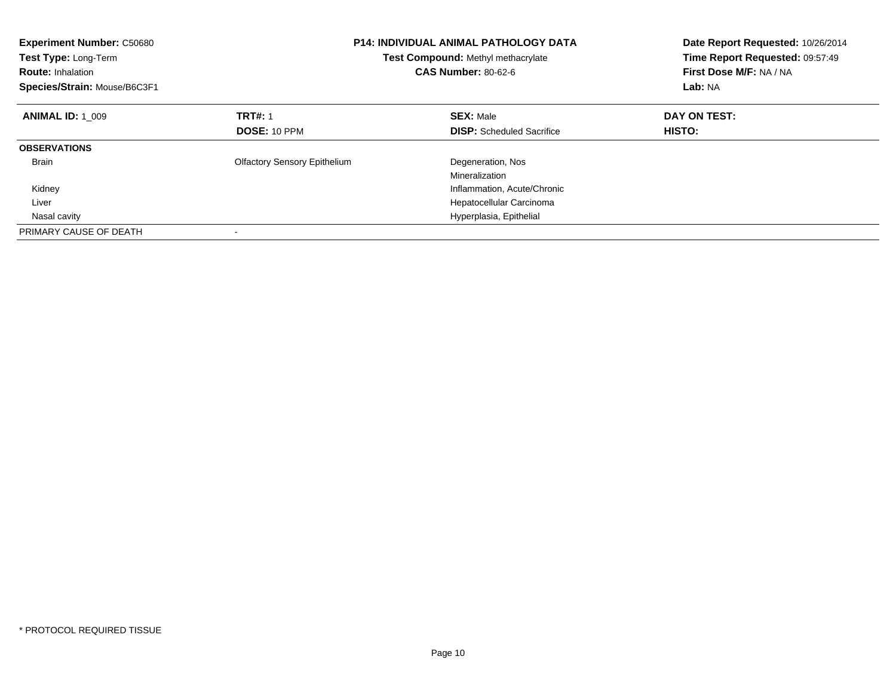**Experiment Number:** C50680
**Test Type:** Long-Term
**Route:** Inhalation
**Species/Strain:** Mouse/B6C3F1

**P14: INDIVIDUAL ANIMAL PATHOLOGY DATA**
**Test Compound:** Methyl methacrylate
**CAS Number:** 80-62-6

**Date Report Requested:** 10/26/2014
**Time Report Requested:** 09:57:49
**First Dose M/F:** NA / NA
**Lab:** NA

| **ANIMAL ID:** 1_009 | **TRT#:** 1 | **SEX:** Male | **DAY ON TEST:** |
|---|---|---|---|
| | **DOSE:** 10 PPM | **DISP:** Scheduled Sacrifice | **HISTO:** |
| **OBSERVATIONS** | | | |
| Brain | Olfactory Sensory Epithelium | Degeneration, Nos | |
| | | Mineralization | |
| Kidney | | Inflammation, Acute/Chronic | |
| Liver | | Hepatocellular Carcinoma | |
| Nasal cavity | | Hyperplasia, Epithelial | |
| PRIMARY CAUSE OF DEATH | - | | |

\* PROTOCOL REQUIRED TISSUE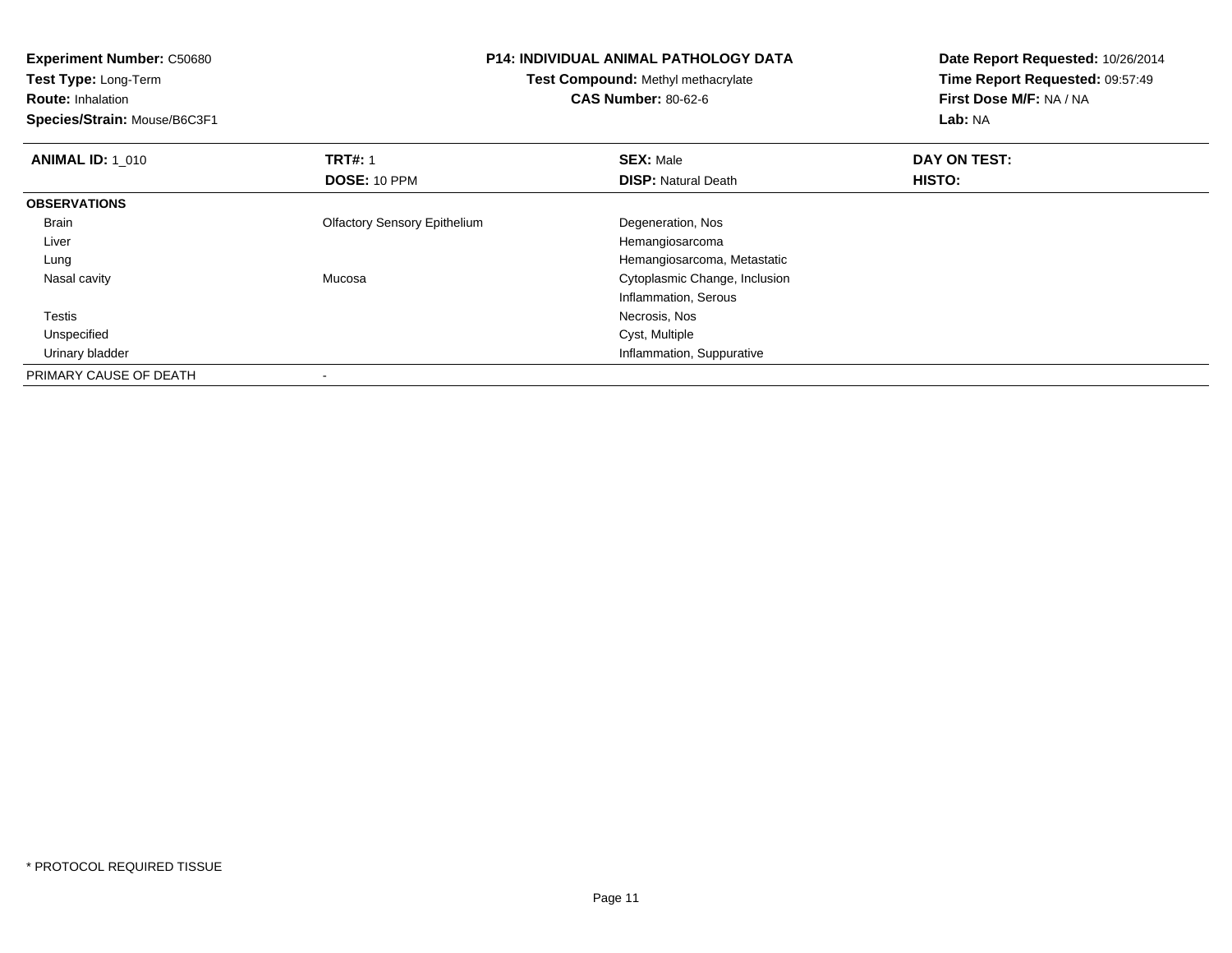**Experiment Number:** C50680
**Test Type:** Long-Term
**Route:** Inhalation
**Species/Strain:** Mouse/B6C3F1

**P14: INDIVIDUAL ANIMAL PATHOLOGY DATA**
**Test Compound:** Methyl methacrylate
**CAS Number:** 80-62-6

**Date Report Requested:** 10/26/2014
**Time Report Requested:** 09:57:49
**First Dose M/F:** NA / NA
**Lab:** NA

| **ANIMAL ID:** 1_010 | **TRT#:** 1 | **SEX:** Male | **DAY ON TEST:** |
|---|---|---|---|
| | **DOSE:** 10 PPM | **DISP:** Natural Death | **HISTO:** |
| **OBSERVATIONS** | | | |
| Brain | Olfactory Sensory Epithelium | Degeneration, Nos | |
| Liver | | Hemangiosarcoma | |
| Lung | | Hemangiosarcoma, Metastatic | |
| Nasal cavity | Mucosa | Cytoplasmic Change, Inclusion | |
| | | Inflammation, Serous | |
| Testis | | Necrosis, Nos | |
| Unspecified | | Cyst, Multiple | |
| Urinary bladder | | Inflammation, Suppurative | |
| PRIMARY CAUSE OF DEATH | - | | |

* PROTOCOL REQUIRED TISSUE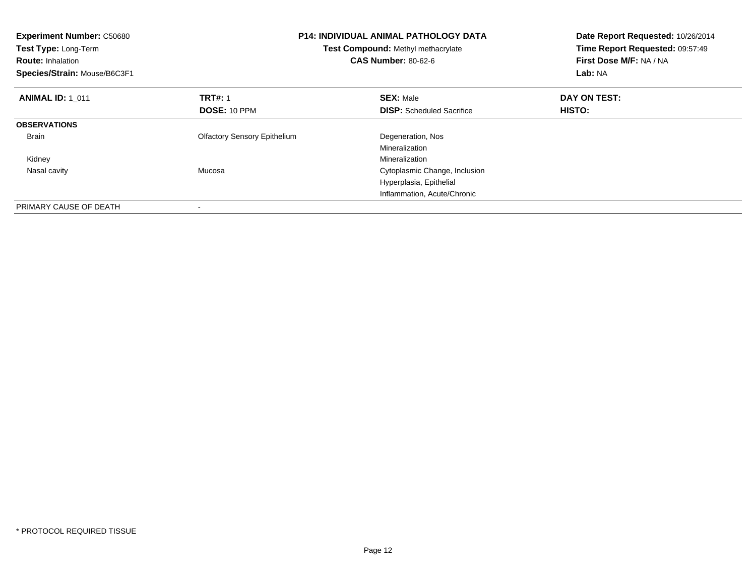**Experiment Number:** C50680
**Test Type:** Long-Term
**Route:** Inhalation
**Species/Strain:** Mouse/B6C3F1

**P14: INDIVIDUAL ANIMAL PATHOLOGY DATA**
**Test Compound:** Methyl methacrylate
**CAS Number:** 80-62-6

**Date Report Requested:** 10/26/2014
**Time Report Requested:** 09:57:49
**First Dose M/F:** NA / NA
**Lab:** NA

| **ANIMAL ID:** 1_011 | **TRT#:** 1 | **SEX:** Male | **DAY ON TEST:** |
|---|---|---|---|
| | **DOSE:** 10 PPM | **DISP:** Scheduled Sacrifice | **HISTO:** |
| **OBSERVATIONS** | | | |
| Brain | Olfactory Sensory Epithelium | Degeneration, Nos | |
| | | Mineralization | |
| Kidney | | Mineralization | |
| Nasal cavity | Mucosa | Cytoplasmic Change, Inclusion | |
| | | Hyperplasia, Epithelial | |
| | | Inflammation, Acute/Chronic | |
| PRIMARY CAUSE OF DEATH | - | | |

\* PROTOCOL REQUIRED TISSUE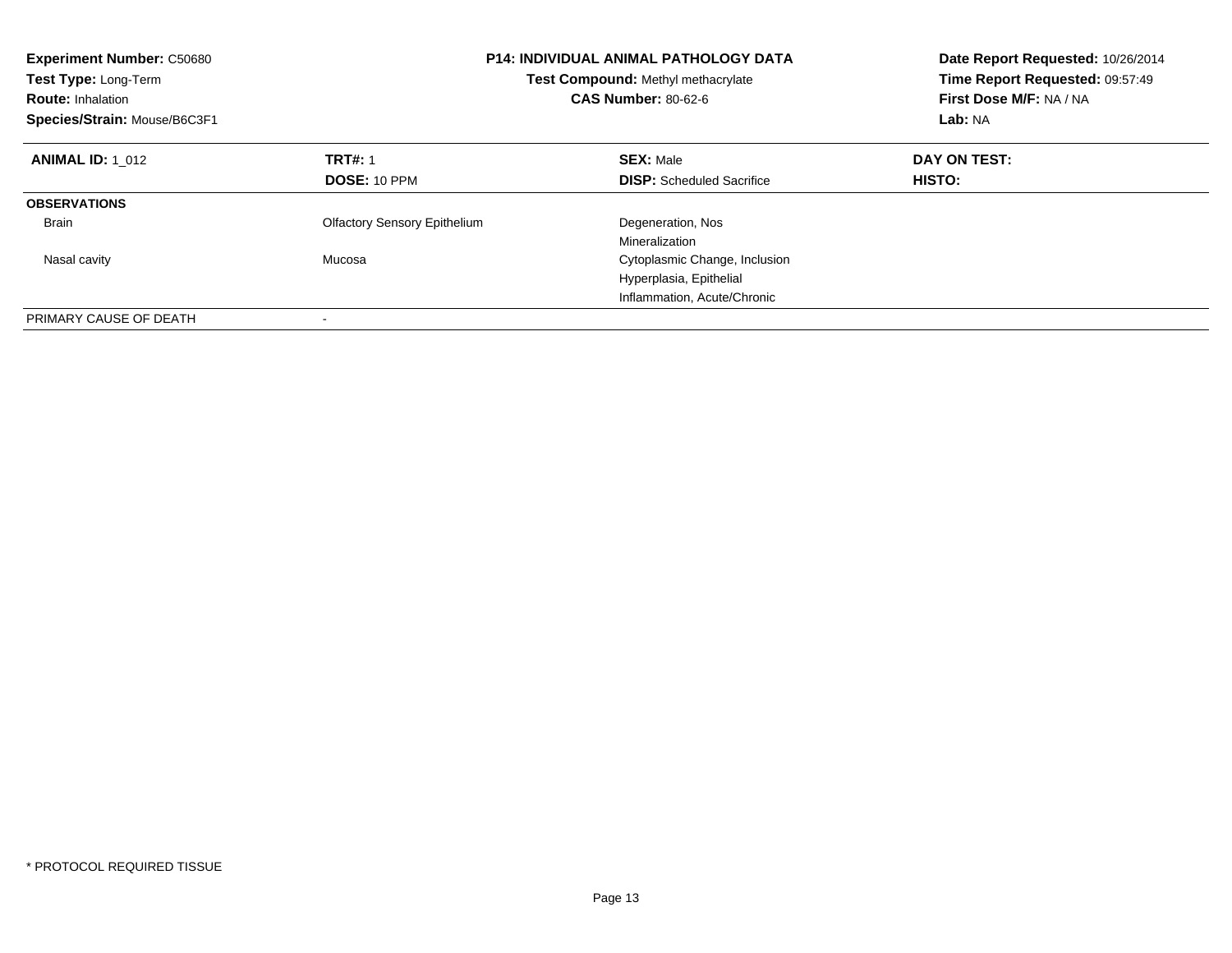**Experiment Number:** C50680
**Test Type:** Long-Term
**Route:** Inhalation
**Species/Strain:** Mouse/B6C3F1

**P14: INDIVIDUAL ANIMAL PATHOLOGY DATA**
**Test Compound:** Methyl methacrylate
**CAS Number:** 80-62-6

**Date Report Requested:** 10/26/2014
**Time Report Requested:** 09:57:49
**First Dose M/F:** NA / NA
**Lab:** NA

| **ANIMAL ID:** 1_012 | **TRT#:** 1 | **SEX:** Male | **DAY ON TEST:** |
|---|---|---|---|
| | **DOSE:** 10 PPM | **DISP:** Scheduled Sacrifice | **HISTO:** |
| **OBSERVATIONS** | | | |
| Brain | Olfactory Sensory Epithelium | Degeneration, Nos | |
| | | Mineralization | |
| Nasal cavity | Mucosa | Cytoplasmic Change, Inclusion | |
| | | Hyperplasia, Epithelial | |
| | | Inflammation, Acute/Chronic | |
| PRIMARY CAUSE OF DEATH | - | | |

* PROTOCOL REQUIRED TISSUE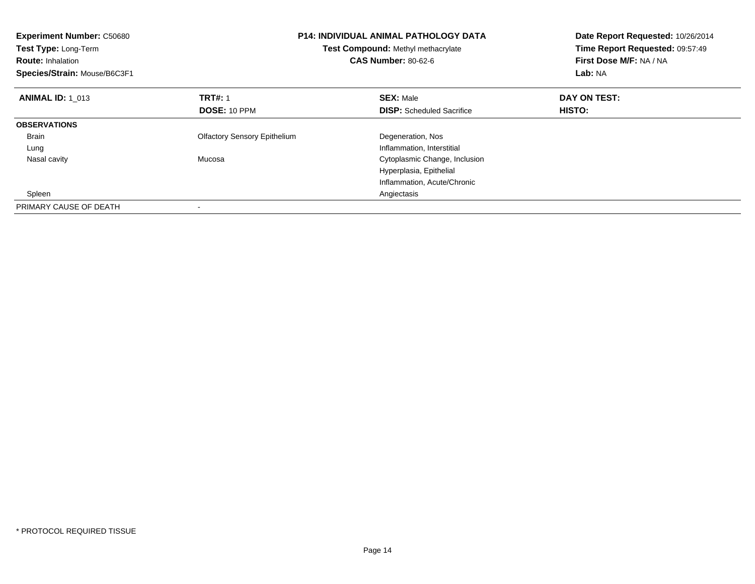**Experiment Number:** C50680
**Test Type:** Long-Term
**Route:** Inhalation
**Species/Strain:** Mouse/B6C3F1

**P14: INDIVIDUAL ANIMAL PATHOLOGY DATA**
**Test Compound:** Methyl methacrylate
**CAS Number:** 80-62-6

**Date Report Requested:** 10/26/2014
**Time Report Requested:** 09:57:49
**First Dose M/F:** NA / NA
**Lab:** NA

| **ANIMAL ID:** 1_013 | **TRT#:** 1 | **SEX:** Male | **DAY ON TEST:** |
|---|---|---|---|
| | **DOSE:** 10 PPM | **DISP:** Scheduled Sacrifice | **HISTO:** |
| **OBSERVATIONS** | | | |
| Brain | Olfactory Sensory Epithelium | Degeneration, Nos | |
| Lung | | Inflammation, Interstitial | |
| Nasal cavity | Mucosa | Cytoplasmic Change, Inclusion | |
| | | Hyperplasia, Epithelial | |
| | | Inflammation, Acute/Chronic | |
| Spleen | | Angiectasis | |
| PRIMARY CAUSE OF DEATH | - | | |

* PROTOCOL REQUIRED TISSUE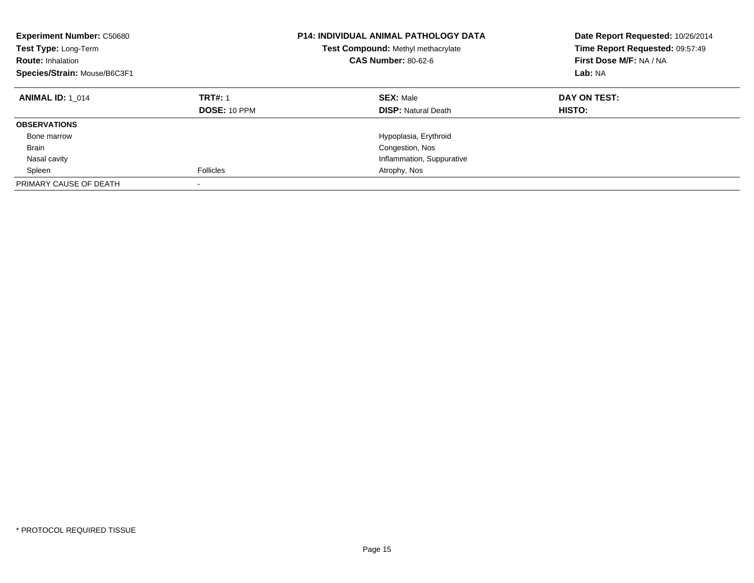**Experiment Number:** C50680
**Test Type:** Long-Term
**Route:** Inhalation
**Species/Strain:** Mouse/B6C3F1

**P14: INDIVIDUAL ANIMAL PATHOLOGY DATA**
**Test Compound:** Methyl methacrylate
**CAS Number:** 80-62-6

**Date Report Requested:** 10/26/2014
**Time Report Requested:** 09:57:49
**First Dose M/F:** NA / NA
**Lab:** NA

| **ANIMAL ID:** 1_014 | **TRT#:** 1 | **SEX:** Male | **DAY ON TEST:** |
|---|---|---|---|
| | **DOSE:** 10 PPM | **DISP:** Natural Death | **HISTO:** |
| **OBSERVATIONS** | | | |
| Bone marrow | | Hypoplasia, Erythroid | |
| Brain | | Congestion, Nos | |
| Nasal cavity | | Inflammation, Suppurative | |
| Spleen | Follicles | Atrophy, Nos | |
| PRIMARY CAUSE OF DEATH | - | | |

* PROTOCOL REQUIRED TISSUE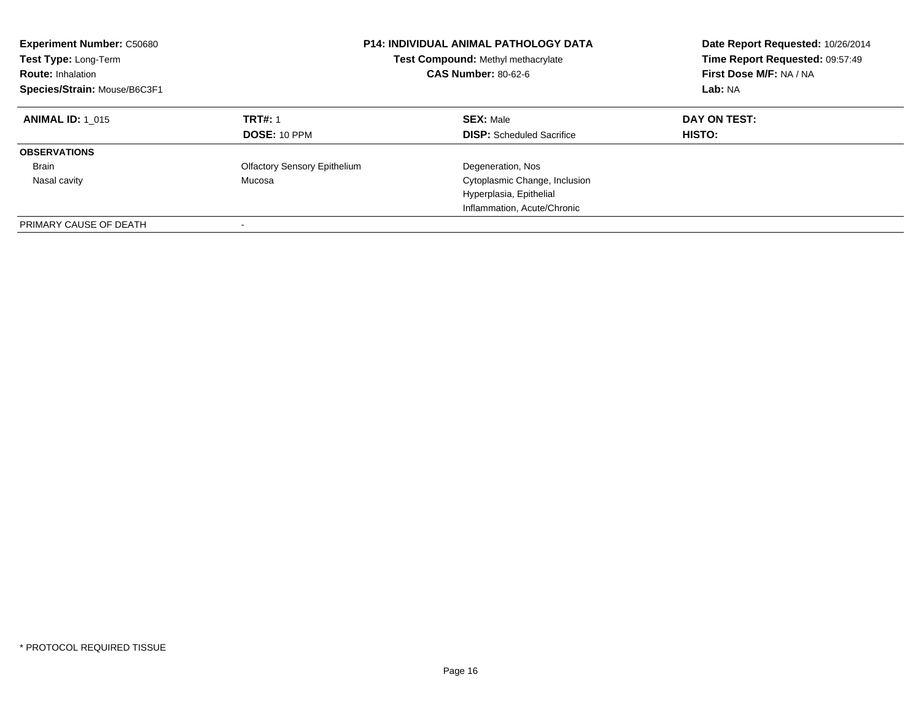**Experiment Number:** C50680
**Test Type:** Long-Term
**Route:** Inhalation
**Species/Strain:** Mouse/B6C3F1

**P14: INDIVIDUAL ANIMAL PATHOLOGY DATA**
**Test Compound:** Methyl methacrylate
**CAS Number:** 80-62-6

**Date Report Requested:** 10/26/2014
**Time Report Requested:** 09:57:49
**First Dose M/F:** NA / NA
**Lab:** NA

| | | | |
|---|---|---|---|
| **ANIMAL ID:** 1_015 | **TRT#:** 1 | **SEX:** Male | **DAY ON TEST:** |
| | **DOSE:** 10 PPM | **DISP:** Scheduled Sacrifice | **HISTO:** |
| **OBSERVATIONS** | | | |
| Brain | Olfactory Sensory Epithelium | Degeneration, Nos | |
| Nasal cavity | Mucosa | Cytoplasmic Change, Inclusion | |
| | | Hyperplasia, Epithelial | |
| | | Inflammation, Acute/Chronic | |
| PRIMARY CAUSE OF DEATH | - | | |

* PROTOCOL REQUIRED TISSUE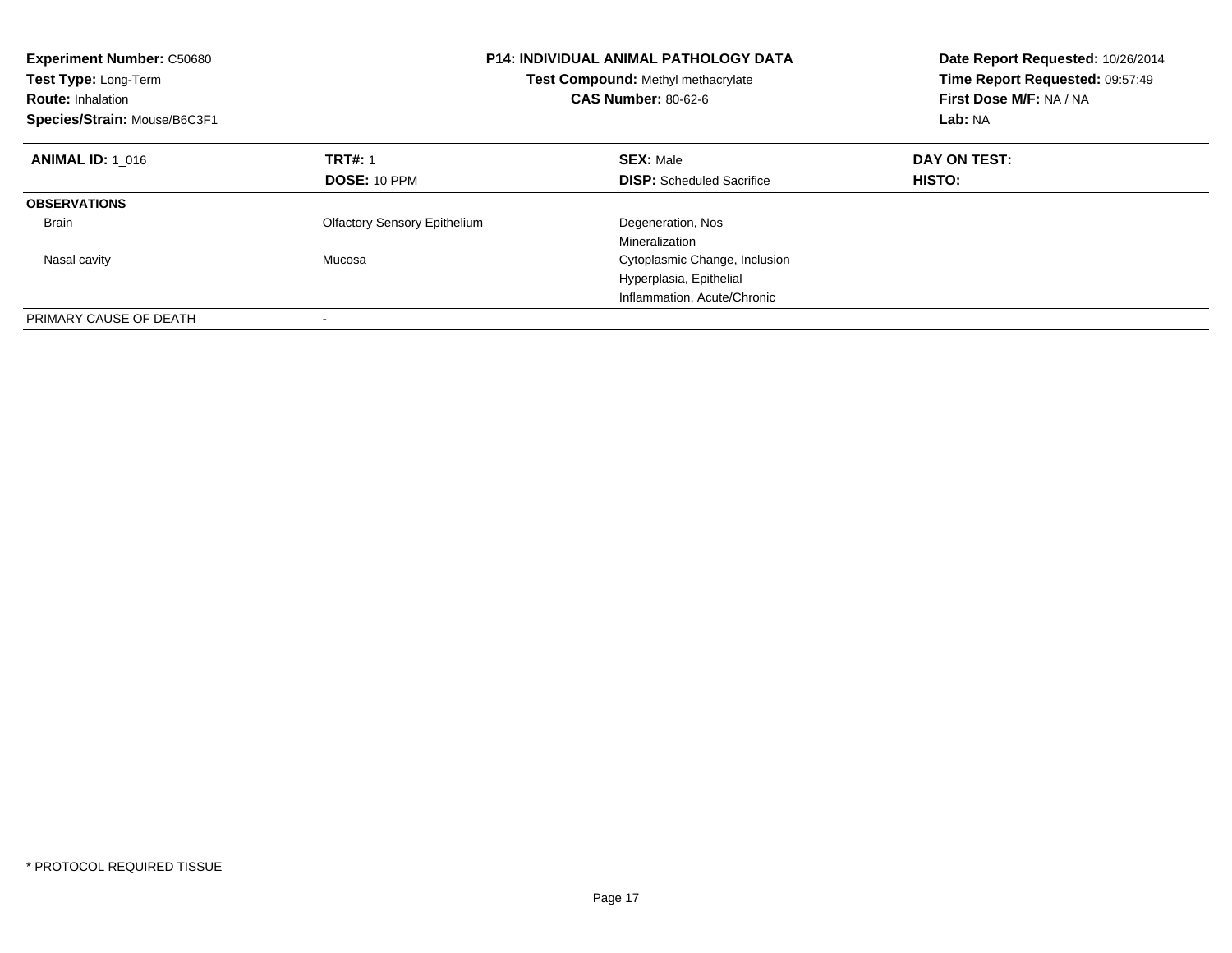**Experiment Number:** C50680
**Test Type:** Long-Term
**Route:** Inhalation
**Species/Strain:** Mouse/B6C3F1

**P14: INDIVIDUAL ANIMAL PATHOLOGY DATA**
**Test Compound:** Methyl methacrylate
**CAS Number:** 80-62-6

**Date Report Requested:** 10/26/2014
**Time Report Requested:** 09:57:49
**First Dose M/F:** NA / NA
**Lab:** NA

| **ANIMAL ID:** 1_016 | **TRT#:** 1 | **SEX:** Male | **DAY ON TEST:** |
|---|---|---|---|
| | **DOSE:** 10 PPM | **DISP:** Scheduled Sacrifice | **HISTO:** |
| **OBSERVATIONS** | | | |
| Brain | Olfactory Sensory Epithelium | Degeneration, Nos | |
| | | Mineralization | |
| Nasal cavity | Mucosa | Cytoplasmic Change, Inclusion | |
| | | Hyperplasia, Epithelial | |
| | | Inflammation, Acute/Chronic | |
| PRIMARY CAUSE OF DEATH | - | | |

* PROTOCOL REQUIRED TISSUE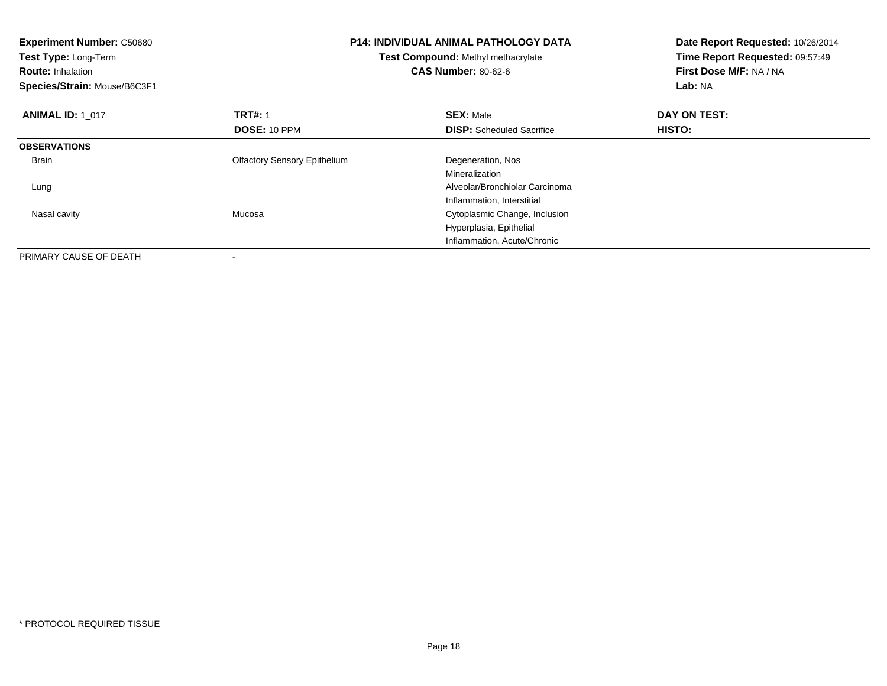**Experiment Number:** C50680
**Test Type:** Long-Term
**Route:** Inhalation
**Species/Strain:** Mouse/B6C3F1

**P14: INDIVIDUAL ANIMAL PATHOLOGY DATA**
**Test Compound:** Methyl methacrylate
**CAS Number:** 80-62-6

**Date Report Requested:** 10/26/2014
**Time Report Requested:** 09:57:49
**First Dose M/F:** NA / NA
**Lab:** NA

| **ANIMAL ID:** 1_017 | **TRT#:** 1 | **SEX:** Male | **DAY ON TEST:** |
|---|---|---|---|
| | **DOSE:** 10 PPM | **DISP:** Scheduled Sacrifice | **HISTO:** |
| **OBSERVATIONS** | | | |
| Brain | Olfactory Sensory Epithelium | Degeneration, Nos | |
| | | Mineralization | |
| Lung | | Alveolar/Bronchiolar Carcinoma | |
| | | Inflammation, Interstitial | |
| Nasal cavity | Mucosa | Cytoplasmic Change, Inclusion | |
| | | Hyperplasia, Epithelial | |
| | | Inflammation, Acute/Chronic | |
| PRIMARY CAUSE OF DEATH | - | | |

* PROTOCOL REQUIRED TISSUE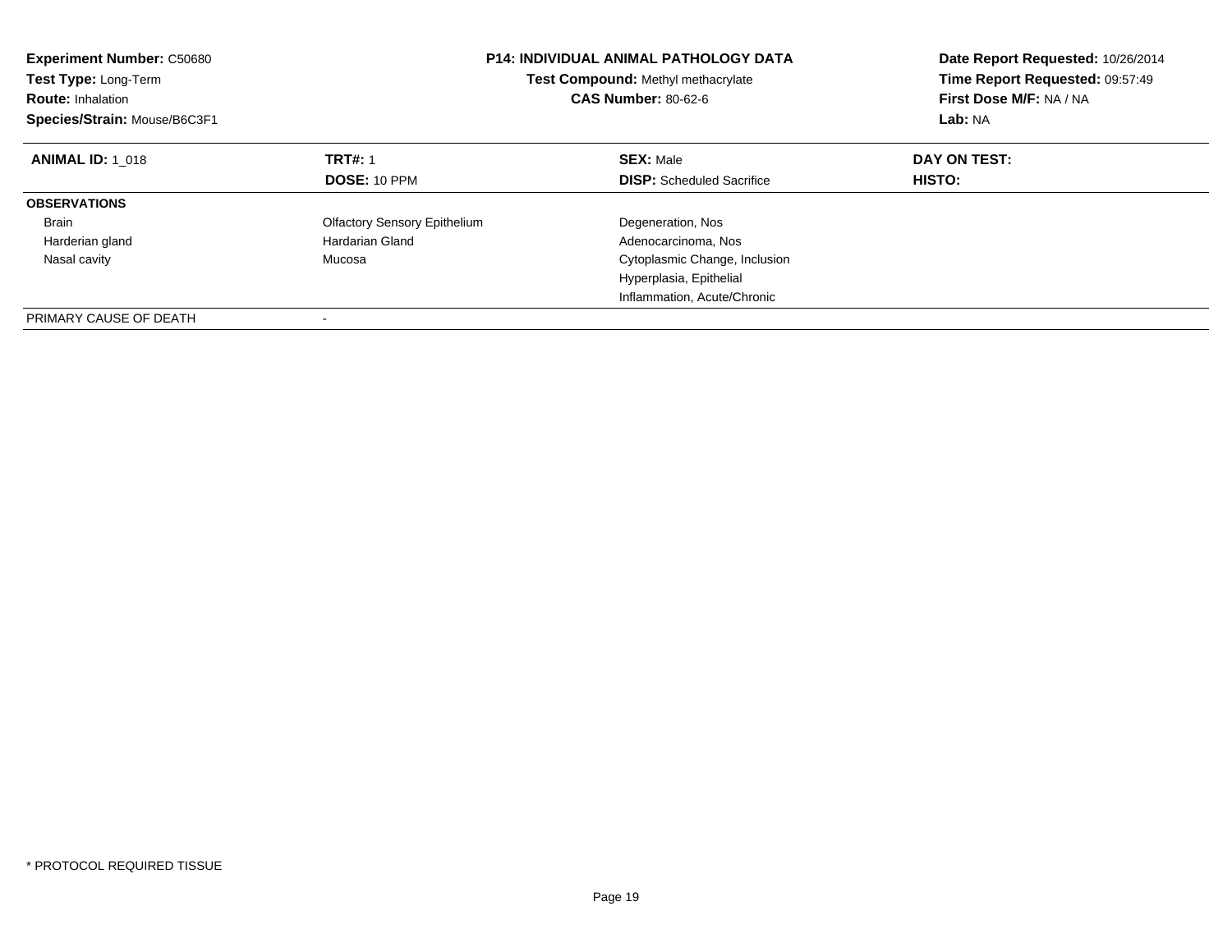**Experiment Number:** C50680
**Test Type:** Long-Term
**Route:** Inhalation
**Species/Strain:** Mouse/B6C3F1

**P14: INDIVIDUAL ANIMAL PATHOLOGY DATA**
**Test Compound:** Methyl methacrylate
**CAS Number:** 80-62-6

**Date Report Requested:** 10/26/2014
**Time Report Requested:** 09:57:49
**First Dose M/F:** NA / NA
**Lab:** NA

| | | | |
|---|---|---|---|
| **ANIMAL ID:** 1_018 | **TRT#:** 1 | **SEX:** Male | **DAY ON TEST:** |
| | **DOSE:** 10 PPM | **DISP:** Scheduled Sacrifice | **HISTO:** |
| **OBSERVATIONS** | | | |
| Brain | Olfactory Sensory Epithelium | Degeneration, Nos | |
| Harderian gland | Hardarian Gland | Adenocarcinoma, Nos | |
| Nasal cavity | Mucosa | Cytoplasmic Change, Inclusion | |
| | | Hyperplasia, Epithelial | |
| | | Inflammation, Acute/Chronic | |
| PRIMARY CAUSE OF DEATH | - | | |

* PROTOCOL REQUIRED TISSUE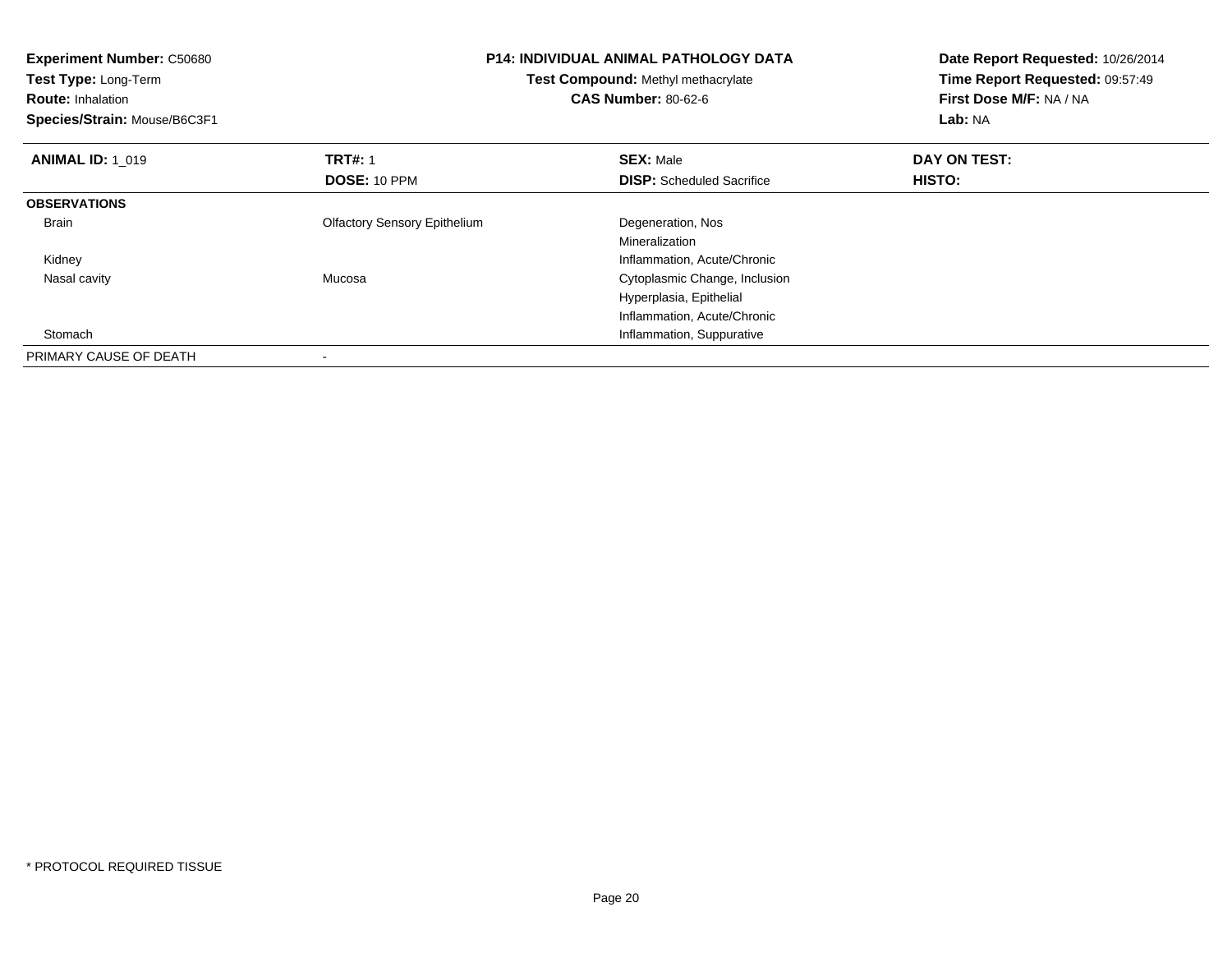**Experiment Number:** C50680
**Test Type:** Long-Term
**Route:** Inhalation
**Species/Strain:** Mouse/B6C3F1

**P14: INDIVIDUAL ANIMAL PATHOLOGY DATA**
**Test Compound:** Methyl methacrylate
**CAS Number:** 80-62-6

**Date Report Requested:** 10/26/2014
**Time Report Requested:** 09:57:49
**First Dose M/F:** NA / NA
**Lab:** NA

| **ANIMAL ID:** 1_019 | **TRT#:** 1 | **SEX:** Male | **DAY ON TEST:** |
|---|---|---|---|
| | **DOSE:** 10 PPM | **DISP:** Scheduled Sacrifice | **HISTO:** |
| **OBSERVATIONS** | | | |
| Brain | Olfactory Sensory Epithelium | Degeneration, Nos | |
| | | Mineralization | |
| Kidney | | Inflammation, Acute/Chronic | |
| Nasal cavity | Mucosa | Cytoplasmic Change, Inclusion | |
| | | Hyperplasia, Epithelial | |
| | | Inflammation, Acute/Chronic | |
| Stomach | | Inflammation, Suppurative | |
| PRIMARY CAUSE OF DEATH | - | | |

\* PROTOCOL REQUIRED TISSUE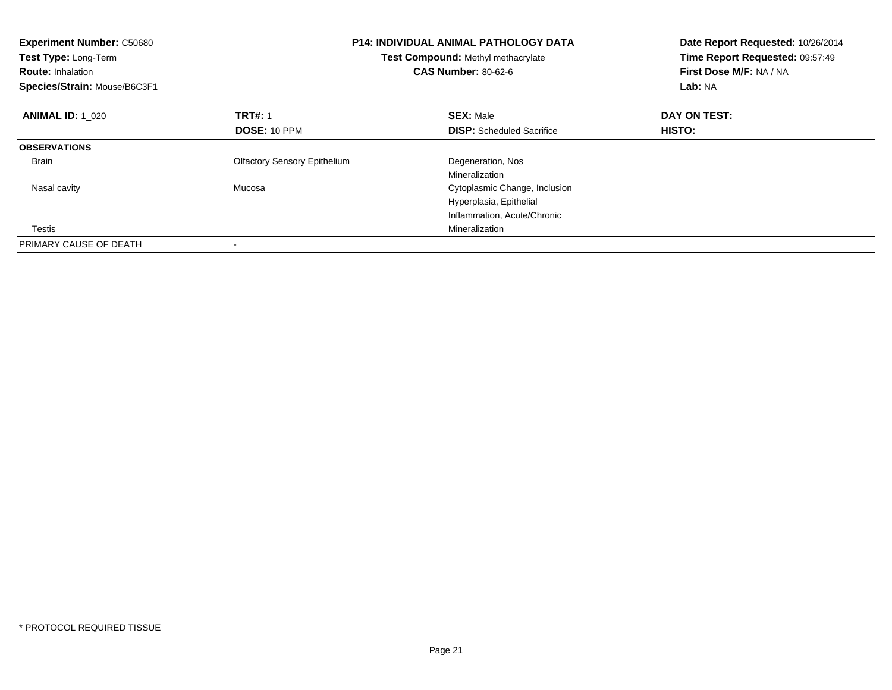**Experiment Number:** C50680
**Test Type:** Long-Term
**Route:** Inhalation
**Species/Strain:** Mouse/B6C3F1

**P14: INDIVIDUAL ANIMAL PATHOLOGY DATA**
**Test Compound:** Methyl methacrylate
**CAS Number:** 80-62-6

**Date Report Requested:** 10/26/2014
**Time Report Requested:** 09:57:49
**First Dose M/F:** NA / NA
**Lab:** NA

| **ANIMAL ID:** 1_020 | **TRT#:** 1 | **SEX:** Male | **DAY ON TEST:** |
|---|---|---|---|
| | **DOSE:** 10 PPM | **DISP:** Scheduled Sacrifice | **HISTO:** |
| **OBSERVATIONS** | | | |
| Brain | Olfactory Sensory Epithelium | Degeneration, Nos | |
| | | Mineralization | |
| Nasal cavity | Mucosa | Cytoplasmic Change, Inclusion | |
| | | Hyperplasia, Epithelial | |
| | | Inflammation, Acute/Chronic | |
| Testis | | Mineralization | |
| PRIMARY CAUSE OF DEATH | - | | |

* PROTOCOL REQUIRED TISSUE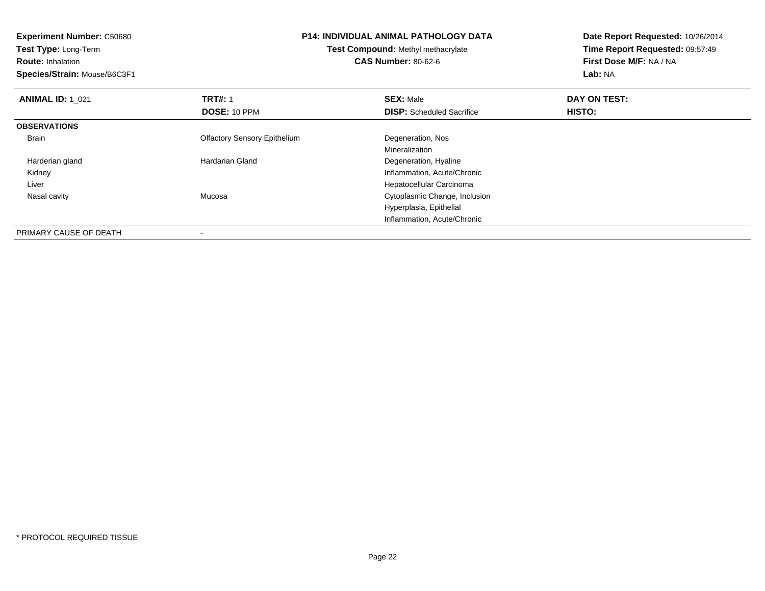**Experiment Number:** C50680
**Test Type:** Long-Term
**Route:** Inhalation
**Species/Strain:** Mouse/B6C3F1

**P14: INDIVIDUAL ANIMAL PATHOLOGY DATA**
**Test Compound:** Methyl methacrylate
**CAS Number:** 80-62-6

**Date Report Requested:** 10/26/2014
**Time Report Requested:** 09:57:49
**First Dose M/F:** NA / NA
**Lab:** NA

| **ANIMAL ID:** 1_021 | **TRT#:** 1 | **SEX:** Male | **DAY ON TEST:** |
|---|---|---|---|
| | **DOSE:** 10 PPM | **DISP:** Scheduled Sacrifice | **HISTO:** |
| **OBSERVATIONS** | | | |
| Brain | Olfactory Sensory Epithelium | Degeneration, Nos | |
| | | Mineralization | |
| Harderian gland | Hardarian Gland | Degeneration, Hyaline | |
| Kidney | | Inflammation, Acute/Chronic | |
| Liver | | Hepatocellular Carcinoma | |
| Nasal cavity | Mucosa | Cytoplasmic Change, Inclusion | |
| | | Hyperplasia, Epithelial | |
| | | Inflammation, Acute/Chronic | |
| PRIMARY CAUSE OF DEATH | - | | |

* PROTOCOL REQUIRED TISSUE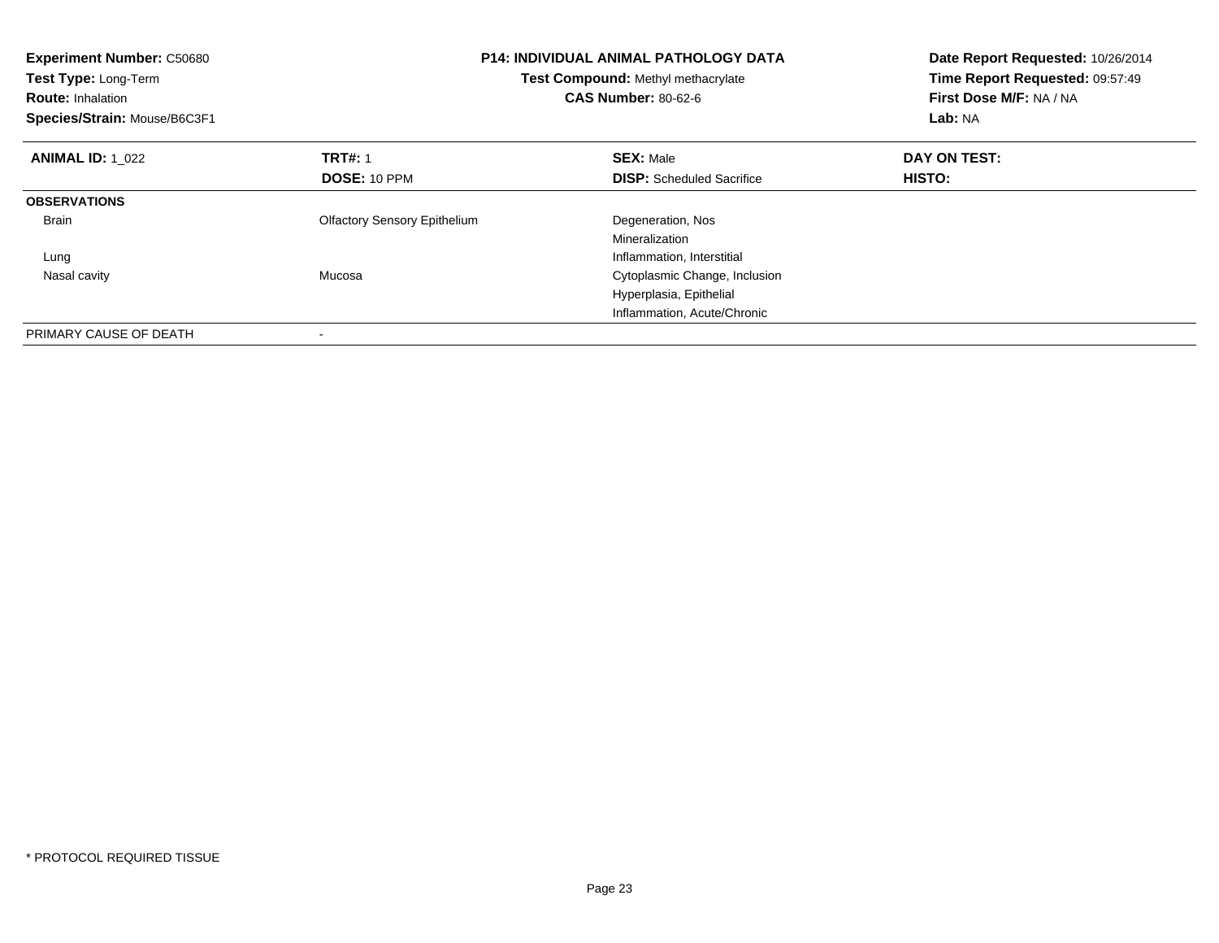**Experiment Number:** C50680
**Test Type:** Long-Term
**Route:** Inhalation
**Species/Strain:** Mouse/B6C3F1

**P14: INDIVIDUAL ANIMAL PATHOLOGY DATA**
**Test Compound:** Methyl methacrylate
**CAS Number:** 80-62-6

**Date Report Requested:** 10/26/2014
**Time Report Requested:** 09:57:49
**First Dose M/F:** NA / NA
**Lab:** NA

| **ANIMAL ID:** 1_022 | **TRT#:** 1 | **SEX:** Male | **DAY ON TEST:** |
|---|---|---|---|
| | **DOSE:** 10 PPM | **DISP:** Scheduled Sacrifice | **HISTO:** |
| **OBSERVATIONS** | | | |
| Brain | Olfactory Sensory Epithelium | Degeneration, Nos | |
| | | Mineralization | |
| Lung | | Inflammation, Interstitial | |
| Nasal cavity | Mucosa | Cytoplasmic Change, Inclusion | |
| | | Hyperplasia, Epithelial | |
| | | Inflammation, Acute/Chronic | |
| PRIMARY CAUSE OF DEATH | - | | |

* PROTOCOL REQUIRED TISSUE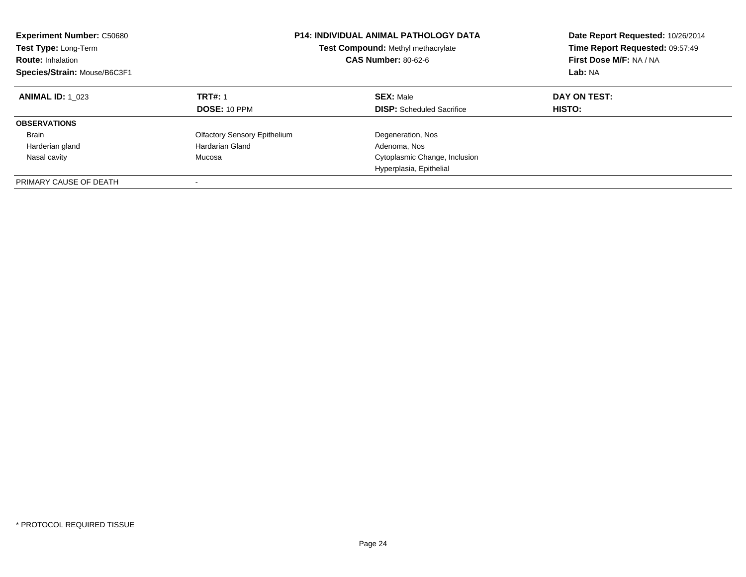**Experiment Number:** C50680
**Test Type:** Long-Term
**Route:** Inhalation
**Species/Strain:** Mouse/B6C3F1

**P14: INDIVIDUAL ANIMAL PATHOLOGY DATA**
**Test Compound:** Methyl methacrylate
**CAS Number:** 80-62-6

**Date Report Requested:** 10/26/2014
**Time Report Requested:** 09:57:49
**First Dose M/F:** NA / NA
**Lab:** NA

| **ANIMAL ID:** 1_023 | **TRT#:** 1 | **SEX:** Male | **DAY ON TEST:** |
|---|---|---|---|
| | **DOSE:** 10 PPM | **DISP:** Scheduled Sacrifice | **HISTO:** |
| **OBSERVATIONS** | | | |
| Brain | Olfactory Sensory Epithelium | Degeneration, Nos | |
| Harderian gland | Hardarian Gland | Adenoma, Nos | |
| Nasal cavity | Mucosa | Cytoplasmic Change, Inclusion | |
| | | Hyperplasia, Epithelial | |
| PRIMARY CAUSE OF DEATH | - | | |

* PROTOCOL REQUIRED TISSUE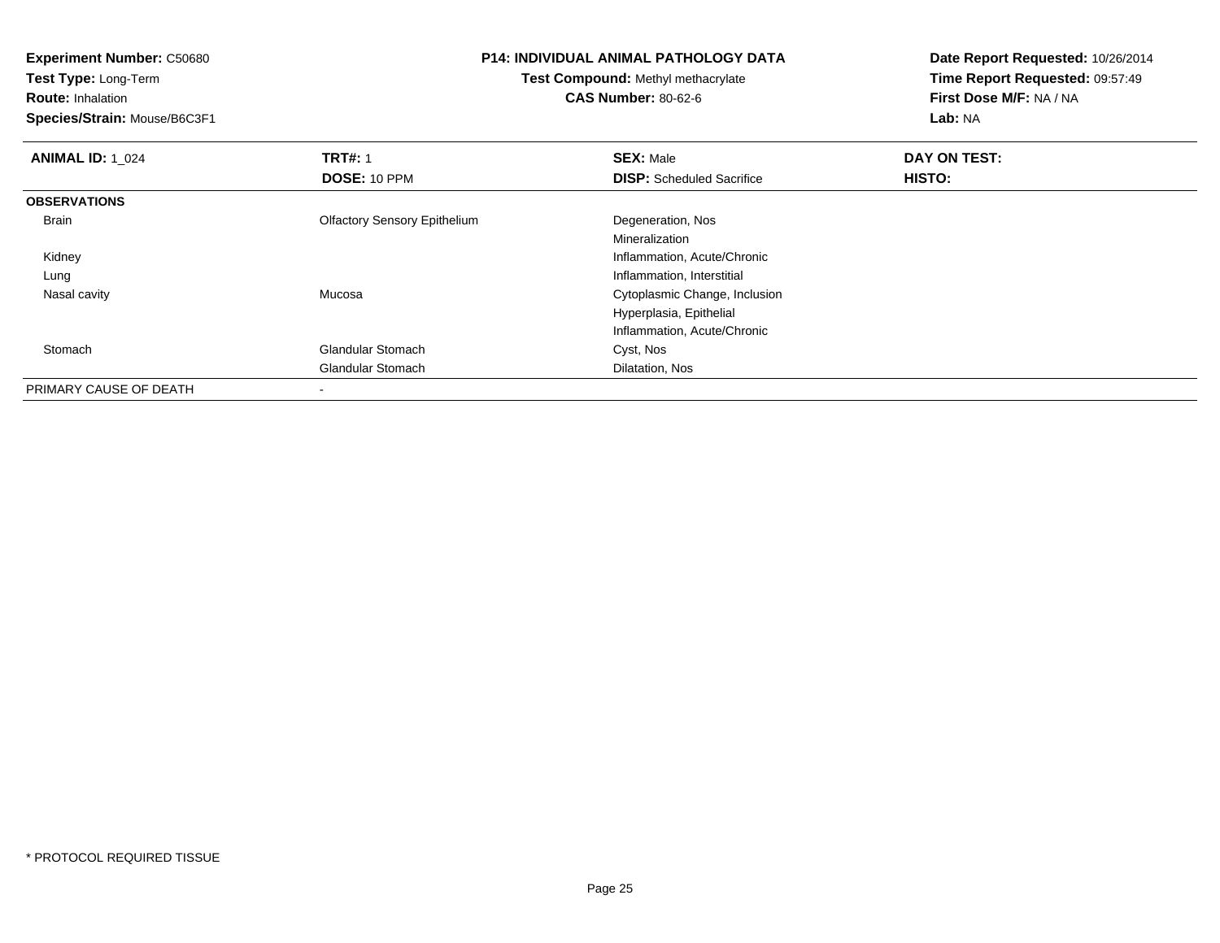**Experiment Number:** C50680
**Test Type:** Long-Term
**Route:** Inhalation
**Species/Strain:** Mouse/B6C3F1

**P14: INDIVIDUAL ANIMAL PATHOLOGY DATA**
**Test Compound:** Methyl methacrylate
**CAS Number:** 80-62-6

**Date Report Requested:** 10/26/2014
**Time Report Requested:** 09:57:49
**First Dose M/F:** NA / NA
**Lab:** NA

| **ANIMAL ID:** 1_024 | **TRT#:** 1 | **SEX:** Male | **DAY ON TEST:** |
|---|---|---|---|
| | **DOSE:** 10 PPM | **DISP:** Scheduled Sacrifice | **HISTO:** |
| **OBSERVATIONS** | | | |
| Brain | Olfactory Sensory Epithelium | Degeneration, Nos | |
| | | Mineralization | |
| Kidney | | Inflammation, Acute/Chronic | |
| Lung | | Inflammation, Interstitial | |
| Nasal cavity | Mucosa | Cytoplasmic Change, Inclusion | |
| | | Hyperplasia, Epithelial | |
| | | Inflammation, Acute/Chronic | |
| Stomach | Glandular Stomach | Cyst, Nos | |
| | Glandular Stomach | Dilatation, Nos | |
| PRIMARY CAUSE OF DEATH | - | | |

\* PROTOCOL REQUIRED TISSUE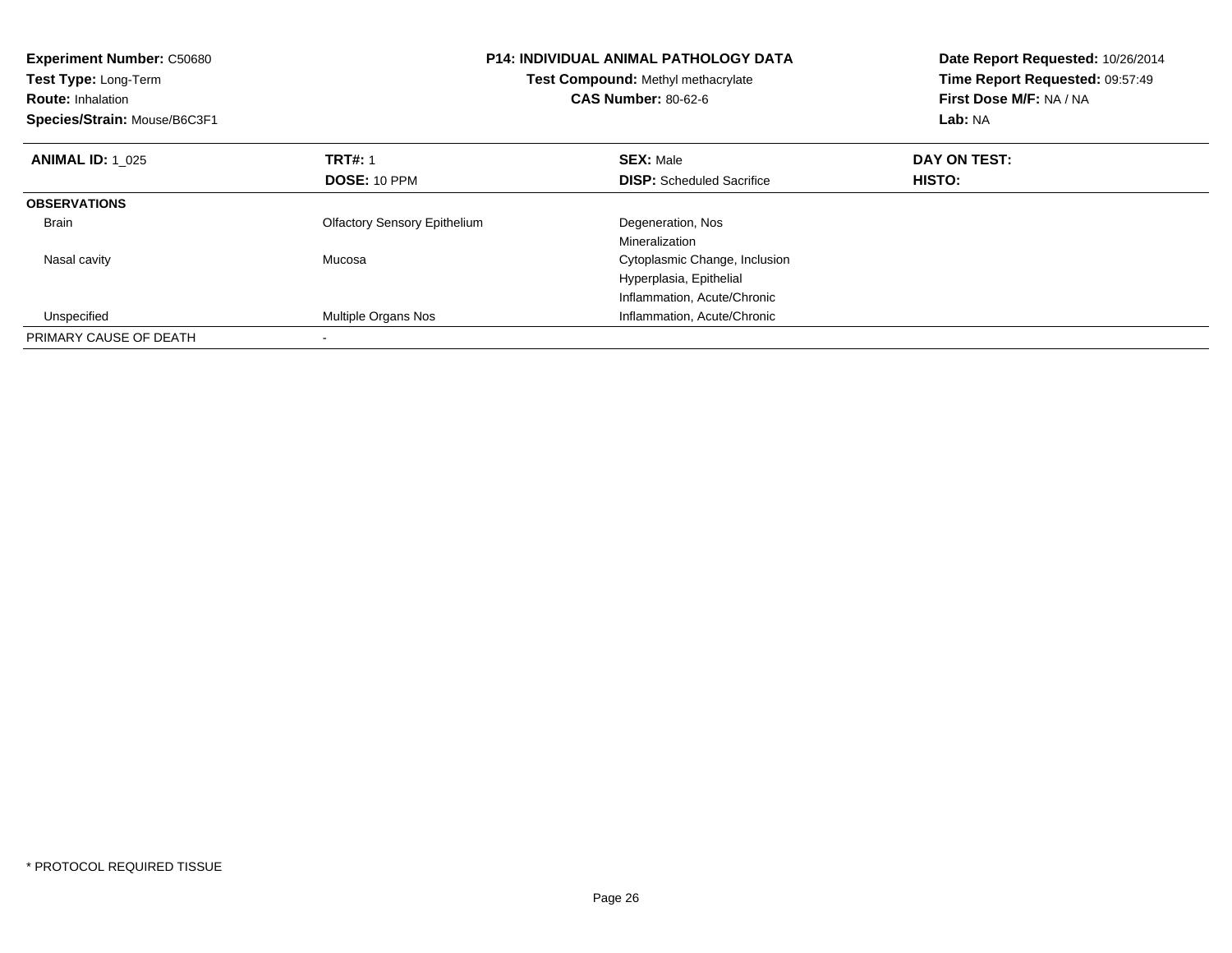**Experiment Number:** C50680
**Test Type:** Long-Term
**Route:** Inhalation
**Species/Strain:** Mouse/B6C3F1

**P14: INDIVIDUAL ANIMAL PATHOLOGY DATA**
**Test Compound:** Methyl methacrylate
**CAS Number:** 80-62-6

**Date Report Requested:** 10/26/2014
**Time Report Requested:** 09:57:49
**First Dose M/F:** NA / NA
**Lab:** NA

| **ANIMAL ID:** 1_025 | **TRT#:** 1 | **SEX:** Male | **DAY ON TEST:** |
|---|---|---|---|
| | **DOSE:** 10 PPM | **DISP:** Scheduled Sacrifice | **HISTO:** |
| **OBSERVATIONS** | | | |
| Brain | Olfactory Sensory Epithelium | Degeneration, Nos | |
| | | Mineralization | |
| Nasal cavity | Mucosa | Cytoplasmic Change, Inclusion | |
| | | Hyperplasia, Epithelial | |
| | | Inflammation, Acute/Chronic | |
| Unspecified | Multiple Organs Nos | Inflammation, Acute/Chronic | |
| PRIMARY CAUSE OF DEATH | - | | |

* PROTOCOL REQUIRED TISSUE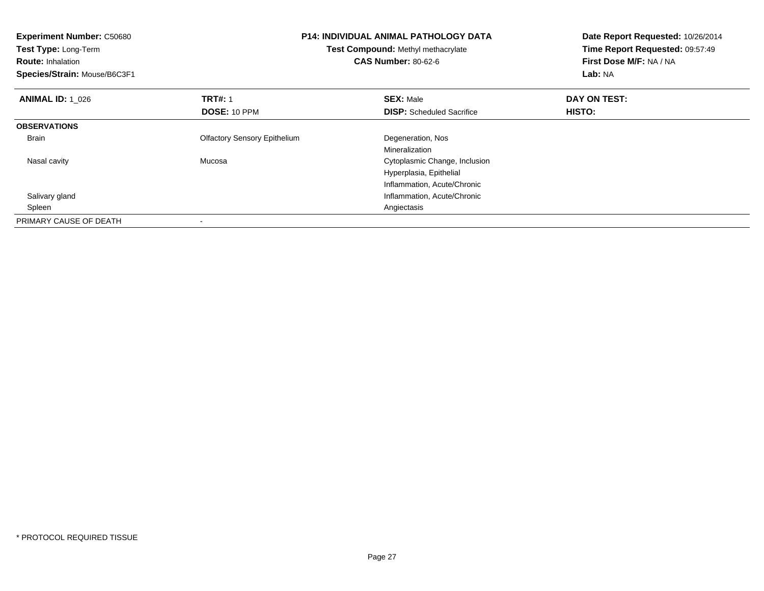**Experiment Number:** C50680
**Test Type:** Long-Term
**Route:** Inhalation
**Species/Strain:** Mouse/B6C3F1

**P14: INDIVIDUAL ANIMAL PATHOLOGY DATA**
**Test Compound:** Methyl methacrylate
**CAS Number:** 80-62-6

**Date Report Requested:** 10/26/2014
**Time Report Requested:** 09:57:49
**First Dose M/F:** NA / NA
**Lab:** NA

| **ANIMAL ID:** 1_026 | **TRT#:** 1 | **SEX:** Male | **DAY ON TEST:** |
|---|---|---|---|
| | **DOSE:** 10 PPM | **DISP:** Scheduled Sacrifice | **HISTO:** |
| **OBSERVATIONS** | | | |
| Brain | Olfactory Sensory Epithelium | Degeneration, Nos | |
| | | Mineralization | |
| Nasal cavity | Mucosa | Cytoplasmic Change, Inclusion | |
| | | Hyperplasia, Epithelial | |
| | | Inflammation, Acute/Chronic | |
| Salivary gland | | Inflammation, Acute/Chronic | |
| Spleen | | Angiectasis | |
| PRIMARY CAUSE OF DEATH | - | | |

\* PROTOCOL REQUIRED TISSUE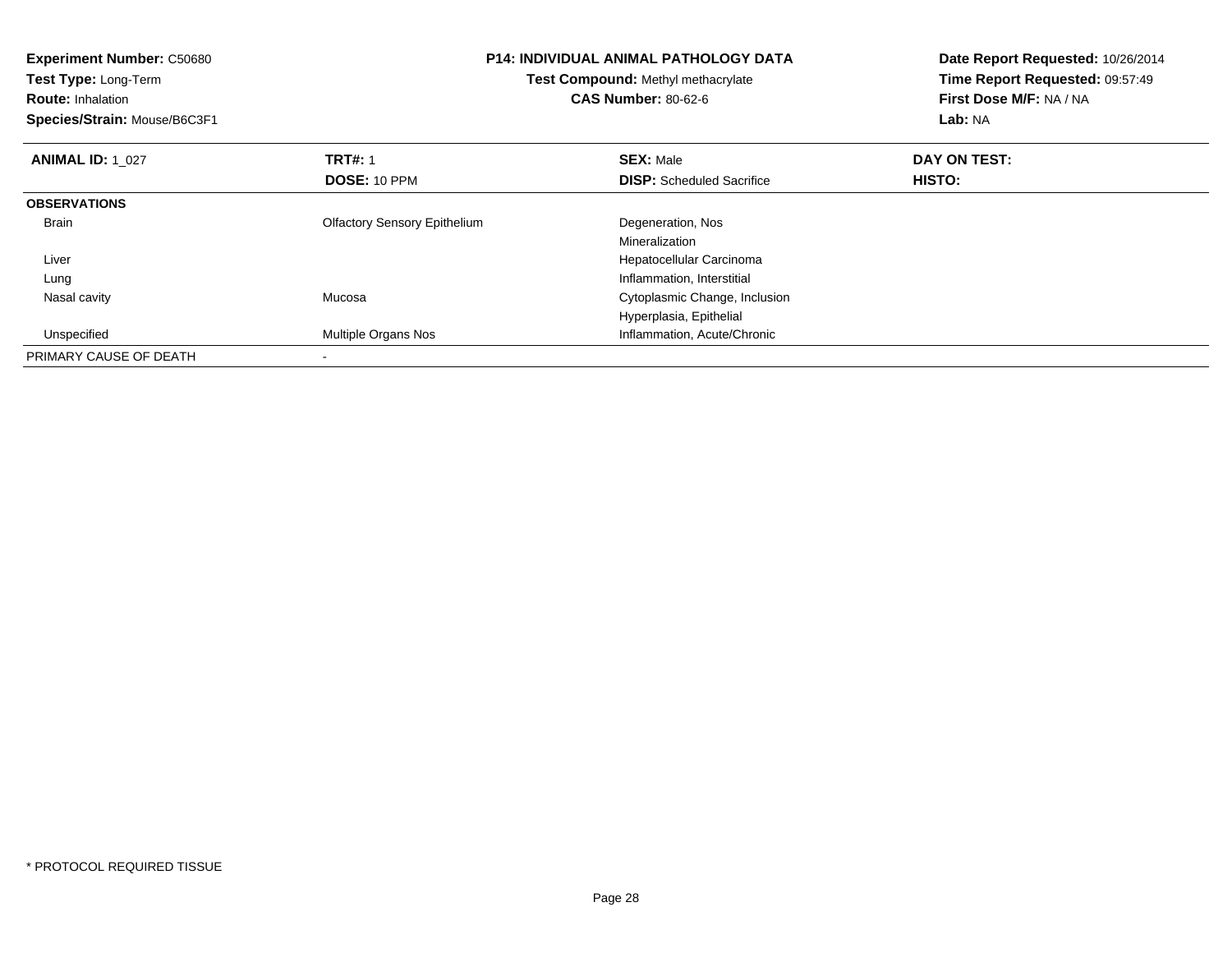**Experiment Number:** C50680
**Test Type:** Long-Term
**Route:** Inhalation
**Species/Strain:** Mouse/B6C3F1

**P14: INDIVIDUAL ANIMAL PATHOLOGY DATA**
**Test Compound:** Methyl methacrylate
**CAS Number:** 80-62-6

**Date Report Requested:** 10/26/2014
**Time Report Requested:** 09:57:49
**First Dose M/F:** NA / NA
**Lab:** NA

| **ANIMAL ID:** 1_027 | **TRT#:** 1 | **SEX:** Male | **DAY ON TEST:** |
|---|---|---|---|
| | **DOSE:** 10 PPM | **DISP:** Scheduled Sacrifice | **HISTO:** |
| **OBSERVATIONS** | | | |
| Brain | Olfactory Sensory Epithelium | Degeneration, Nos | |
| | | Mineralization | |
| Liver | | Hepatocellular Carcinoma | |
| Lung | | Inflammation, Interstitial | |
| Nasal cavity | Mucosa | Cytoplasmic Change, Inclusion | |
| | | Hyperplasia, Epithelial | |
| Unspecified | Multiple Organs Nos | Inflammation, Acute/Chronic | |
| PRIMARY CAUSE OF DEATH | - | | |

* PROTOCOL REQUIRED TISSUE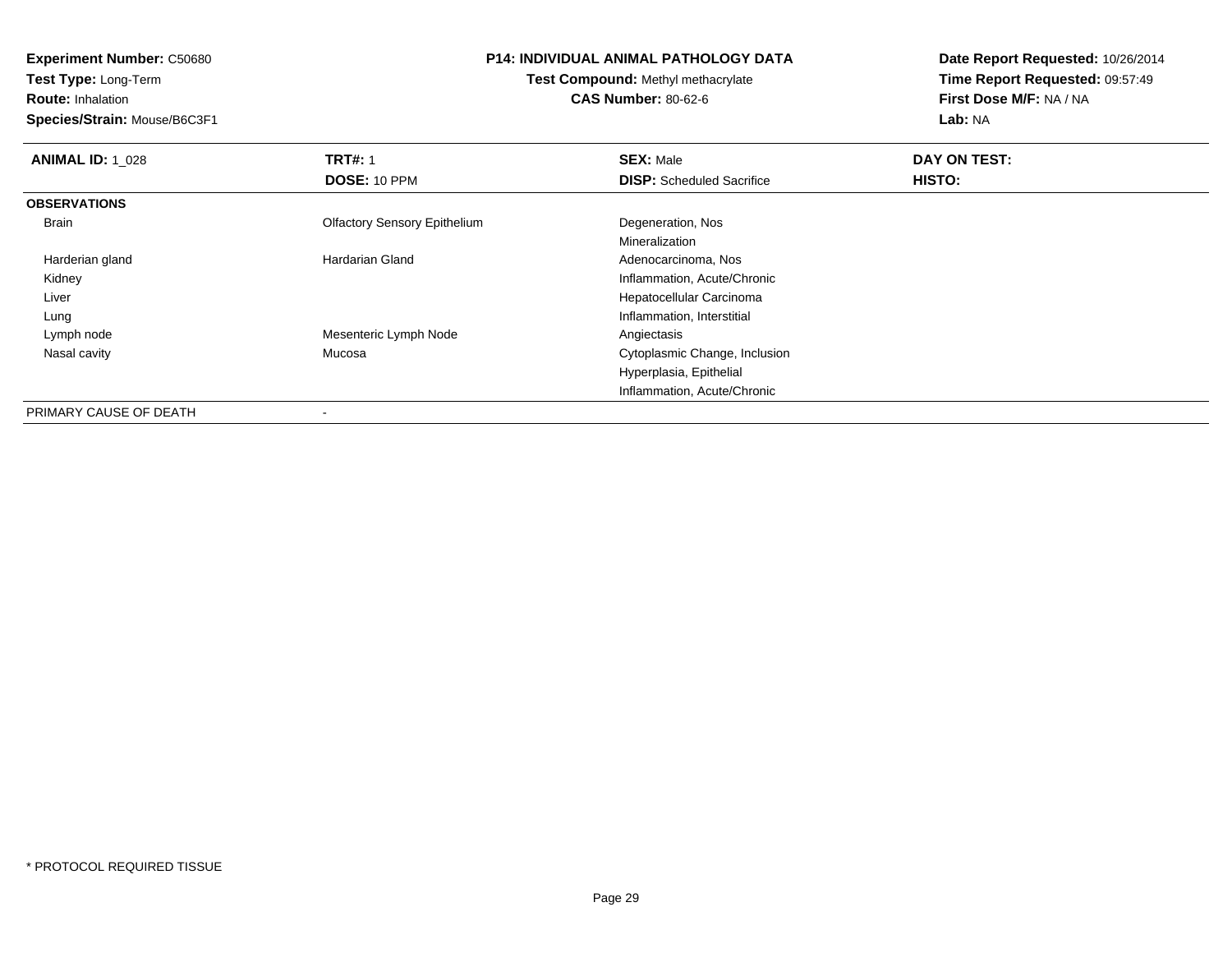**Experiment Number:** C50680
**Test Type:** Long-Term
**Route:** Inhalation
**Species/Strain:** Mouse/B6C3F1

## P14: INDIVIDUAL ANIMAL PATHOLOGY DATA

**Test Compound:** Methyl methacrylate
**CAS Number:** 80-62-6

**Date Report Requested:** 10/26/2014
**Time Report Requested:** 09:57:49
**First Dose M/F:** NA / NA
**Lab:** NA

| **ANIMAL ID:** 1_028 | **TRT#:** 1 | **SEX:** Male | **DAY ON TEST:** |
|---|---|---|---|
| | **DOSE:** 10 PPM | **DISP:** Scheduled Sacrifice | **HISTO:** |
| **OBSERVATIONS** | | | |
| Brain | Olfactory Sensory Epithelium | Degeneration, Nos | |
| | | Mineralization | |
| Harderian gland | Hardarian Gland | Adenocarcinoma, Nos | |
| Kidney | | Inflammation, Acute/Chronic | |
| Liver | | Hepatocellular Carcinoma | |
| Lung | | Inflammation, Interstitial | |
| Lymph node | Mesenteric Lymph Node | Angiectasis | |
| Nasal cavity | Mucosa | Cytoplasmic Change, Inclusion | |
| | | Hyperplasia, Epithelial | |
| | | Inflammation, Acute/Chronic | |
| PRIMARY CAUSE OF DEATH | - | | |

* PROTOCOL REQUIRED TISSUE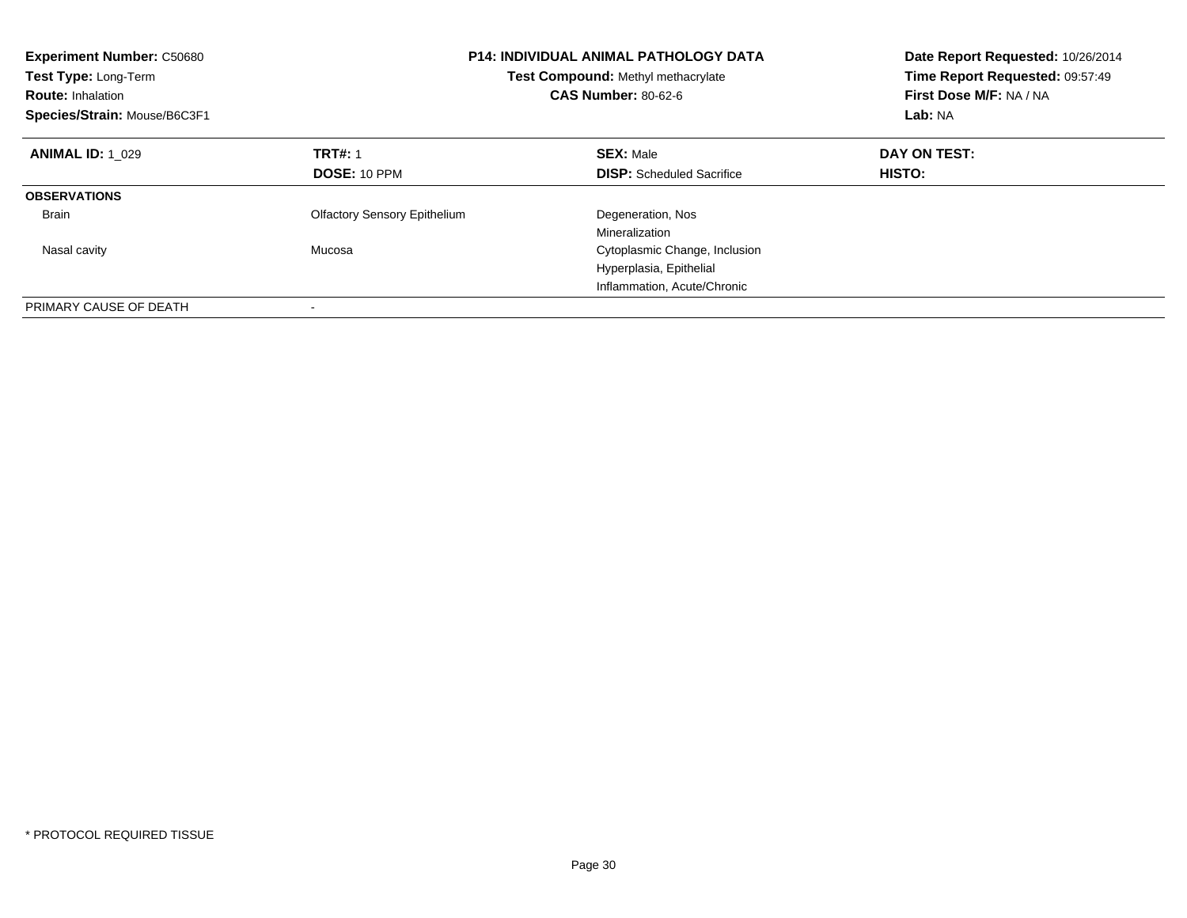**Experiment Number:** C50680
**Test Type:** Long-Term
**Route:** Inhalation
**Species/Strain:** Mouse/B6C3F1

**P14: INDIVIDUAL ANIMAL PATHOLOGY DATA**
**Test Compound:** Methyl methacrylate
**CAS Number:** 80-62-6

**Date Report Requested:** 10/26/2014
**Time Report Requested:** 09:57:49
**First Dose M/F:** NA / NA
**Lab:** NA

| **ANIMAL ID:** 1_029 | **TRT#:** 1 | **SEX:** Male | **DAY ON TEST:** |
|---|---|---|---|
| | **DOSE:** 10 PPM | **DISP:** Scheduled Sacrifice | **HISTO:** |
| **OBSERVATIONS** | | | |
| Brain | Olfactory Sensory Epithelium | Degeneration, Nos | |
| | | Mineralization | |
| Nasal cavity | Mucosa | Cytoplasmic Change, Inclusion | |
| | | Hyperplasia, Epithelial | |
| | | Inflammation, Acute/Chronic | |
| PRIMARY CAUSE OF DEATH | - | | |

\* PROTOCOL REQUIRED TISSUE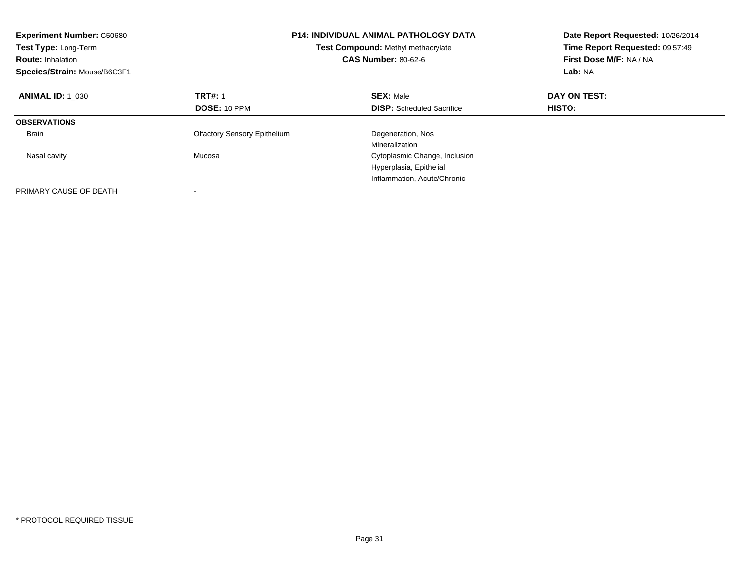**Experiment Number:** C50680
**Test Type:** Long-Term
**Route:** Inhalation
**Species/Strain:** Mouse/B6C3F1

**P14: INDIVIDUAL ANIMAL PATHOLOGY DATA**
**Test Compound:** Methyl methacrylate
**CAS Number:** 80-62-6

**Date Report Requested:** 10/26/2014
**Time Report Requested:** 09:57:49
**First Dose M/F:** NA / NA
**Lab:** NA

| | | | |
|---|---|---|---|
| **ANIMAL ID:** 1_030 | **TRT#:** 1 | **SEX:** Male | **DAY ON TEST:** |
| | **DOSE:** 10 PPM | **DISP:** Scheduled Sacrifice | **HISTO:** |
| **OBSERVATIONS** | | | |
| Brain | Olfactory Sensory Epithelium | Degeneration, Nos | |
| | | Mineralization | |
| Nasal cavity | Mucosa | Cytoplasmic Change, Inclusion | |
| | | Hyperplasia, Epithelial | |
| | | Inflammation, Acute/Chronic | |
| PRIMARY CAUSE OF DEATH | - | | |

* PROTOCOL REQUIRED TISSUE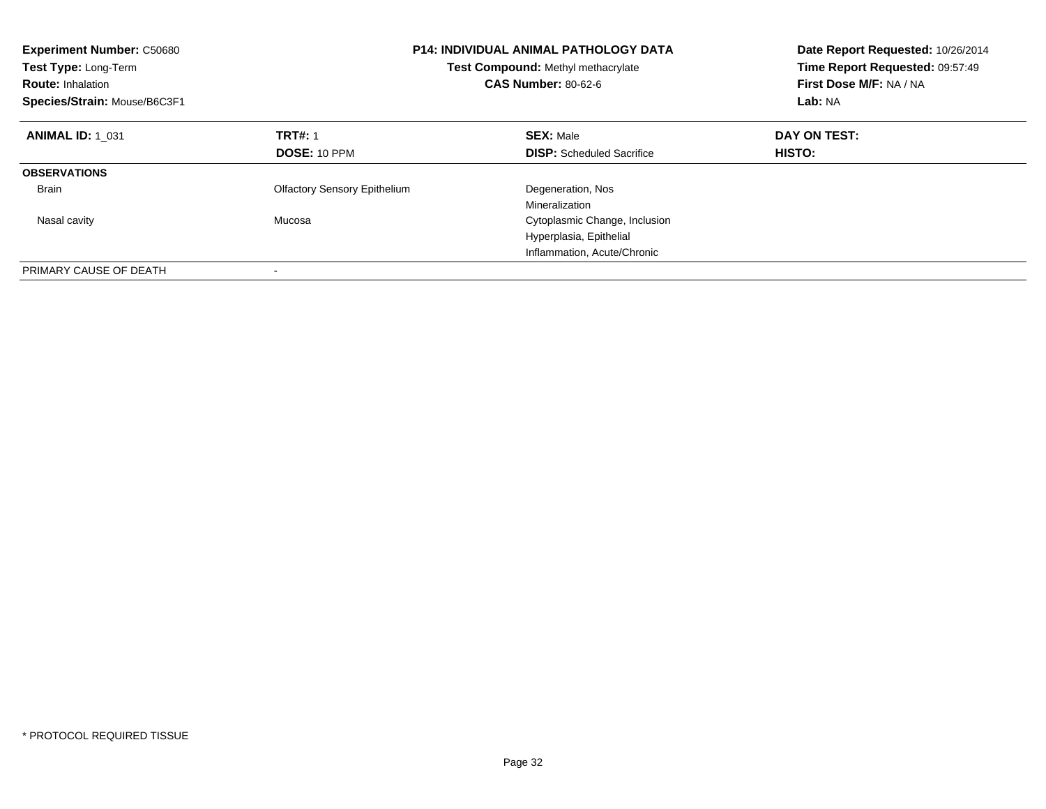**Experiment Number:** C50680
**Test Type:** Long-Term
**Route:** Inhalation
**Species/Strain:** Mouse/B6C3F1

**P14: INDIVIDUAL ANIMAL PATHOLOGY DATA**
**Test Compound:** Methyl methacrylate
**CAS Number:** 80-62-6

**Date Report Requested:** 10/26/2014
**Time Report Requested:** 09:57:49
**First Dose M/F:** NA / NA
**Lab:** NA

| **ANIMAL ID:** 1_031 | **TRT#:** 1 | **SEX:** Male | **DAY ON TEST:** |
|---|---|---|---|
| | **DOSE:** 10 PPM | **DISP:** Scheduled Sacrifice | **HISTO:** |
| **OBSERVATIONS** | | | |
| Brain | Olfactory Sensory Epithelium | Degeneration, Nos | |
| | | Mineralization | |
| Nasal cavity | Mucosa | Cytoplasmic Change, Inclusion | |
| | | Hyperplasia, Epithelial | |
| | | Inflammation, Acute/Chronic | |
| PRIMARY CAUSE OF DEATH | - | | |

* PROTOCOL REQUIRED TISSUE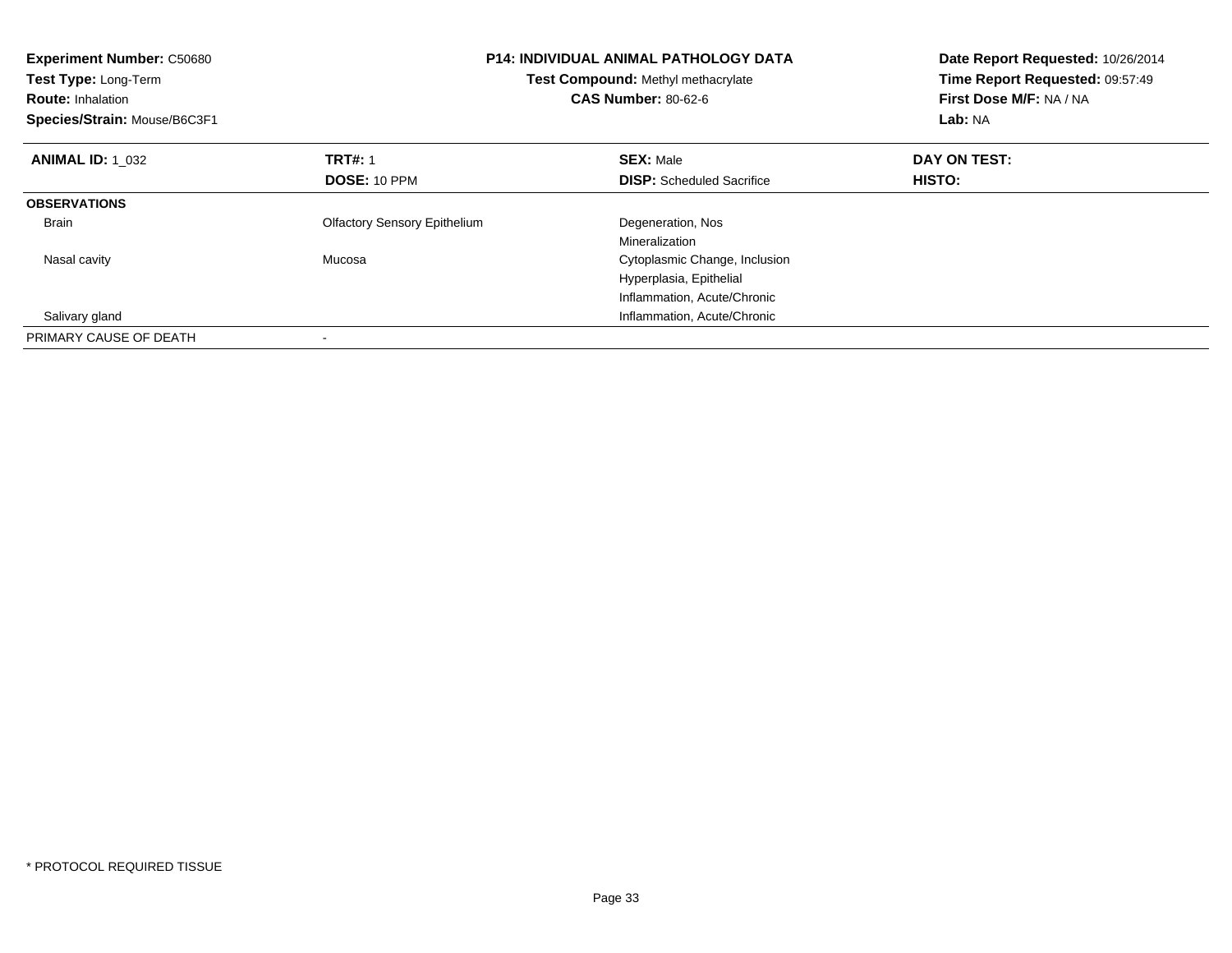**Experiment Number:** C50680
**Test Type:** Long-Term
**Route:** Inhalation
**Species/Strain:** Mouse/B6C3F1

**P14: INDIVIDUAL ANIMAL PATHOLOGY DATA**
**Test Compound:** Methyl methacrylate
**CAS Number:** 80-62-6

**Date Report Requested:** 10/26/2014
**Time Report Requested:** 09:57:49
**First Dose M/F:** NA / NA
**Lab:** NA

| **ANIMAL ID:** 1_032 | **TRT#:** 1 | **SEX:** Male | **DAY ON TEST:** |
|---|---|---|---|
| | **DOSE:** 10 PPM | **DISP:** Scheduled Sacrifice | **HISTO:** |
| **OBSERVATIONS** | | | |
| Brain | Olfactory Sensory Epithelium | Degeneration, Nos | |
| | | Mineralization | |
| Nasal cavity | Mucosa | Cytoplasmic Change, Inclusion | |
| | | Hyperplasia, Epithelial | |
| | | Inflammation, Acute/Chronic | |
| Salivary gland | | Inflammation, Acute/Chronic | |
| PRIMARY CAUSE OF DEATH | - | | |

\* PROTOCOL REQUIRED TISSUE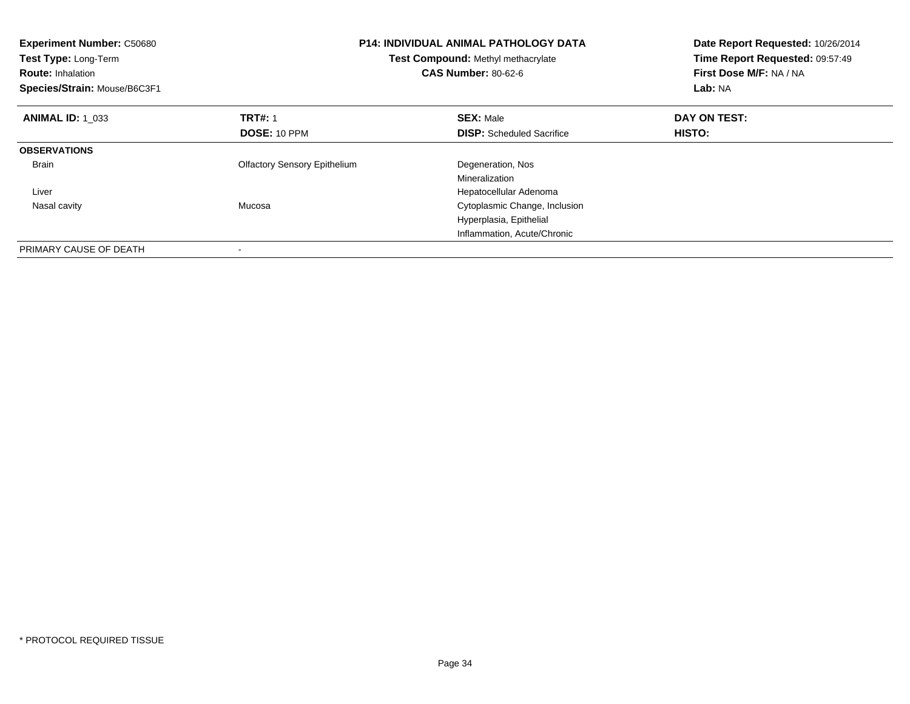**Experiment Number:** C50680
**Test Type:** Long-Term
**Route:** Inhalation
**Species/Strain:** Mouse/B6C3F1

**P14: INDIVIDUAL ANIMAL PATHOLOGY DATA**
**Test Compound:** Methyl methacrylate
**CAS Number:** 80-62-6

**Date Report Requested:** 10/26/2014
**Time Report Requested:** 09:57:49
**First Dose M/F:** NA / NA
**Lab:** NA

| **ANIMAL ID:** 1_033 | **TRT#:** 1 | **SEX:** Male | **DAY ON TEST:** |
|---|---|---|---|
| | **DOSE:** 10 PPM | **DISP:** Scheduled Sacrifice | **HISTO:** |
| **OBSERVATIONS** | | | |
| Brain | Olfactory Sensory Epithelium | Degeneration, Nos | |
| | | Mineralization | |
| Liver | | Hepatocellular Adenoma | |
| Nasal cavity | Mucosa | Cytoplasmic Change, Inclusion | |
| | | Hyperplasia, Epithelial | |
| | | Inflammation, Acute/Chronic | |
| PRIMARY CAUSE OF DEATH | - | | |

* PROTOCOL REQUIRED TISSUE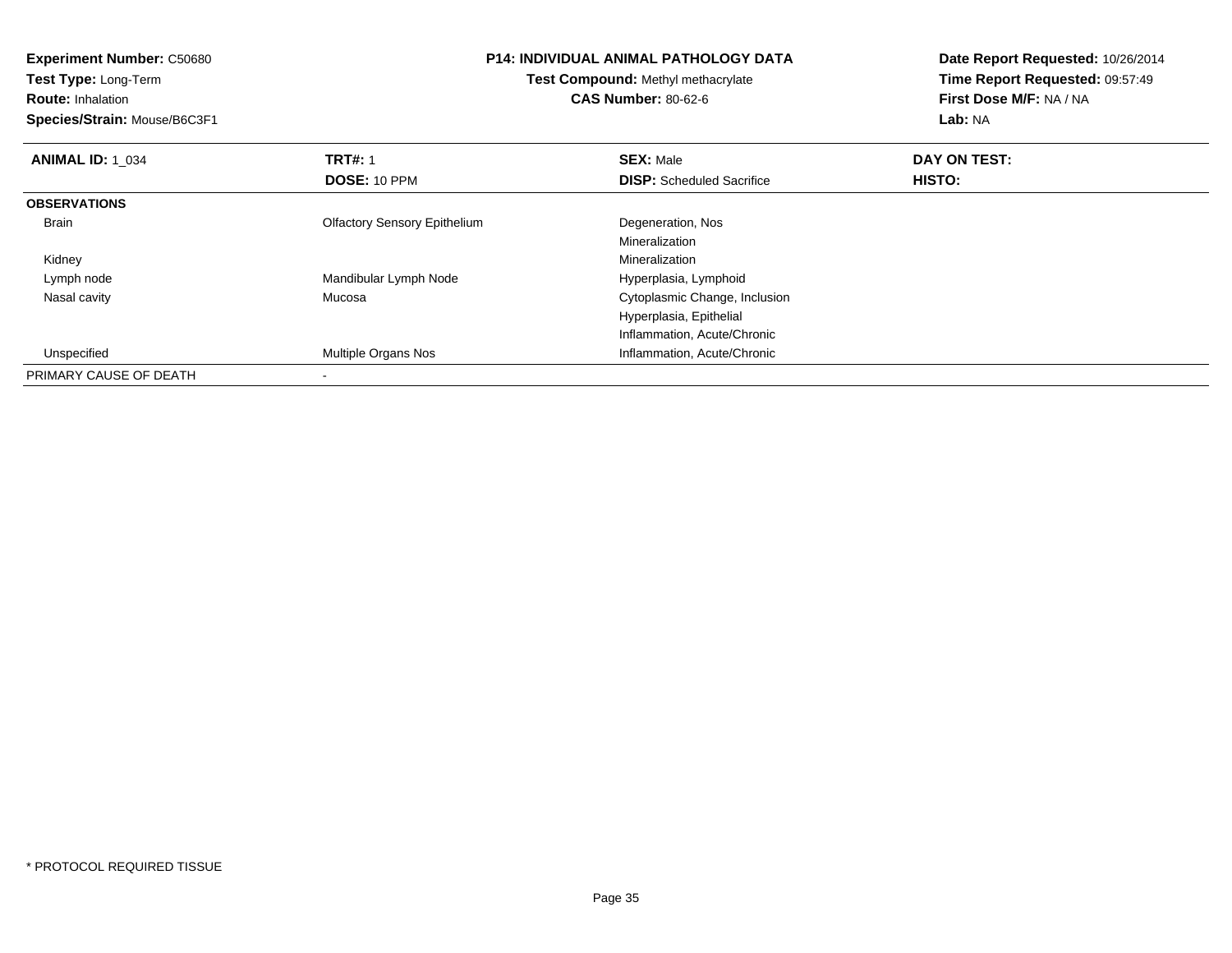**Experiment Number:** C50680
**Test Type:** Long-Term
**Route:** Inhalation
**Species/Strain:** Mouse/B6C3F1

**P14: INDIVIDUAL ANIMAL PATHOLOGY DATA**
**Test Compound:** Methyl methacrylate
**CAS Number:** 80-62-6

**Date Report Requested:** 10/26/2014
**Time Report Requested:** 09:57:49
**First Dose M/F:** NA / NA
**Lab:** NA

| **ANIMAL ID:** 1_034 | **TRT#:** 1 | **SEX:** Male | **DAY ON TEST:** |
|---|---|---|---|
| | **DOSE:** 10 PPM | **DISP:** Scheduled Sacrifice | **HISTO:** |
| **OBSERVATIONS** | | | |
| Brain | Olfactory Sensory Epithelium | Degeneration, Nos | |
| | | Mineralization | |
| Kidney | | Mineralization | |
| Lymph node | Mandibular Lymph Node | Hyperplasia, Lymphoid | |
| Nasal cavity | Mucosa | Cytoplasmic Change, Inclusion | |
| | | Hyperplasia, Epithelial | |
| | | Inflammation, Acute/Chronic | |
| Unspecified | Multiple Organs Nos | Inflammation, Acute/Chronic | |
| PRIMARY CAUSE OF DEATH | - | | |

* PROTOCOL REQUIRED TISSUE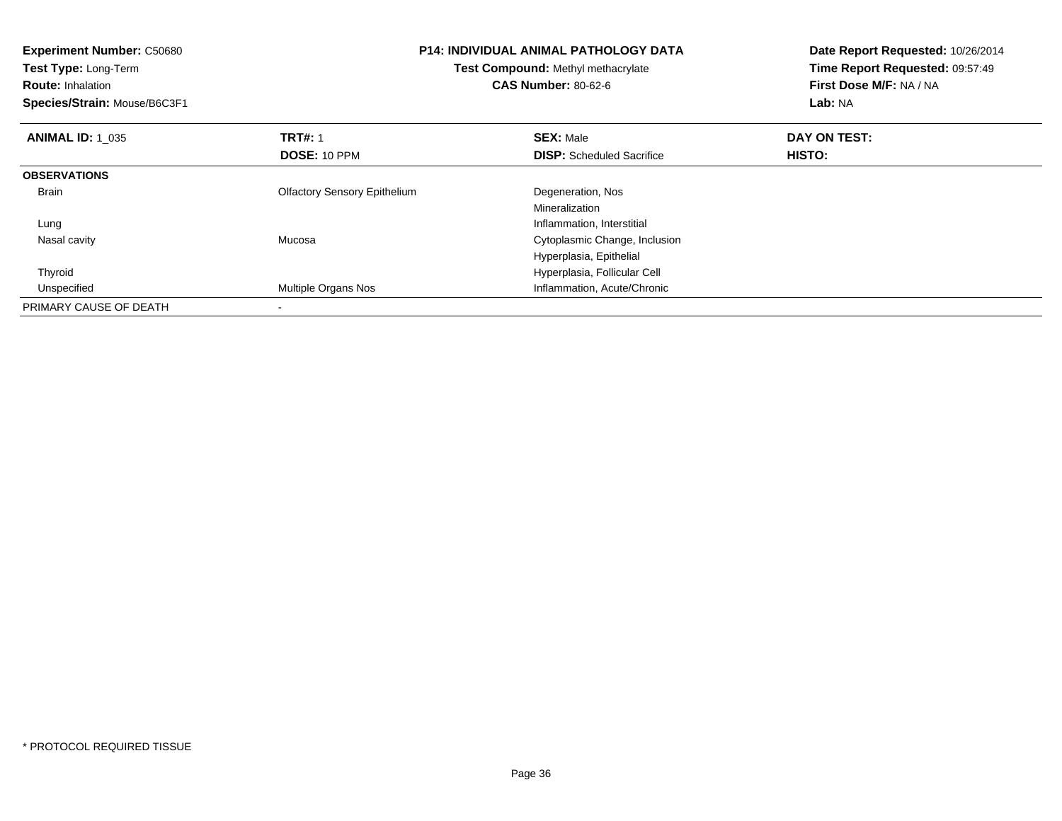**Experiment Number:** C50680
**Test Type:** Long-Term
**Route:** Inhalation
**Species/Strain:** Mouse/B6C3F1

**P14: INDIVIDUAL ANIMAL PATHOLOGY DATA**
**Test Compound:** Methyl methacrylate
**CAS Number:** 80-62-6

**Date Report Requested:** 10/26/2014
**Time Report Requested:** 09:57:49
**First Dose M/F:** NA / NA
**Lab:** NA

| **ANIMAL ID:** 1_035 | **TRT#:** 1 | **SEX:** Male | **DAY ON TEST:** |
|---|---|---|---|
| | **DOSE:** 10 PPM | **DISP:** Scheduled Sacrifice | **HISTO:** |
| **OBSERVATIONS** | | | |
| Brain | Olfactory Sensory Epithelium | Degeneration, Nos | |
| | | Mineralization | |
| Lung | | Inflammation, Interstitial | |
| Nasal cavity | Mucosa | Cytoplasmic Change, Inclusion | |
| | | Hyperplasia, Epithelial | |
| Thyroid | | Hyperplasia, Follicular Cell | |
| Unspecified | Multiple Organs Nos | Inflammation, Acute/Chronic | |
| PRIMARY CAUSE OF DEATH | - | | |

* PROTOCOL REQUIRED TISSUE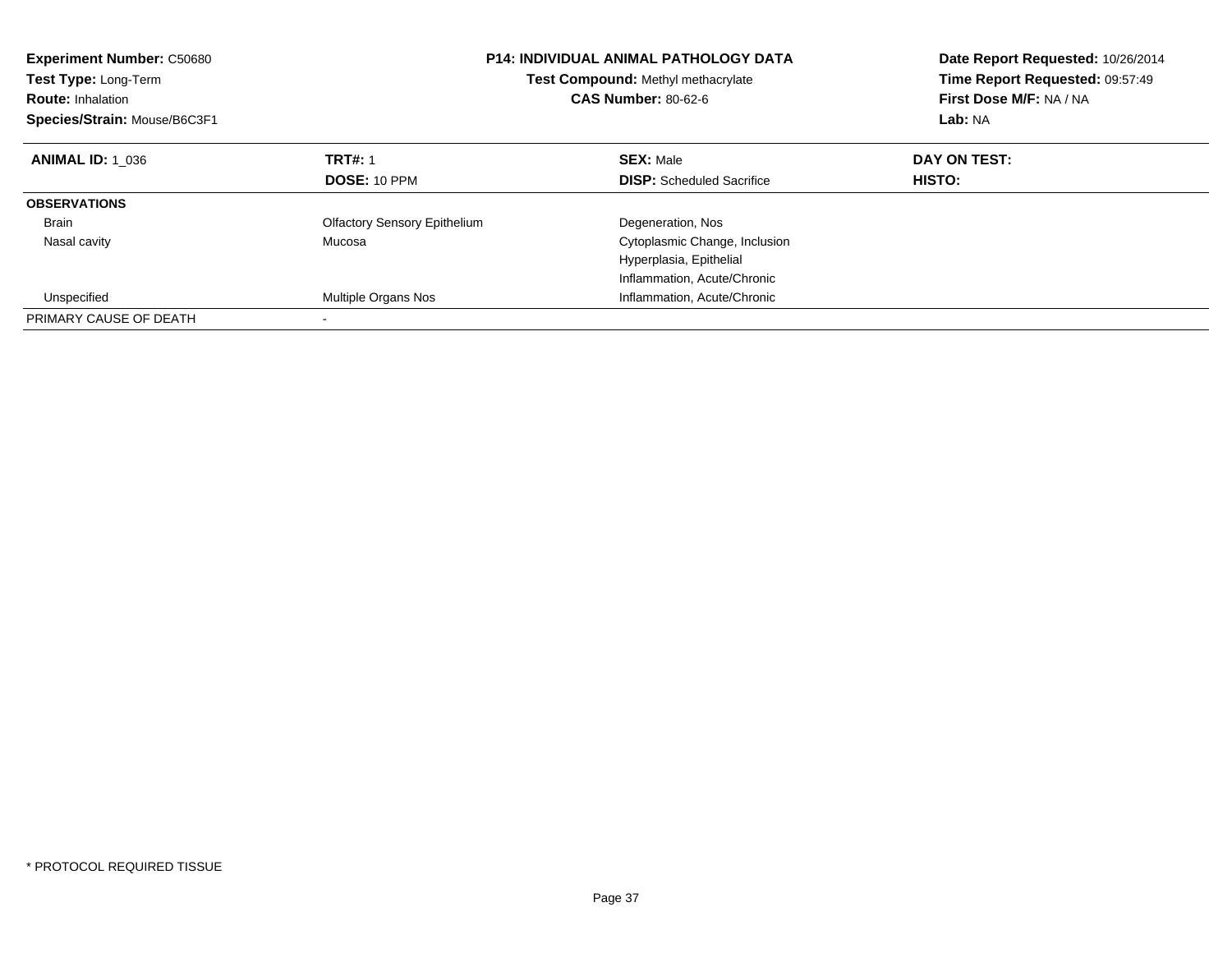**Experiment Number:** C50680
**Test Type:** Long-Term
**Route:** Inhalation
**Species/Strain:** Mouse/B6C3F1

## P14: INDIVIDUAL ANIMAL PATHOLOGY DATA

**Test Compound:** Methyl methacrylate
**CAS Number:** 80-62-6

**Date Report Requested:** 10/26/2014
**Time Report Requested:** 09:57:49
**First Dose M/F:** NA / NA
**Lab:** NA

| **ANIMAL ID:** 1_036 | **TRT#:** 1 | **SEX:** Male | **DAY ON TEST:** |
|---|---|---|---|
| | **DOSE:** 10 PPM | **DISP:** Scheduled Sacrifice | **HISTO:** |
| **OBSERVATIONS** | | | |
| Brain | Olfactory Sensory Epithelium | Degeneration, Nos | |
| Nasal cavity | Mucosa | Cytoplasmic Change, Inclusion | |
| | | Hyperplasia, Epithelial | |
| | | Inflammation, Acute/Chronic | |
| Unspecified | Multiple Organs Nos | Inflammation, Acute/Chronic | |
| PRIMARY CAUSE OF DEATH | - | | |

* PROTOCOL REQUIRED TISSUE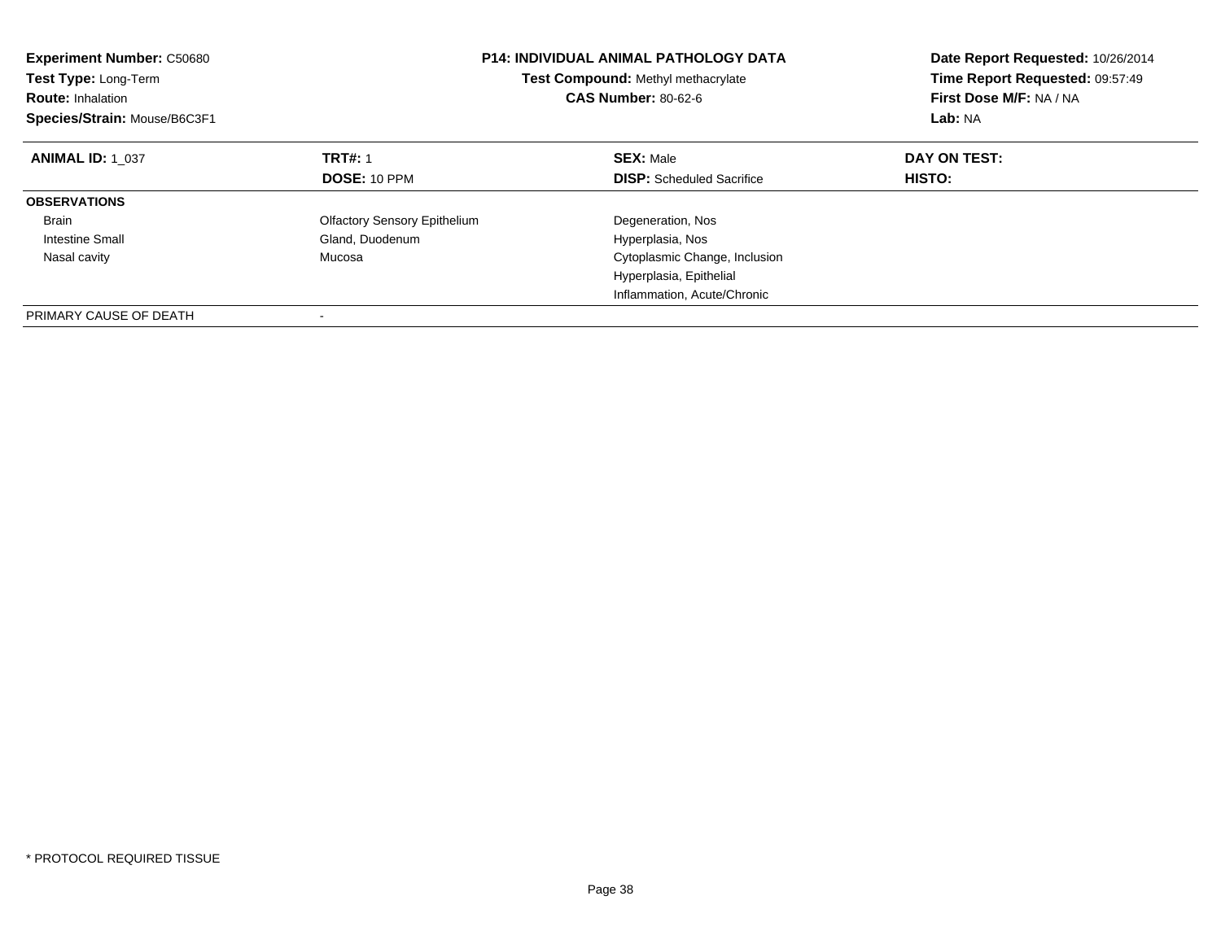**Experiment Number:** C50680
**Test Type:** Long-Term
**Route:** Inhalation
**Species/Strain:** Mouse/B6C3F1

**P14: INDIVIDUAL ANIMAL PATHOLOGY DATA**
**Test Compound:** Methyl methacrylate
**CAS Number:** 80-62-6

**Date Report Requested:** 10/26/2014
**Time Report Requested:** 09:57:49
**First Dose M/F:** NA / NA
**Lab:** NA

| **ANIMAL ID:** 1_037 | **TRT#:** 1 | **SEX:** Male | **DAY ON TEST:** |
|---|---|---|---|
| | **DOSE:** 10 PPM | **DISP:** Scheduled Sacrifice | **HISTO:** |
| **OBSERVATIONS** | | | |
| Brain | Olfactory Sensory Epithelium | Degeneration, Nos | |
| Intestine Small | Gland, Duodenum | Hyperplasia, Nos | |
| Nasal cavity | Mucosa | Cytoplasmic Change, Inclusion | |
| | | Hyperplasia, Epithelial | |
| | | Inflammation, Acute/Chronic | |
| PRIMARY CAUSE OF DEATH | - | | |

\* PROTOCOL REQUIRED TISSUE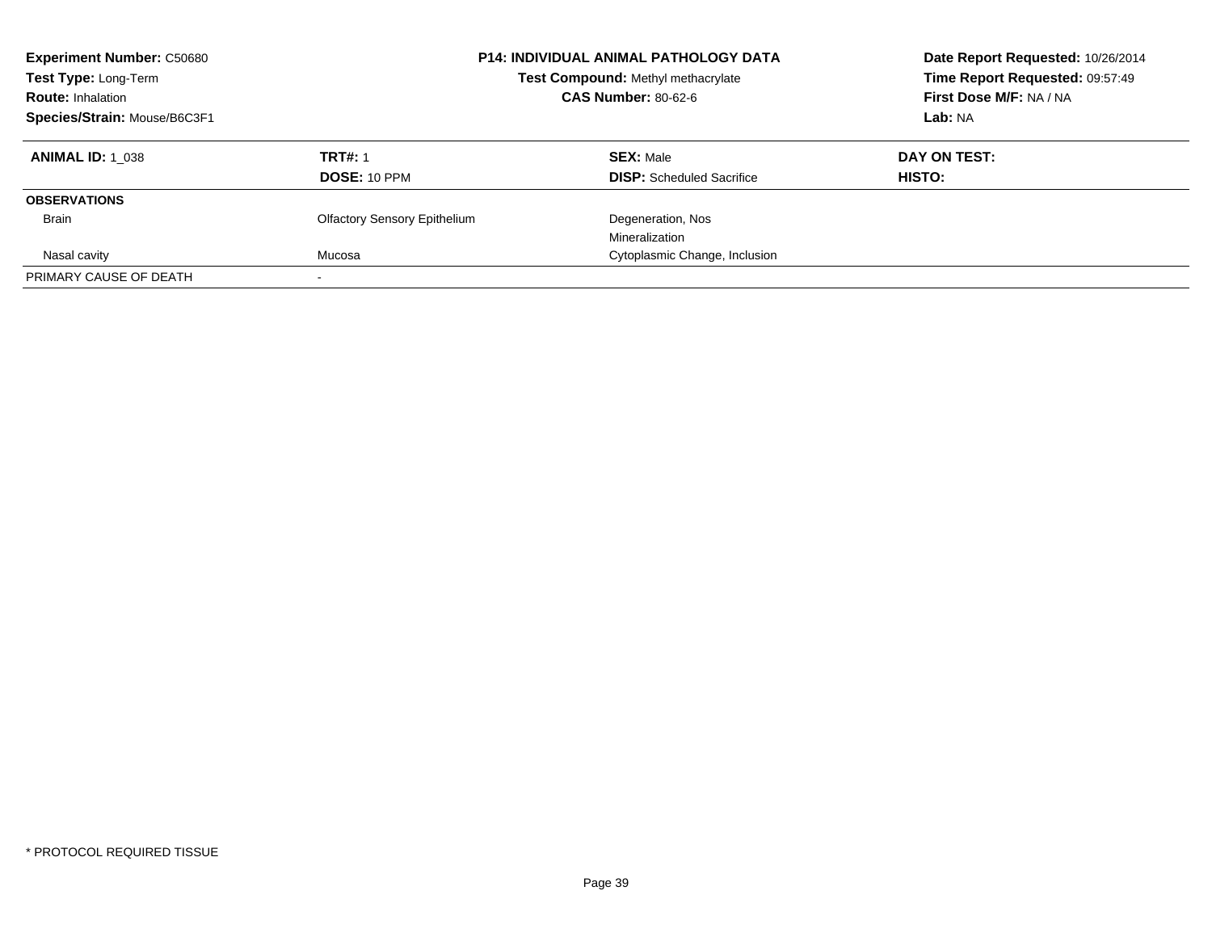**Experiment Number:** C50680
**Test Type:** Long-Term
**Route:** Inhalation
**Species/Strain:** Mouse/B6C3F1

**P14: INDIVIDUAL ANIMAL PATHOLOGY DATA**
**Test Compound:** Methyl methacrylate
**CAS Number:** 80-62-6

**Date Report Requested:** 10/26/2014
**Time Report Requested:** 09:57:49
**First Dose M/F:** NA / NA
**Lab:** NA

| **ANIMAL ID:** 1_038 | **TRT#:** 1 | **SEX:** Male | **DAY ON TEST:** |
|---|---|---|---|
| | **DOSE:** 10 PPM | **DISP:** Scheduled Sacrifice | **HISTO:** |
| **OBSERVATIONS** | | | |
| Brain | Olfactory Sensory Epithelium | Degeneration, Nos | |
| | | Mineralization | |
| Nasal cavity | Mucosa | Cytoplasmic Change, Inclusion | |
| PRIMARY CAUSE OF DEATH | - | | |

* PROTOCOL REQUIRED TISSUE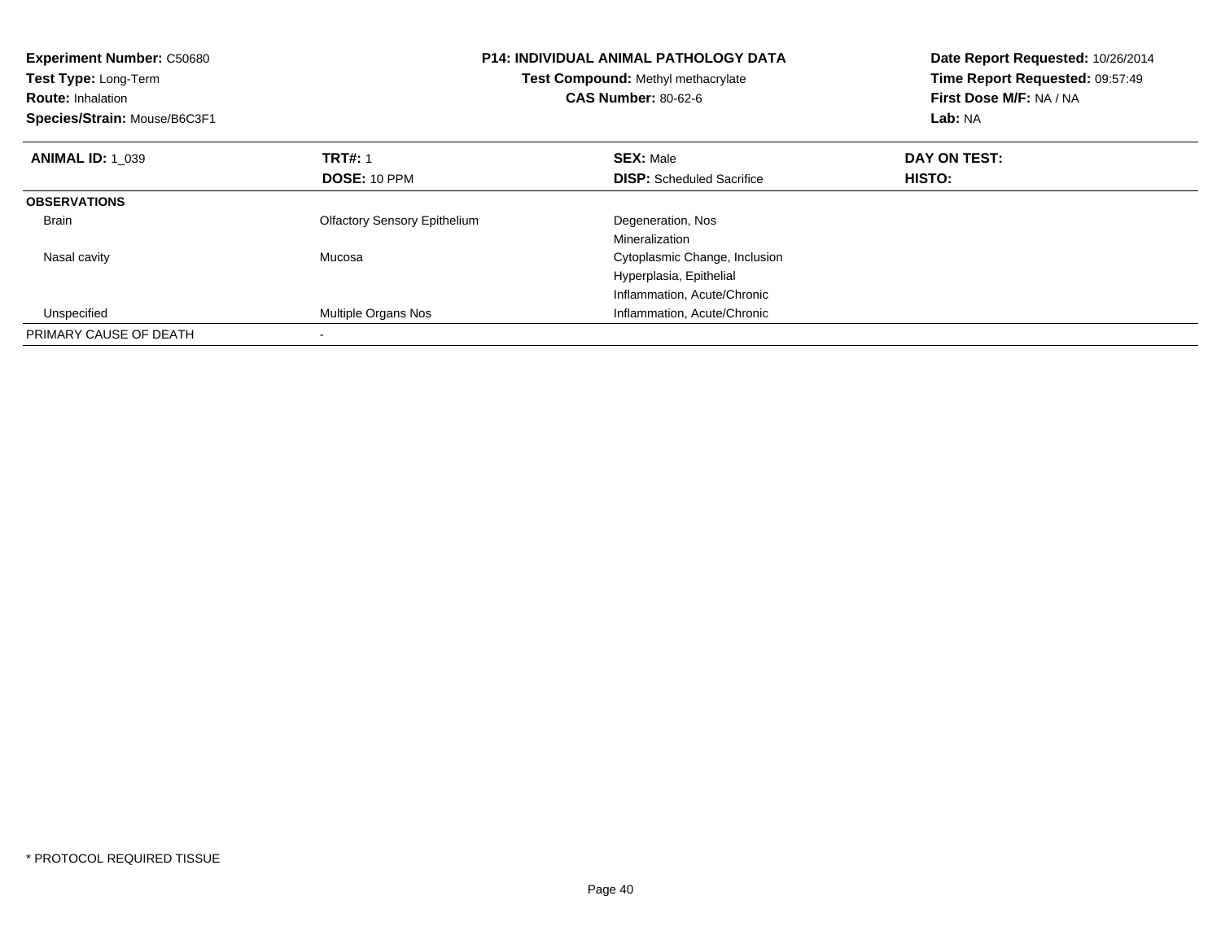**Experiment Number:** C50680
**Test Type:** Long-Term
**Route:** Inhalation
**Species/Strain:** Mouse/B6C3F1

**P14: INDIVIDUAL ANIMAL PATHOLOGY DATA**
**Test Compound:** Methyl methacrylate
**CAS Number:** 80-62-6

**Date Report Requested:** 10/26/2014
**Time Report Requested:** 09:57:49
**First Dose M/F:** NA / NA
**Lab:** NA

| **ANIMAL ID:** 1_039 | **TRT#:** 1 | **SEX:** Male | **DAY ON TEST:** |
|---|---|---|---|
| | **DOSE:** 10 PPM | **DISP:** Scheduled Sacrifice | **HISTO:** |
| **OBSERVATIONS** | | | |
| Brain | Olfactory Sensory Epithelium | Degeneration, Nos | |
| | | Mineralization | |
| Nasal cavity | Mucosa | Cytoplasmic Change, Inclusion | |
| | | Hyperplasia, Epithelial | |
| | | Inflammation, Acute/Chronic | |
| Unspecified | Multiple Organs Nos | Inflammation, Acute/Chronic | |
| PRIMARY CAUSE OF DEATH | - | | |

* PROTOCOL REQUIRED TISSUE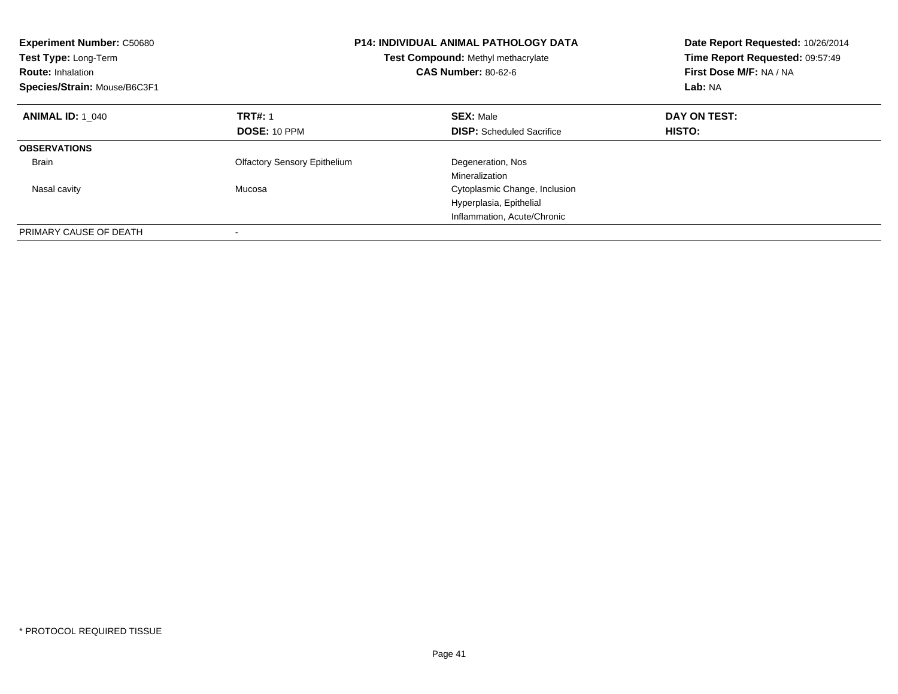**Experiment Number:** C50680
**Test Type:** Long-Term
**Route:** Inhalation
**Species/Strain:** Mouse/B6C3F1

## P14: INDIVIDUAL ANIMAL PATHOLOGY DATA

**Test Compound:** Methyl methacrylate
**CAS Number:** 80-62-6

**Date Report Requested:** 10/26/2014
**Time Report Requested:** 09:57:49
**First Dose M/F:** NA / NA
**Lab:** NA

| **ANIMAL ID:** 1_040 | **TRT#:** 1 | **SEX:** Male | **DAY ON TEST:** |
|---|---|---|---|
| | **DOSE:** 10 PPM | **DISP:** Scheduled Sacrifice | **HISTO:** |
| **OBSERVATIONS** | | | |
| Brain | Olfactory Sensory Epithelium | Degeneration, Nos | |
| | | Mineralization | |
| Nasal cavity | Mucosa | Cytoplasmic Change, Inclusion | |
| | | Hyperplasia, Epithelial | |
| | | Inflammation, Acute/Chronic | |
| PRIMARY CAUSE OF DEATH | - | | |

\* PROTOCOL REQUIRED TISSUE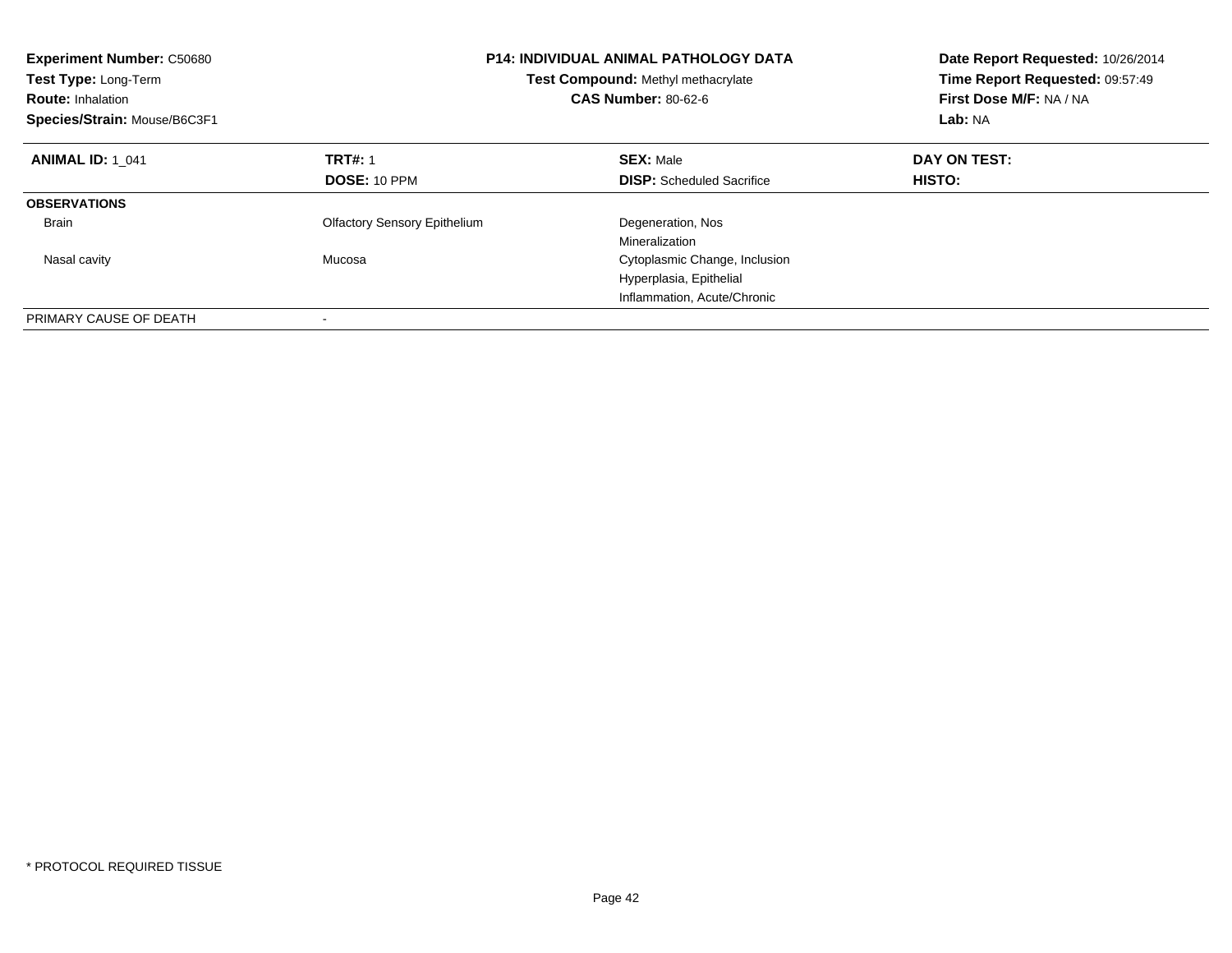**Experiment Number:** C50680
**Test Type:** Long-Term
**Route:** Inhalation
**Species/Strain:** Mouse/B6C3F1

**P14: INDIVIDUAL ANIMAL PATHOLOGY DATA**
**Test Compound:** Methyl methacrylate
**CAS Number:** 80-62-6

**Date Report Requested:** 10/26/2014
**Time Report Requested:** 09:57:49
**First Dose M/F:** NA / NA
**Lab:** NA

| **ANIMAL ID:** 1_041 | **TRT#:** 1 | **SEX:** Male | **DAY ON TEST:** |
|---|---|---|---|
| | **DOSE:** 10 PPM | **DISP:** Scheduled Sacrifice | **HISTO:** |
| **OBSERVATIONS** | | | |
| Brain | Olfactory Sensory Epithelium | Degeneration, Nos | |
| | | Mineralization | |
| Nasal cavity | Mucosa | Cytoplasmic Change, Inclusion | |
| | | Hyperplasia, Epithelial | |
| | | Inflammation, Acute/Chronic | |
| PRIMARY CAUSE OF DEATH | - | | |

\* PROTOCOL REQUIRED TISSUE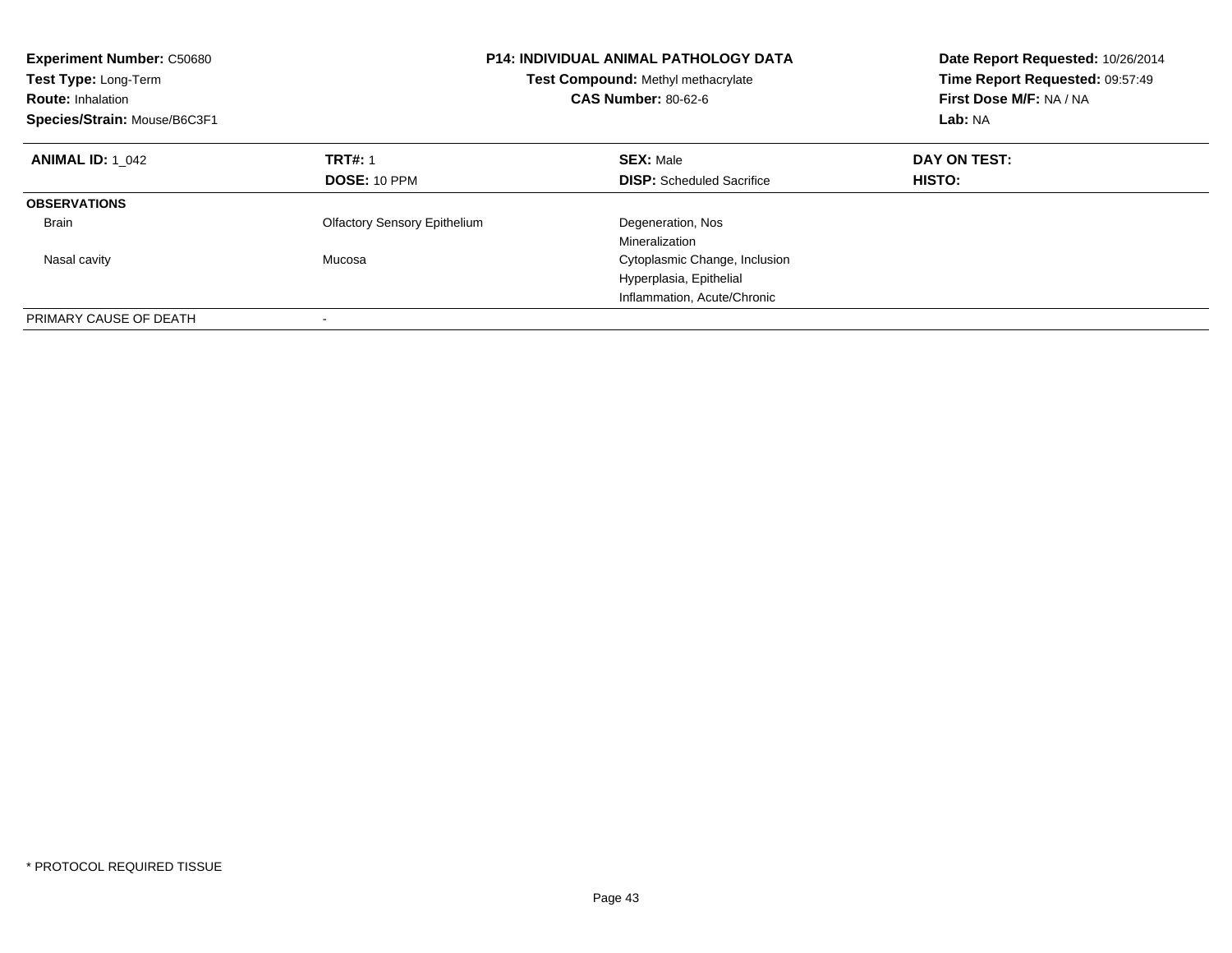**Experiment Number:** C50680
**Test Type:** Long-Term
**Route:** Inhalation
**Species/Strain:** Mouse/B6C3F1

**P14: INDIVIDUAL ANIMAL PATHOLOGY DATA**
**Test Compound:** Methyl methacrylate
**CAS Number:** 80-62-6

**Date Report Requested:** 10/26/2014
**Time Report Requested:** 09:57:49
**First Dose M/F:** NA / NA
**Lab:** NA

| **ANIMAL ID:** 1_042 | **TRT#:** 1 | **SEX:** Male | **DAY ON TEST:** |
|---|---|---|---|
| | **DOSE:** 10 PPM | **DISP:** Scheduled Sacrifice | **HISTO:** |
| **OBSERVATIONS** | | | |
| Brain | Olfactory Sensory Epithelium | Degeneration, Nos | |
| | | Mineralization | |
| Nasal cavity | Mucosa | Cytoplasmic Change, Inclusion | |
| | | Hyperplasia, Epithelial | |
| | | Inflammation, Acute/Chronic | |
| PRIMARY CAUSE OF DEATH | - | | |

* PROTOCOL REQUIRED TISSUE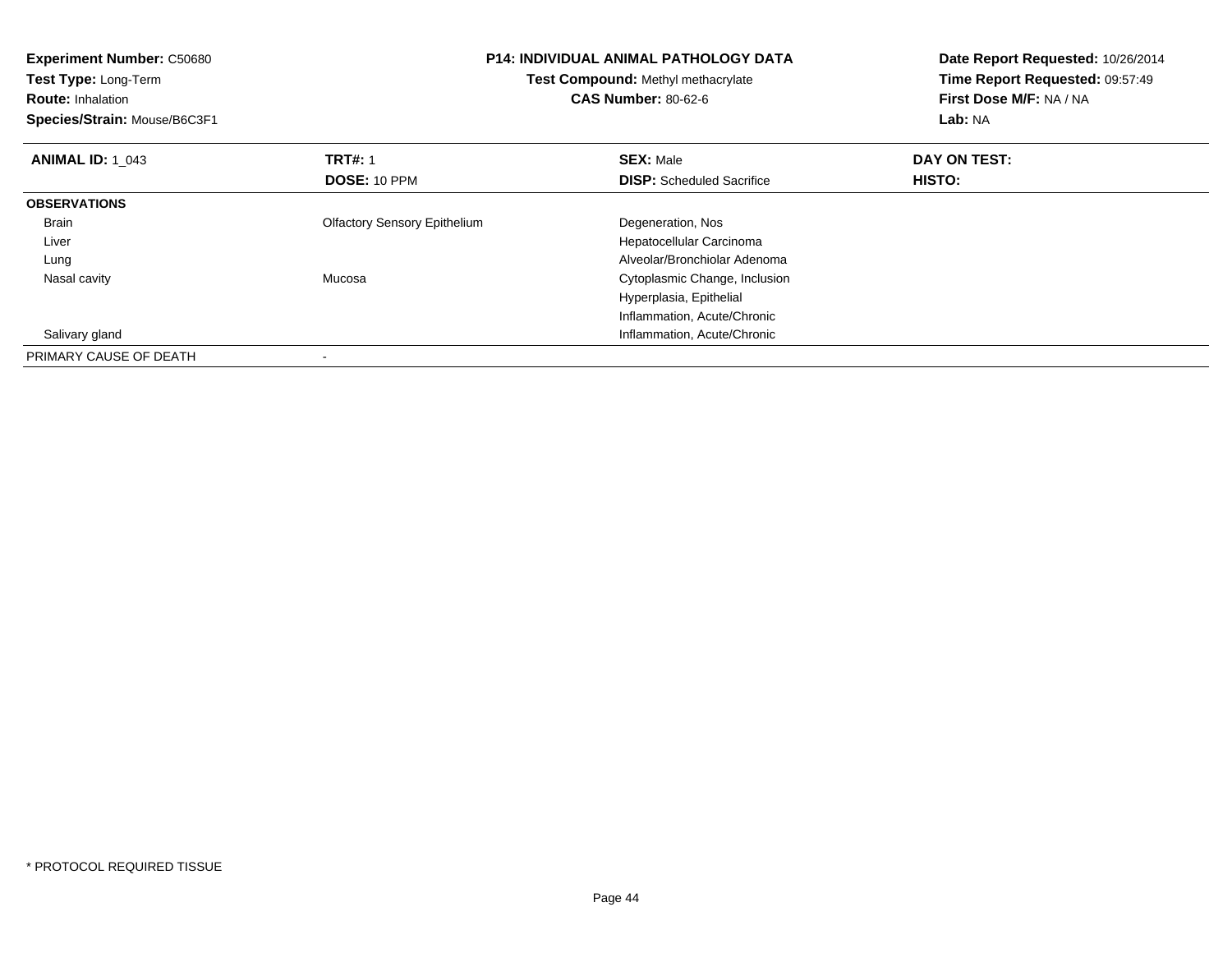**Experiment Number:** C50680
**Test Type:** Long-Term
**Route:** Inhalation
**Species/Strain:** Mouse/B6C3F1

**P14: INDIVIDUAL ANIMAL PATHOLOGY DATA**
**Test Compound:** Methyl methacrylate
**CAS Number:** 80-62-6

**Date Report Requested:** 10/26/2014
**Time Report Requested:** 09:57:49
**First Dose M/F:** NA / NA
**Lab:** NA

| **ANIMAL ID:** 1_043 | **TRT#:** 1 | **SEX:** Male | **DAY ON TEST:** |
|---|---|---|---|
| | **DOSE:** 10 PPM | **DISP:** Scheduled Sacrifice | **HISTO:** |
| **OBSERVATIONS** | | | |
| Brain | Olfactory Sensory Epithelium | Degeneration, Nos | |
| Liver | | Hepatocellular Carcinoma | |
| Lung | | Alveolar/Bronchiolar Adenoma | |
| Nasal cavity | Mucosa | Cytoplasmic Change, Inclusion | |
| | | Hyperplasia, Epithelial | |
| | | Inflammation, Acute/Chronic | |
| Salivary gland | | Inflammation, Acute/Chronic | |
| PRIMARY CAUSE OF DEATH | - | | |

\* PROTOCOL REQUIRED TISSUE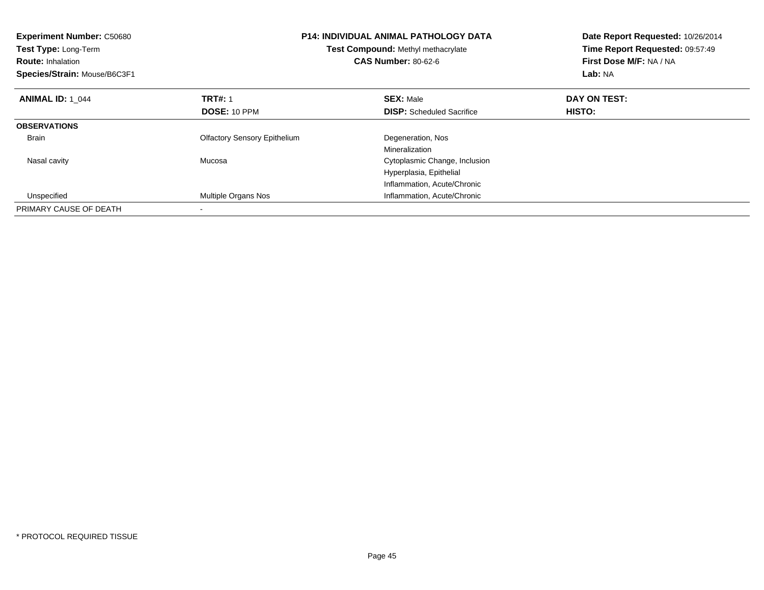**Experiment Number:** C50680
**Test Type:** Long-Term
**Route:** Inhalation
**Species/Strain:** Mouse/B6C3F1

**P14: INDIVIDUAL ANIMAL PATHOLOGY DATA**
**Test Compound:** Methyl methacrylate
**CAS Number:** 80-62-6

**Date Report Requested:** 10/26/2014
**Time Report Requested:** 09:57:49
**First Dose M/F:** NA / NA
**Lab:** NA

| **ANIMAL ID:** 1_044 | **TRT#:** 1 | **SEX:** Male | **DAY ON TEST:** |
|---|---|---|---|
| | **DOSE:** 10 PPM | **DISP:** Scheduled Sacrifice | **HISTO:** |
| **OBSERVATIONS** | | | |
| Brain | Olfactory Sensory Epithelium | Degeneration, Nos | |
| | | Mineralization | |
| Nasal cavity | Mucosa | Cytoplasmic Change, Inclusion | |
| | | Hyperplasia, Epithelial | |
| | | Inflammation, Acute/Chronic | |
| Unspecified | Multiple Organs Nos | Inflammation, Acute/Chronic | |
| PRIMARY CAUSE OF DEATH | - | | |

\* PROTOCOL REQUIRED TISSUE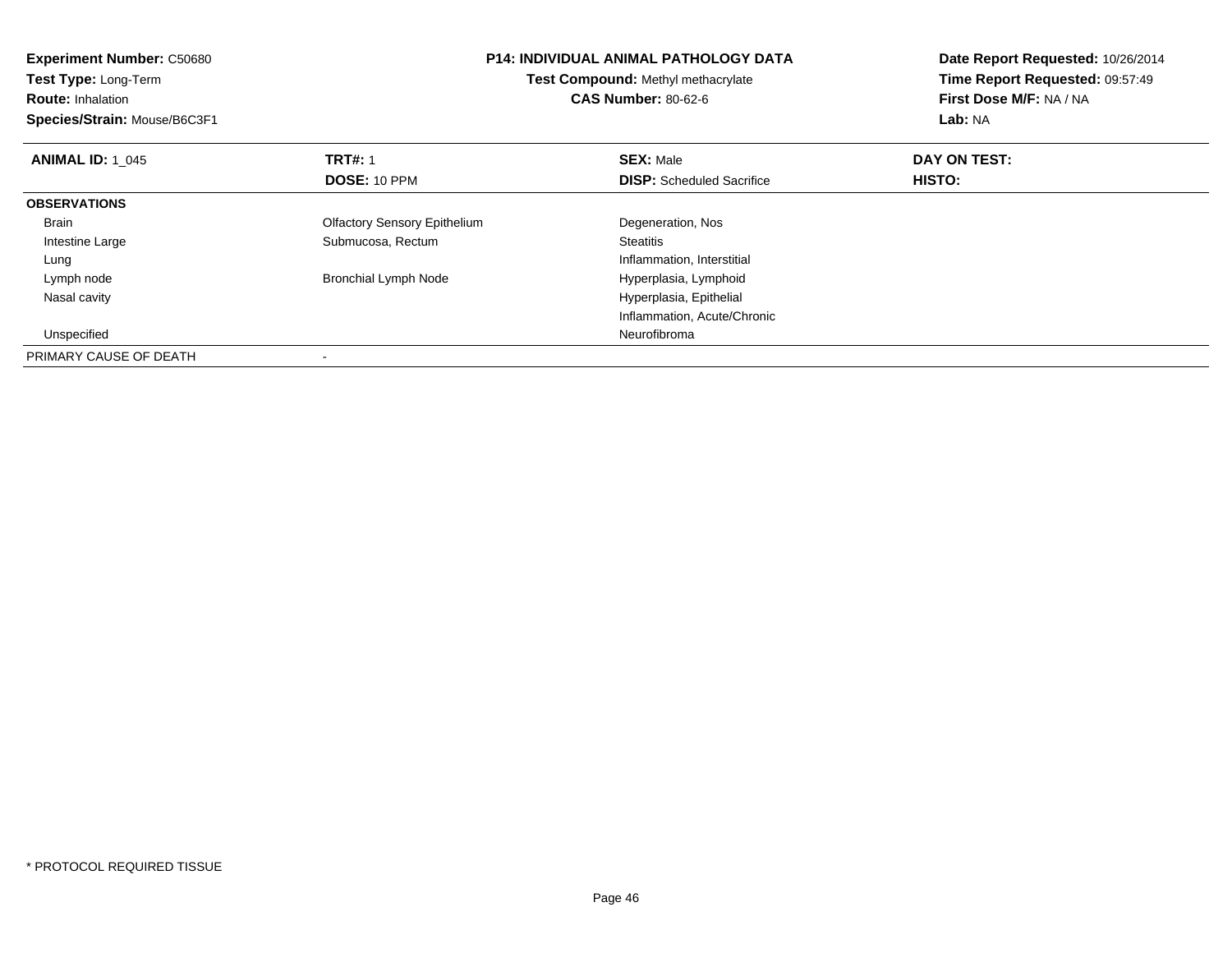**Experiment Number:** C50680
**Test Type:** Long-Term
**Route:** Inhalation
**Species/Strain:** Mouse/B6C3F1

**P14: INDIVIDUAL ANIMAL PATHOLOGY DATA**
**Test Compound:** Methyl methacrylate
**CAS Number:** 80-62-6

**Date Report Requested:** 10/26/2014
**Time Report Requested:** 09:57:49
**First Dose M/F:** NA / NA
**Lab:** NA

| **ANIMAL ID:** 1_045 | **TRT#:** 1 | **SEX:** Male | **DAY ON TEST:** |
|---|---|---|---|
| | **DOSE:** 10 PPM | **DISP:** Scheduled Sacrifice | **HISTO:** |
| **OBSERVATIONS** | | | |
| Brain | Olfactory Sensory Epithelium | Degeneration, Nos | |
| Intestine Large | Submucosa, Rectum | Steatitis | |
| Lung | | Inflammation, Interstitial | |
| Lymph node | Bronchial Lymph Node | Hyperplasia, Lymphoid | |
| Nasal cavity | | Hyperplasia, Epithelial | |
| | | Inflammation, Acute/Chronic | |
| Unspecified | | Neurofibroma | |
| PRIMARY CAUSE OF DEATH | - | | |

* PROTOCOL REQUIRED TISSUE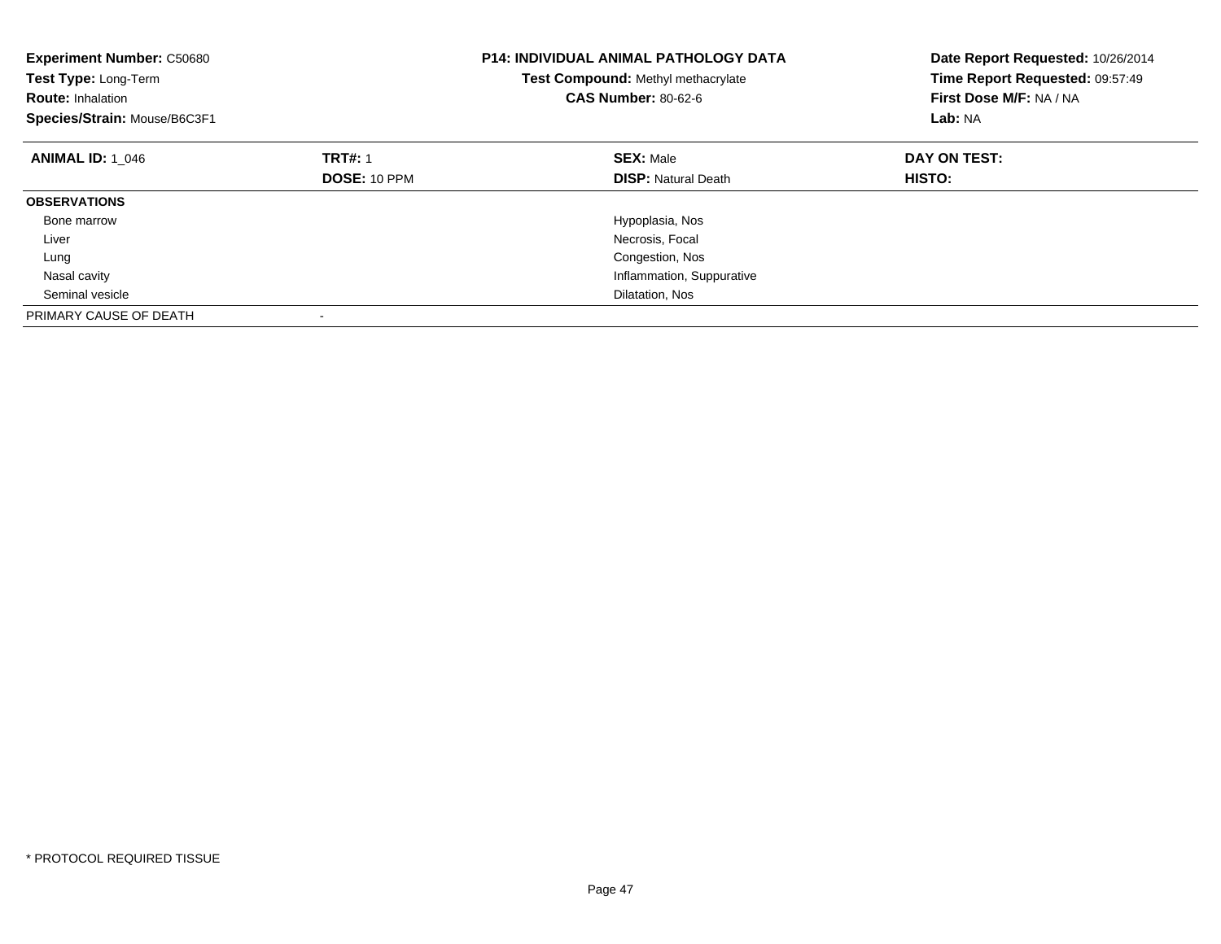**Experiment Number:** C50680
**Test Type:** Long-Term
**Route:** Inhalation
**Species/Strain:** Mouse/B6C3F1

**P14: INDIVIDUAL ANIMAL PATHOLOGY DATA**
**Test Compound:** Methyl methacrylate
**CAS Number:** 80-62-6

**Date Report Requested:** 10/26/2014
**Time Report Requested:** 09:57:49
**First Dose M/F:** NA / NA
**Lab:** NA

| **ANIMAL ID:** 1_046 | **TRT#:** 1 | **SEX:** Male | **DAY ON TEST:** |
|---|---|---|---|
| | **DOSE:** 10 PPM | **DISP:** Natural Death | **HISTO:** |
| **OBSERVATIONS** | | | |
| Bone marrow | | Hypoplasia, Nos | |
| Liver | | Necrosis, Focal | |
| Lung | | Congestion, Nos | |
| Nasal cavity | | Inflammation, Suppurative | |
| Seminal vesicle | | Dilatation, Nos | |
| PRIMARY CAUSE OF DEATH | - | | |

\* PROTOCOL REQUIRED TISSUE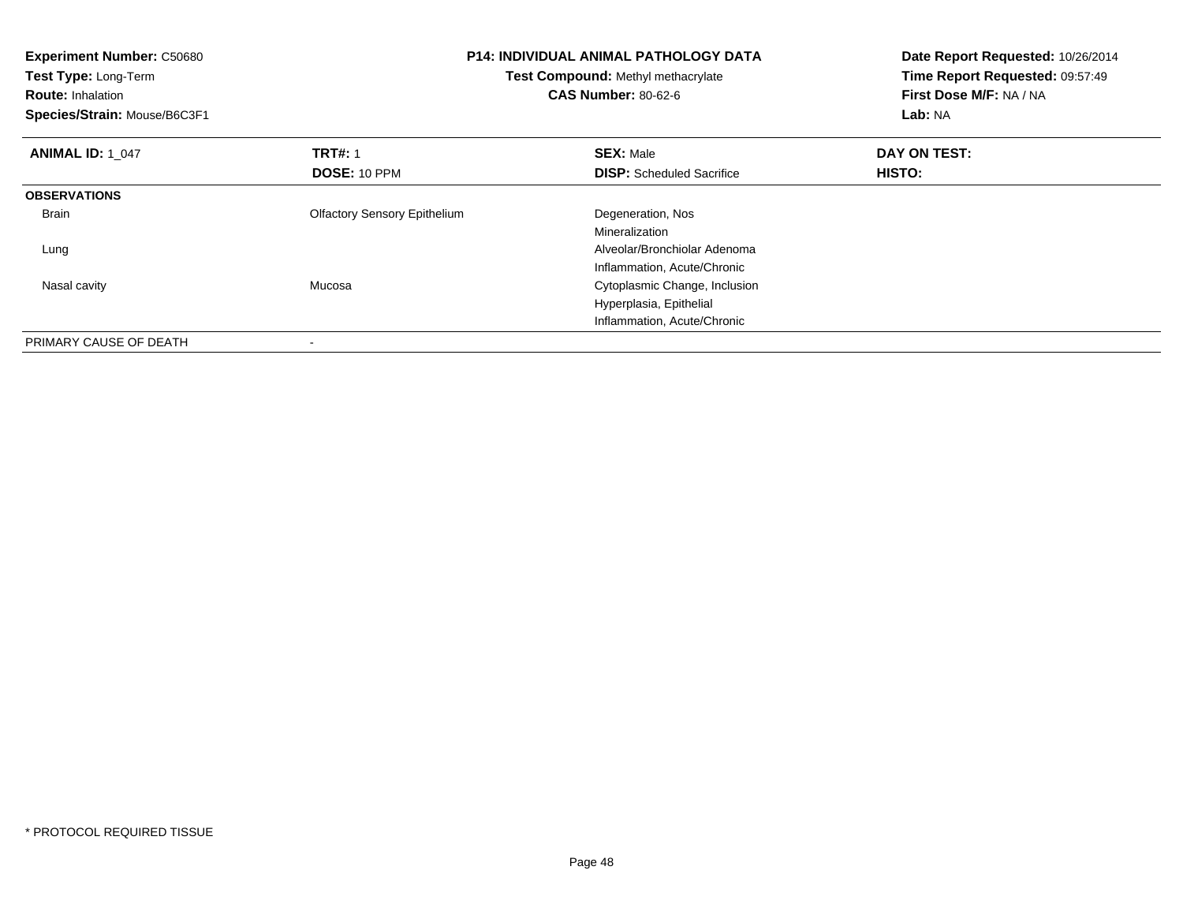**Experiment Number:** C50680
**Test Type:** Long-Term
**Route:** Inhalation
**Species/Strain:** Mouse/B6C3F1

**P14: INDIVIDUAL ANIMAL PATHOLOGY DATA**
**Test Compound:** Methyl methacrylate
**CAS Number:** 80-62-6

**Date Report Requested:** 10/26/2014
**Time Report Requested:** 09:57:49
**First Dose M/F:** NA / NA
**Lab:** NA

| **ANIMAL ID:** 1_047 | **TRT#:** 1 | **SEX:** Male | **DAY ON TEST:** |
|---|---|---|---|
| | **DOSE:** 10 PPM | **DISP:** Scheduled Sacrifice | **HISTO:** |
| **OBSERVATIONS** | | | |
| Brain | Olfactory Sensory Epithelium | Degeneration, Nos | |
| | | Mineralization | |
| Lung | | Alveolar/Bronchiolar Adenoma | |
| | | Inflammation, Acute/Chronic | |
| Nasal cavity | Mucosa | Cytoplasmic Change, Inclusion | |
| | | Hyperplasia, Epithelial | |
| | | Inflammation, Acute/Chronic | |
| PRIMARY CAUSE OF DEATH | - | | |

* PROTOCOL REQUIRED TISSUE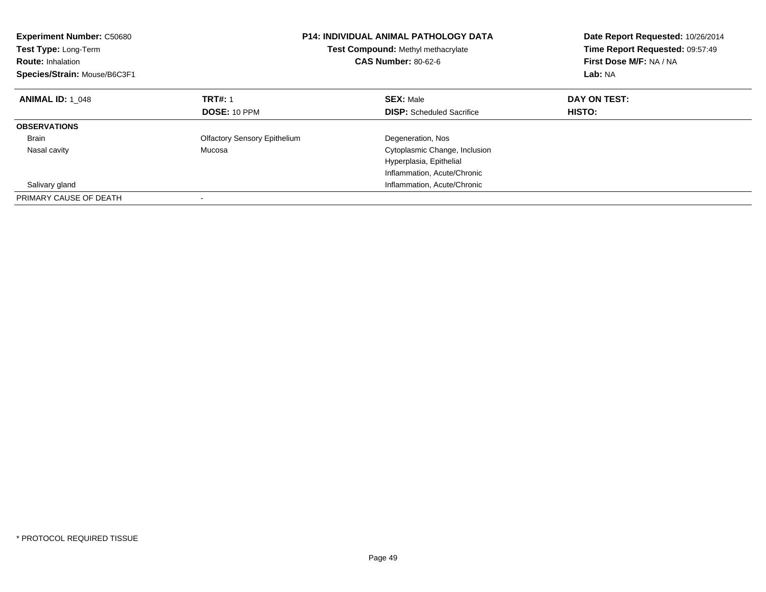**Experiment Number:** C50680
**Test Type:** Long-Term
**Route:** Inhalation
**Species/Strain:** Mouse/B6C3F1

**P14: INDIVIDUAL ANIMAL PATHOLOGY DATA**
**Test Compound:** Methyl methacrylate
**CAS Number:** 80-62-6

**Date Report Requested:** 10/26/2014
**Time Report Requested:** 09:57:49
**First Dose M/F:** NA / NA
**Lab:** NA

| **ANIMAL ID:** 1_048 | **TRT#:** 1 | **SEX:** Male | **DAY ON TEST:** |
|---|---|---|---|
| | **DOSE:** 10 PPM | **DISP:** Scheduled Sacrifice | **HISTO:** |
| **OBSERVATIONS** | | | |
| Brain | Olfactory Sensory Epithelium | Degeneration, Nos | |
| Nasal cavity | Mucosa | Cytoplasmic Change, Inclusion | |
| | | Hyperplasia, Epithelial | |
| | | Inflammation, Acute/Chronic | |
| Salivary gland | | Inflammation, Acute/Chronic | |
| PRIMARY CAUSE OF DEATH | - | | |

* PROTOCOL REQUIRED TISSUE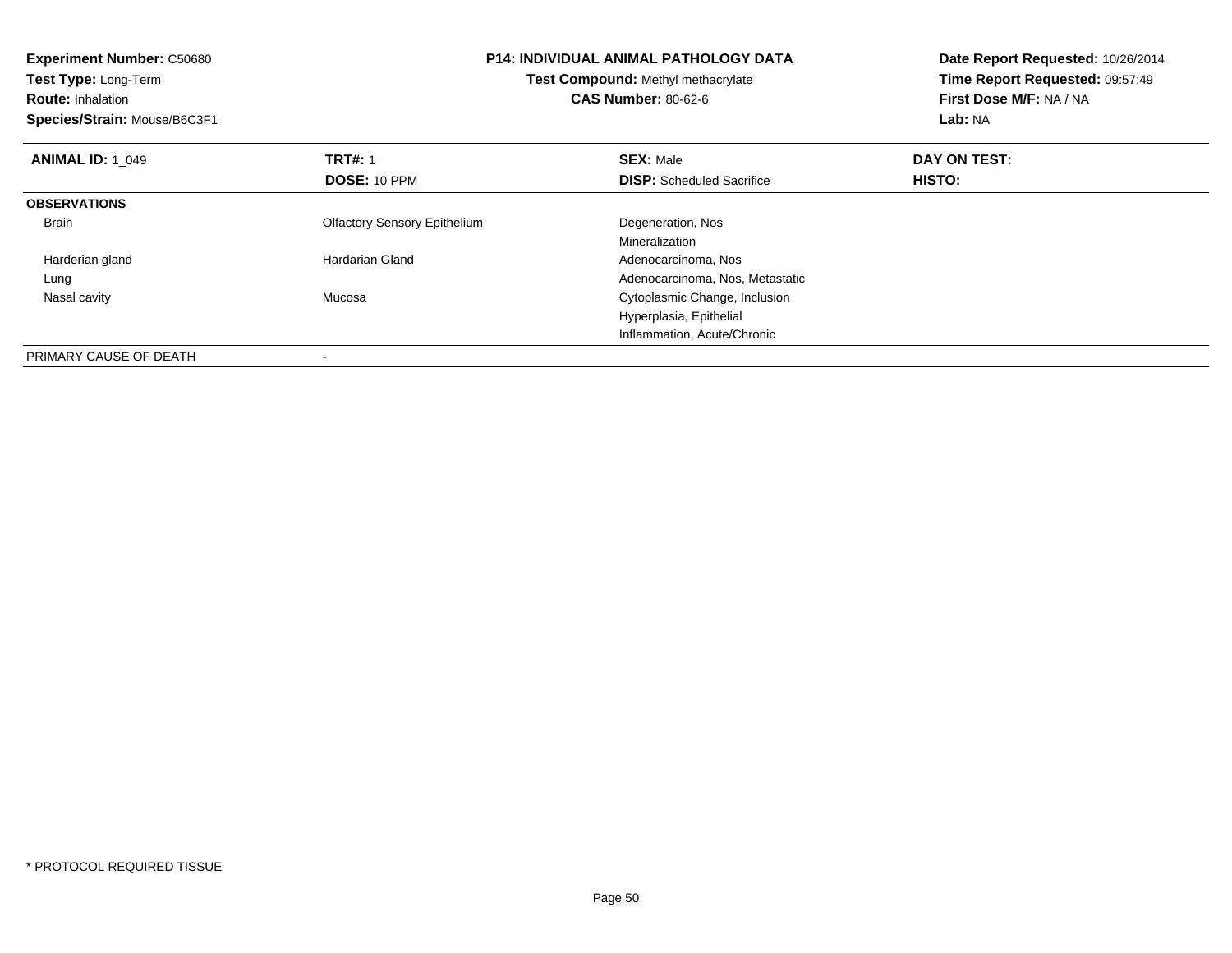**Experiment Number:** C50680
**Test Type:** Long-Term
**Route:** Inhalation
**Species/Strain:** Mouse/B6C3F1

**P14: INDIVIDUAL ANIMAL PATHOLOGY DATA**
**Test Compound:** Methyl methacrylate
**CAS Number:** 80-62-6

**Date Report Requested:** 10/26/2014
**Time Report Requested:** 09:57:49
**First Dose M/F:** NA / NA
**Lab:** NA

| **ANIMAL ID:** 1_049 | **TRT#:** 1 | **SEX:** Male | **DAY ON TEST:** |
|---|---|---|---|
| | **DOSE:** 10 PPM | **DISP:** Scheduled Sacrifice | **HISTO:** |
| **OBSERVATIONS** | | | |
| Brain | Olfactory Sensory Epithelium | Degeneration, Nos | |
| | | Mineralization | |
| Harderian gland | Hardarian Gland | Adenocarcinoma, Nos | |
| Lung | | Adenocarcinoma, Nos, Metastatic | |
| Nasal cavity | Mucosa | Cytoplasmic Change, Inclusion | |
| | | Hyperplasia, Epithelial | |
| | | Inflammation, Acute/Chronic | |
| PRIMARY CAUSE OF DEATH | - | | |

\* PROTOCOL REQUIRED TISSUE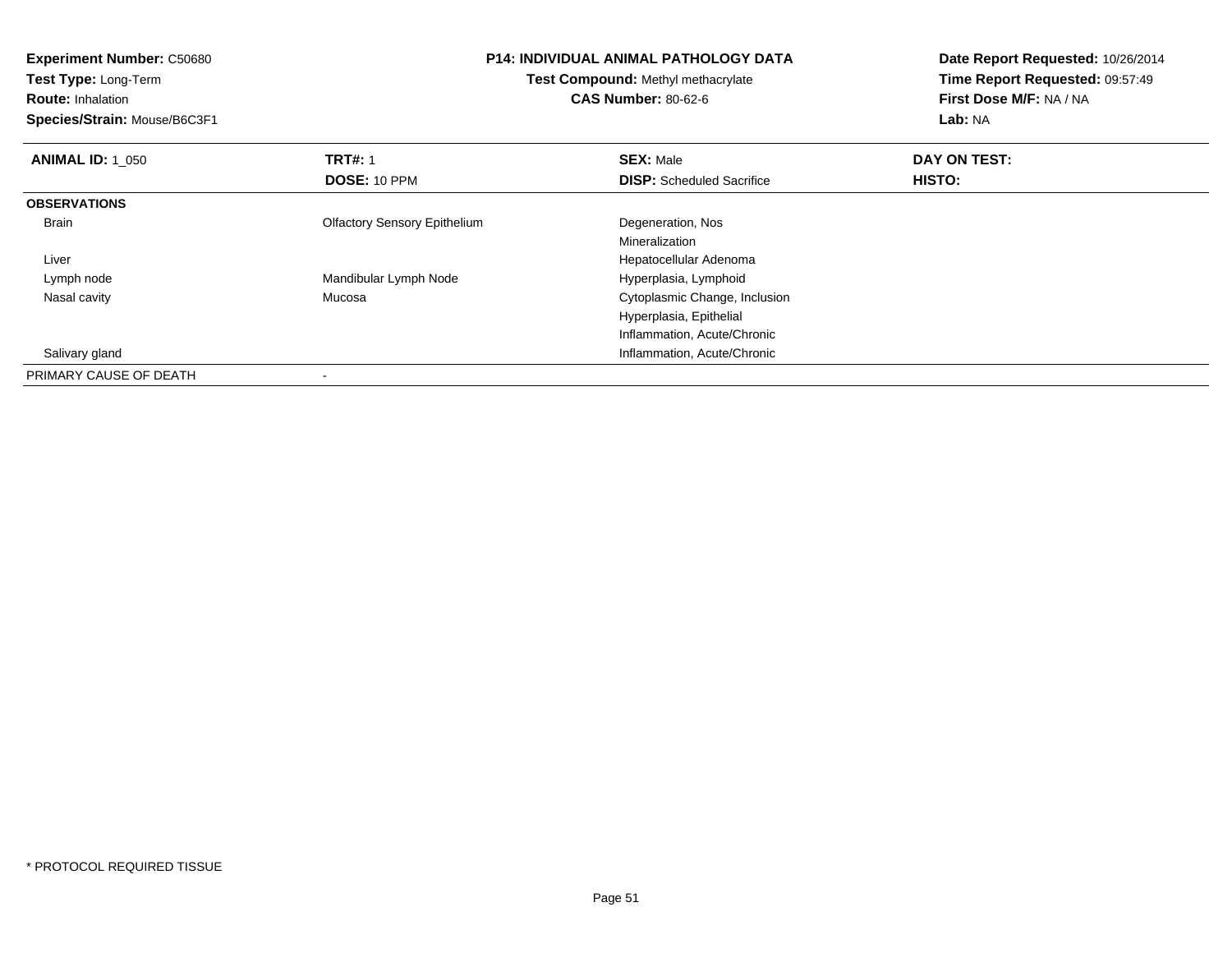**Experiment Number:** C50680
**Test Type:** Long-Term
**Route:** Inhalation
**Species/Strain:** Mouse/B6C3F1

## P14: INDIVIDUAL ANIMAL PATHOLOGY DATA

**Test Compound:** Methyl methacrylate
**CAS Number:** 80-62-6

**Date Report Requested:** 10/26/2014
**Time Report Requested:** 09:57:49
**First Dose M/F:** NA / NA
**Lab:** NA

| **ANIMAL ID:** 1_050 | **TRT#:** 1 | **SEX:** Male | **DAY ON TEST:** |
|---|---|---|---|
| | **DOSE:** 10 PPM | **DISP:** Scheduled Sacrifice | **HISTO:** |
| **OBSERVATIONS** | | | |
| Brain | Olfactory Sensory Epithelium | Degeneration, Nos | |
| | | Mineralization | |
| Liver | | Hepatocellular Adenoma | |
| Lymph node | Mandibular Lymph Node | Hyperplasia, Lymphoid | |
| Nasal cavity | Mucosa | Cytoplasmic Change, Inclusion | |
| | | Hyperplasia, Epithelial | |
| | | Inflammation, Acute/Chronic | |
| Salivary gland | | Inflammation, Acute/Chronic | |
| PRIMARY CAUSE OF DEATH | - | | |

* PROTOCOL REQUIRED TISSUE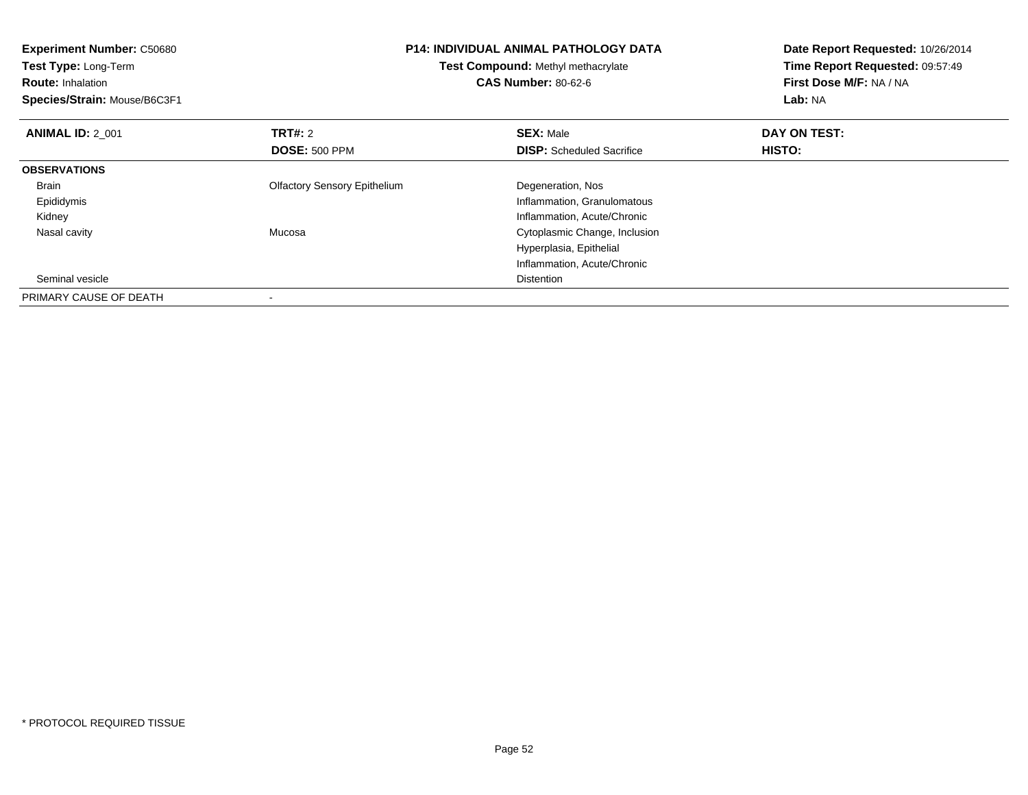**Experiment Number:** C50680
**Test Type:** Long-Term
**Route:** Inhalation
**Species/Strain:** Mouse/B6C3F1

## P14: INDIVIDUAL ANIMAL PATHOLOGY DATA

**Test Compound:** Methyl methacrylate
**CAS Number:** 80-62-6

**Date Report Requested:** 10/26/2014
**Time Report Requested:** 09:57:49
**First Dose M/F:** NA / NA
**Lab:** NA

| **ANIMAL ID:** 2_001 | **TRT#:** 2 | **SEX:** Male | **DAY ON TEST:** |
|---|---|---|---|
| | **DOSE:** 500 PPM | **DISP:** Scheduled Sacrifice | **HISTO:** |
| **OBSERVATIONS** | | | |
| Brain | Olfactory Sensory Epithelium | Degeneration, Nos | |
| Epididymis | | Inflammation, Granulomatous | |
| Kidney | | Inflammation, Acute/Chronic | |
| Nasal cavity | Mucosa | Cytoplasmic Change, Inclusion | |
| | | Hyperplasia, Epithelial | |
| | | Inflammation, Acute/Chronic | |
| Seminal vesicle | | Distention | |
| PRIMARY CAUSE OF DEATH | - | | |

* PROTOCOL REQUIRED TISSUE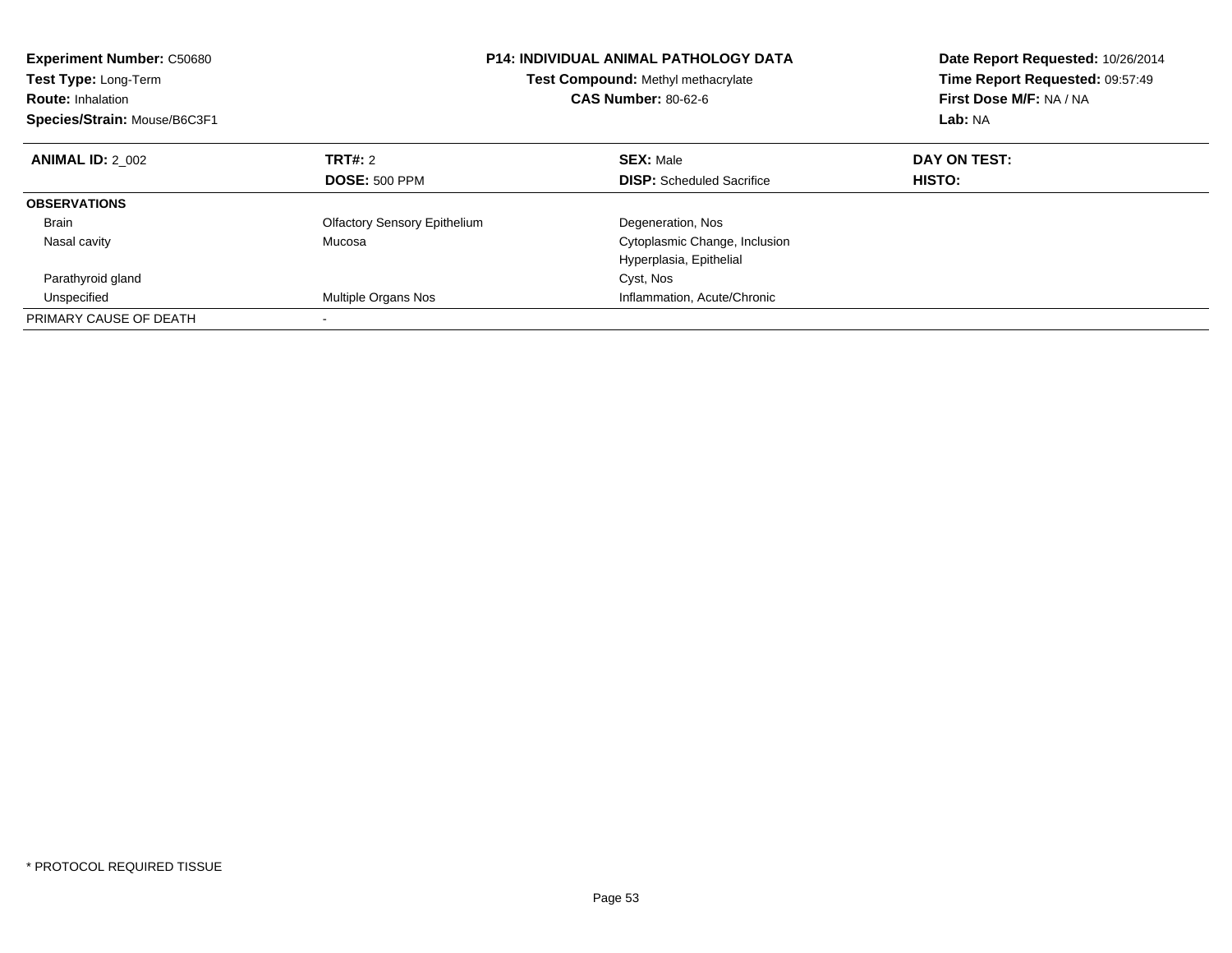**Experiment Number:** C50680
**Test Type:** Long-Term
**Route:** Inhalation
**Species/Strain:** Mouse/B6C3F1

**P14: INDIVIDUAL ANIMAL PATHOLOGY DATA**
**Test Compound:** Methyl methacrylate
**CAS Number:** 80-62-6

**Date Report Requested:** 10/26/2014
**Time Report Requested:** 09:57:49
**First Dose M/F:** NA / NA
**Lab:** NA

| **ANIMAL ID:** 2_002 | **TRT#:** 2 | **SEX:** Male | **DAY ON TEST:** |
|---|---|---|---|
| | **DOSE:** 500 PPM | **DISP:** Scheduled Sacrifice | **HISTO:** |
| **OBSERVATIONS** | | | |
| Brain | Olfactory Sensory Epithelium | Degeneration, Nos | |
| Nasal cavity | Mucosa | Cytoplasmic Change, Inclusion | |
| | | Hyperplasia, Epithelial | |
| Parathyroid gland | | Cyst, Nos | |
| Unspecified | Multiple Organs Nos | Inflammation, Acute/Chronic | |
| PRIMARY CAUSE OF DEATH | - | | |

* PROTOCOL REQUIRED TISSUE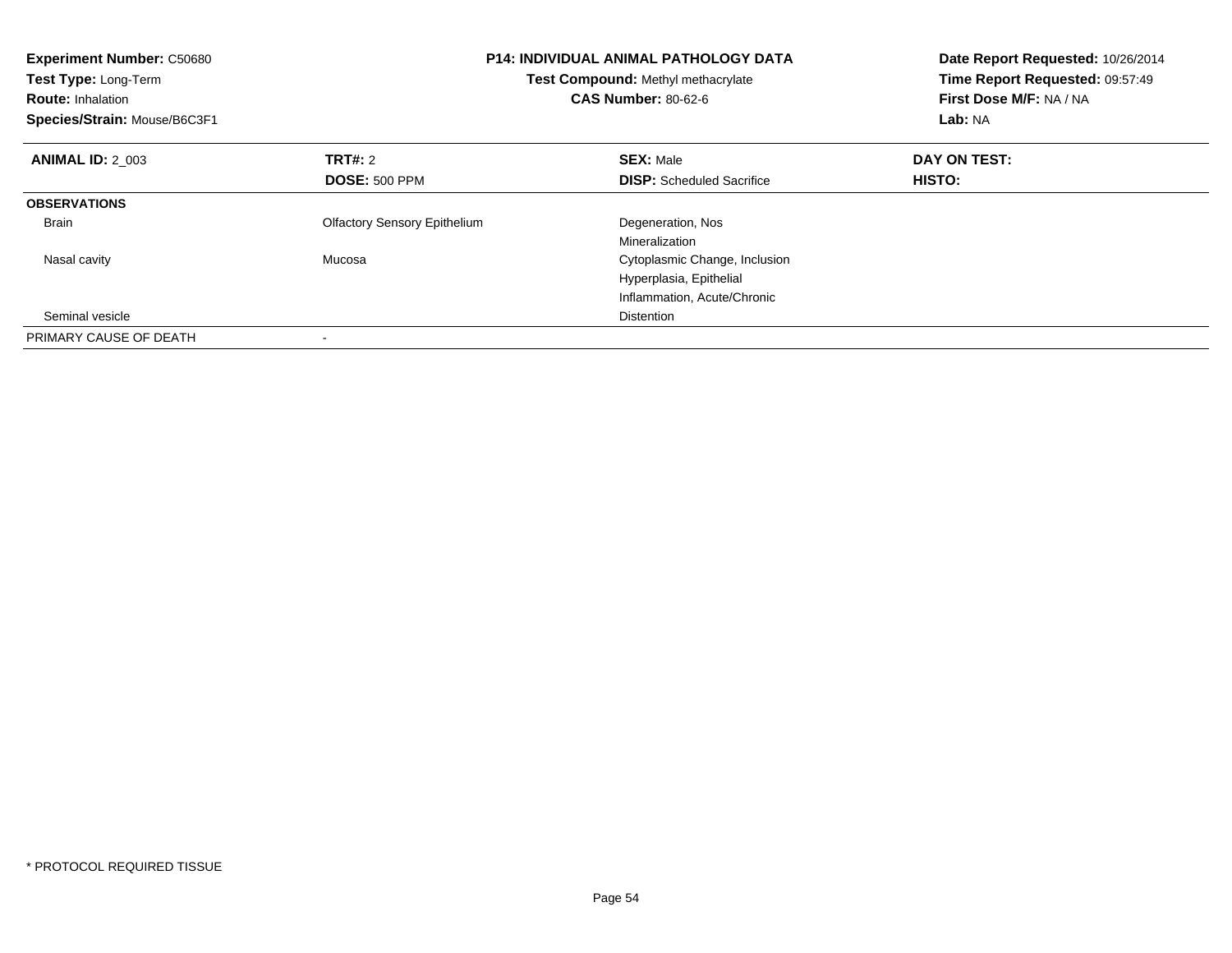**Experiment Number:** C50680
**Test Type:** Long-Term
**Route:** Inhalation
**Species/Strain:** Mouse/B6C3F1

**P14: INDIVIDUAL ANIMAL PATHOLOGY DATA**
**Test Compound:** Methyl methacrylate
**CAS Number:** 80-62-6

**Date Report Requested:** 10/26/2014
**Time Report Requested:** 09:57:49
**First Dose M/F:** NA / NA
**Lab:** NA

| **ANIMAL ID:** 2_003 | **TRT#:** 2 | **SEX:** Male | **DAY ON TEST:** |
|---|---|---|---|
| | **DOSE:** 500 PPM | **DISP:** Scheduled Sacrifice | **HISTO:** |
| **OBSERVATIONS** | | | |
| Brain | Olfactory Sensory Epithelium | Degeneration, Nos | |
| | | Mineralization | |
| Nasal cavity | Mucosa | Cytoplasmic Change, Inclusion | |
| | | Hyperplasia, Epithelial | |
| | | Inflammation, Acute/Chronic | |
| Seminal vesicle | | Distention | |
| PRIMARY CAUSE OF DEATH | - | | |

* PROTOCOL REQUIRED TISSUE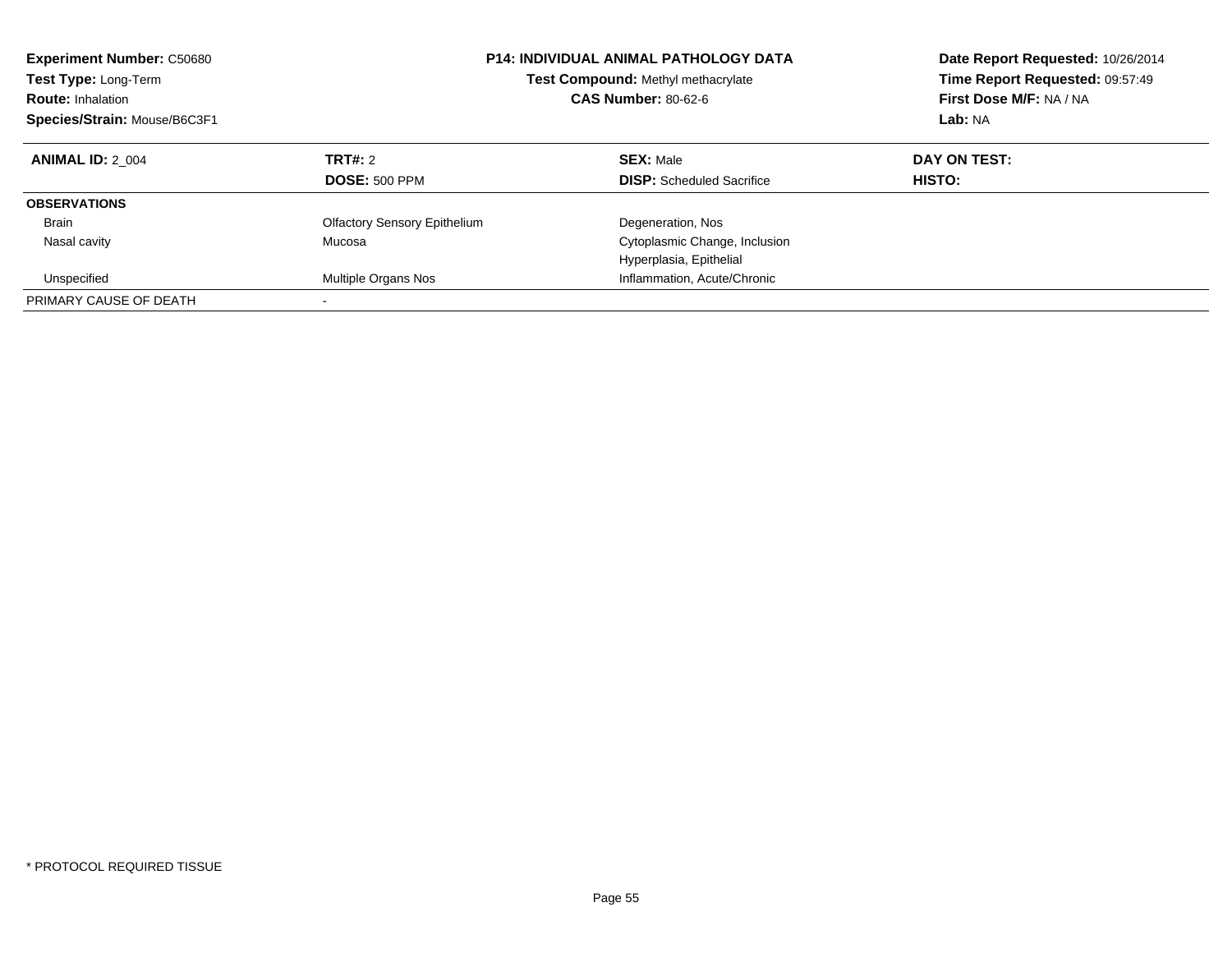**Experiment Number:** C50680
**Test Type:** Long-Term
**Route:** Inhalation
**Species/Strain:** Mouse/B6C3F1

**P14: INDIVIDUAL ANIMAL PATHOLOGY DATA**
**Test Compound:** Methyl methacrylate
**CAS Number:** 80-62-6

**Date Report Requested:** 10/26/2014
**Time Report Requested:** 09:57:49
**First Dose M/F:** NA / NA
**Lab:** NA

| **ANIMAL ID:** 2_004 | **TRT#:** 2 | **SEX:** Male | **DAY ON TEST:** |
|---|---|---|---|
| | **DOSE:** 500 PPM | **DISP:** Scheduled Sacrifice | **HISTO:** |
| **OBSERVATIONS** | | | |
| Brain | Olfactory Sensory Epithelium | Degeneration, Nos | |
| Nasal cavity | Mucosa | Cytoplasmic Change, Inclusion | |
| | | Hyperplasia, Epithelial | |
| Unspecified | Multiple Organs Nos | Inflammation, Acute/Chronic | |
| PRIMARY CAUSE OF DEATH | - | | |

* PROTOCOL REQUIRED TISSUE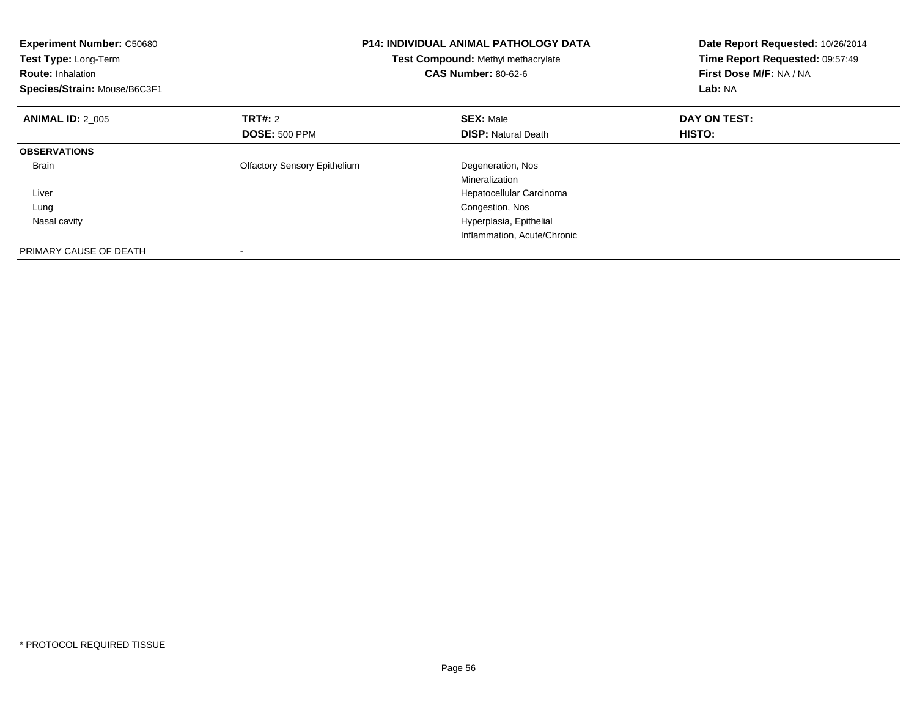**Experiment Number:** C50680
**Test Type:** Long-Term
**Route:** Inhalation
**Species/Strain:** Mouse/B6C3F1

**P14: INDIVIDUAL ANIMAL PATHOLOGY DATA**
**Test Compound:** Methyl methacrylate
**CAS Number:** 80-62-6

**Date Report Requested:** 10/26/2014
**Time Report Requested:** 09:57:49
**First Dose M/F:** NA / NA
**Lab:** NA

| **ANIMAL ID:** 2_005 | **TRT#:** 2 | **SEX:** Male | **DAY ON TEST:** |
|---|---|---|---|
| | **DOSE:** 500 PPM | **DISP:** Natural Death | **HISTO:** |
| **OBSERVATIONS** | | | |
| Brain | Olfactory Sensory Epithelium | Degeneration, Nos | |
| | | Mineralization | |
| Liver | | Hepatocellular Carcinoma | |
| Lung | | Congestion, Nos | |
| Nasal cavity | | Hyperplasia, Epithelial | |
| | | Inflammation, Acute/Chronic | |
| PRIMARY CAUSE OF DEATH | - | | |

* PROTOCOL REQUIRED TISSUE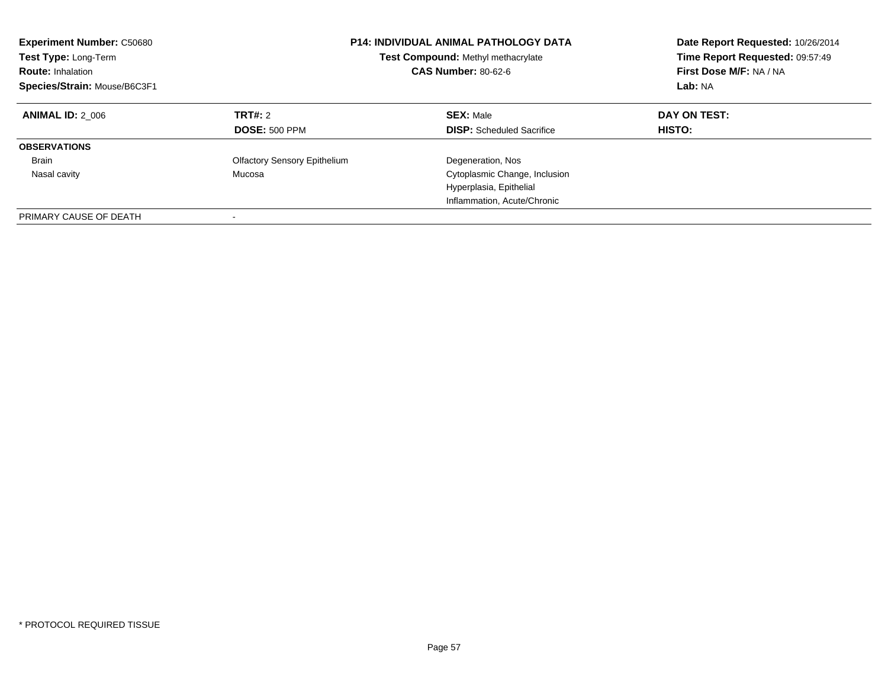**Experiment Number:** C50680
**Test Type:** Long-Term
**Route:** Inhalation
**Species/Strain:** Mouse/B6C3F1

**P14: INDIVIDUAL ANIMAL PATHOLOGY DATA**
**Test Compound:** Methyl methacrylate
**CAS Number:** 80-62-6

**Date Report Requested:** 10/26/2014
**Time Report Requested:** 09:57:49
**First Dose M/F:** NA / NA
**Lab:** NA

| **ANIMAL ID:** 2_006 | **TRT#:** 2 | **SEX:** Male | **DAY ON TEST:** |
|---|---|---|---|
| | **DOSE:** 500 PPM | **DISP:** Scheduled Sacrifice | **HISTO:** |
| **OBSERVATIONS** | | | |
| Brain | Olfactory Sensory Epithelium | Degeneration, Nos | |
| Nasal cavity | Mucosa | Cytoplasmic Change, Inclusion | |
| | | Hyperplasia, Epithelial | |
| | | Inflammation, Acute/Chronic | |
| PRIMARY CAUSE OF DEATH | - | | |

* PROTOCOL REQUIRED TISSUE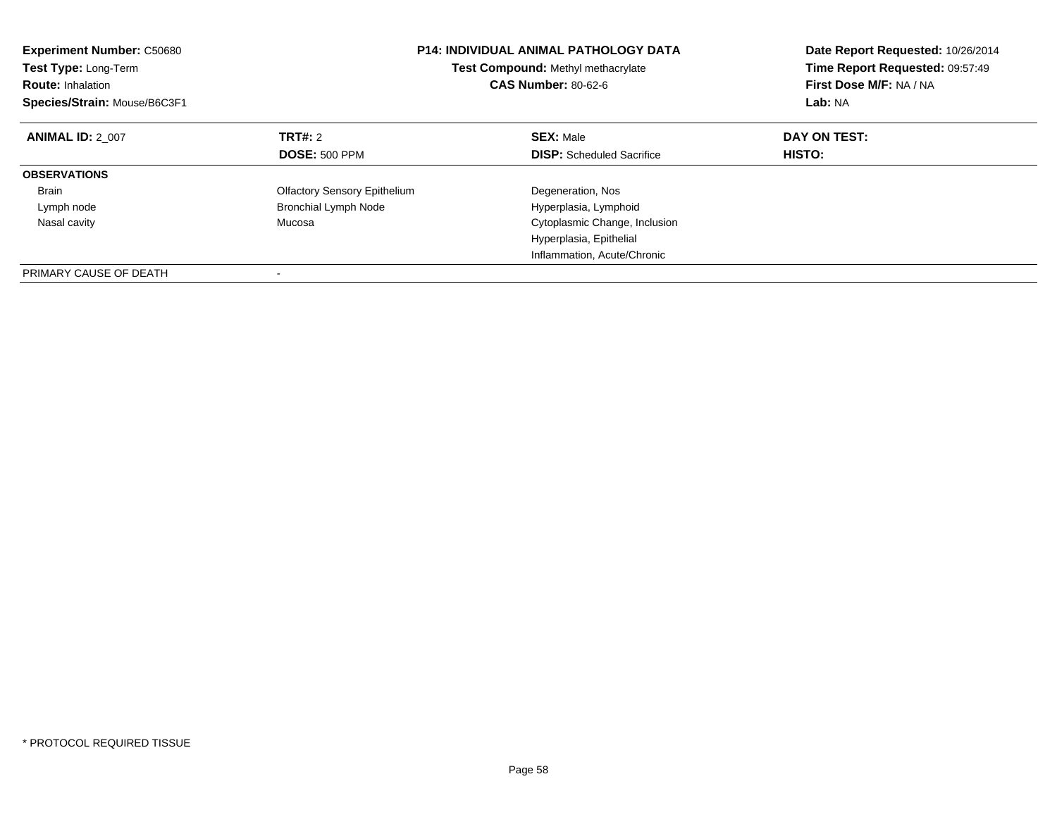**Experiment Number:** C50680
**Test Type:** Long-Term
**Route:** Inhalation
**Species/Strain:** Mouse/B6C3F1

**P14: INDIVIDUAL ANIMAL PATHOLOGY DATA**
**Test Compound:** Methyl methacrylate
**CAS Number:** 80-62-6

**Date Report Requested:** 10/26/2014
**Time Report Requested:** 09:57:49
**First Dose M/F:** NA / NA
**Lab:** NA

| **ANIMAL ID:** 2_007 | **TRT#:** 2 | **SEX:** Male | **DAY ON TEST:** |
|---|---|---|---|
| | **DOSE:** 500 PPM | **DISP:** Scheduled Sacrifice | **HISTO:** |
| **OBSERVATIONS** | | | |
| Brain | Olfactory Sensory Epithelium | Degeneration, Nos | |
| Lymph node | Bronchial Lymph Node | Hyperplasia, Lymphoid | |
| Nasal cavity | Mucosa | Cytoplasmic Change, Inclusion | |
| | | Hyperplasia, Epithelial | |
| | | Inflammation, Acute/Chronic | |
| PRIMARY CAUSE OF DEATH | - | | |

* PROTOCOL REQUIRED TISSUE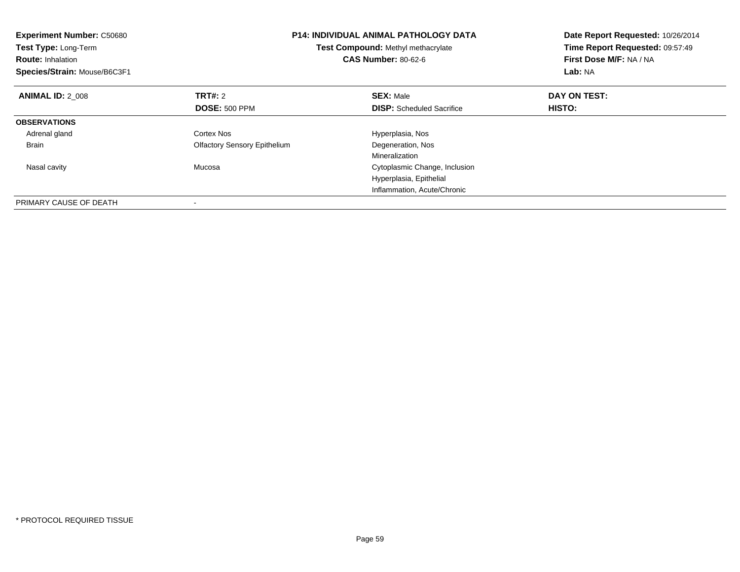**Experiment Number:** C50680
**Test Type:** Long-Term
**Route:** Inhalation
**Species/Strain:** Mouse/B6C3F1

**P14: INDIVIDUAL ANIMAL PATHOLOGY DATA**
**Test Compound:** Methyl methacrylate
**CAS Number:** 80-62-6

**Date Report Requested:** 10/26/2014
**Time Report Requested:** 09:57:49
**First Dose M/F:** NA / NA
**Lab:** NA

| **ANIMAL ID:** 2_008 | **TRT#:** 2 | **SEX:** Male | **DAY ON TEST:** |
|---|---|---|---|
| | **DOSE:** 500 PPM | **DISP:** Scheduled Sacrifice | **HISTO:** |
| **OBSERVATIONS** | | | |
| Adrenal gland | Cortex Nos | Hyperplasia, Nos | |
| Brain | Olfactory Sensory Epithelium | Degeneration, Nos | |
| | | Mineralization | |
| Nasal cavity | Mucosa | Cytoplasmic Change, Inclusion | |
| | | Hyperplasia, Epithelial | |
| | | Inflammation, Acute/Chronic | |
| PRIMARY CAUSE OF DEATH | - | | |

* PROTOCOL REQUIRED TISSUE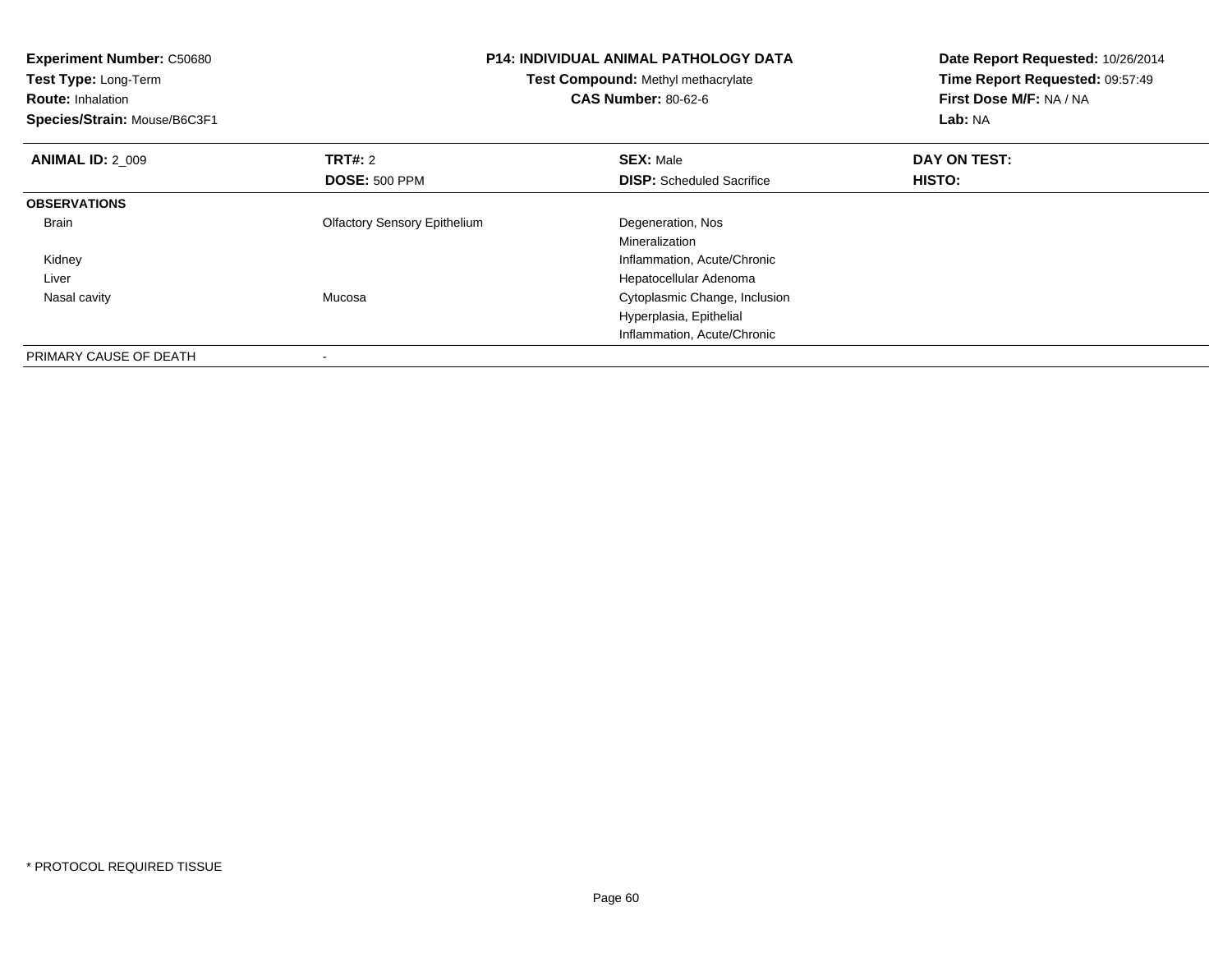**Experiment Number:** C50680
**Test Type:** Long-Term
**Route:** Inhalation
**Species/Strain:** Mouse/B6C3F1

**P14: INDIVIDUAL ANIMAL PATHOLOGY DATA**
**Test Compound:** Methyl methacrylate
**CAS Number:** 80-62-6

**Date Report Requested:** 10/26/2014
**Time Report Requested:** 09:57:49
**First Dose M/F:** NA / NA
**Lab:** NA

| **ANIMAL ID:** 2_009 | **TRT#:** 2 | **SEX:** Male | **DAY ON TEST:** |
|---|---|---|---|
| | **DOSE:** 500 PPM | **DISP:** Scheduled Sacrifice | **HISTO:** |
| **OBSERVATIONS** | | | |
| Brain | Olfactory Sensory Epithelium | Degeneration, Nos | |
| | | Mineralization | |
| Kidney | | Inflammation, Acute/Chronic | |
| Liver | | Hepatocellular Adenoma | |
| Nasal cavity | Mucosa | Cytoplasmic Change, Inclusion | |
| | | Hyperplasia, Epithelial | |
| | | Inflammation, Acute/Chronic | |
| PRIMARY CAUSE OF DEATH | - | | |

* PROTOCOL REQUIRED TISSUE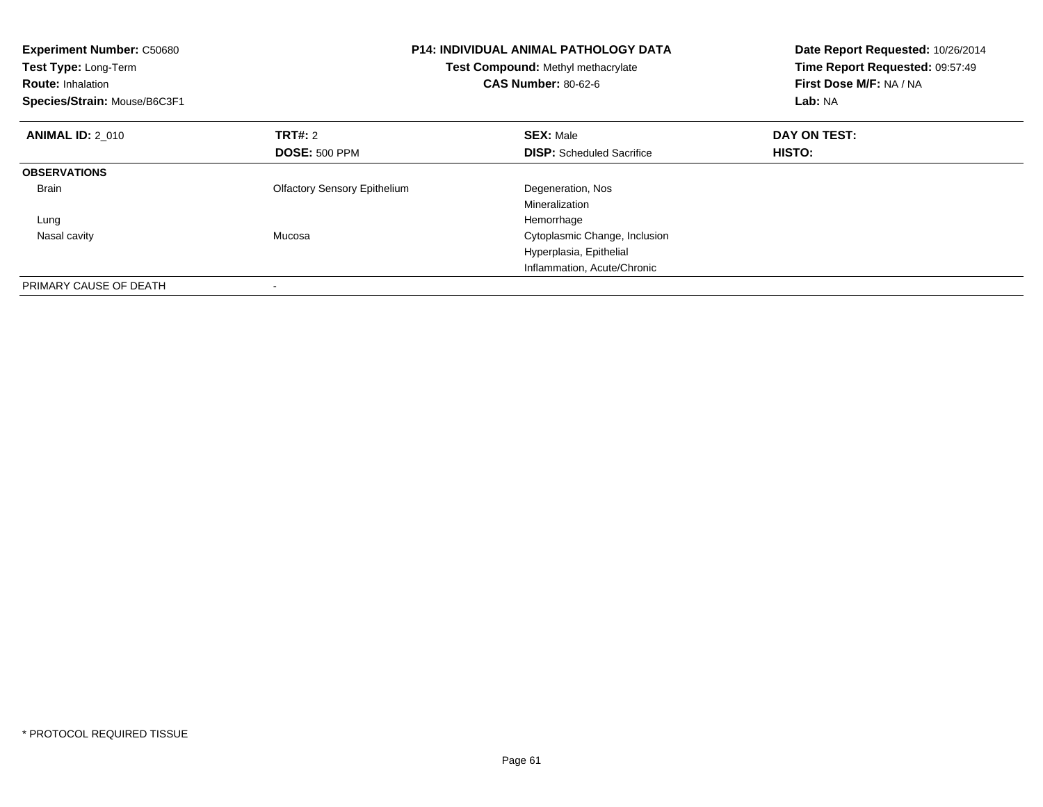**Experiment Number:** C50680
**Test Type:** Long-Term
**Route:** Inhalation
**Species/Strain:** Mouse/B6C3F1

**P14: INDIVIDUAL ANIMAL PATHOLOGY DATA**
**Test Compound:** Methyl methacrylate
**CAS Number:** 80-62-6

**Date Report Requested:** 10/26/2014
**Time Report Requested:** 09:57:49
**First Dose M/F:** NA / NA
**Lab:** NA

| **ANIMAL ID:** 2_010 | **TRT#:** 2 | **SEX:** Male | **DAY ON TEST:** |
|---|---|---|---|
| | **DOSE:** 500 PPM | **DISP:** Scheduled Sacrifice | **HISTO:** |
| **OBSERVATIONS** | | | |
| Brain | Olfactory Sensory Epithelium | Degeneration, Nos | |
| | | Mineralization | |
| Lung | | Hemorrhage | |
| Nasal cavity | Mucosa | Cytoplasmic Change, Inclusion | |
| | | Hyperplasia, Epithelial | |
| | | Inflammation, Acute/Chronic | |
| PRIMARY CAUSE OF DEATH | - | | |

* PROTOCOL REQUIRED TISSUE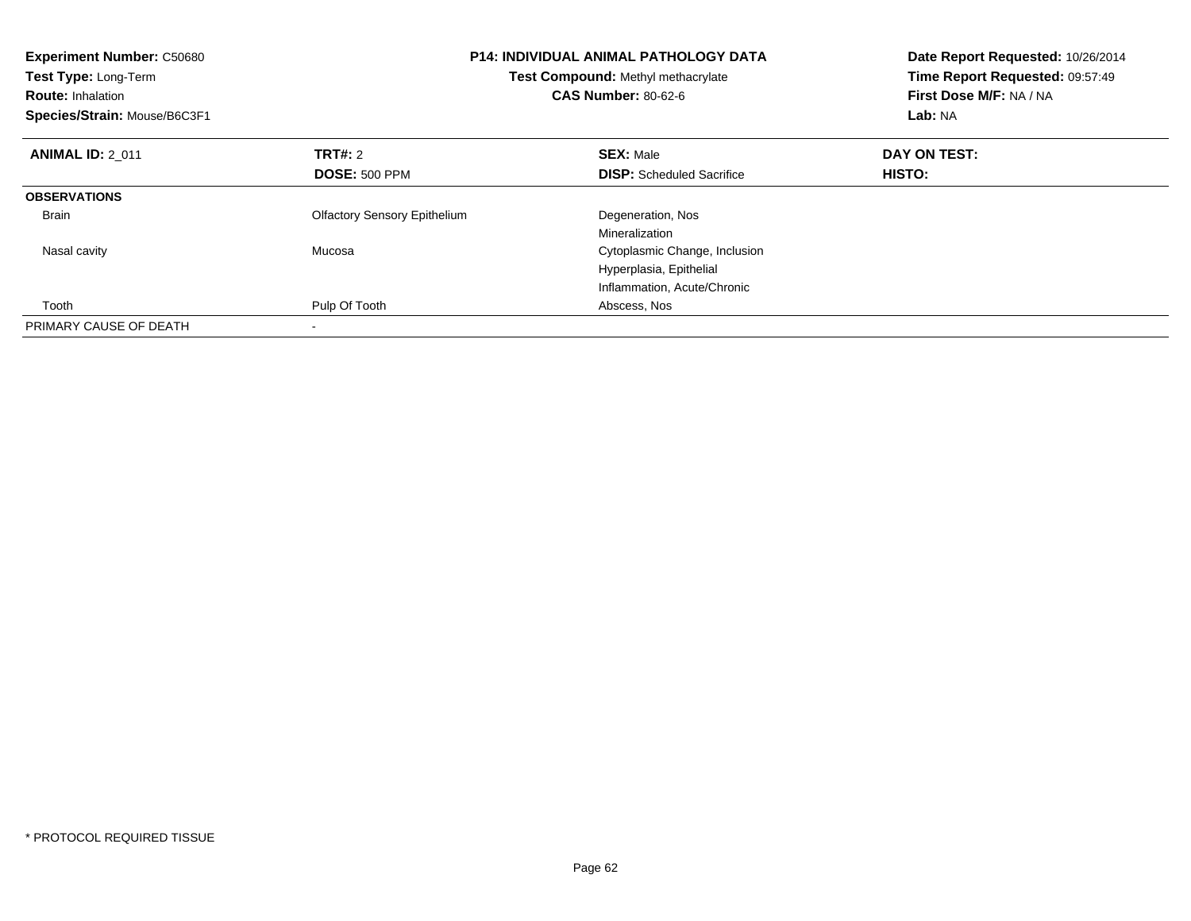**Experiment Number:** C50680
**Test Type:** Long-Term
**Route:** Inhalation
**Species/Strain:** Mouse/B6C3F1

**P14: INDIVIDUAL ANIMAL PATHOLOGY DATA**
**Test Compound:** Methyl methacrylate
**CAS Number:** 80-62-6

**Date Report Requested:** 10/26/2014
**Time Report Requested:** 09:57:49
**First Dose M/F:** NA / NA
**Lab:** NA

| **ANIMAL ID:** 2_011 | **TRT#:** 2 | **SEX:** Male | **DAY ON TEST:** |
|---|---|---|---|
| | **DOSE:** 500 PPM | **DISP:** Scheduled Sacrifice | **HISTO:** |
| **OBSERVATIONS** | | | |
| Brain | Olfactory Sensory Epithelium | Degeneration, Nos | |
| | | Mineralization | |
| Nasal cavity | Mucosa | Cytoplasmic Change, Inclusion | |
| | | Hyperplasia, Epithelial | |
| | | Inflammation, Acute/Chronic | |
| Tooth | Pulp Of Tooth | Abscess, Nos | |
| PRIMARY CAUSE OF DEATH | - | | |

\* PROTOCOL REQUIRED TISSUE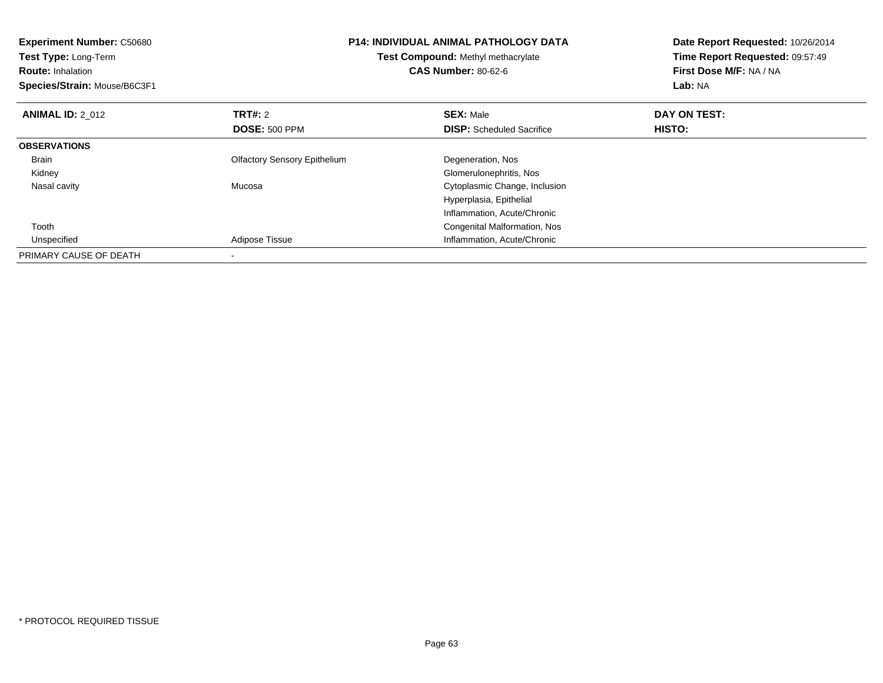**Experiment Number:** C50680
**Test Type:** Long-Term
**Route:** Inhalation
**Species/Strain:** Mouse/B6C3F1

**P14: INDIVIDUAL ANIMAL PATHOLOGY DATA**
**Test Compound:** Methyl methacrylate
**CAS Number:** 80-62-6

**Date Report Requested:** 10/26/2014
**Time Report Requested:** 09:57:49
**First Dose M/F:** NA / NA
**Lab:** NA

| **ANIMAL ID:** 2_012 | **TRT#:** 2 | **SEX:** Male | **DAY ON TEST:** |
|---|---|---|---|
| | **DOSE:** 500 PPM | **DISP:** Scheduled Sacrifice | **HISTO:** |
| **OBSERVATIONS** | | | |
| Brain | Olfactory Sensory Epithelium | Degeneration, Nos | |
| Kidney | | Glomerulonephritis, Nos | |
| Nasal cavity | Mucosa | Cytoplasmic Change, Inclusion | |
| | | Hyperplasia, Epithelial | |
| | | Inflammation, Acute/Chronic | |
| Tooth | | Congenital Malformation, Nos | |
| Unspecified | Adipose Tissue | Inflammation, Acute/Chronic | |
| PRIMARY CAUSE OF DEATH | - | | |

* PROTOCOL REQUIRED TISSUE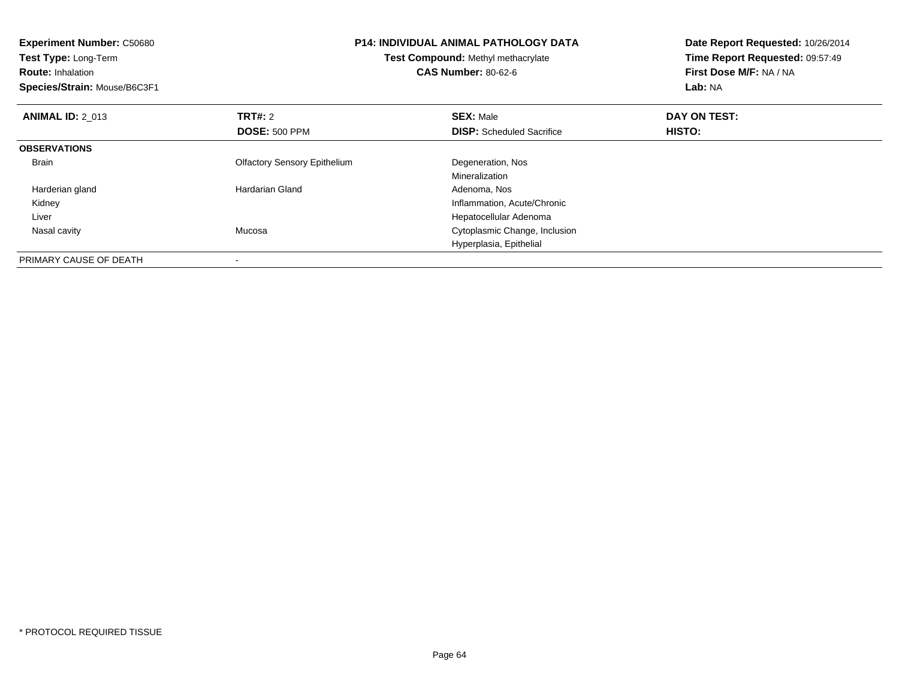**Experiment Number:** C50680
**Test Type:** Long-Term
**Route:** Inhalation
**Species/Strain:** Mouse/B6C3F1

**P14: INDIVIDUAL ANIMAL PATHOLOGY DATA**
**Test Compound:** Methyl methacrylate
**CAS Number:** 80-62-6

**Date Report Requested:** 10/26/2014
**Time Report Requested:** 09:57:49
**First Dose M/F:** NA / NA
**Lab:** NA

| **ANIMAL ID:** 2_013 | **TRT#:** 2 | **SEX:** Male | **DAY ON TEST:** |
|---|---|---|---|
| | **DOSE:** 500 PPM | **DISP:** Scheduled Sacrifice | **HISTO:** |
| **OBSERVATIONS** | | | |
| Brain | Olfactory Sensory Epithelium | Degeneration, Nos | |
| | | Mineralization | |
| Harderian gland | Hardarian Gland | Adenoma, Nos | |
| Kidney | | Inflammation, Acute/Chronic | |
| Liver | | Hepatocellular Adenoma | |
| Nasal cavity | Mucosa | Cytoplasmic Change, Inclusion | |
| | | Hyperplasia, Epithelial | |
| PRIMARY CAUSE OF DEATH | - | | |

* PROTOCOL REQUIRED TISSUE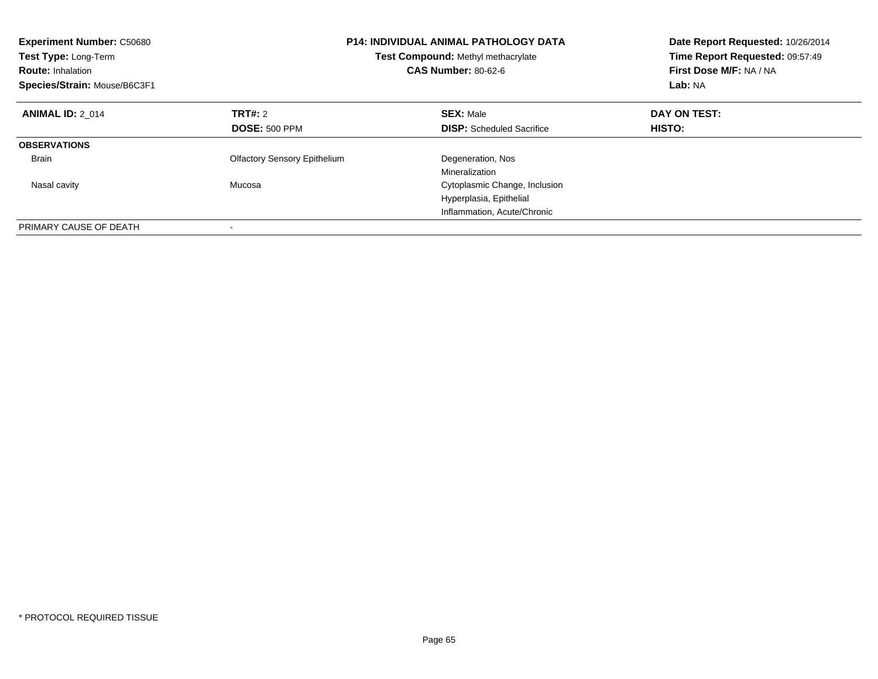**Experiment Number:** C50680
**Test Type:** Long-Term
**Route:** Inhalation
**Species/Strain:** Mouse/B6C3F1

**P14: INDIVIDUAL ANIMAL PATHOLOGY DATA**
**Test Compound:** Methyl methacrylate
**CAS Number:** 80-62-6

**Date Report Requested:** 10/26/2014
**Time Report Requested:** 09:57:49
**First Dose M/F:** NA / NA
**Lab:** NA

| **ANIMAL ID:** 2_014 | **TRT#:** 2 | **SEX:** Male | **DAY ON TEST:** |
|---|---|---|---|
| | **DOSE:** 500 PPM | **DISP:** Scheduled Sacrifice | **HISTO:** |
| **OBSERVATIONS** | | | |
| Brain | Olfactory Sensory Epithelium | Degeneration, Nos | |
| | | Mineralization | |
| Nasal cavity | Mucosa | Cytoplasmic Change, Inclusion | |
| | | Hyperplasia, Epithelial | |
| | | Inflammation, Acute/Chronic | |
| PRIMARY CAUSE OF DEATH | - | | |

\* PROTOCOL REQUIRED TISSUE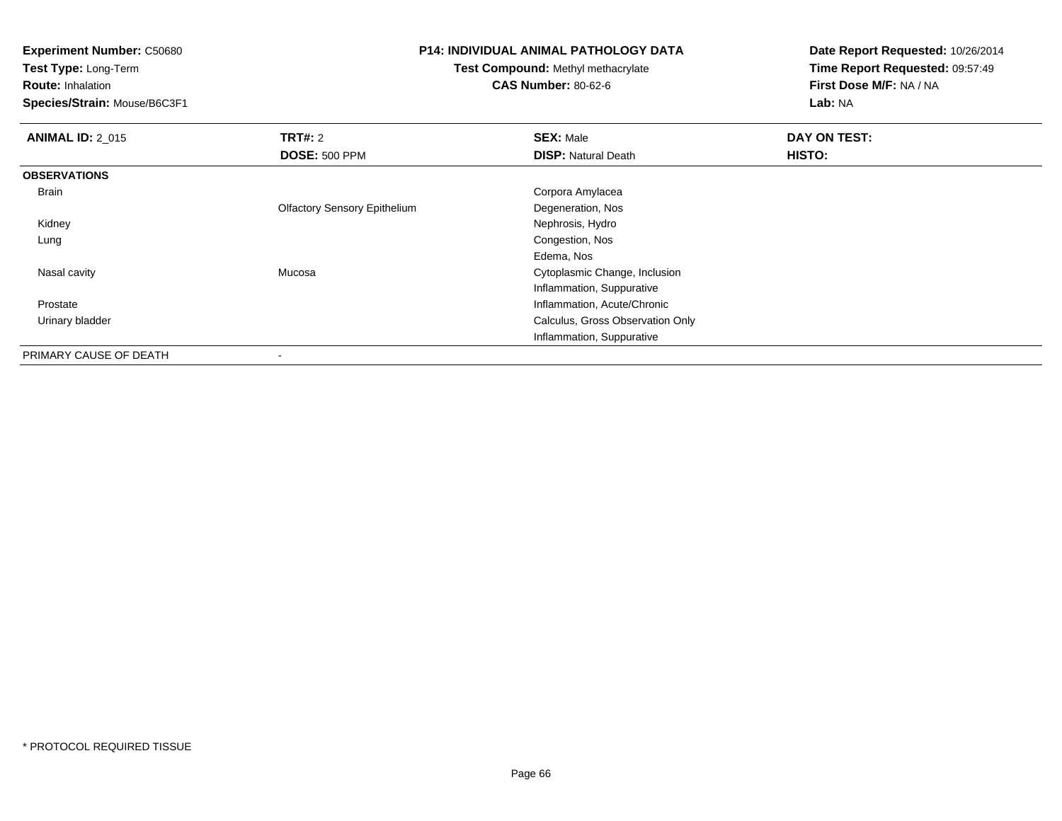**Experiment Number:** C50680
**Test Type:** Long-Term
**Route:** Inhalation
**Species/Strain:** Mouse/B6C3F1

**P14: INDIVIDUAL ANIMAL PATHOLOGY DATA**
**Test Compound:** Methyl methacrylate
**CAS Number:** 80-62-6

**Date Report Requested:** 10/26/2014
**Time Report Requested:** 09:57:49
**First Dose M/F:** NA / NA
**Lab:** NA

| **ANIMAL ID:** 2_015 | **TRT#:** 2 | **SEX:** Male | **DAY ON TEST:** |
|---|---|---|---|
| | **DOSE:** 500 PPM | **DISP:** Natural Death | **HISTO:** |
| **OBSERVATIONS** | | | |
| Brain | | Corpora Amylacea | |
| | Olfactory Sensory Epithelium | Degeneration, Nos | |
| Kidney | | Nephrosis, Hydro | |
| Lung | | Congestion, Nos | |
| | | Edema, Nos | |
| Nasal cavity | Mucosa | Cytoplasmic Change, Inclusion | |
| | | Inflammation, Suppurative | |
| Prostate | | Inflammation, Acute/Chronic | |
| Urinary bladder | | Calculus, Gross Observation Only | |
| | | Inflammation, Suppurative | |
| PRIMARY CAUSE OF DEATH | - | | |

* PROTOCOL REQUIRED TISSUE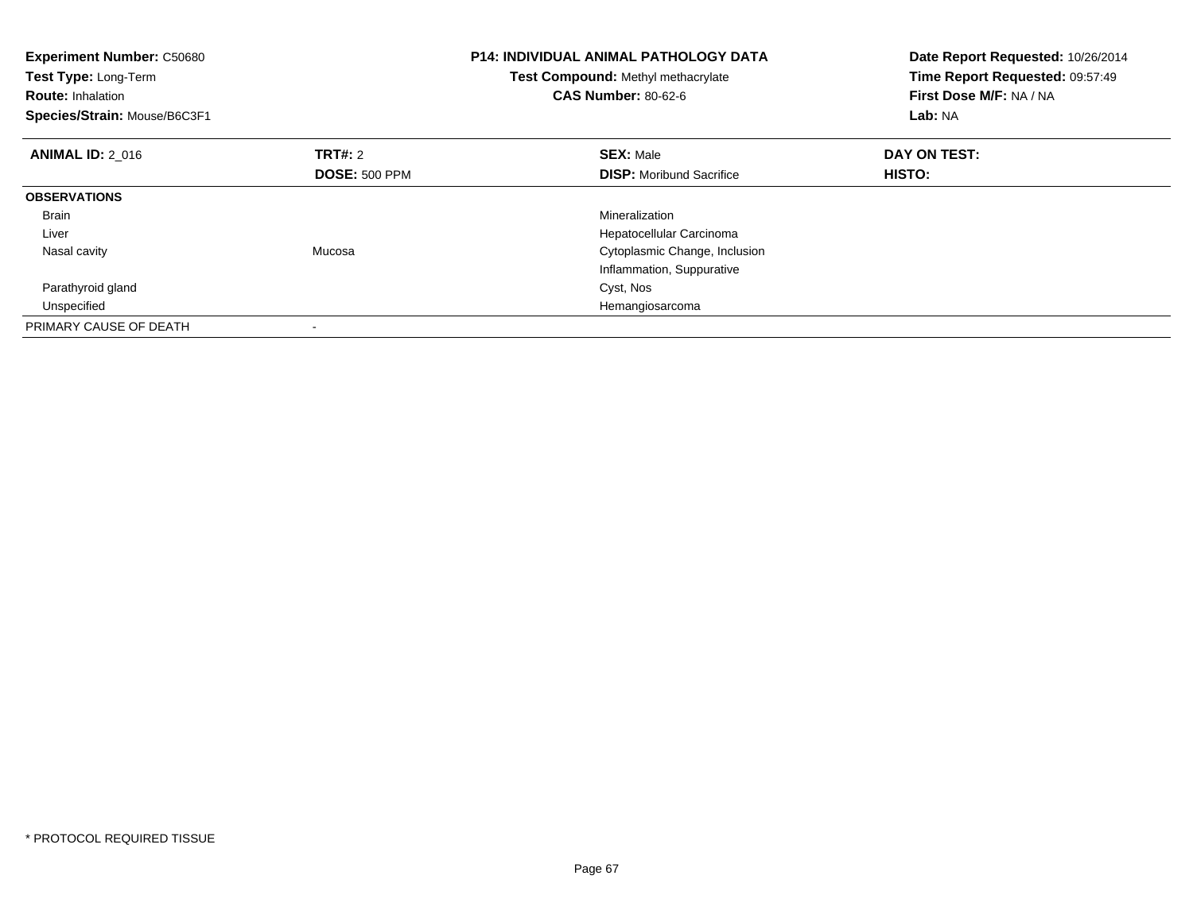**Experiment Number:** C50680
**Test Type:** Long-Term
**Route:** Inhalation
**Species/Strain:** Mouse/B6C3F1

**P14: INDIVIDUAL ANIMAL PATHOLOGY DATA**
**Test Compound:** Methyl methacrylate
**CAS Number:** 80-62-6

**Date Report Requested:** 10/26/2014
**Time Report Requested:** 09:57:49
**First Dose M/F:** NA / NA
**Lab:** NA

| **ANIMAL ID:** 2_016 | **TRT#:** 2 | **SEX:** Male | **DAY ON TEST:** |
|---|---|---|---|
| | **DOSE:** 500 PPM | **DISP:** Moribund Sacrifice | **HISTO:** |
| **OBSERVATIONS** | | | |
| Brain | | Mineralization | |
| Liver | | Hepatocellular Carcinoma | |
| Nasal cavity | Mucosa | Cytoplasmic Change, Inclusion | |
| | | Inflammation, Suppurative | |
| Parathyroid gland | | Cyst, Nos | |
| Unspecified | | Hemangiosarcoma | |
| PRIMARY CAUSE OF DEATH | - | | |

* PROTOCOL REQUIRED TISSUE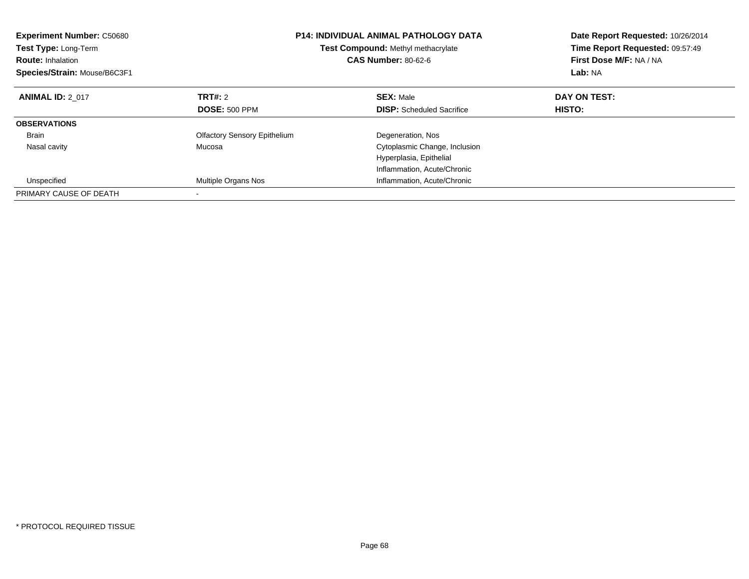**Experiment Number:** C50680
**Test Type:** Long-Term
**Route:** Inhalation
**Species/Strain:** Mouse/B6C3F1

**P14: INDIVIDUAL ANIMAL PATHOLOGY DATA**
**Test Compound:** Methyl methacrylate
**CAS Number:** 80-62-6

**Date Report Requested:** 10/26/2014
**Time Report Requested:** 09:57:49
**First Dose M/F:** NA / NA
**Lab:** NA

| **ANIMAL ID:** 2_017 | **TRT#:** 2 | **SEX:** Male | **DAY ON TEST:** |
|---|---|---|---|
| | **DOSE:** 500 PPM | **DISP:** Scheduled Sacrifice | **HISTO:** |
| **OBSERVATIONS** | | | |
| Brain | Olfactory Sensory Epithelium | Degeneration, Nos | |
| Nasal cavity | Mucosa | Cytoplasmic Change, Inclusion | |
| | | Hyperplasia, Epithelial | |
| | | Inflammation, Acute/Chronic | |
| Unspecified | Multiple Organs Nos | Inflammation, Acute/Chronic | |
| PRIMARY CAUSE OF DEATH | - | | |

* PROTOCOL REQUIRED TISSUE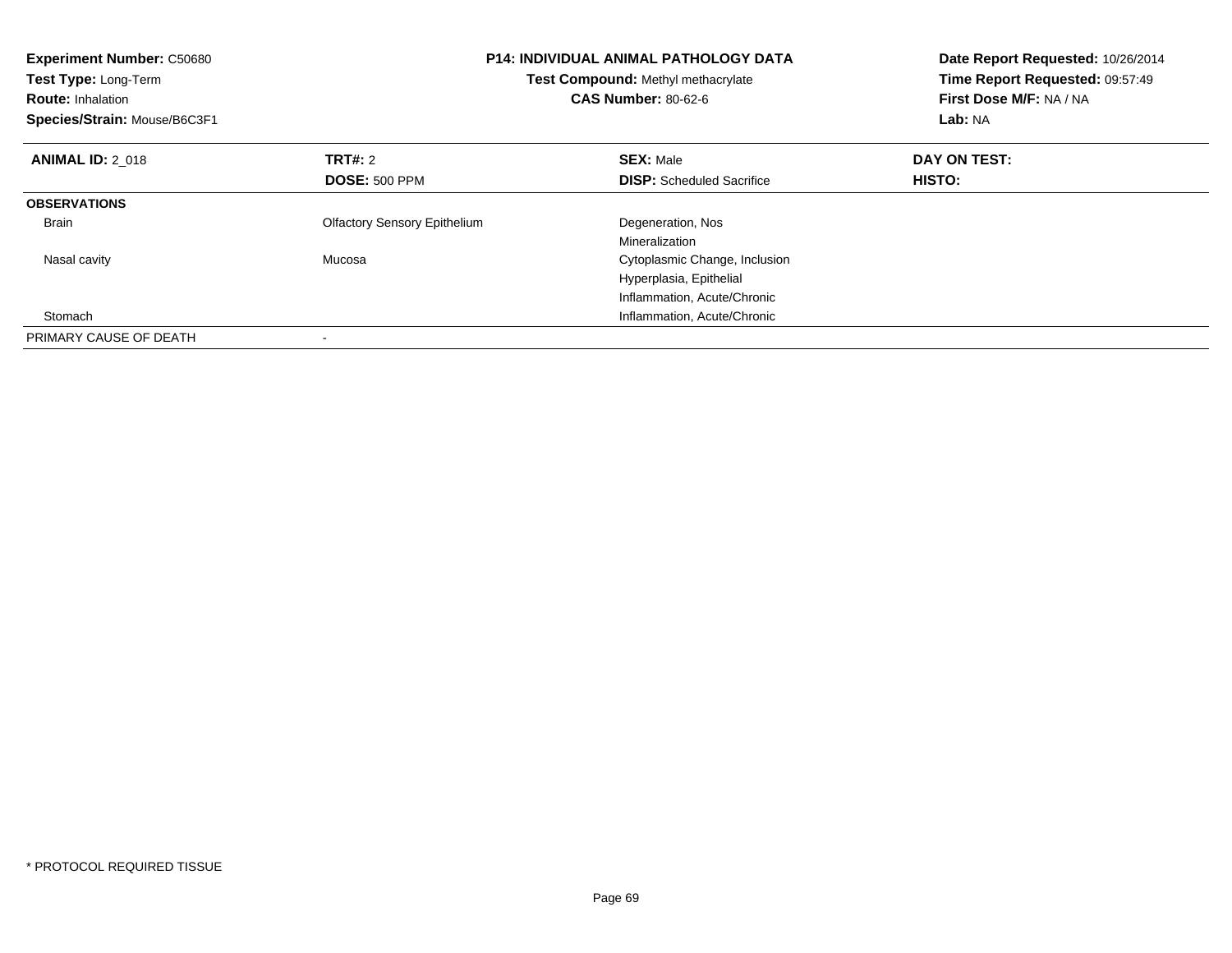**Experiment Number:** C50680
**Test Type:** Long-Term
**Route:** Inhalation
**Species/Strain:** Mouse/B6C3F1

**P14: INDIVIDUAL ANIMAL PATHOLOGY DATA**
**Test Compound:** Methyl methacrylate
**CAS Number:** 80-62-6

**Date Report Requested:** 10/26/2014
**Time Report Requested:** 09:57:49
**First Dose M/F:** NA / NA
**Lab:** NA

| **ANIMAL ID:** 2_018 | **TRT#:** 2 | **SEX:** Male | **DAY ON TEST:** |
|---|---|---|---|
| | **DOSE:** 500 PPM | **DISP:** Scheduled Sacrifice | **HISTO:** |
| **OBSERVATIONS** | | | |
| Brain | Olfactory Sensory Epithelium | Degeneration, Nos | |
| | | Mineralization | |
| Nasal cavity | Mucosa | Cytoplasmic Change, Inclusion | |
| | | Hyperplasia, Epithelial | |
| | | Inflammation, Acute/Chronic | |
| Stomach | | Inflammation, Acute/Chronic | |
| PRIMARY CAUSE OF DEATH | - | | |

* PROTOCOL REQUIRED TISSUE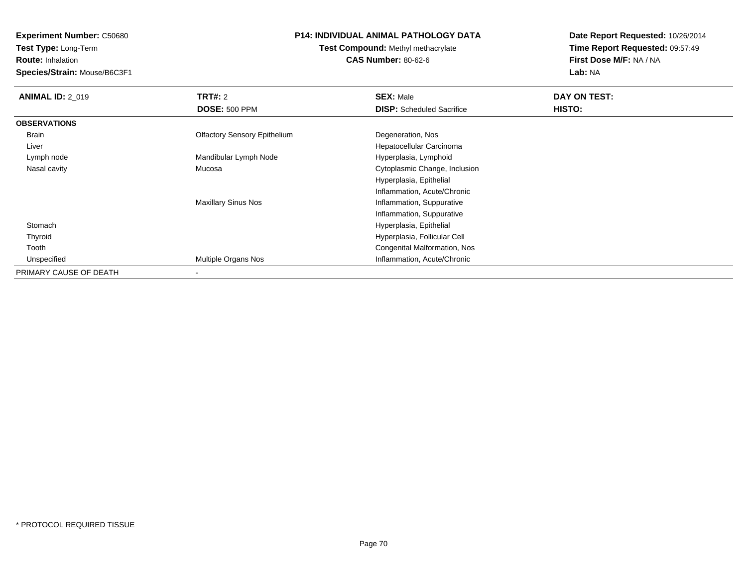**Experiment Number:** C50680
**Test Type:** Long-Term
**Route:** Inhalation
**Species/Strain:** Mouse/B6C3F1

**P14: INDIVIDUAL ANIMAL PATHOLOGY DATA**
**Test Compound:** Methyl methacrylate
**CAS Number:** 80-62-6

**Date Report Requested:** 10/26/2014
**Time Report Requested:** 09:57:49
**First Dose M/F:** NA / NA
**Lab:** NA

| **ANIMAL ID:** 2_019 | **TRT#:** 2 | **SEX:** Male | **DAY ON TEST:** |
|---|---|---|---|
| | **DOSE:** 500 PPM | **DISP:** Scheduled Sacrifice | **HISTO:** |
| **OBSERVATIONS** | | | |
| Brain | Olfactory Sensory Epithelium | Degeneration, Nos | |
| Liver | | Hepatocellular Carcinoma | |
| Lymph node | Mandibular Lymph Node | Hyperplasia, Lymphoid | |
| Nasal cavity | Mucosa | Cytoplasmic Change, Inclusion | |
| | | Hyperplasia, Epithelial | |
| | | Inflammation, Acute/Chronic | |
| | Maxillary Sinus Nos | Inflammation, Suppurative | |
| | | Inflammation, Suppurative | |
| Stomach | | Hyperplasia, Epithelial | |
| Thyroid | | Hyperplasia, Follicular Cell | |
| Tooth | | Congenital Malformation, Nos | |
| Unspecified | Multiple Organs Nos | Inflammation, Acute/Chronic | |
| PRIMARY CAUSE OF DEATH | - | | |

\* PROTOCOL REQUIRED TISSUE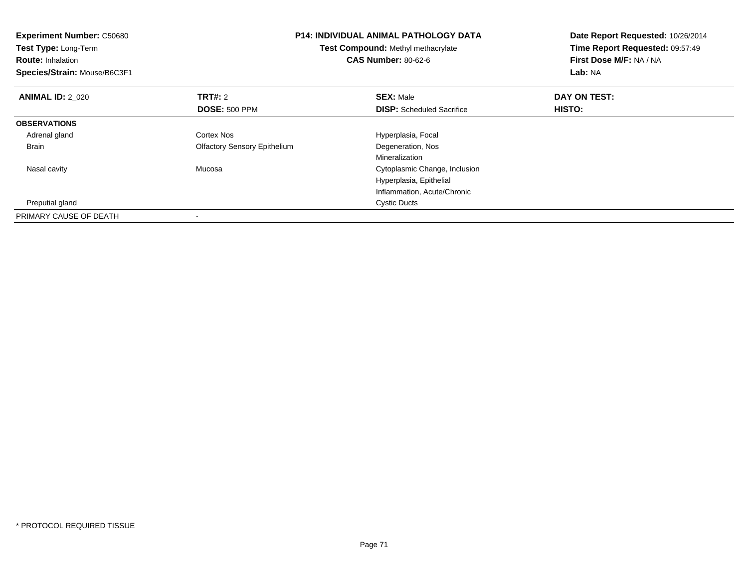**Experiment Number:** C50680
**Test Type:** Long-Term
**Route:** Inhalation
**Species/Strain:** Mouse/B6C3F1

**P14: INDIVIDUAL ANIMAL PATHOLOGY DATA**
**Test Compound:** Methyl methacrylate
**CAS Number:** 80-62-6

**Date Report Requested:** 10/26/2014
**Time Report Requested:** 09:57:49
**First Dose M/F:** NA / NA
**Lab:** NA

| **ANIMAL ID:** 2_020 | **TRT#:** 2 | **SEX:** Male | **DAY ON TEST:** |
|---|---|---|---|
| | **DOSE:** 500 PPM | **DISP:** Scheduled Sacrifice | **HISTO:** |
| **OBSERVATIONS** | | | |
| Adrenal gland | Cortex Nos | Hyperplasia, Focal | |
| Brain | Olfactory Sensory Epithelium | Degeneration, Nos | |
| | | Mineralization | |
| Nasal cavity | Mucosa | Cytoplasmic Change, Inclusion | |
| | | Hyperplasia, Epithelial | |
| | | Inflammation, Acute/Chronic | |
| Preputial gland | | Cystic Ducts | |
| PRIMARY CAUSE OF DEATH | - | | |

* PROTOCOL REQUIRED TISSUE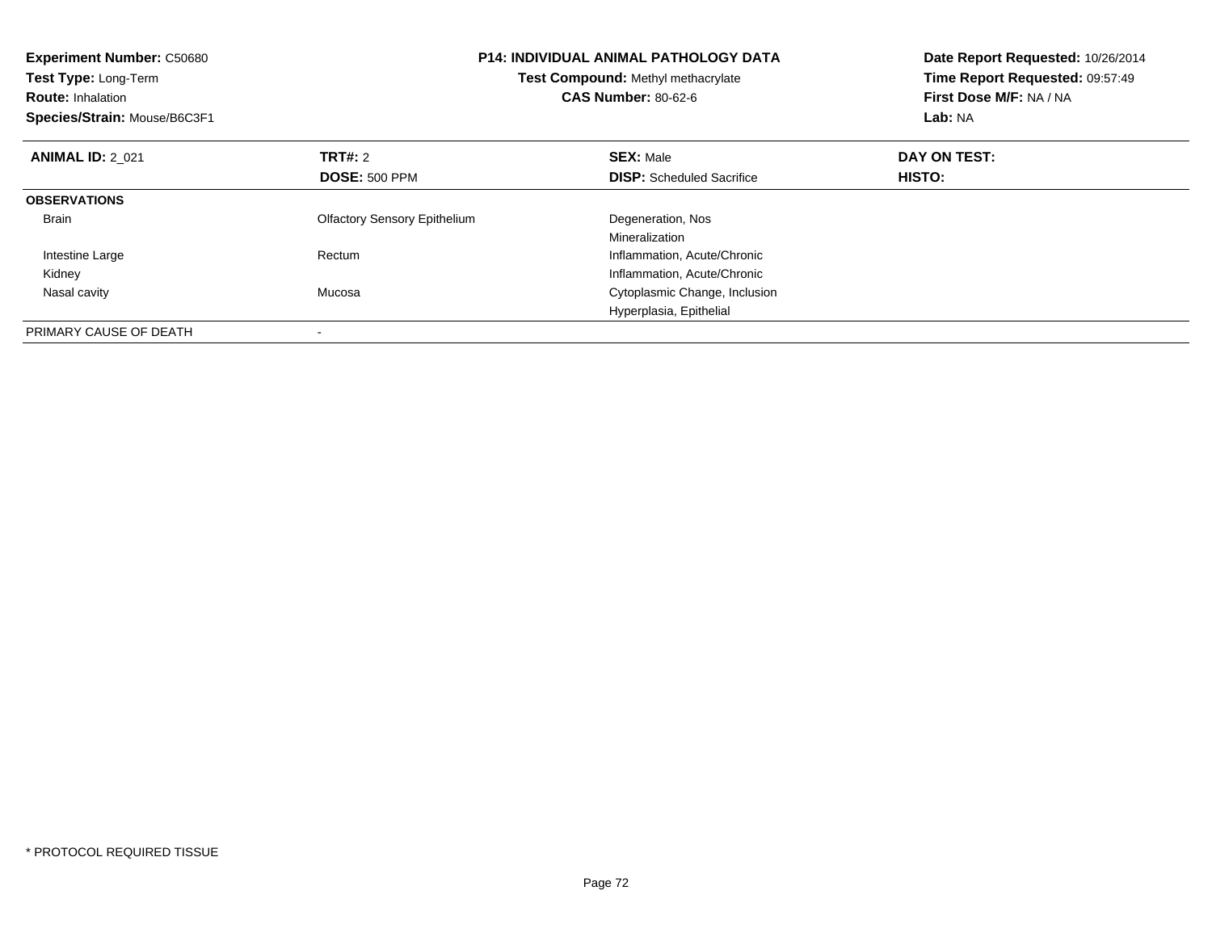**Experiment Number:** C50680
**Test Type:** Long-Term
**Route:** Inhalation
**Species/Strain:** Mouse/B6C3F1

**P14: INDIVIDUAL ANIMAL PATHOLOGY DATA**
**Test Compound:** Methyl methacrylate
**CAS Number:** 80-62-6

**Date Report Requested:** 10/26/2014
**Time Report Requested:** 09:57:49
**First Dose M/F:** NA / NA
**Lab:** NA

| **ANIMAL ID:** 2_021 | **TRT#:** 2 | **SEX:** Male | **DAY ON TEST:** |
|---|---|---|---|
| | **DOSE:** 500 PPM | **DISP:** Scheduled Sacrifice | **HISTO:** |
| **OBSERVATIONS** | | | |
| Brain | Olfactory Sensory Epithelium | Degeneration, Nos | |
| | | Mineralization | |
| Intestine Large | Rectum | Inflammation, Acute/Chronic | |
| Kidney | | Inflammation, Acute/Chronic | |
| Nasal cavity | Mucosa | Cytoplasmic Change, Inclusion | |
| | | Hyperplasia, Epithelial | |
| PRIMARY CAUSE OF DEATH | - | | |

* PROTOCOL REQUIRED TISSUE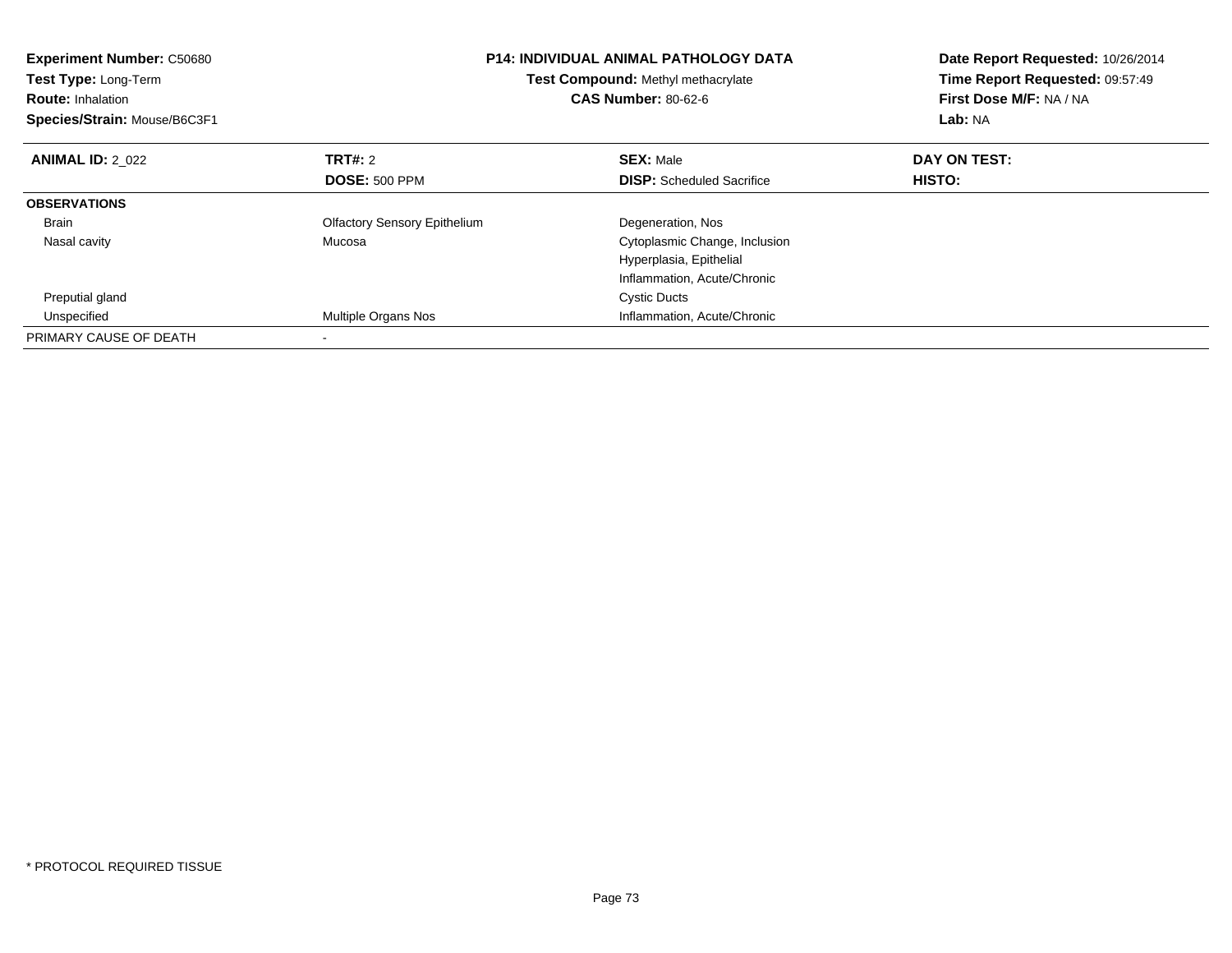**Experiment Number:** C50680
**Test Type:** Long-Term
**Route:** Inhalation
**Species/Strain:** Mouse/B6C3F1

**P14: INDIVIDUAL ANIMAL PATHOLOGY DATA**
**Test Compound:** Methyl methacrylate
**CAS Number:** 80-62-6

**Date Report Requested:** 10/26/2014
**Time Report Requested:** 09:57:49
**First Dose M/F:** NA / NA
**Lab:** NA

| **ANIMAL ID:** 2_022 | **TRT#:** 2 | **SEX:** Male | **DAY ON TEST:** |
|---|---|---|---|
| | **DOSE:** 500 PPM | **DISP:** Scheduled Sacrifice | **HISTO:** |
| **OBSERVATIONS** | | | |
| Brain | Olfactory Sensory Epithelium | Degeneration, Nos | |
| Nasal cavity | Mucosa | Cytoplasmic Change, Inclusion | |
| | | Hyperplasia, Epithelial | |
| | | Inflammation, Acute/Chronic | |
| Preputial gland | | Cystic Ducts | |
| Unspecified | Multiple Organs Nos | Inflammation, Acute/Chronic | |
| PRIMARY CAUSE OF DEATH | - | | |

* PROTOCOL REQUIRED TISSUE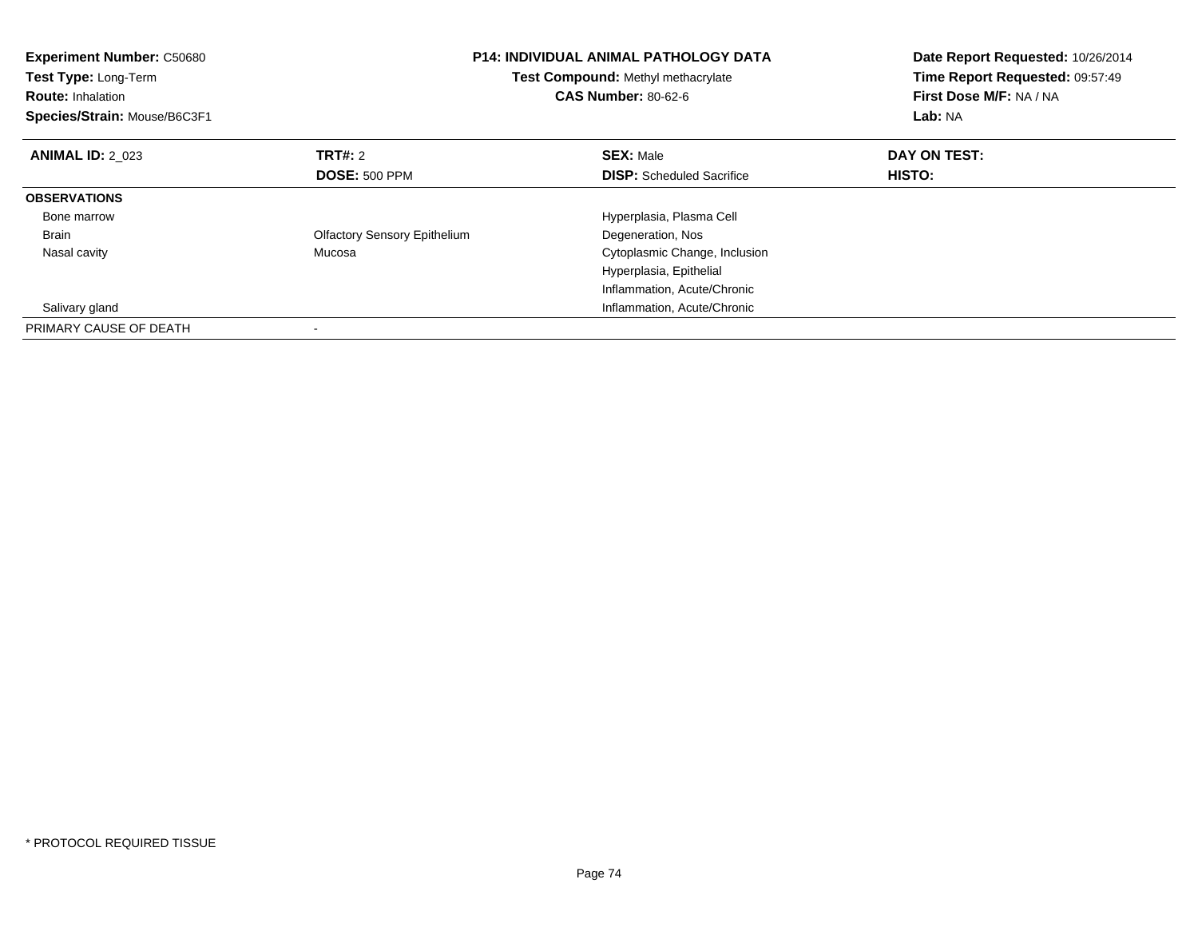**Experiment Number:** C50680
**Test Type:** Long-Term
**Route:** Inhalation
**Species/Strain:** Mouse/B6C3F1

**P14: INDIVIDUAL ANIMAL PATHOLOGY DATA**
**Test Compound:** Methyl methacrylate
**CAS Number:** 80-62-6

**Date Report Requested:** 10/26/2014
**Time Report Requested:** 09:57:49
**First Dose M/F:** NA / NA
**Lab:** NA

| **ANIMAL ID:** 2_023 | **TRT#:** 2 | **SEX:** Male | **DAY ON TEST:** |
|---|---|---|---|
| | **DOSE:** 500 PPM | **DISP:** Scheduled Sacrifice | **HISTO:** |
| **OBSERVATIONS** | | | |
| Bone marrow | | Hyperplasia, Plasma Cell | |
| Brain | Olfactory Sensory Epithelium | Degeneration, Nos | |
| Nasal cavity | Mucosa | Cytoplasmic Change, Inclusion | |
| | | Hyperplasia, Epithelial | |
| | | Inflammation, Acute/Chronic | |
| Salivary gland | | Inflammation, Acute/Chronic | |
| PRIMARY CAUSE OF DEATH | - | | |

* PROTOCOL REQUIRED TISSUE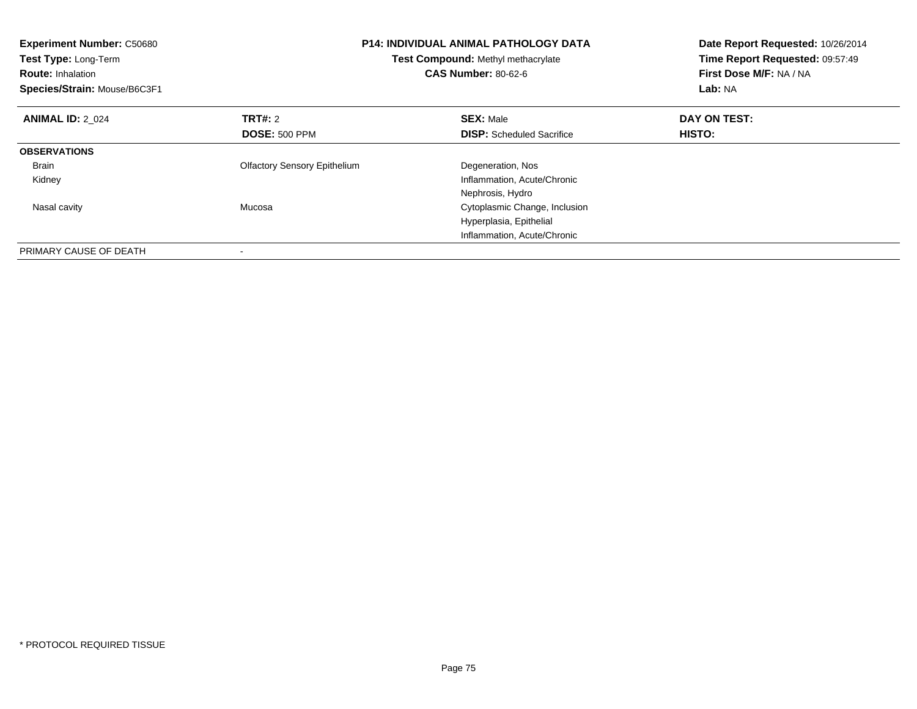**Experiment Number:** C50680
**Test Type:** Long-Term
**Route:** Inhalation
**Species/Strain:** Mouse/B6C3F1

**P14: INDIVIDUAL ANIMAL PATHOLOGY DATA**
**Test Compound:** Methyl methacrylate
**CAS Number:** 80-62-6

**Date Report Requested:** 10/26/2014
**Time Report Requested:** 09:57:49
**First Dose M/F:** NA / NA
**Lab:** NA

| **ANIMAL ID:** 2_024 | **TRT#:** 2 | **SEX:** Male | **DAY ON TEST:** |
|---|---|---|---|
| | **DOSE:** 500 PPM | **DISP:** Scheduled Sacrifice | **HISTO:** |
| **OBSERVATIONS** | | | |
| Brain | Olfactory Sensory Epithelium | Degeneration, Nos | |
| Kidney | | Inflammation, Acute/Chronic | |
| | | Nephrosis, Hydro | |
| Nasal cavity | Mucosa | Cytoplasmic Change, Inclusion | |
| | | Hyperplasia, Epithelial | |
| | | Inflammation, Acute/Chronic | |
| PRIMARY CAUSE OF DEATH | - | | |

* PROTOCOL REQUIRED TISSUE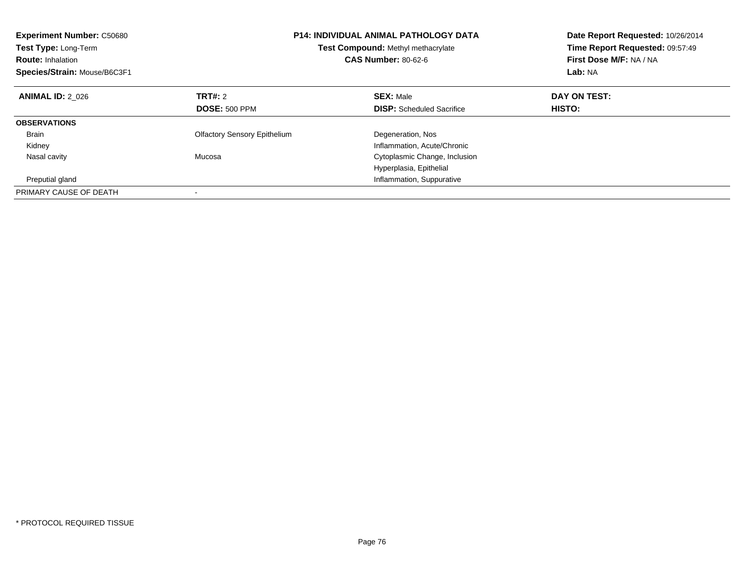**Experiment Number:** C50680
**Test Type:** Long-Term
**Route:** Inhalation
**Species/Strain:** Mouse/B6C3F1

**P14: INDIVIDUAL ANIMAL PATHOLOGY DATA**
**Test Compound:** Methyl methacrylate
**CAS Number:** 80-62-6

**Date Report Requested:** 10/26/2014
**Time Report Requested:** 09:57:49
**First Dose M/F:** NA / NA
**Lab:** NA

| **ANIMAL ID:** 2_026 | **TRT#:** 2 | **SEX:** Male | **DAY ON TEST:** |
|---|---|---|---|
| | **DOSE:** 500 PPM | **DISP:** Scheduled Sacrifice | **HISTO:** |
| **OBSERVATIONS** | | | |
| Brain | Olfactory Sensory Epithelium | Degeneration, Nos | |
| Kidney | | Inflammation, Acute/Chronic | |
| Nasal cavity | Mucosa | Cytoplasmic Change, Inclusion | |
| | | Hyperplasia, Epithelial | |
| Preputial gland | | Inflammation, Suppurative | |
| PRIMARY CAUSE OF DEATH | - | | |

* PROTOCOL REQUIRED TISSUE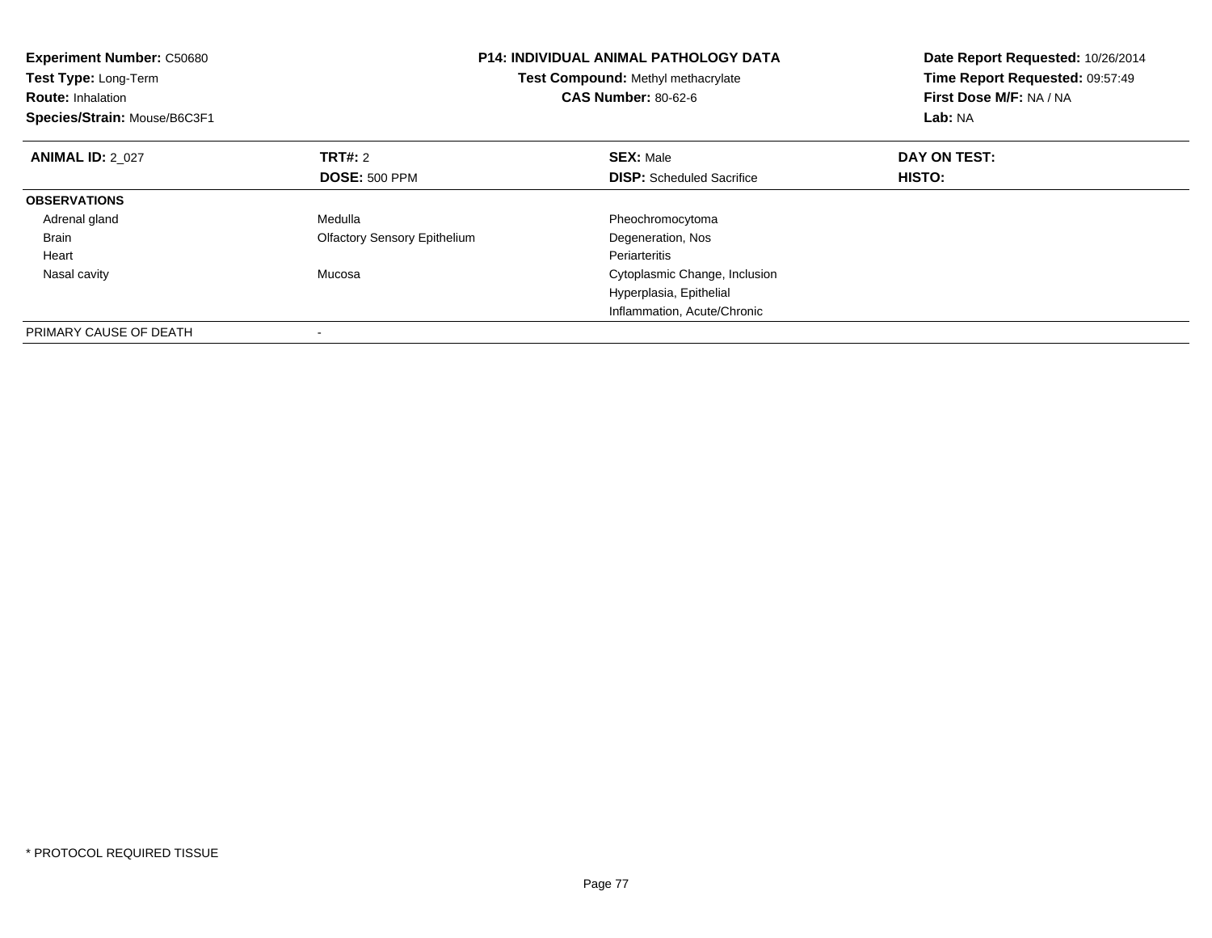**Experiment Number:** C50680
**Test Type:** Long-Term
**Route:** Inhalation
**Species/Strain:** Mouse/B6C3F1

**P14: INDIVIDUAL ANIMAL PATHOLOGY DATA**
**Test Compound:** Methyl methacrylate
**CAS Number:** 80-62-6

**Date Report Requested:** 10/26/2014
**Time Report Requested:** 09:57:49
**First Dose M/F:** NA / NA
**Lab:** NA

| **ANIMAL ID:** 2_027 | **TRT#:** 2 | **SEX:** Male | **DAY ON TEST:** |
|---|---|---|---|
| | **DOSE:** 500 PPM | **DISP:** Scheduled Sacrifice | **HISTO:** |
| **OBSERVATIONS** | | | |
| Adrenal gland | Medulla | Pheochromocytoma | |
| Brain | Olfactory Sensory Epithelium | Degeneration, Nos | |
| Heart | | Periarteritis | |
| Nasal cavity | Mucosa | Cytoplasmic Change, Inclusion | |
| | | Hyperplasia, Epithelial | |
| | | Inflammation, Acute/Chronic | |
| PRIMARY CAUSE OF DEATH | - | | |

* PROTOCOL REQUIRED TISSUE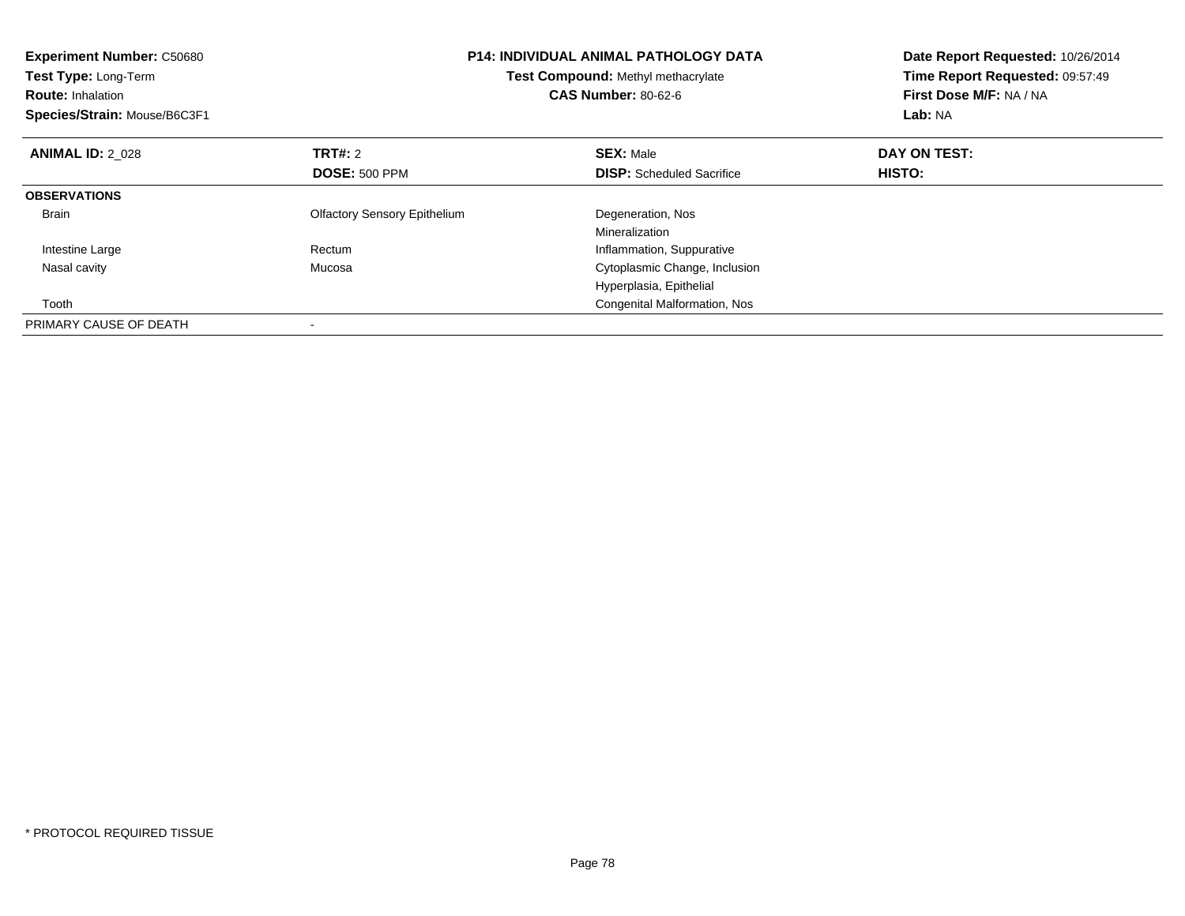**Experiment Number:** C50680
**Test Type:** Long-Term
**Route:** Inhalation
**Species/Strain:** Mouse/B6C3F1

**P14: INDIVIDUAL ANIMAL PATHOLOGY DATA**
**Test Compound:** Methyl methacrylate
**CAS Number:** 80-62-6

**Date Report Requested:** 10/26/2014
**Time Report Requested:** 09:57:49
**First Dose M/F:** NA / NA
**Lab:** NA

| **ANIMAL ID:** 2_028 | **TRT#:** 2 | **SEX:** Male | **DAY ON TEST:** |
|---|---|---|---|
| | **DOSE:** 500 PPM | **DISP:** Scheduled Sacrifice | **HISTO:** |
| **OBSERVATIONS** | | | |
| Brain | Olfactory Sensory Epithelium | Degeneration, Nos | |
| | | Mineralization | |
| Intestine Large | Rectum | Inflammation, Suppurative | |
| Nasal cavity | Mucosa | Cytoplasmic Change, Inclusion | |
| | | Hyperplasia, Epithelial | |
| Tooth | | Congenital Malformation, Nos | |
| PRIMARY CAUSE OF DEATH | - | | |

\* PROTOCOL REQUIRED TISSUE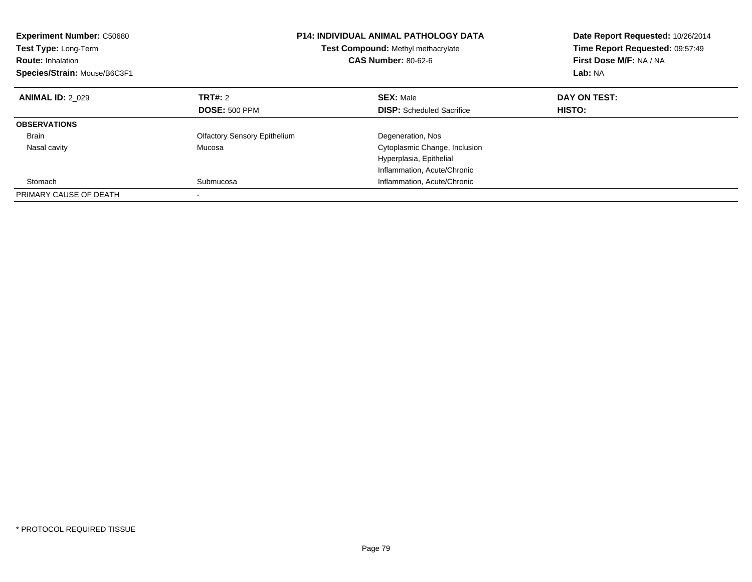**Experiment Number:** C50680
**Test Type:** Long-Term
**Route:** Inhalation
**Species/Strain:** Mouse/B6C3F1

**P14: INDIVIDUAL ANIMAL PATHOLOGY DATA**
**Test Compound:** Methyl methacrylate
**CAS Number:** 80-62-6

**Date Report Requested:** 10/26/2014
**Time Report Requested:** 09:57:49
**First Dose M/F:** NA / NA
**Lab:** NA

| **ANIMAL ID:** 2_029 | **TRT#:** 2 | **SEX:** Male | **DAY ON TEST:** |
|---|---|---|---|
| | **DOSE:** 500 PPM | **DISP:** Scheduled Sacrifice | **HISTO:** |
| **OBSERVATIONS** | | | |
| Brain | Olfactory Sensory Epithelium | Degeneration, Nos | |
| Nasal cavity | Mucosa | Cytoplasmic Change, Inclusion | |
| | | Hyperplasia, Epithelial | |
| | | Inflammation, Acute/Chronic | |
| Stomach | Submucosa | Inflammation, Acute/Chronic | |
| PRIMARY CAUSE OF DEATH | - | | |

* PROTOCOL REQUIRED TISSUE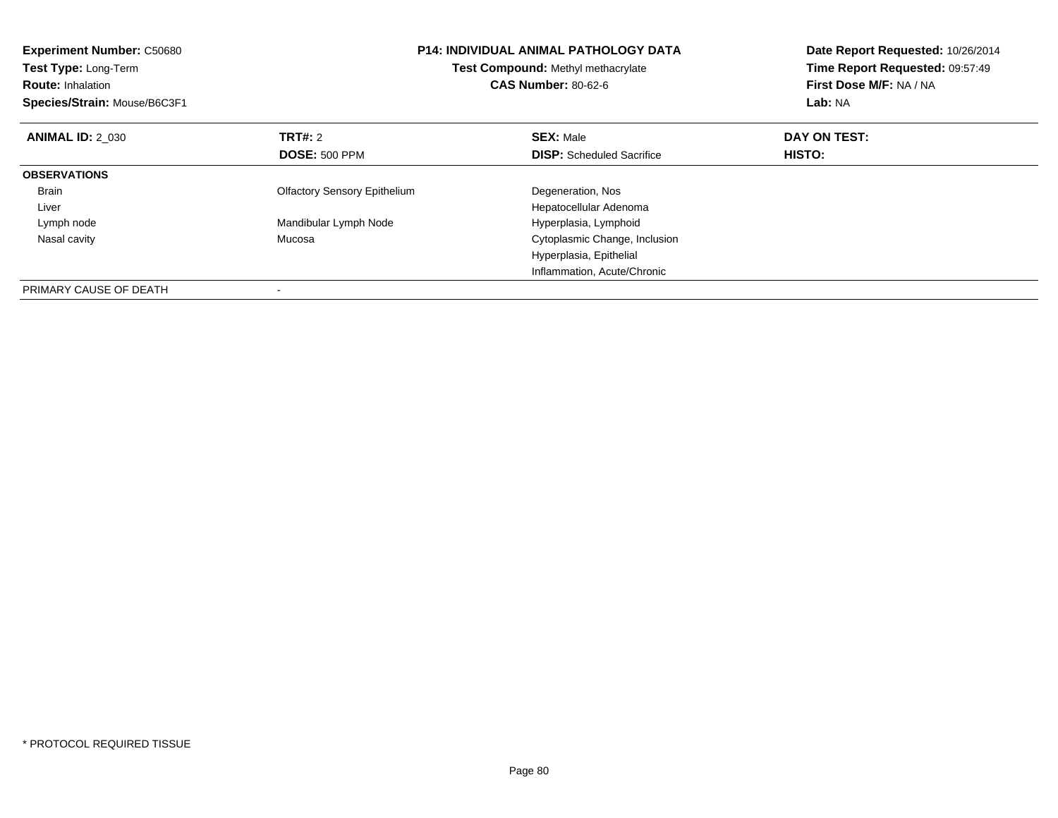**Experiment Number:** C50680
**Test Type:** Long-Term
**Route:** Inhalation
**Species/Strain:** Mouse/B6C3F1

**P14: INDIVIDUAL ANIMAL PATHOLOGY DATA**
**Test Compound:** Methyl methacrylate
**CAS Number:** 80-62-6

**Date Report Requested:** 10/26/2014
**Time Report Requested:** 09:57:49
**First Dose M/F:** NA / NA
**Lab:** NA

| **ANIMAL ID:** 2_030 | **TRT#:** 2 | **SEX:** Male | **DAY ON TEST:** |
|---|---|---|---|
| | **DOSE:** 500 PPM | **DISP:** Scheduled Sacrifice | **HISTO:** |
| **OBSERVATIONS** | | | |
| Brain | Olfactory Sensory Epithelium | Degeneration, Nos | |
| Liver | | Hepatocellular Adenoma | |
| Lymph node | Mandibular Lymph Node | Hyperplasia, Lymphoid | |
| Nasal cavity | Mucosa | Cytoplasmic Change, Inclusion | |
| | | Hyperplasia, Epithelial | |
| | | Inflammation, Acute/Chronic | |
| PRIMARY CAUSE OF DEATH | - | | |

\* PROTOCOL REQUIRED TISSUE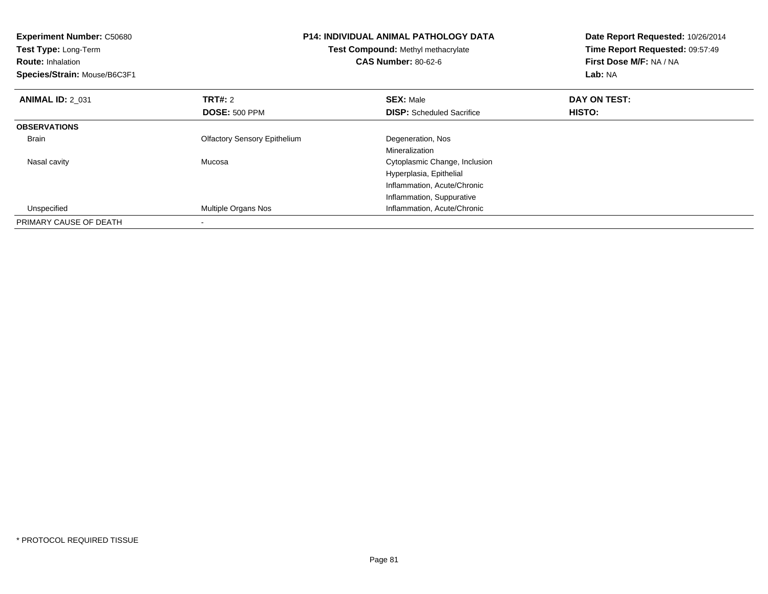**Experiment Number:** C50680
**Test Type:** Long-Term
**Route:** Inhalation
**Species/Strain:** Mouse/B6C3F1

**P14: INDIVIDUAL ANIMAL PATHOLOGY DATA**
**Test Compound:** Methyl methacrylate
**CAS Number:** 80-62-6

**Date Report Requested:** 10/26/2014
**Time Report Requested:** 09:57:49
**First Dose M/F:** NA / NA
**Lab:** NA

| **ANIMAL ID:** 2_031 | **TRT#:** 2 | **SEX:** Male | **DAY ON TEST:** |
|---|---|---|---|
| | **DOSE:** 500 PPM | **DISP:** Scheduled Sacrifice | **HISTO:** |
| **OBSERVATIONS** | | | |
| Brain | Olfactory Sensory Epithelium | Degeneration, Nos | |
| | | Mineralization | |
| Nasal cavity | Mucosa | Cytoplasmic Change, Inclusion | |
| | | Hyperplasia, Epithelial | |
| | | Inflammation, Acute/Chronic | |
| | | Inflammation, Suppurative | |
| Unspecified | Multiple Organs Nos | Inflammation, Acute/Chronic | |
| PRIMARY CAUSE OF DEATH | - | | |

* PROTOCOL REQUIRED TISSUE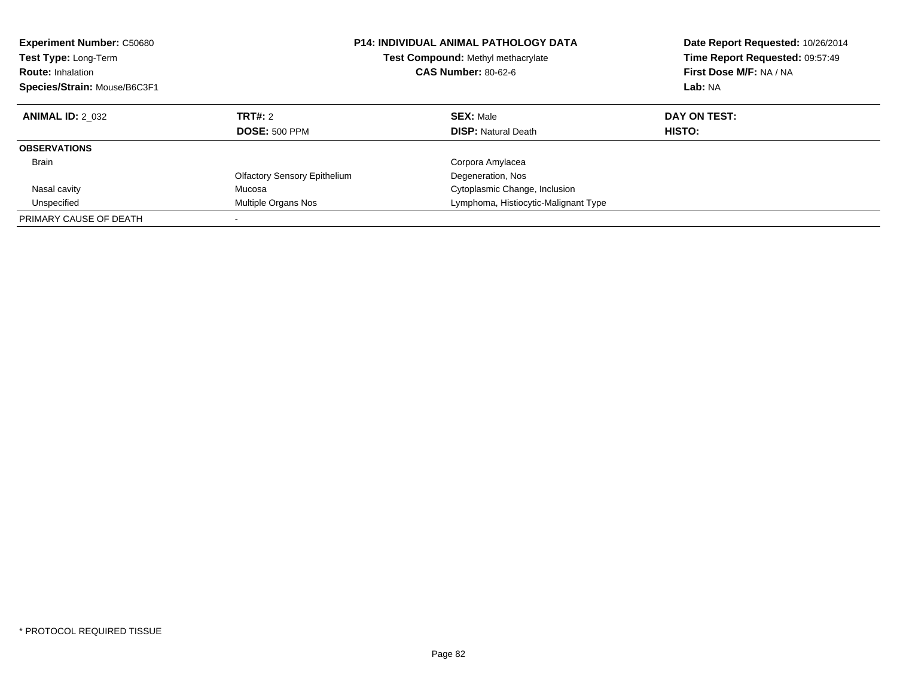**Experiment Number:** C50680
**Test Type:** Long-Term
**Route:** Inhalation
**Species/Strain:** Mouse/B6C3F1

**P14: INDIVIDUAL ANIMAL PATHOLOGY DATA**
**Test Compound:** Methyl methacrylate
**CAS Number:** 80-62-6

**Date Report Requested:** 10/26/2014
**Time Report Requested:** 09:57:49
**First Dose M/F:** NA / NA
**Lab:** NA

| **ANIMAL ID:** 2_032 | **TRT#:** 2 | **SEX:** Male | **DAY ON TEST:** |
|---|---|---|---|
| | **DOSE:** 500 PPM | **DISP:** Natural Death | **HISTO:** |
| **OBSERVATIONS** | | | |
| Brain | | Corpora Amylacea | |
| | Olfactory Sensory Epithelium | Degeneration, Nos | |
| Nasal cavity | Mucosa | Cytoplasmic Change, Inclusion | |
| Unspecified | Multiple Organs Nos | Lymphoma, Histiocytic-Malignant Type | |
| PRIMARY CAUSE OF DEATH | - | | |

* PROTOCOL REQUIRED TISSUE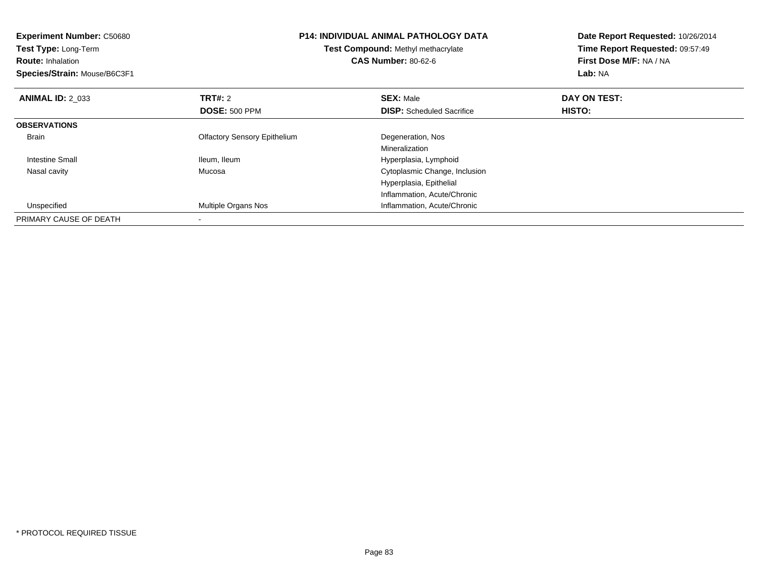**Experiment Number:** C50680
**Test Type:** Long-Term
**Route:** Inhalation
**Species/Strain:** Mouse/B6C3F1

**P14: INDIVIDUAL ANIMAL PATHOLOGY DATA**
**Test Compound:** Methyl methacrylate
**CAS Number:** 80-62-6

**Date Report Requested:** 10/26/2014
**Time Report Requested:** 09:57:49
**First Dose M/F:** NA / NA
**Lab:** NA

| **ANIMAL ID:** 2_033 | **TRT#:** 2 | **SEX:** Male | **DAY ON TEST:** |
|---|---|---|---|
| | **DOSE:** 500 PPM | **DISP:** Scheduled Sacrifice | **HISTO:** |
| **OBSERVATIONS** | | | |
| Brain | Olfactory Sensory Epithelium | Degeneration, Nos | |
| | | Mineralization | |
| Intestine Small | Ileum, Ileum | Hyperplasia, Lymphoid | |
| Nasal cavity | Mucosa | Cytoplasmic Change, Inclusion | |
| | | Hyperplasia, Epithelial | |
| | | Inflammation, Acute/Chronic | |
| Unspecified | Multiple Organs Nos | Inflammation, Acute/Chronic | |
| PRIMARY CAUSE OF DEATH | - | | |

* PROTOCOL REQUIRED TISSUE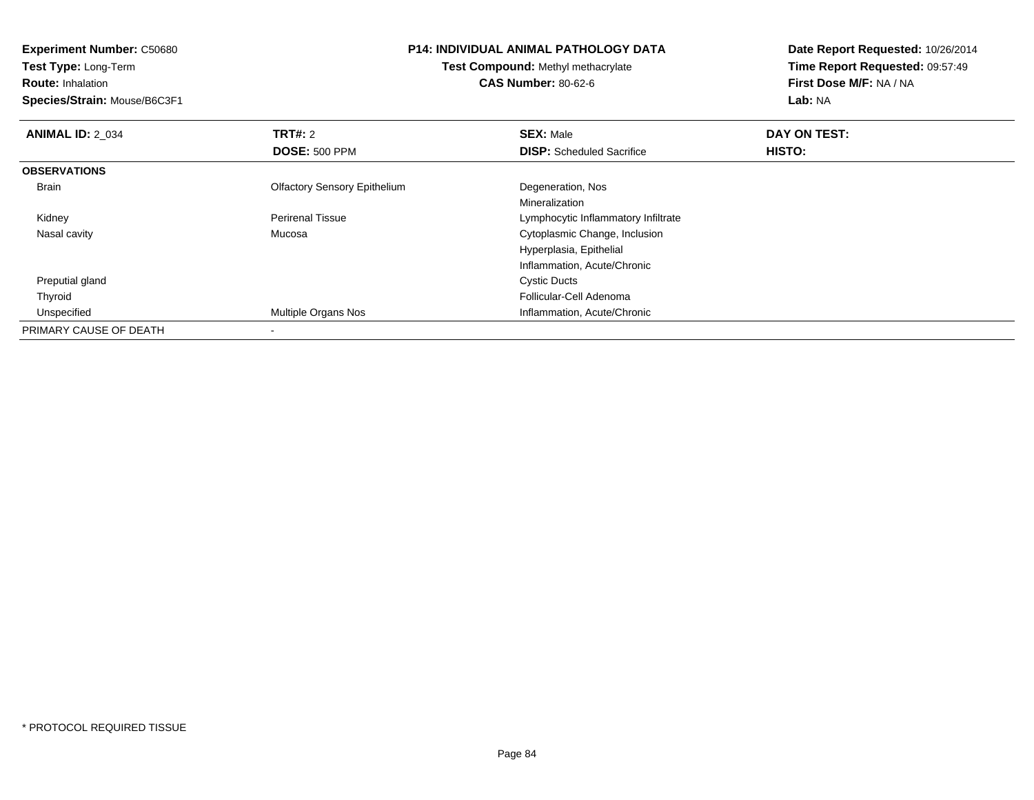**Experiment Number:** C50680
**Test Type:** Long-Term
**Route:** Inhalation
**Species/Strain:** Mouse/B6C3F1

**P14: INDIVIDUAL ANIMAL PATHOLOGY DATA**
**Test Compound:** Methyl methacrylate
**CAS Number:** 80-62-6

**Date Report Requested:** 10/26/2014
**Time Report Requested:** 09:57:49
**First Dose M/F:** NA / NA
**Lab:** NA

| **ANIMAL ID:** 2_034 | **TRT#:** 2 | **SEX:** Male | **DAY ON TEST:** |
|---|---|---|---|
| | **DOSE:** 500 PPM | **DISP:** Scheduled Sacrifice | **HISTO:** |
| **OBSERVATIONS** | | | |
| Brain | Olfactory Sensory Epithelium | Degeneration, Nos | |
| | | Mineralization | |
| Kidney | Perirenal Tissue | Lymphocytic Inflammatory Infiltrate | |
| Nasal cavity | Mucosa | Cytoplasmic Change, Inclusion | |
| | | Hyperplasia, Epithelial | |
| | | Inflammation, Acute/Chronic | |
| Preputial gland | | Cystic Ducts | |
| Thyroid | | Follicular-Cell Adenoma | |
| Unspecified | Multiple Organs Nos | Inflammation, Acute/Chronic | |
| PRIMARY CAUSE OF DEATH | - | | |

* PROTOCOL REQUIRED TISSUE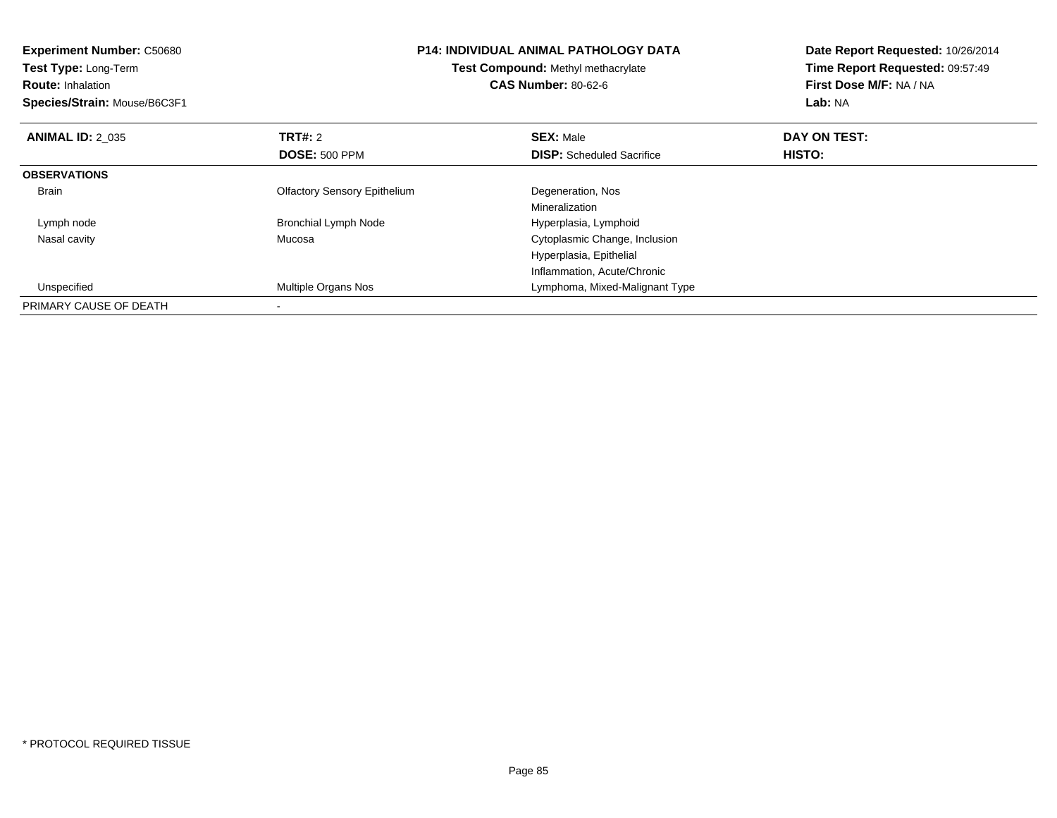**Experiment Number:** C50680
**Test Type:** Long-Term
**Route:** Inhalation
**Species/Strain:** Mouse/B6C3F1

**P14: INDIVIDUAL ANIMAL PATHOLOGY DATA**
**Test Compound:** Methyl methacrylate
**CAS Number:** 80-62-6

**Date Report Requested:** 10/26/2014
**Time Report Requested:** 09:57:49
**First Dose M/F:** NA / NA
**Lab:** NA

| **ANIMAL ID:** 2_035 | **TRT#:** 2<br>**DOSE:** 500 PPM | **SEX:** Male<br>**DISP:** Scheduled Sacrifice | **DAY ON TEST:**<br>**HISTO:** |
|---|---|---|---|
| **OBSERVATIONS** | | | |
| Brain | Olfactory Sensory Epithelium | Degeneration, Nos | |
| | | Mineralization | |
| Lymph node | Bronchial Lymph Node | Hyperplasia, Lymphoid | |
| Nasal cavity | Mucosa | Cytoplasmic Change, Inclusion | |
| | | Hyperplasia, Epithelial | |
| | | Inflammation, Acute/Chronic | |
| Unspecified | Multiple Organs Nos | Lymphoma, Mixed-Malignant Type | |
| PRIMARY CAUSE OF DEATH | - | | |

\* PROTOCOL REQUIRED TISSUE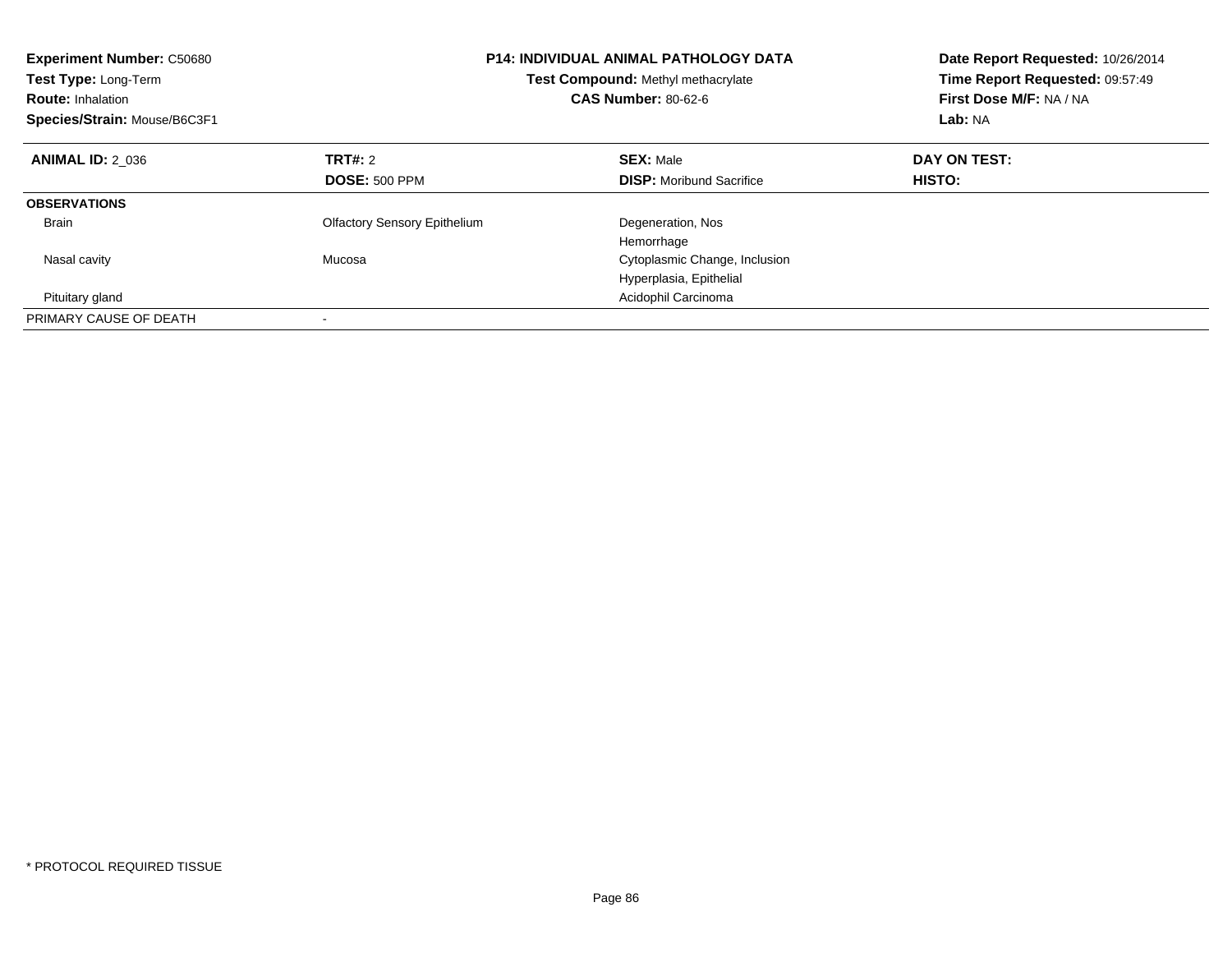**Experiment Number:** C50680
**Test Type:** Long-Term
**Route:** Inhalation
**Species/Strain:** Mouse/B6C3F1

**P14: INDIVIDUAL ANIMAL PATHOLOGY DATA**
**Test Compound:** Methyl methacrylate
**CAS Number:** 80-62-6

**Date Report Requested:** 10/26/2014
**Time Report Requested:** 09:57:49
**First Dose M/F:** NA / NA
**Lab:** NA

| **ANIMAL ID:** 2_036 | **TRT#:** 2 | **SEX:** Male | **DAY ON TEST:** |
|---|---|---|---|
| | **DOSE:** 500 PPM | **DISP:** Moribund Sacrifice | **HISTO:** |
| **OBSERVATIONS** | | | |
| Brain | Olfactory Sensory Epithelium | Degeneration, Nos | |
| | | Hemorrhage | |
| Nasal cavity | Mucosa | Cytoplasmic Change, Inclusion | |
| | | Hyperplasia, Epithelial | |
| Pituitary gland | | Acidophil Carcinoma | |
| PRIMARY CAUSE OF DEATH | - | | |

* PROTOCOL REQUIRED TISSUE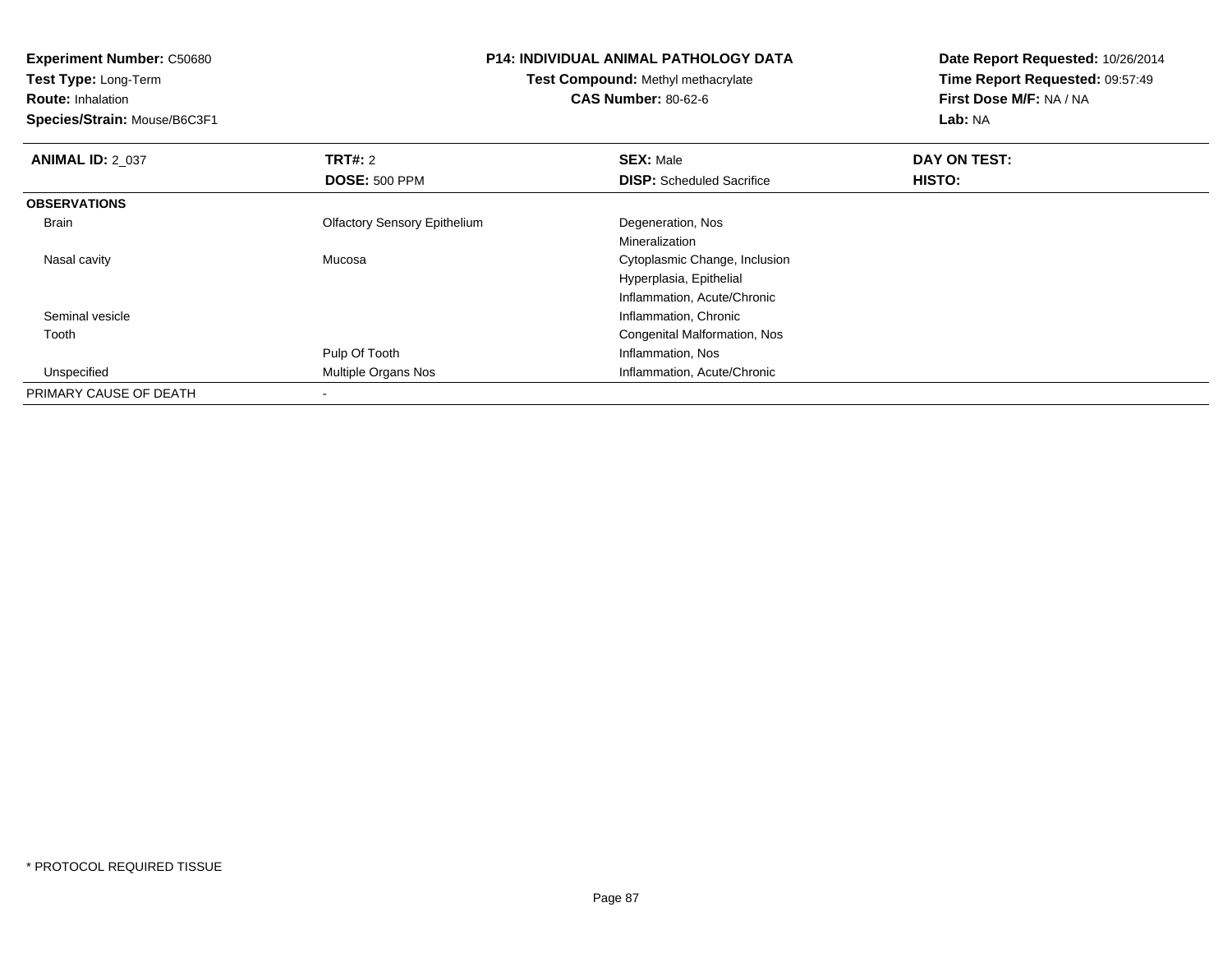**Experiment Number:** C50680
**Test Type:** Long-Term
**Route:** Inhalation
**Species/Strain:** Mouse/B6C3F1

**P14: INDIVIDUAL ANIMAL PATHOLOGY DATA**
**Test Compound:** Methyl methacrylate
**CAS Number:** 80-62-6

**Date Report Requested:** 10/26/2014
**Time Report Requested:** 09:57:49
**First Dose M/F:** NA / NA
**Lab:** NA

| **ANIMAL ID:** 2_037 | **TRT#:** 2 | **SEX:** Male | **DAY ON TEST:** |
|---|---|---|---|
| | **DOSE:** 500 PPM | **DISP:** Scheduled Sacrifice | **HISTO:** |
| **OBSERVATIONS** | | | |
| Brain | Olfactory Sensory Epithelium | Degeneration, Nos | |
| | | Mineralization | |
| Nasal cavity | Mucosa | Cytoplasmic Change, Inclusion | |
| | | Hyperplasia, Epithelial | |
| | | Inflammation, Acute/Chronic | |
| Seminal vesicle | | Inflammation, Chronic | |
| Tooth | | Congenital Malformation, Nos | |
| | Pulp Of Tooth | Inflammation, Nos | |
| Unspecified | Multiple Organs Nos | Inflammation, Acute/Chronic | |
| PRIMARY CAUSE OF DEATH | - | | |

\* PROTOCOL REQUIRED TISSUE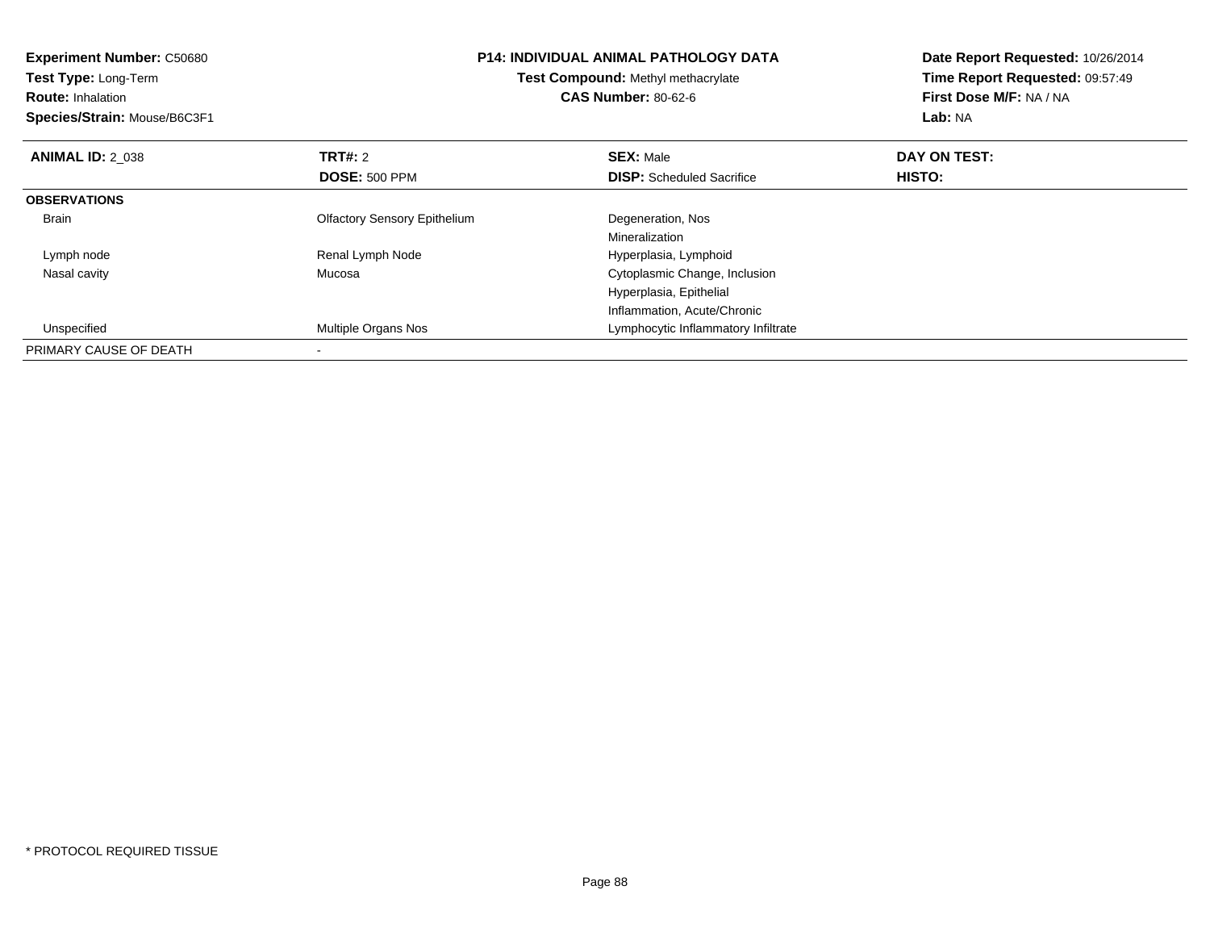**Experiment Number:** C50680
**Test Type:** Long-Term
**Route:** Inhalation
**Species/Strain:** Mouse/B6C3F1

**P14: INDIVIDUAL ANIMAL PATHOLOGY DATA**
**Test Compound:** Methyl methacrylate
**CAS Number:** 80-62-6

**Date Report Requested:** 10/26/2014
**Time Report Requested:** 09:57:49
**First Dose M/F:** NA / NA
**Lab:** NA

| **ANIMAL ID:** 2_038 | **TRT#:** 2 | **SEX:** Male | **DAY ON TEST:** |
|---|---|---|---|
| | **DOSE:** 500 PPM | **DISP:** Scheduled Sacrifice | **HISTO:** |
| **OBSERVATIONS** | | | |
| Brain | Olfactory Sensory Epithelium | Degeneration, Nos | |
| | | Mineralization | |
| Lymph node | Renal Lymph Node | Hyperplasia, Lymphoid | |
| Nasal cavity | Mucosa | Cytoplasmic Change, Inclusion | |
| | | Hyperplasia, Epithelial | |
| | | Inflammation, Acute/Chronic | |
| Unspecified | Multiple Organs Nos | Lymphocytic Inflammatory Infiltrate | |
| PRIMARY CAUSE OF DEATH | - | | |

* PROTOCOL REQUIRED TISSUE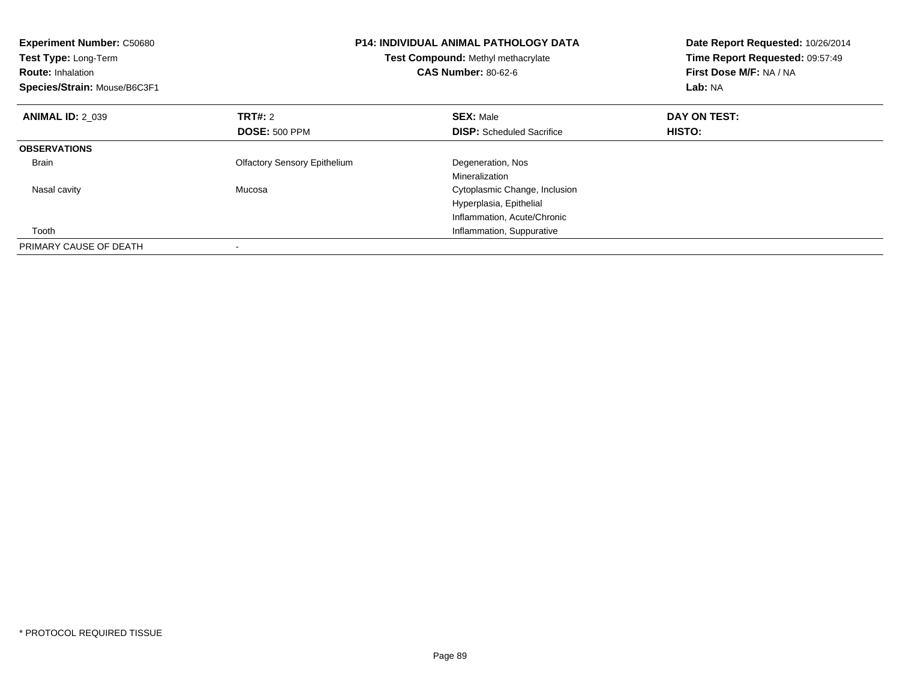**Experiment Number:** C50680
**Test Type:** Long-Term
**Route:** Inhalation
**Species/Strain:** Mouse/B6C3F1

**P14: INDIVIDUAL ANIMAL PATHOLOGY DATA**
**Test Compound:** Methyl methacrylate
**CAS Number:** 80-62-6

**Date Report Requested:** 10/26/2014
**Time Report Requested:** 09:57:49
**First Dose M/F:** NA / NA
**Lab:** NA

| **ANIMAL ID:** 2_039 | **TRT#:** 2 | **SEX:** Male | **DAY ON TEST:** |
|---|---|---|---|
| | **DOSE:** 500 PPM | **DISP:** Scheduled Sacrifice | **HISTO:** |
| **OBSERVATIONS** | | | |
| Brain | Olfactory Sensory Epithelium | Degeneration, Nos | |
| | | Mineralization | |
| Nasal cavity | Mucosa | Cytoplasmic Change, Inclusion | |
| | | Hyperplasia, Epithelial | |
| | | Inflammation, Acute/Chronic | |
| Tooth | | Inflammation, Suppurative | |
| PRIMARY CAUSE OF DEATH | - | | |

* PROTOCOL REQUIRED TISSUE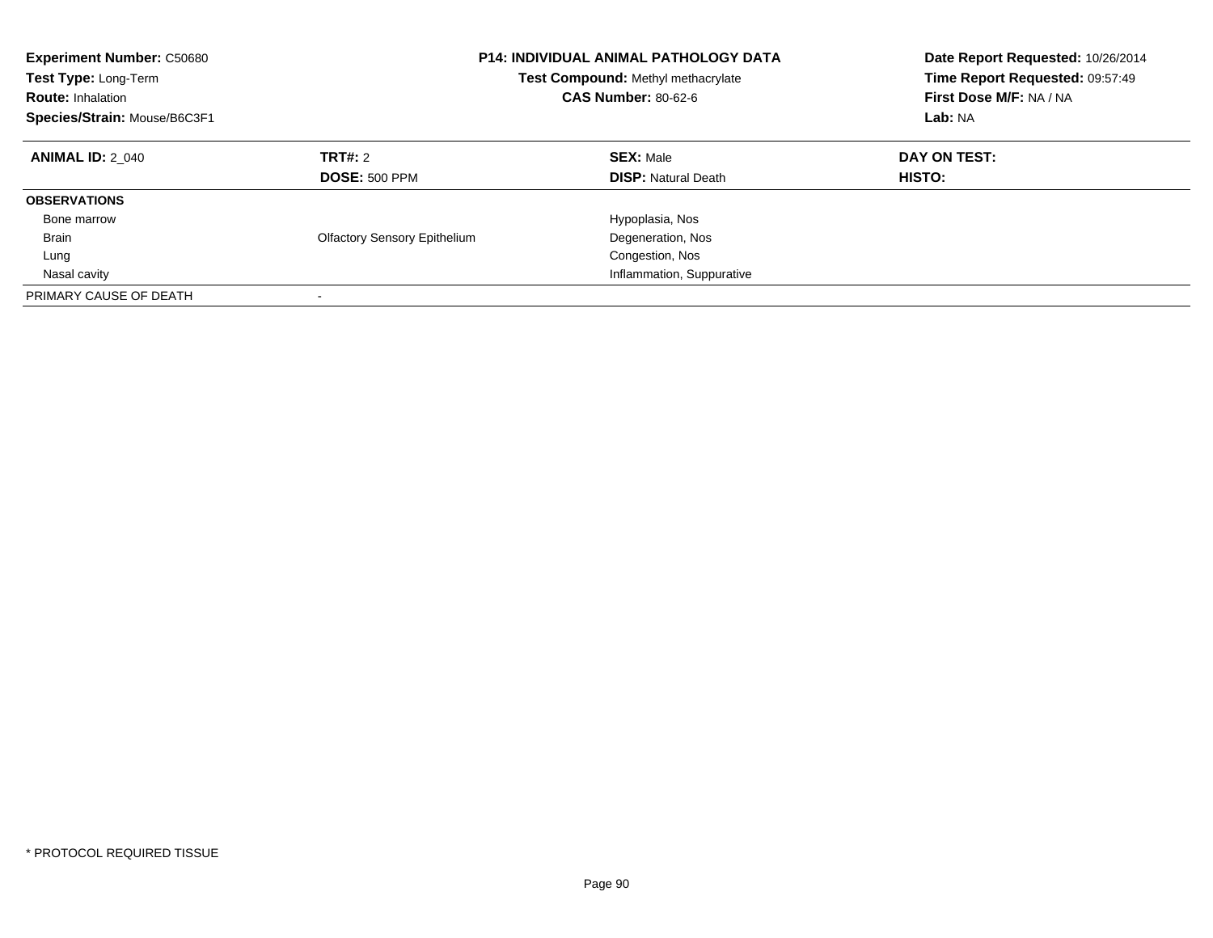**Experiment Number:** C50680
**Test Type:** Long-Term
**Route:** Inhalation
**Species/Strain:** Mouse/B6C3F1

**P14: INDIVIDUAL ANIMAL PATHOLOGY DATA**
**Test Compound:** Methyl methacrylate
**CAS Number:** 80-62-6

**Date Report Requested:** 10/26/2014
**Time Report Requested:** 09:57:49
**First Dose M/F:** NA / NA
**Lab:** NA

| **ANIMAL ID:** 2_040 | **TRT#:** 2 | **SEX:** Male | **DAY ON TEST:** |
|---|---|---|---|
| | **DOSE:** 500 PPM | **DISP:** Natural Death | **HISTO:** |
| **OBSERVATIONS** | | | |
| Bone marrow | | Hypoplasia, Nos | |
| Brain | Olfactory Sensory Epithelium | Degeneration, Nos | |
| Lung | | Congestion, Nos | |
| Nasal cavity | | Inflammation, Suppurative | |
| PRIMARY CAUSE OF DEATH | - | | |

* PROTOCOL REQUIRED TISSUE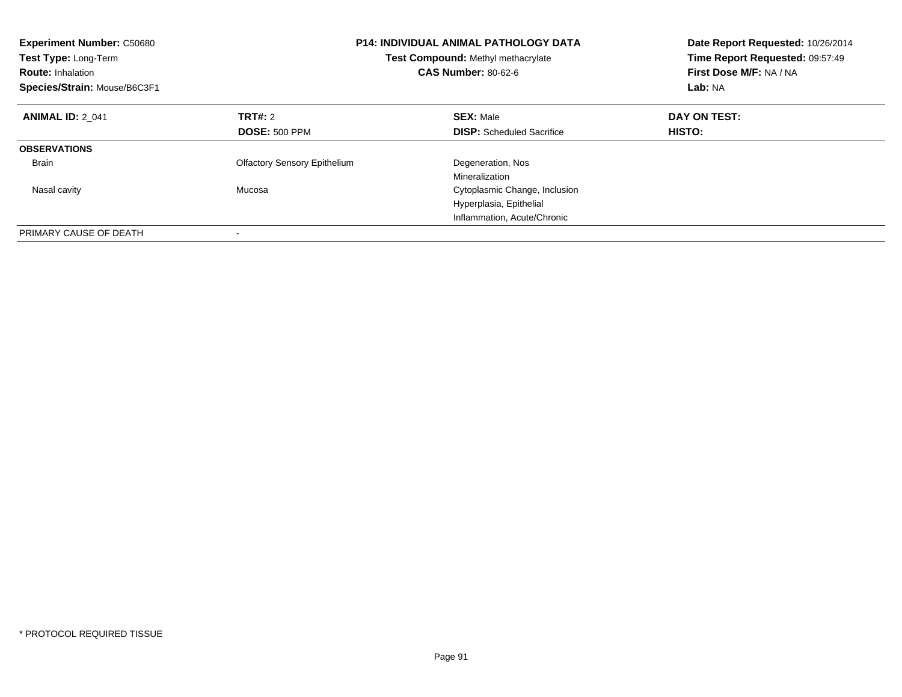**Experiment Number:** C50680
**Test Type:** Long-Term
**Route:** Inhalation
**Species/Strain:** Mouse/B6C3F1

**P14: INDIVIDUAL ANIMAL PATHOLOGY DATA**
**Test Compound:** Methyl methacrylate
**CAS Number:** 80-62-6

**Date Report Requested:** 10/26/2014
**Time Report Requested:** 09:57:49
**First Dose M/F:** NA / NA
**Lab:** NA

| **ANIMAL ID:** 2_041 | **TRT#:** 2 | **SEX:** Male | **DAY ON TEST:** |
|---|---|---|---|
| | **DOSE:** 500 PPM | **DISP:** Scheduled Sacrifice | **HISTO:** |
| **OBSERVATIONS** | | | |
| Brain | Olfactory Sensory Epithelium | Degeneration, Nos | |
| | | Mineralization | |
| Nasal cavity | Mucosa | Cytoplasmic Change, Inclusion | |
| | | Hyperplasia, Epithelial | |
| | | Inflammation, Acute/Chronic | |
| PRIMARY CAUSE OF DEATH | - | | |

* PROTOCOL REQUIRED TISSUE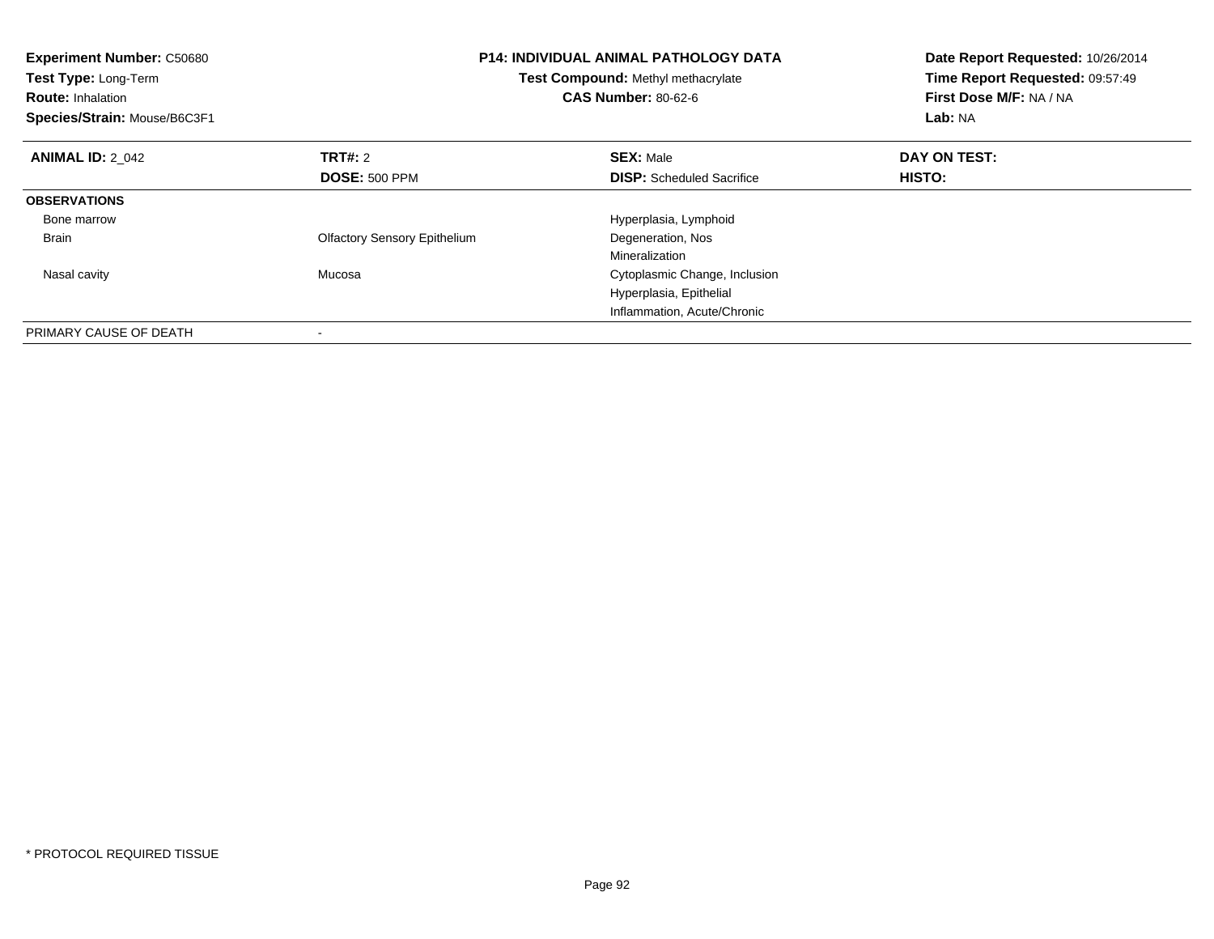**Experiment Number:** C50680
**Test Type:** Long-Term
**Route:** Inhalation
**Species/Strain:** Mouse/B6C3F1

**P14: INDIVIDUAL ANIMAL PATHOLOGY DATA**
**Test Compound:** Methyl methacrylate
**CAS Number:** 80-62-6

**Date Report Requested:** 10/26/2014
**Time Report Requested:** 09:57:49
**First Dose M/F:** NA / NA
**Lab:** NA

| **ANIMAL ID:** 2_042 | **TRT#:** 2 | **SEX:** Male | **DAY ON TEST:** |
|---|---|---|---|
| | **DOSE:** 500 PPM | **DISP:** Scheduled Sacrifice | **HISTO:** |
| **OBSERVATIONS** | | | |
| Bone marrow | | Hyperplasia, Lymphoid | |
| Brain | Olfactory Sensory Epithelium | Degeneration, Nos | |
| | | Mineralization | |
| Nasal cavity | Mucosa | Cytoplasmic Change, Inclusion | |
| | | Hyperplasia, Epithelial | |
| | | Inflammation, Acute/Chronic | |
| PRIMARY CAUSE OF DEATH | - | | |

* PROTOCOL REQUIRED TISSUE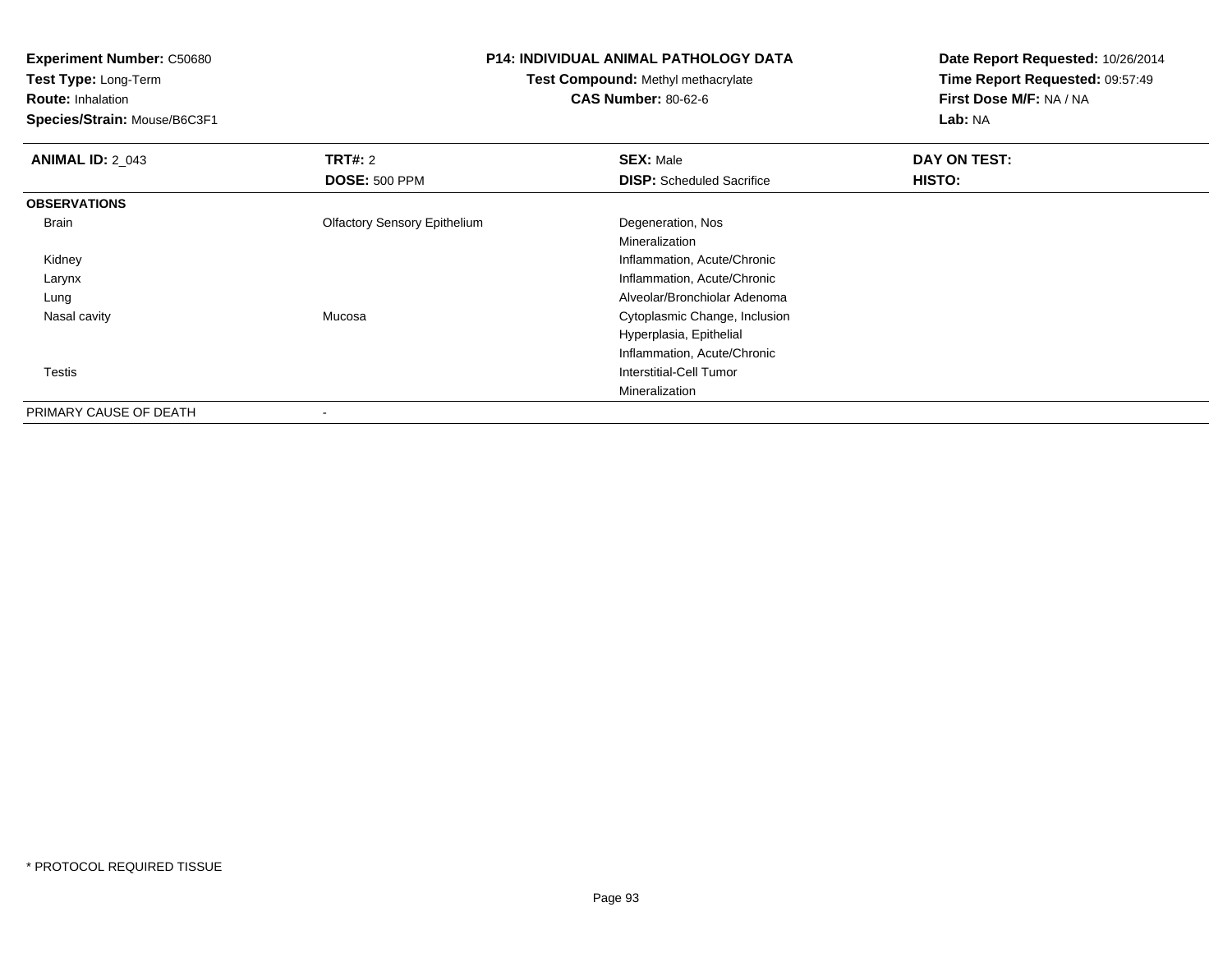**Experiment Number:** C50680
**Test Type:** Long-Term
**Route:** Inhalation
**Species/Strain:** Mouse/B6C3F1

**P14: INDIVIDUAL ANIMAL PATHOLOGY DATA**
**Test Compound:** Methyl methacrylate
**CAS Number:** 80-62-6

**Date Report Requested:** 10/26/2014
**Time Report Requested:** 09:57:49
**First Dose M/F:** NA / NA
**Lab:** NA

| **ANIMAL ID:** 2_043 | **TRT#:** 2 | **SEX:** Male | **DAY ON TEST:** |
|---|---|---|---|
| | **DOSE:** 500 PPM | **DISP:** Scheduled Sacrifice | **HISTO:** |
| **OBSERVATIONS** | | | |
| Brain | Olfactory Sensory Epithelium | Degeneration, Nos | |
| | | Mineralization | |
| Kidney | | Inflammation, Acute/Chronic | |
| Larynx | | Inflammation, Acute/Chronic | |
| Lung | | Alveolar/Bronchiolar Adenoma | |
| Nasal cavity | Mucosa | Cytoplasmic Change, Inclusion | |
| | | Hyperplasia, Epithelial | |
| | | Inflammation, Acute/Chronic | |
| Testis | | Interstitial-Cell Tumor | |
| | | Mineralization | |
| PRIMARY CAUSE OF DEATH | - | | |

* PROTOCOL REQUIRED TISSUE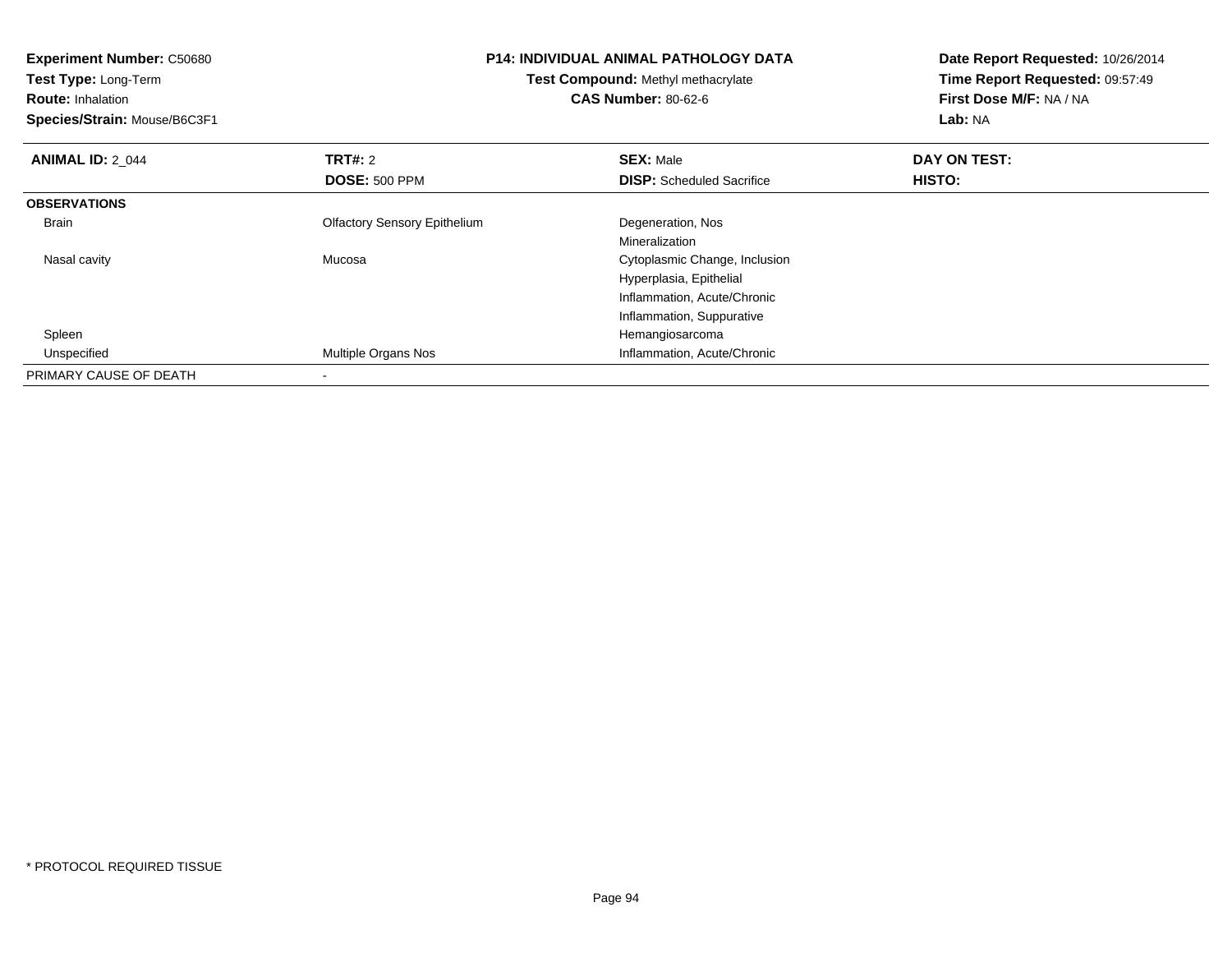**Experiment Number:** C50680
**Test Type:** Long-Term
**Route:** Inhalation
**Species/Strain:** Mouse/B6C3F1

**P14: INDIVIDUAL ANIMAL PATHOLOGY DATA**
**Test Compound:** Methyl methacrylate
**CAS Number:** 80-62-6

**Date Report Requested:** 10/26/2014
**Time Report Requested:** 09:57:49
**First Dose M/F:** NA / NA
**Lab:** NA

| **ANIMAL ID:** 2_044 | **TRT#:** 2 | **SEX:** Male | **DAY ON TEST:** |
|---|---|---|---|
| | **DOSE:** 500 PPM | **DISP:** Scheduled Sacrifice | **HISTO:** |
| **OBSERVATIONS** | | | |
| Brain | Olfactory Sensory Epithelium | Degeneration, Nos | |
| | | Mineralization | |
| Nasal cavity | Mucosa | Cytoplasmic Change, Inclusion | |
| | | Hyperplasia, Epithelial | |
| | | Inflammation, Acute/Chronic | |
| | | Inflammation, Suppurative | |
| Spleen | | Hemangiosarcoma | |
| Unspecified | Multiple Organs Nos | Inflammation, Acute/Chronic | |
| PRIMARY CAUSE OF DEATH | - | | |

* PROTOCOL REQUIRED TISSUE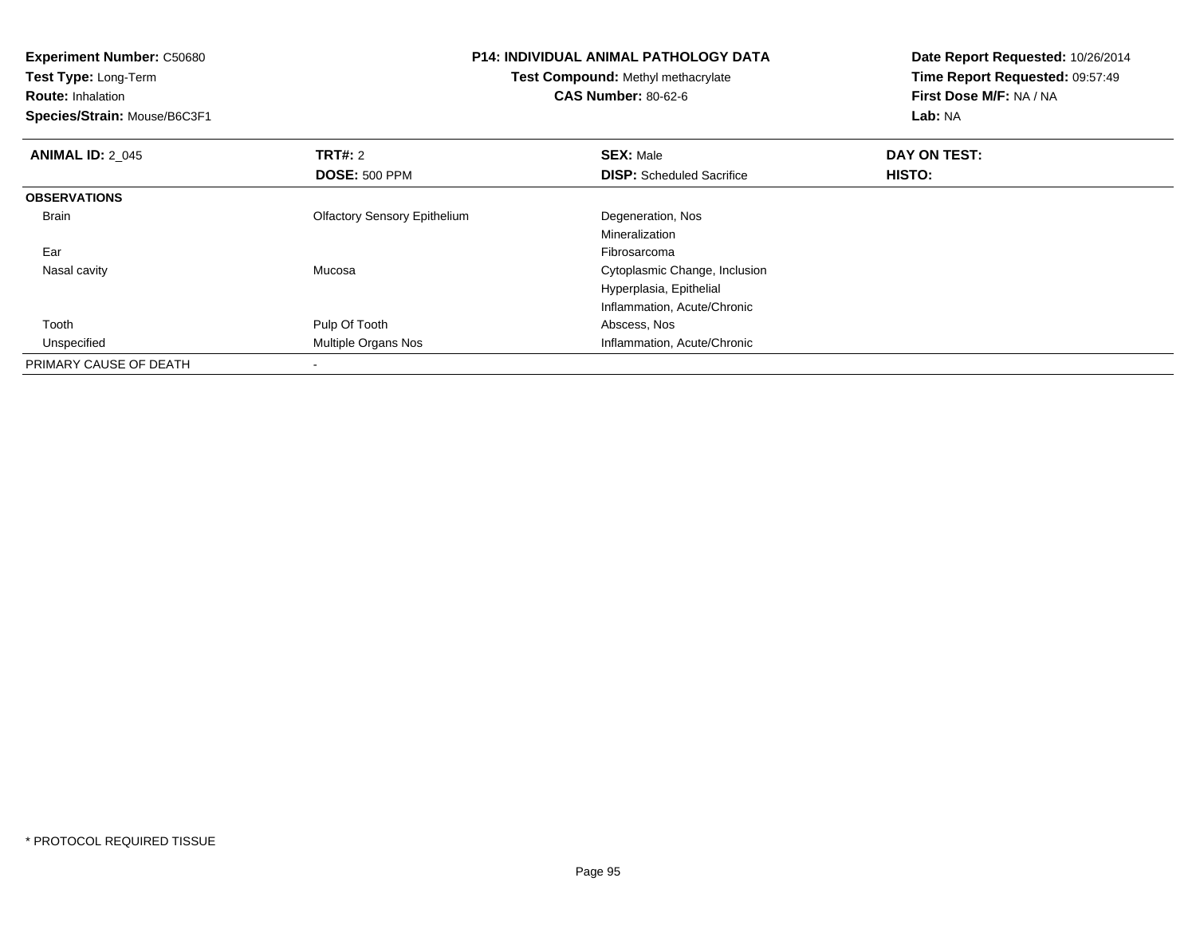**Experiment Number:** C50680
**Test Type:** Long-Term
**Route:** Inhalation
**Species/Strain:** Mouse/B6C3F1

# P14: INDIVIDUAL ANIMAL PATHOLOGY DATA

**Test Compound:** Methyl methacrylate
**CAS Number:** 80-62-6

**Date Report Requested:** 10/26/2014
**Time Report Requested:** 09:57:49
**First Dose M/F:** NA / NA
**Lab:** NA

| **ANIMAL ID:** 2_045 | **TRT#:** 2 | **SEX:** Male | **DAY ON TEST:** |
|---|---|---|---|
| | **DOSE:** 500 PPM | **DISP:** Scheduled Sacrifice | **HISTO:** |
| **OBSERVATIONS** | | | |
| Brain | Olfactory Sensory Epithelium | Degeneration, Nos | |
| | | Mineralization | |
| Ear | | Fibrosarcoma | |
| Nasal cavity | Mucosa | Cytoplasmic Change, Inclusion | |
| | | Hyperplasia, Epithelial | |
| | | Inflammation, Acute/Chronic | |
| Tooth | Pulp Of Tooth | Abscess, Nos | |
| Unspecified | Multiple Organs Nos | Inflammation, Acute/Chronic | |
| PRIMARY CAUSE OF DEATH | - | | |

* PROTOCOL REQUIRED TISSUE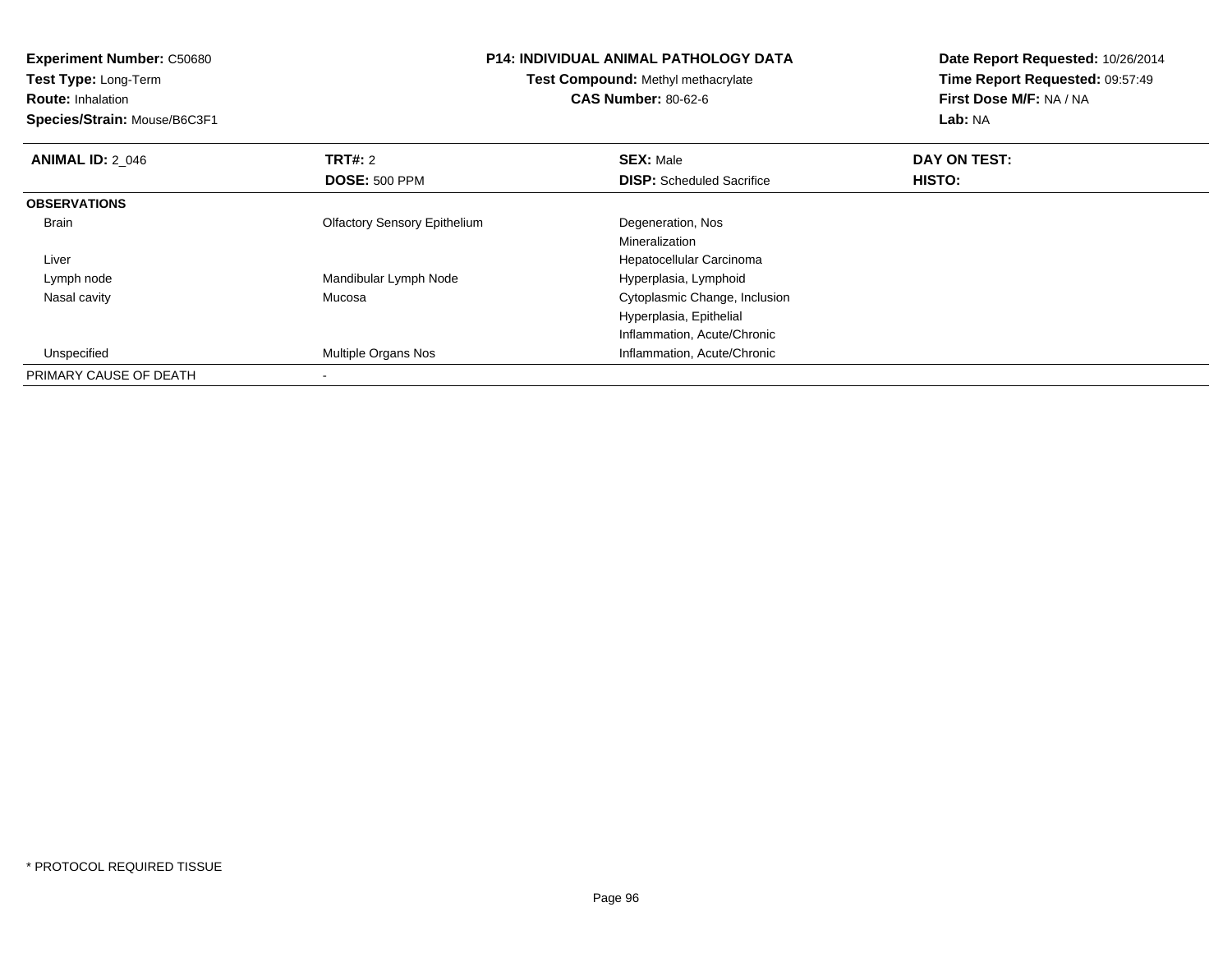**Experiment Number:** C50680
**Test Type:** Long-Term
**Route:** Inhalation
**Species/Strain:** Mouse/B6C3F1

**P14: INDIVIDUAL ANIMAL PATHOLOGY DATA**
**Test Compound:** Methyl methacrylate
**CAS Number:** 80-62-6

**Date Report Requested:** 10/26/2014
**Time Report Requested:** 09:57:49
**First Dose M/F:** NA / NA
**Lab:** NA

| **ANIMAL ID:** 2_046 | **TRT#:** 2 | **SEX:** Male | **DAY ON TEST:** |
|---|---|---|---|
| | **DOSE:** 500 PPM | **DISP:** Scheduled Sacrifice | **HISTO:** |
| **OBSERVATIONS** | | | |
| Brain | Olfactory Sensory Epithelium | Degeneration, Nos | |
| | | Mineralization | |
| Liver | | Hepatocellular Carcinoma | |
| Lymph node | Mandibular Lymph Node | Hyperplasia, Lymphoid | |
| Nasal cavity | Mucosa | Cytoplasmic Change, Inclusion | |
| | | Hyperplasia, Epithelial | |
| | | Inflammation, Acute/Chronic | |
| Unspecified | Multiple Organs Nos | Inflammation, Acute/Chronic | |
| PRIMARY CAUSE OF DEATH | - | | |

* PROTOCOL REQUIRED TISSUE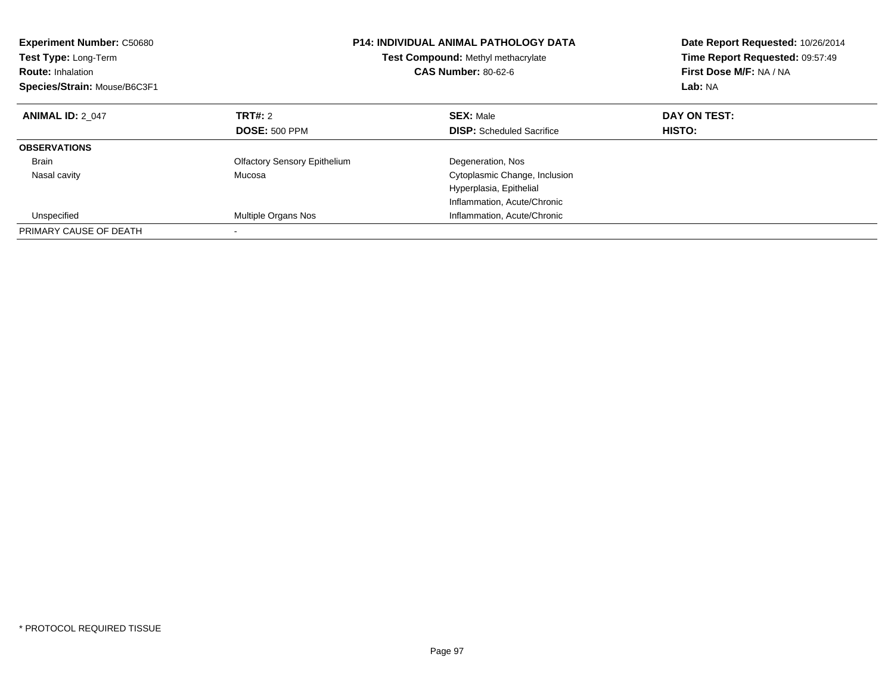**Experiment Number:** C50680
**Test Type:** Long-Term
**Route:** Inhalation
**Species/Strain:** Mouse/B6C3F1

# P14: INDIVIDUAL ANIMAL PATHOLOGY DATA

**Test Compound:** Methyl methacrylate
**CAS Number:** 80-62-6

**Date Report Requested:** 10/26/2014
**Time Report Requested:** 09:57:49
**First Dose M/F:** NA / NA
**Lab:** NA

| **ANIMAL ID:** 2_047 | **TRT#:** 2 | **SEX:** Male | **DAY ON TEST:** |
|---|---|---|---|
| | **DOSE:** 500 PPM | **DISP:** Scheduled Sacrifice | **HISTO:** |
| **OBSERVATIONS** | | | |
| Brain | Olfactory Sensory Epithelium | Degeneration, Nos | |
| Nasal cavity | Mucosa | Cytoplasmic Change, Inclusion | |
| | | Hyperplasia, Epithelial | |
| | | Inflammation, Acute/Chronic | |
| Unspecified | Multiple Organs Nos | Inflammation, Acute/Chronic | |
| PRIMARY CAUSE OF DEATH | - | | |

* PROTOCOL REQUIRED TISSUE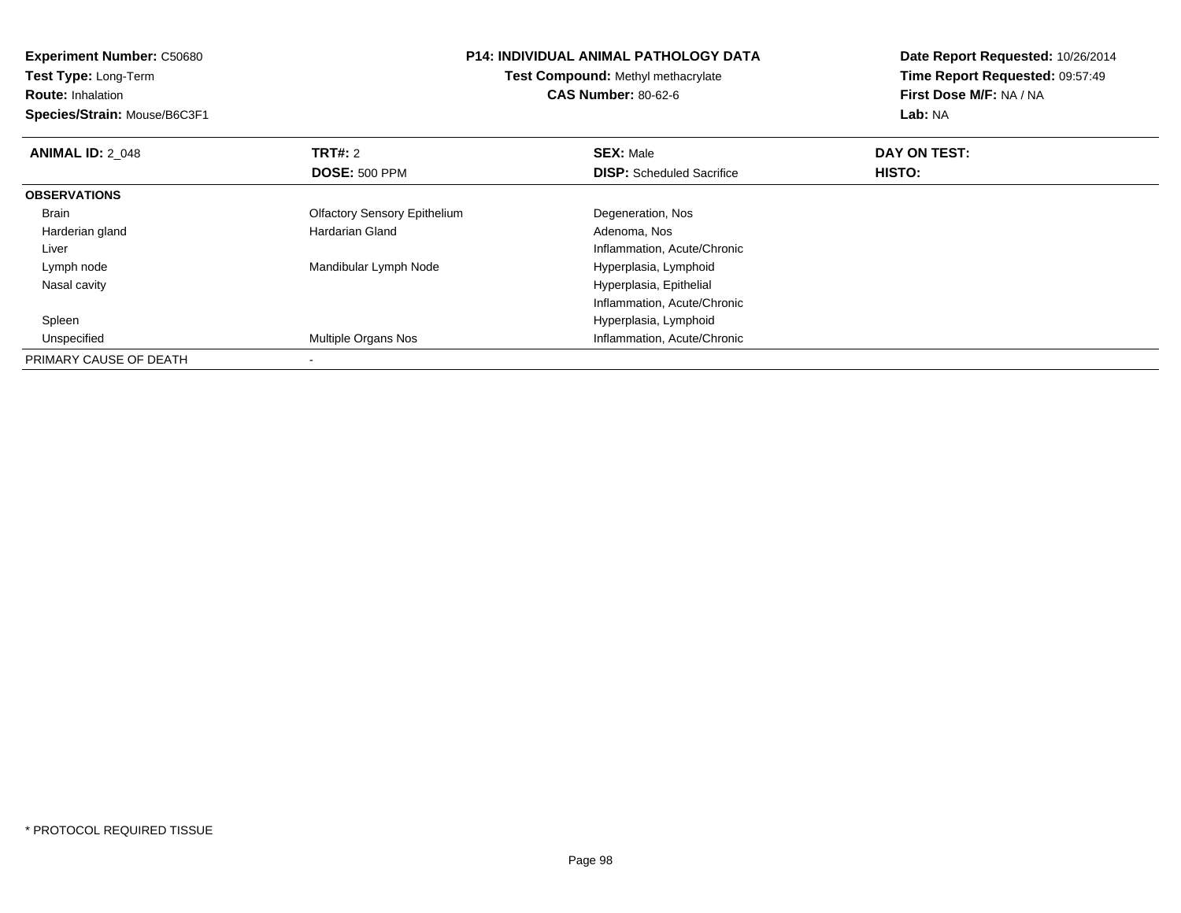**Experiment Number:** C50680
**Test Type:** Long-Term
**Route:** Inhalation
**Species/Strain:** Mouse/B6C3F1

**P14: INDIVIDUAL ANIMAL PATHOLOGY DATA**
**Test Compound:** Methyl methacrylate
**CAS Number:** 80-62-6

**Date Report Requested:** 10/26/2014
**Time Report Requested:** 09:57:49
**First Dose M/F:** NA / NA
**Lab:** NA

| **ANIMAL ID:** 2_048 | **TRT#:** 2 | **SEX:** Male | **DAY ON TEST:** |
|---|---|---|---|
| | **DOSE:** 500 PPM | **DISP:** Scheduled Sacrifice | **HISTO:** |
| **OBSERVATIONS** | | | |
| Brain | Olfactory Sensory Epithelium | Degeneration, Nos | |
| Harderian gland | Hardarian Gland | Adenoma, Nos | |
| Liver | | Inflammation, Acute/Chronic | |
| Lymph node | Mandibular Lymph Node | Hyperplasia, Lymphoid | |
| Nasal cavity | | Hyperplasia, Epithelial | |
| | | Inflammation, Acute/Chronic | |
| Spleen | | Hyperplasia, Lymphoid | |
| Unspecified | Multiple Organs Nos | Inflammation, Acute/Chronic | |
| PRIMARY CAUSE OF DEATH | - | | |

* PROTOCOL REQUIRED TISSUE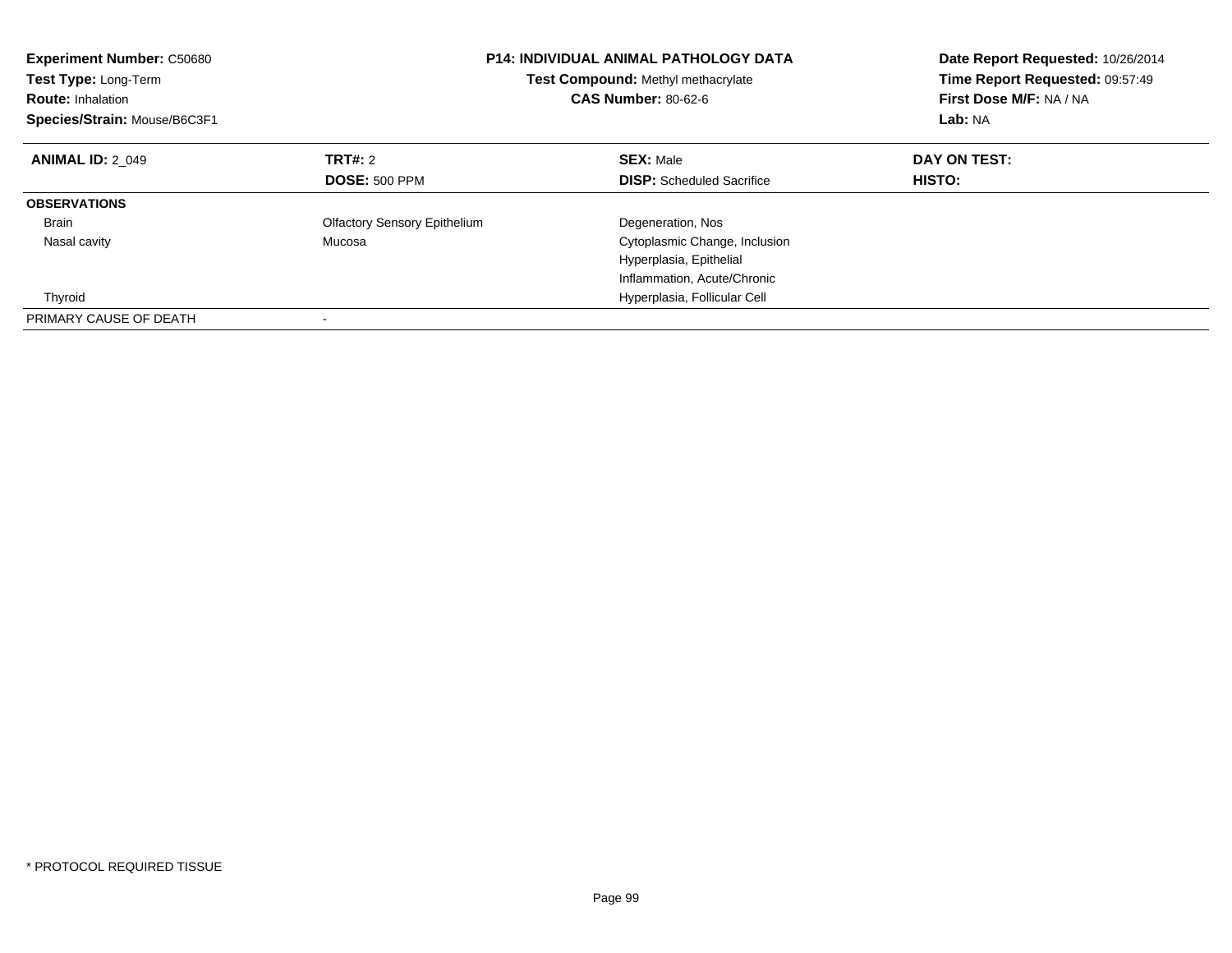**Experiment Number:** C50680
**Test Type:** Long-Term
**Route:** Inhalation
**Species/Strain:** Mouse/B6C3F1

**P14: INDIVIDUAL ANIMAL PATHOLOGY DATA**
**Test Compound:** Methyl methacrylate
**CAS Number:** 80-62-6

**Date Report Requested:** 10/26/2014
**Time Report Requested:** 09:57:49
**First Dose M/F:** NA / NA
**Lab:** NA

| **ANIMAL ID:** 2_049 | **TRT#:** 2 | **SEX:** Male | **DAY ON TEST:** |
|---|---|---|---|
| | **DOSE:** 500 PPM | **DISP:** Scheduled Sacrifice | **HISTO:** |
| **OBSERVATIONS** | | | |
| Brain | Olfactory Sensory Epithelium | Degeneration, Nos | |
| Nasal cavity | Mucosa | Cytoplasmic Change, Inclusion | |
| | | Hyperplasia, Epithelial | |
| | | Inflammation, Acute/Chronic | |
| Thyroid | | Hyperplasia, Follicular Cell | |
| PRIMARY CAUSE OF DEATH | - | | |

\* PROTOCOL REQUIRED TISSUE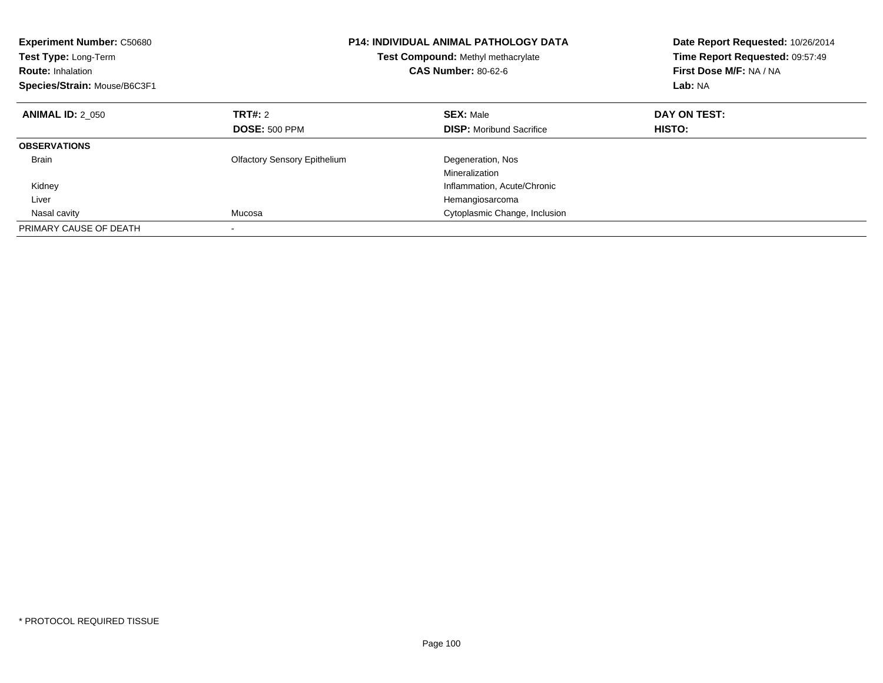**Experiment Number:** C50680
**Test Type:** Long-Term
**Route:** Inhalation
**Species/Strain:** Mouse/B6C3F1

**P14: INDIVIDUAL ANIMAL PATHOLOGY DATA**
**Test Compound:** Methyl methacrylate
**CAS Number:** 80-62-6

**Date Report Requested:** 10/26/2014
**Time Report Requested:** 09:57:49
**First Dose M/F:** NA / NA
**Lab:** NA

| **ANIMAL ID:** 2_050 | **TRT#:** 2 | **SEX:** Male | **DAY ON TEST:** |
|---|---|---|---|
| | **DOSE:** 500 PPM | **DISP:** Moribund Sacrifice | **HISTO:** |
| **OBSERVATIONS** | | | |
| Brain | Olfactory Sensory Epithelium | Degeneration, Nos | |
| | | Mineralization | |
| Kidney | | Inflammation, Acute/Chronic | |
| Liver | | Hemangiosarcoma | |
| Nasal cavity | Mucosa | Cytoplasmic Change, Inclusion | |
| PRIMARY CAUSE OF DEATH | - | | |

\* PROTOCOL REQUIRED TISSUE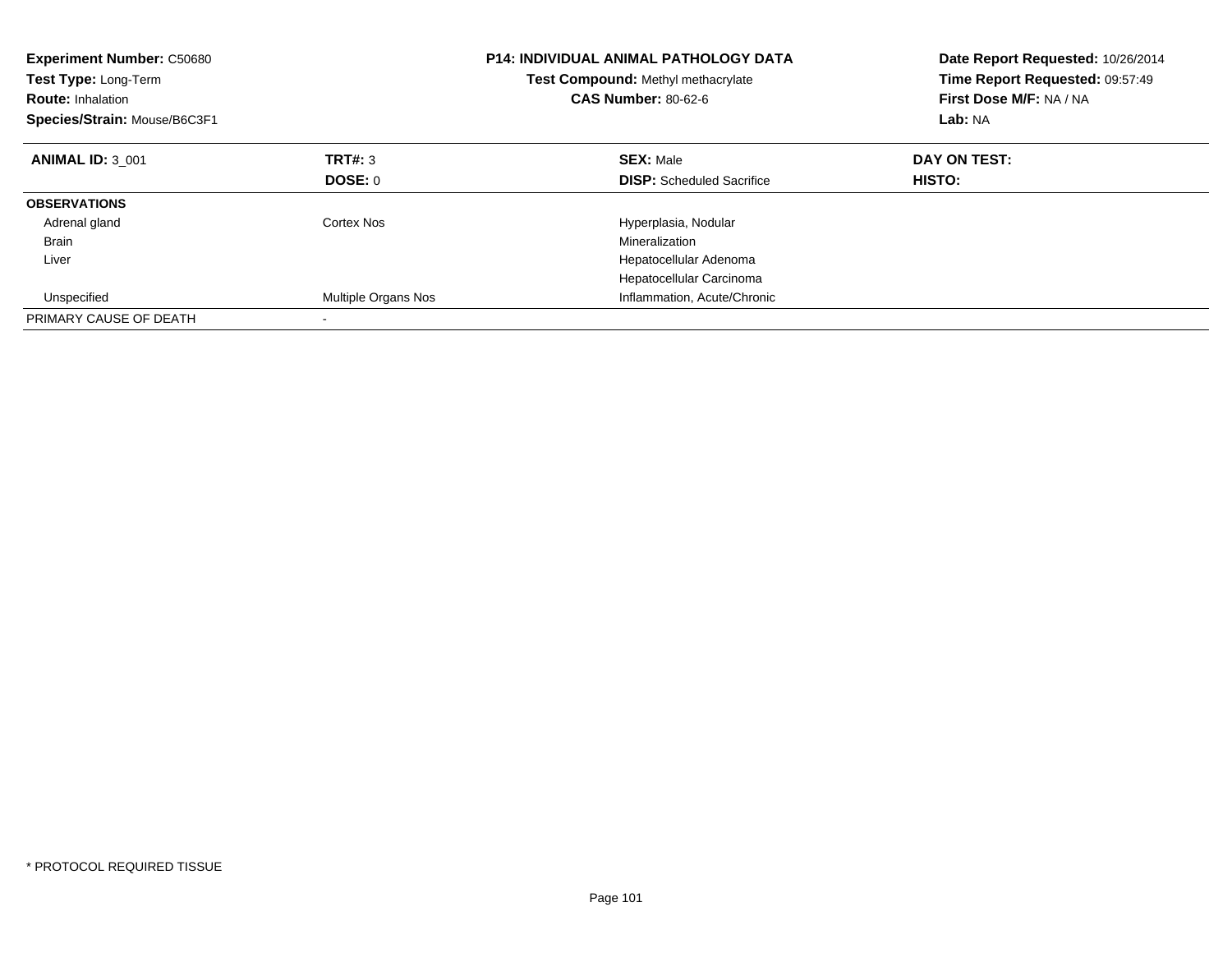**Experiment Number:** C50680
**Test Type:** Long-Term
**Route:** Inhalation
**Species/Strain:** Mouse/B6C3F1

**P14: INDIVIDUAL ANIMAL PATHOLOGY DATA**
**Test Compound:** Methyl methacrylate
**CAS Number:** 80-62-6

**Date Report Requested:** 10/26/2014
**Time Report Requested:** 09:57:49
**First Dose M/F:** NA / NA
**Lab:** NA

| **ANIMAL ID:** 3_001 | **TRT#:** 3 | **SEX:** Male | **DAY ON TEST:** |
|---|---|---|---|
| | **DOSE:** 0 | **DISP:** Scheduled Sacrifice | **HISTO:** |
| **OBSERVATIONS** | | | |
| Adrenal gland | Cortex Nos | Hyperplasia, Nodular | |
| Brain | | Mineralization | |
| Liver | | Hepatocellular Adenoma | |
| | | Hepatocellular Carcinoma | |
| Unspecified | Multiple Organs Nos | Inflammation, Acute/Chronic | |
| PRIMARY CAUSE OF DEATH | - | | |

* PROTOCOL REQUIRED TISSUE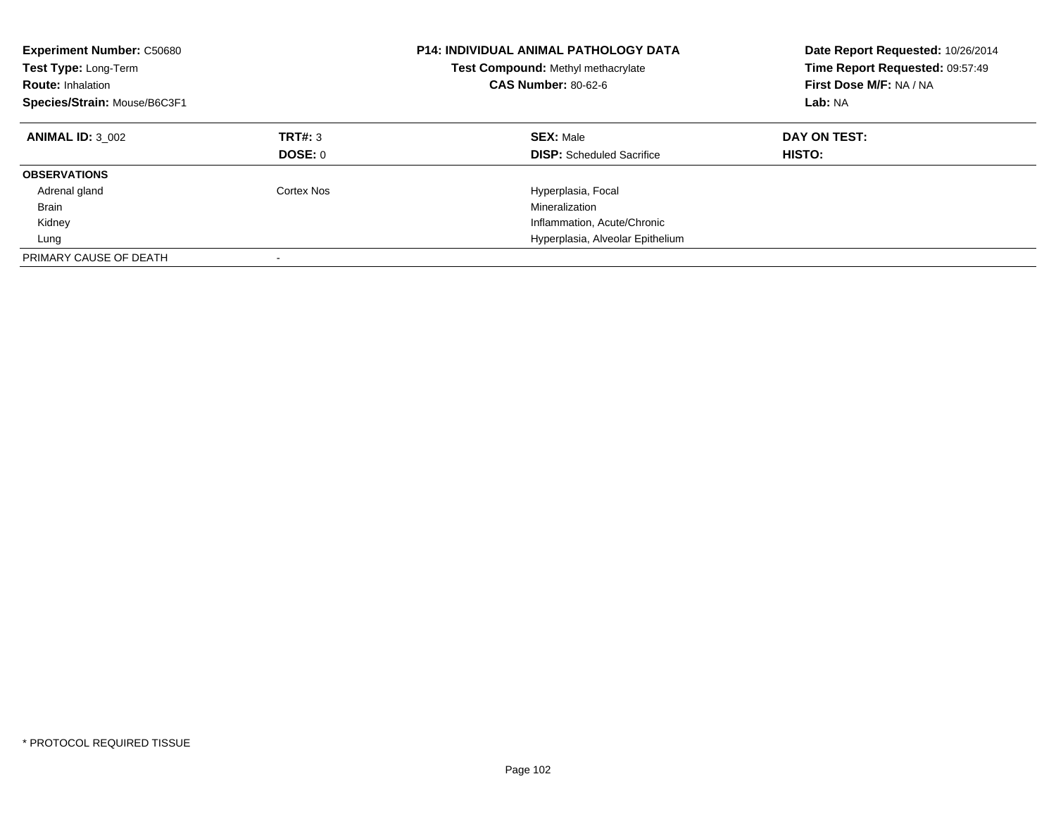**Experiment Number:** C50680
**Test Type:** Long-Term
**Route:** Inhalation
**Species/Strain:** Mouse/B6C3F1

**P14: INDIVIDUAL ANIMAL PATHOLOGY DATA**
**Test Compound:** Methyl methacrylate
**CAS Number:** 80-62-6

**Date Report Requested:** 10/26/2014
**Time Report Requested:** 09:57:49
**First Dose M/F:** NA / NA
**Lab:** NA

| **ANIMAL ID:** 3_002 | **TRT#:** 3 | **SEX:** Male | **DAY ON TEST:** |
|---|---|---|---|
| | **DOSE:** 0 | **DISP:** Scheduled Sacrifice | **HISTO:** |
| **OBSERVATIONS** | | | |
| Adrenal gland | Cortex Nos | Hyperplasia, Focal | |
| Brain | | Mineralization | |
| Kidney | | Inflammation, Acute/Chronic | |
| Lung | | Hyperplasia, Alveolar Epithelium | |
| PRIMARY CAUSE OF DEATH | - | | |

* PROTOCOL REQUIRED TISSUE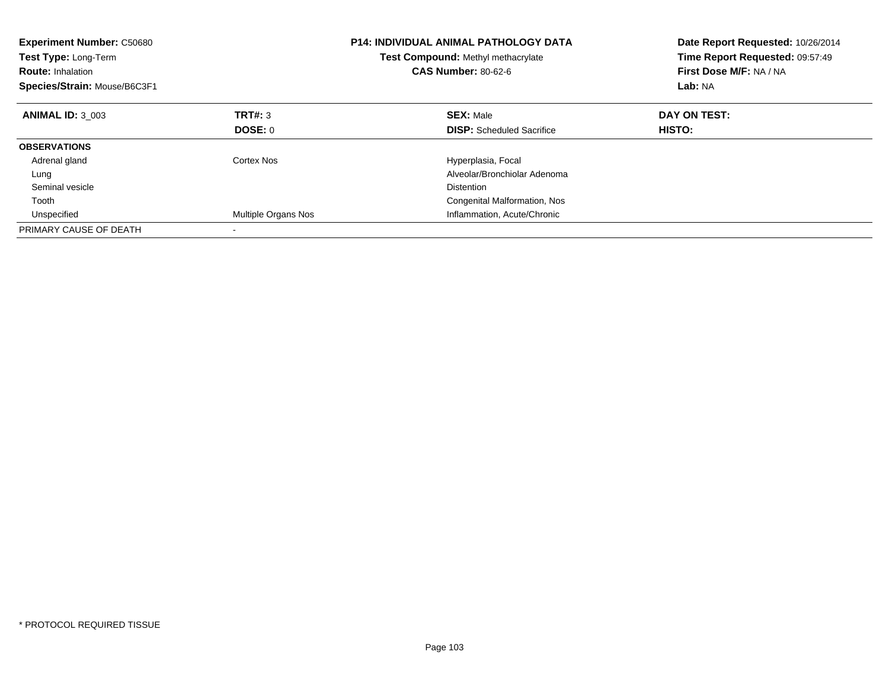**Experiment Number:** C50680
**Test Type:** Long-Term
**Route:** Inhalation
**Species/Strain:** Mouse/B6C3F1

**P14: INDIVIDUAL ANIMAL PATHOLOGY DATA**
**Test Compound:** Methyl methacrylate
**CAS Number:** 80-62-6

**Date Report Requested:** 10/26/2014
**Time Report Requested:** 09:57:49
**First Dose M/F:** NA / NA
**Lab:** NA

| **ANIMAL ID:** 3_003 | **TRT#:** 3 | **SEX:** Male | **DAY ON TEST:** |
|---|---|---|---|
| | **DOSE:** 0 | **DISP:** Scheduled Sacrifice | **HISTO:** |
| **OBSERVATIONS** | | | |
| Adrenal gland | Cortex Nos | Hyperplasia, Focal | |
| Lung | | Alveolar/Bronchiolar Adenoma | |
| Seminal vesicle | | Distention | |
| Tooth | | Congenital Malformation, Nos | |
| Unspecified | Multiple Organs Nos | Inflammation, Acute/Chronic | |
| PRIMARY CAUSE OF DEATH | - | | |

* PROTOCOL REQUIRED TISSUE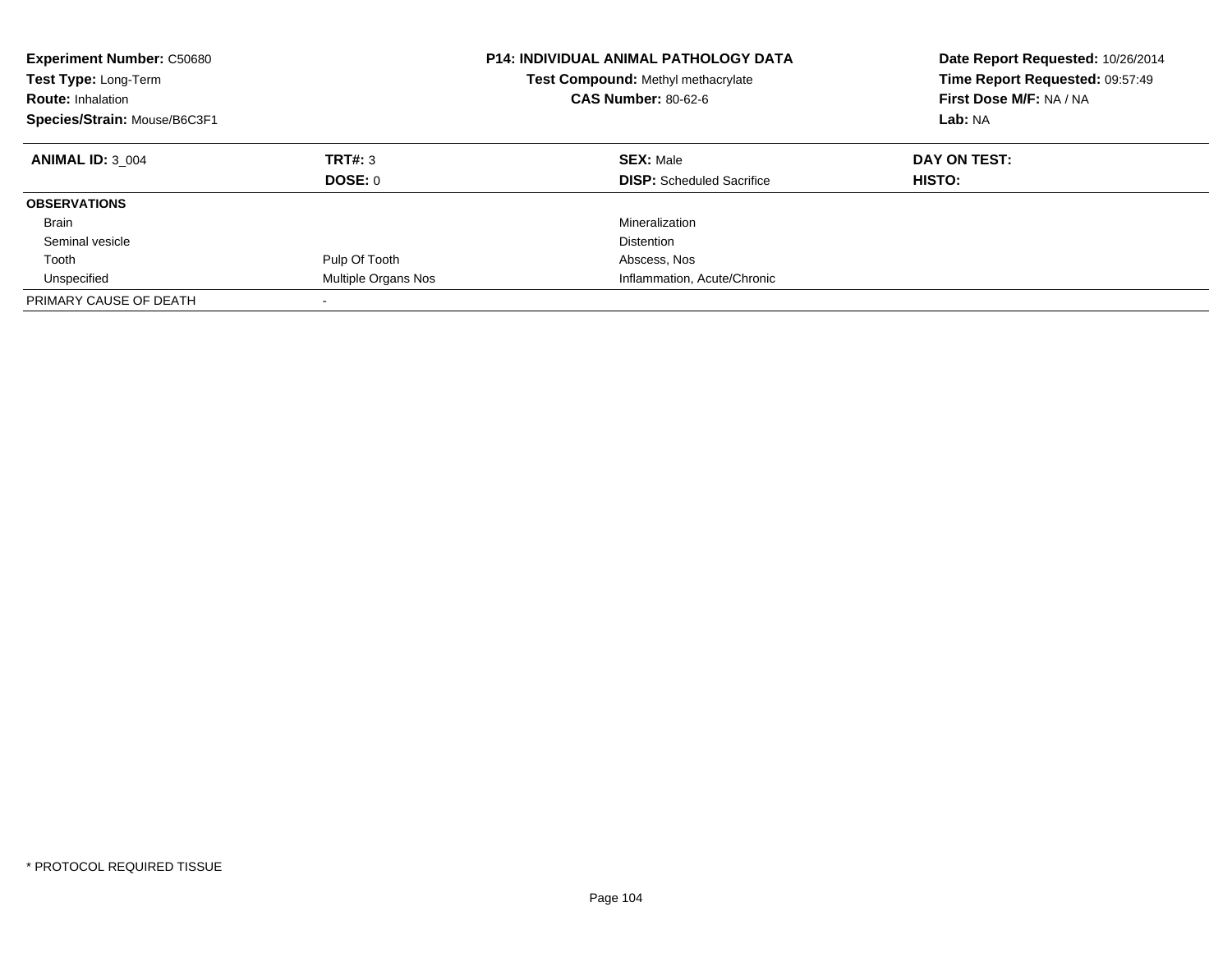**Experiment Number:** C50680
**Test Type:** Long-Term
**Route:** Inhalation
**Species/Strain:** Mouse/B6C3F1

**P14: INDIVIDUAL ANIMAL PATHOLOGY DATA**
**Test Compound:** Methyl methacrylate
**CAS Number:** 80-62-6

**Date Report Requested:** 10/26/2014
**Time Report Requested:** 09:57:49
**First Dose M/F:** NA / NA
**Lab:** NA

| **ANIMAL ID:** 3_004 | **TRT#:** 3 | **SEX:** Male | **DAY ON TEST:** |
|---|---|---|---|
| | **DOSE:** 0 | **DISP:** Scheduled Sacrifice | **HISTO:** |
| **OBSERVATIONS** | | | |
| Brain | | Mineralization | |
| Seminal vesicle | | Distention | |
| Tooth | Pulp Of Tooth | Abscess, Nos | |
| Unspecified | Multiple Organs Nos | Inflammation, Acute/Chronic | |
| PRIMARY CAUSE OF DEATH | - | | |

* PROTOCOL REQUIRED TISSUE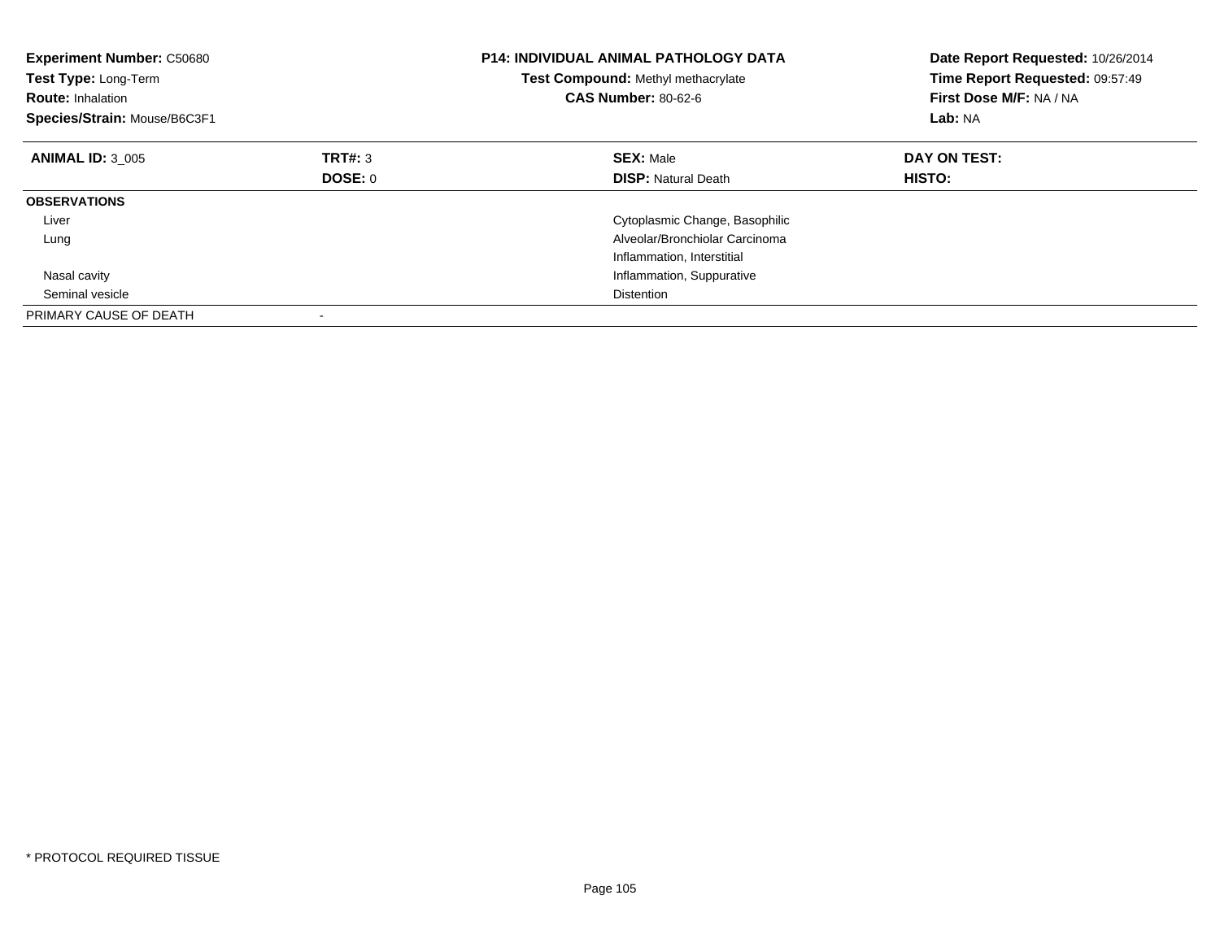**Experiment Number:** C50680
**Test Type:** Long-Term
**Route:** Inhalation
**Species/Strain:** Mouse/B6C3F1

**P14: INDIVIDUAL ANIMAL PATHOLOGY DATA**
**Test Compound:** Methyl methacrylate
**CAS Number:** 80-62-6

**Date Report Requested:** 10/26/2014
**Time Report Requested:** 09:57:49
**First Dose M/F:** NA / NA
**Lab:** NA

| **ANIMAL ID:** 3_005 | **TRT#:** 3 | **SEX:** Male | **DAY ON TEST:** |
|---|---|---|---|
| | **DOSE:** 0 | **DISP:** Natural Death | **HISTO:** |
| **OBSERVATIONS** | | | |
| Liver | | Cytoplasmic Change, Basophilic | |
| Lung | | Alveolar/Bronchiolar Carcinoma | |
| | | Inflammation, Interstitial | |
| Nasal cavity | | Inflammation, Suppurative | |
| Seminal vesicle | | Distention | |
| PRIMARY CAUSE OF DEATH | - | | |

\* PROTOCOL REQUIRED TISSUE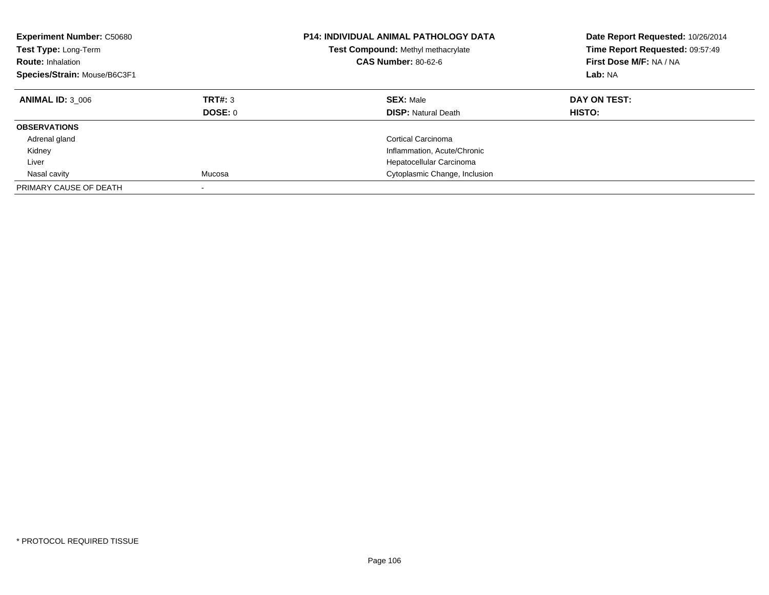**Experiment Number:** C50680
**Test Type:** Long-Term
**Route:** Inhalation
**Species/Strain:** Mouse/B6C3F1

**P14: INDIVIDUAL ANIMAL PATHOLOGY DATA**
**Test Compound:** Methyl methacrylate
**CAS Number:** 80-62-6

**Date Report Requested:** 10/26/2014
**Time Report Requested:** 09:57:49
**First Dose M/F:** NA / NA
**Lab:** NA

| **ANIMAL ID:** 3_006 | **TRT#:** 3 | **SEX:** Male | **DAY ON TEST:** |
|---|---|---|---|
| | **DOSE:** 0 | **DISP:** Natural Death | **HISTO:** |
| **OBSERVATIONS** | | | |
| Adrenal gland | | Cortical Carcinoma | |
| Kidney | | Inflammation, Acute/Chronic | |
| Liver | | Hepatocellular Carcinoma | |
| Nasal cavity | Mucosa | Cytoplasmic Change, Inclusion | |
| PRIMARY CAUSE OF DEATH | - | | |

* PROTOCOL REQUIRED TISSUE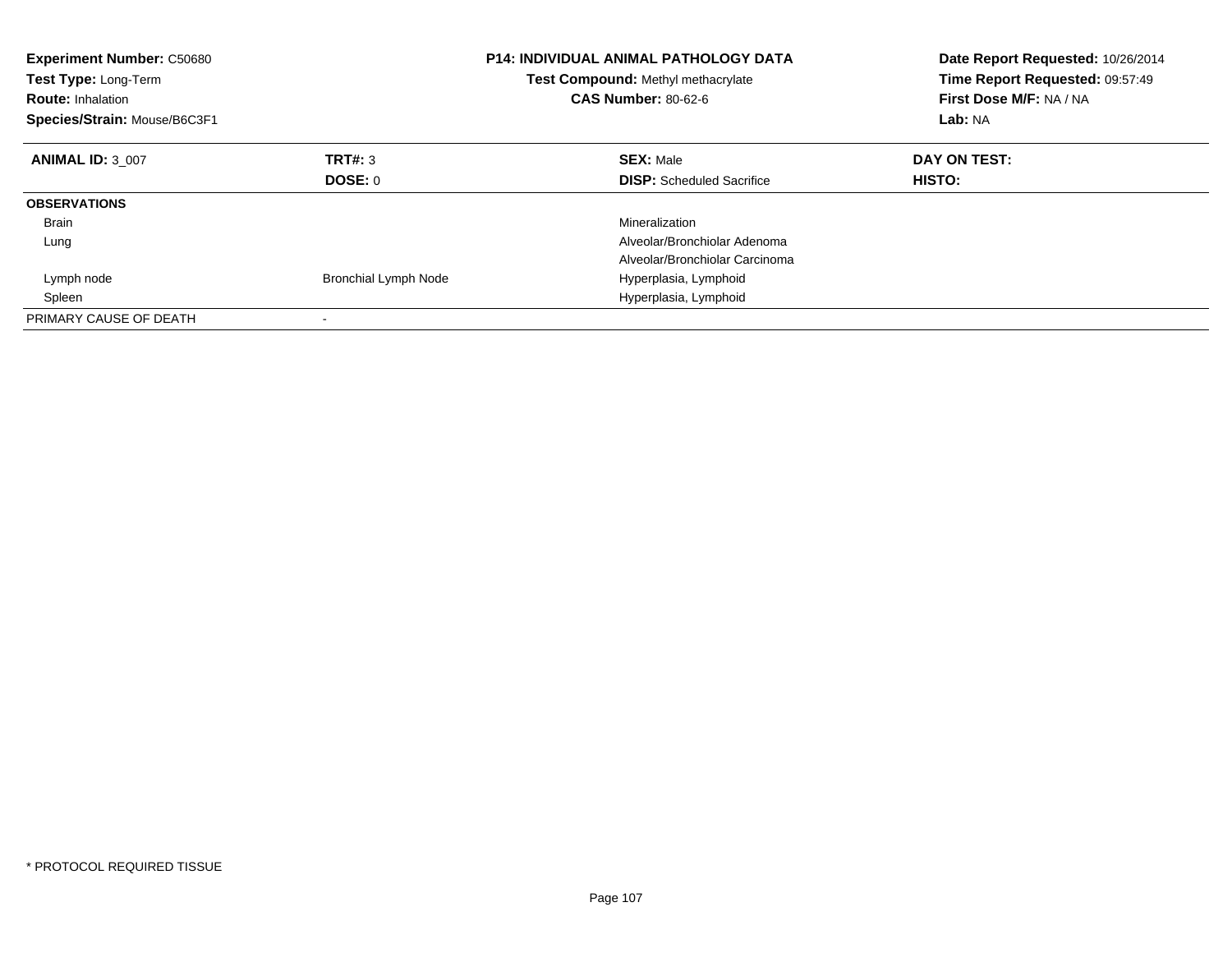**Experiment Number:** C50680
**Test Type:** Long-Term
**Route:** Inhalation
**Species/Strain:** Mouse/B6C3F1

**P14: INDIVIDUAL ANIMAL PATHOLOGY DATA**
**Test Compound:** Methyl methacrylate
**CAS Number:** 80-62-6

**Date Report Requested:** 10/26/2014
**Time Report Requested:** 09:57:49
**First Dose M/F:** NA / NA
**Lab:** NA

| **ANIMAL ID:** 3_007 | **TRT#:** 3 | **SEX:** Male | **DAY ON TEST:** |
|---|---|---|---|
| | **DOSE:** 0 | **DISP:** Scheduled Sacrifice | **HISTO:** |
| **OBSERVATIONS** | | | |
| Brain | | Mineralization | |
| Lung | | Alveolar/Bronchiolar Adenoma | |
| | | Alveolar/Bronchiolar Carcinoma | |
| Lymph node | Bronchial Lymph Node | Hyperplasia, Lymphoid | |
| Spleen | | Hyperplasia, Lymphoid | |
| PRIMARY CAUSE OF DEATH | - | | |

* PROTOCOL REQUIRED TISSUE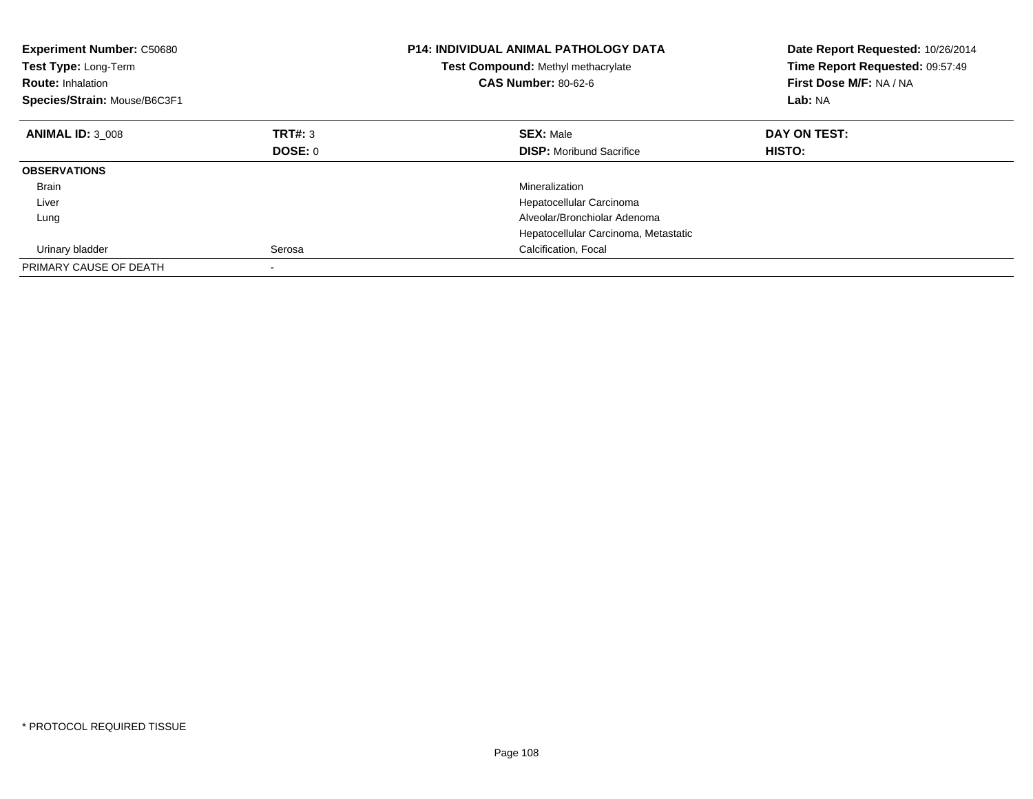**Experiment Number:** C50680
**Test Type:** Long-Term
**Route:** Inhalation
**Species/Strain:** Mouse/B6C3F1

**P14: INDIVIDUAL ANIMAL PATHOLOGY DATA**
**Test Compound:** Methyl methacrylate
**CAS Number:** 80-62-6

**Date Report Requested:** 10/26/2014
**Time Report Requested:** 09:57:49
**First Dose M/F:** NA / NA
**Lab:** NA

| **ANIMAL ID:** 3_008 | **TRT#:** 3 | **SEX:** Male | **DAY ON TEST:** |
|---|---|---|---|
| | **DOSE:** 0 | **DISP:** Moribund Sacrifice | **HISTO:** |
| **OBSERVATIONS** | | | |
| Brain | | Mineralization | |
| Liver | | Hepatocellular Carcinoma | |
| Lung | | Alveolar/Bronchiolar Adenoma | |
| | | Hepatocellular Carcinoma, Metastatic | |
| Urinary bladder | Serosa | Calcification, Focal | |
| PRIMARY CAUSE OF DEATH | - | | |

* PROTOCOL REQUIRED TISSUE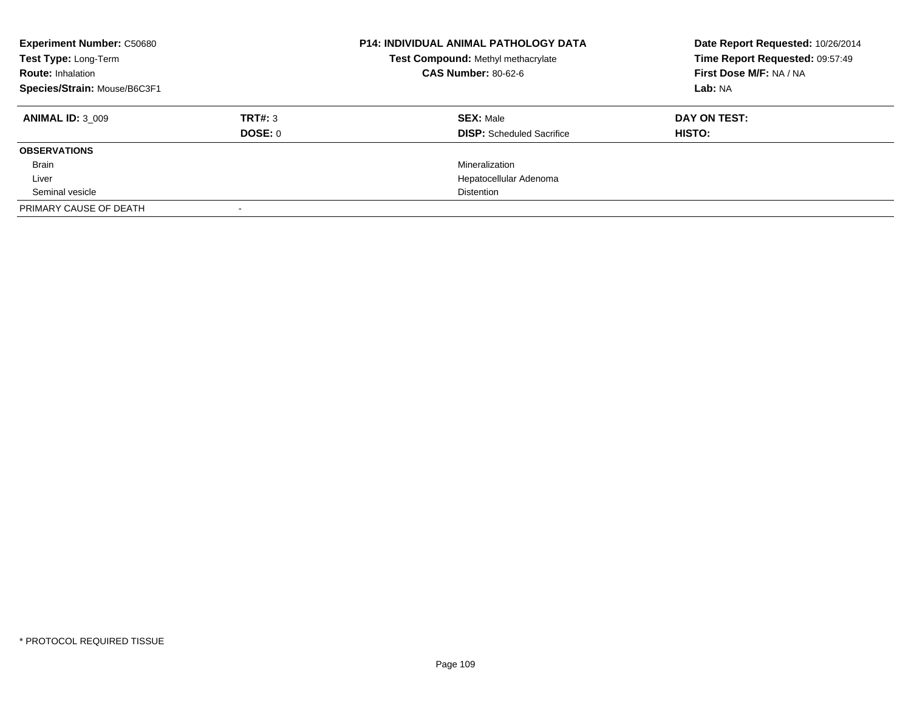**Experiment Number:** C50680
**Test Type:** Long-Term
**Route:** Inhalation
**Species/Strain:** Mouse/B6C3F1

**P14: INDIVIDUAL ANIMAL PATHOLOGY DATA**
**Test Compound:** Methyl methacrylate
**CAS Number:** 80-62-6

**Date Report Requested:** 10/26/2014
**Time Report Requested:** 09:57:49
**First Dose M/F:** NA / NA
**Lab:** NA

| **ANIMAL ID:** 3_009 | **TRT#:** 3<br>**DOSE:** 0 | **SEX:** Male<br>**DISP:** Scheduled Sacrifice | **DAY ON TEST:**<br>**HISTO:** |
|---|---|---|---|
| **OBSERVATIONS** | | | |
| Brain | | Mineralization | |
| Liver | | Hepatocellular Adenoma | |
| Seminal vesicle | | Distention | |
| PRIMARY CAUSE OF DEATH | - | | |

* PROTOCOL REQUIRED TISSUE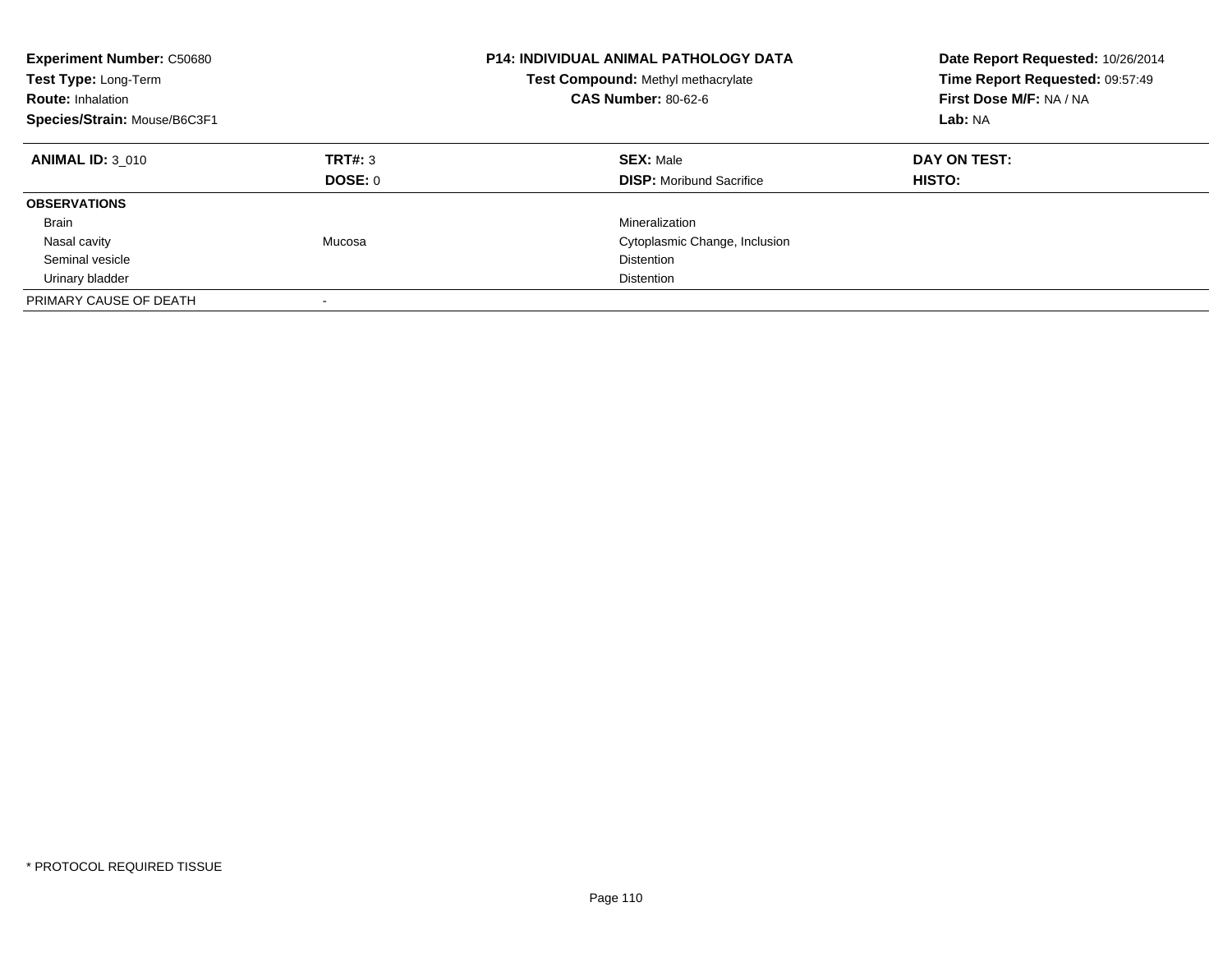**Experiment Number:** C50680
**Test Type:** Long-Term
**Route:** Inhalation
**Species/Strain:** Mouse/B6C3F1

**P14: INDIVIDUAL ANIMAL PATHOLOGY DATA**
**Test Compound:** Methyl methacrylate
**CAS Number:** 80-62-6

**Date Report Requested:** 10/26/2014
**Time Report Requested:** 09:57:49
**First Dose M/F:** NA / NA
**Lab:** NA

| **ANIMAL ID:** 3_010 | **TRT#:** 3 | **SEX:** Male | **DAY ON TEST:** |
|---|---|---|---|
| | **DOSE:** 0 | **DISP:** Moribund Sacrifice | **HISTO:** |
| **OBSERVATIONS** | | | |
| Brain | | Mineralization | |
| Nasal cavity | Mucosa | Cytoplasmic Change, Inclusion | |
| Seminal vesicle | | Distention | |
| Urinary bladder | | Distention | |
| PRIMARY CAUSE OF DEATH | - | | |

* PROTOCOL REQUIRED TISSUE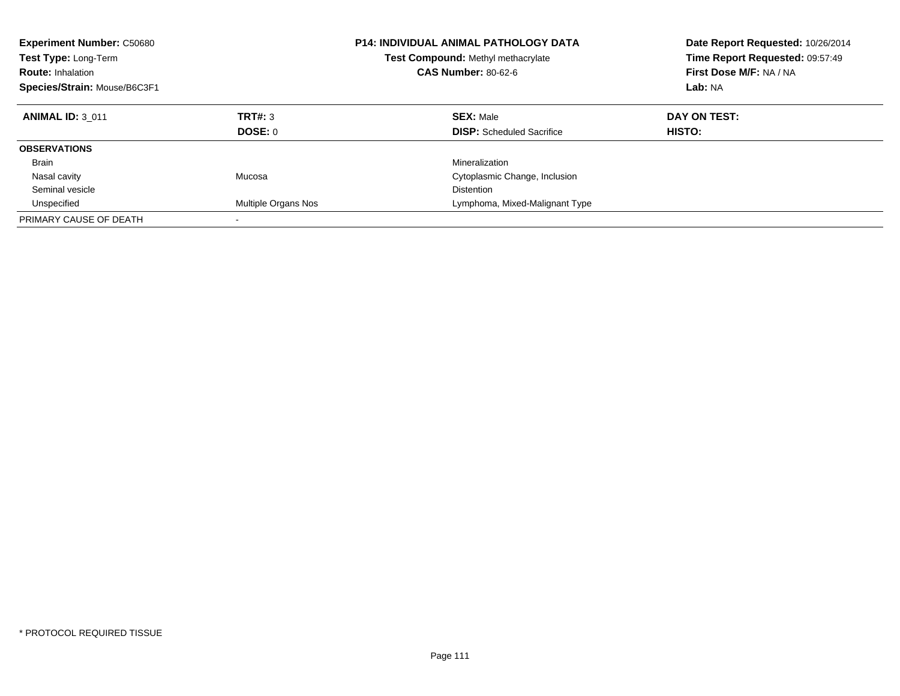**Experiment Number:** C50680
**Test Type:** Long-Term
**Route:** Inhalation
**Species/Strain:** Mouse/B6C3F1

**P14: INDIVIDUAL ANIMAL PATHOLOGY DATA**
**Test Compound:** Methyl methacrylate
**CAS Number:** 80-62-6

**Date Report Requested:** 10/26/2014
**Time Report Requested:** 09:57:49
**First Dose M/F:** NA / NA
**Lab:** NA

| **ANIMAL ID:** 3_011 | **TRT#:** 3 | **SEX:** Male | **DAY ON TEST:** |
|---|---|---|---|
| | **DOSE:** 0 | **DISP:** Scheduled Sacrifice | **HISTO:** |
| **OBSERVATIONS** | | | |
| Brain | | Mineralization | |
| Nasal cavity | Mucosa | Cytoplasmic Change, Inclusion | |
| Seminal vesicle | | Distention | |
| Unspecified | Multiple Organs Nos | Lymphoma, Mixed-Malignant Type | |
| PRIMARY CAUSE OF DEATH | - | | |

* PROTOCOL REQUIRED TISSUE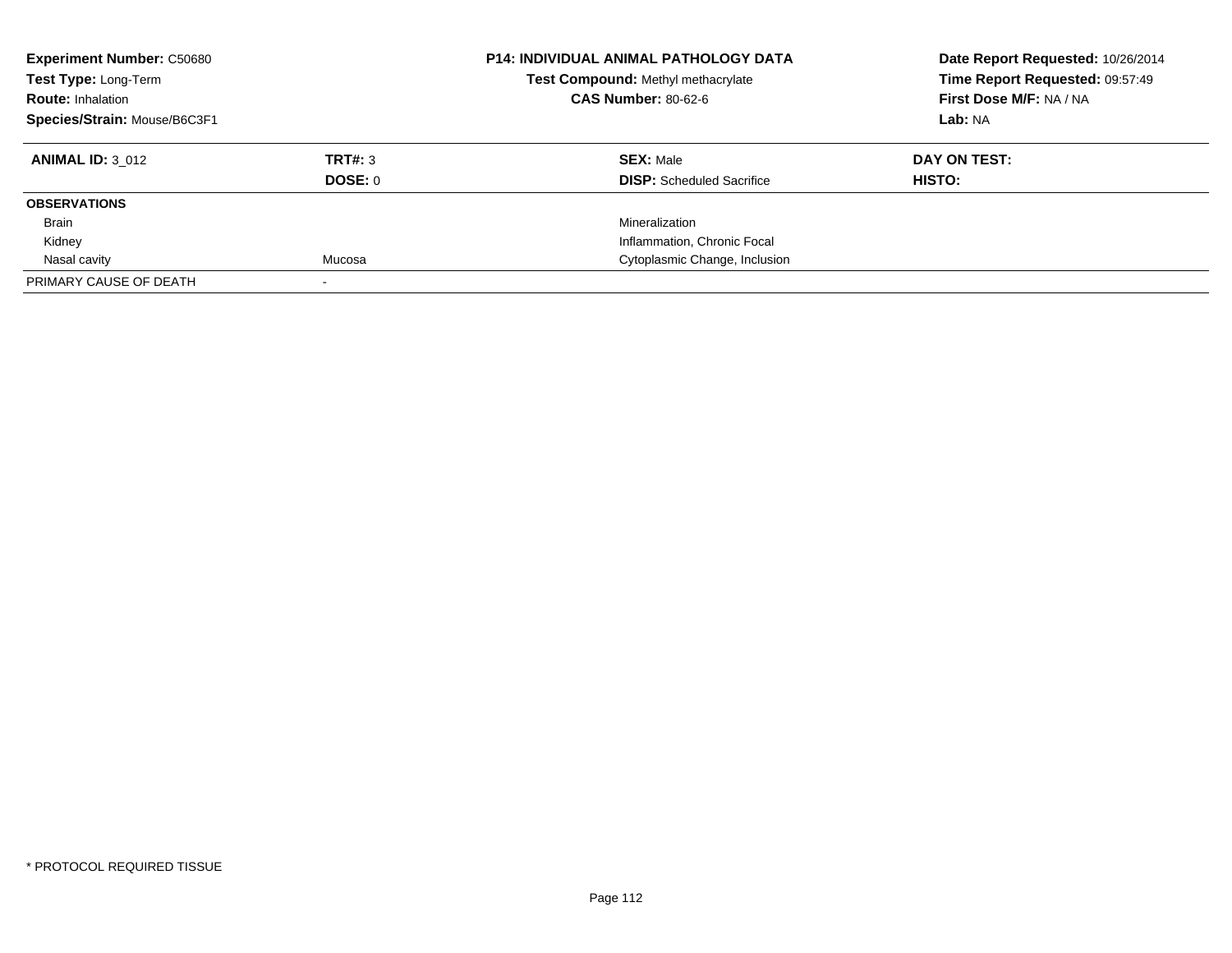| **Experiment Number:** C50680 | **P14: INDIVIDUAL ANIMAL PATHOLOGY DATA** | **Date Report Requested:** 10/26/2014 |
|---|---|---|
| **Test Type:** Long-Term | **Test Compound:** Methyl methacrylate | **Time Report Requested:** 09:57:49 |
| **Route:** Inhalation | **CAS Number:** 80-62-6 | **First Dose M/F:** NA / NA |
| **Species/Strain:** Mouse/B6C3F1 | | **Lab:** NA |

| **ANIMAL ID:** 3_012 | **TRT#:** 3 | **SEX:** Male | **DAY ON TEST:** |
|---|---|---|---|
| | **DOSE:** 0 | **DISP:** Scheduled Sacrifice | **HISTO:** |
| **OBSERVATIONS** | | | |
| Brain | | Mineralization | |
| Kidney | | Inflammation, Chronic Focal | |
| Nasal cavity | Mucosa | Cytoplasmic Change, Inclusion | |
| PRIMARY CAUSE OF DEATH | - | | |

\* PROTOCOL REQUIRED TISSUE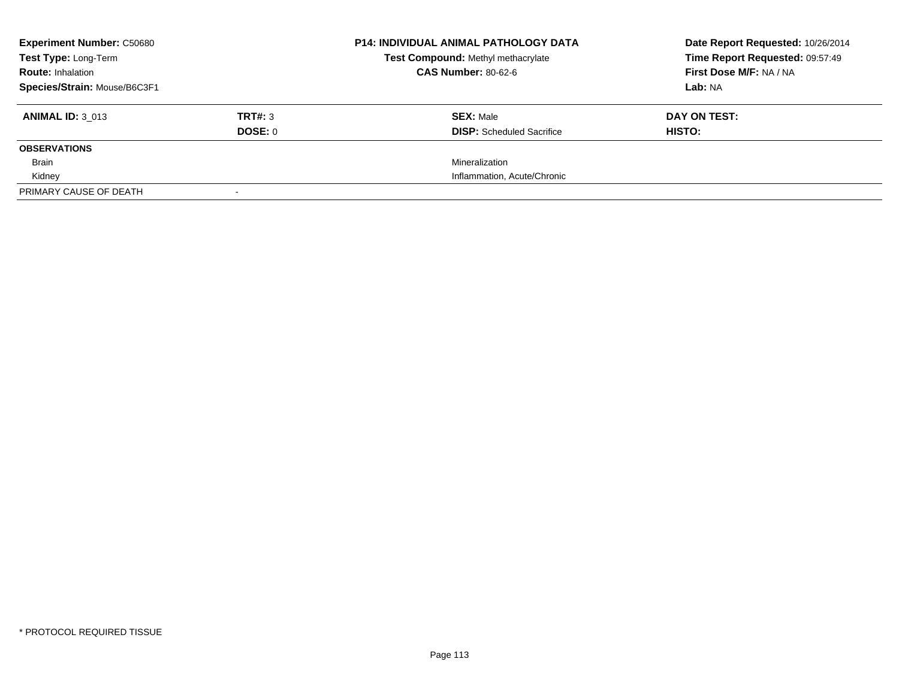**Experiment Number:** C50680
**Test Type:** Long-Term
**Route:** Inhalation
**Species/Strain:** Mouse/B6C3F1

**P14: INDIVIDUAL ANIMAL PATHOLOGY DATA**
**Test Compound:** Methyl methacrylate
**CAS Number:** 80-62-6

**Date Report Requested:** 10/26/2014
**Time Report Requested:** 09:57:49
**First Dose M/F:** NA / NA
**Lab:** NA

| **ANIMAL ID:** 3_013 | **TRT#:** 3 | **SEX:** Male | **DAY ON TEST:** |
|---|---|---|---|
| | **DOSE:** 0 | **DISP:** Scheduled Sacrifice | **HISTO:** |
| **OBSERVATIONS** | | | |
| Brain | | Mineralization | |
| Kidney | | Inflammation, Acute/Chronic | |
| PRIMARY CAUSE OF DEATH | - | | |

\* PROTOCOL REQUIRED TISSUE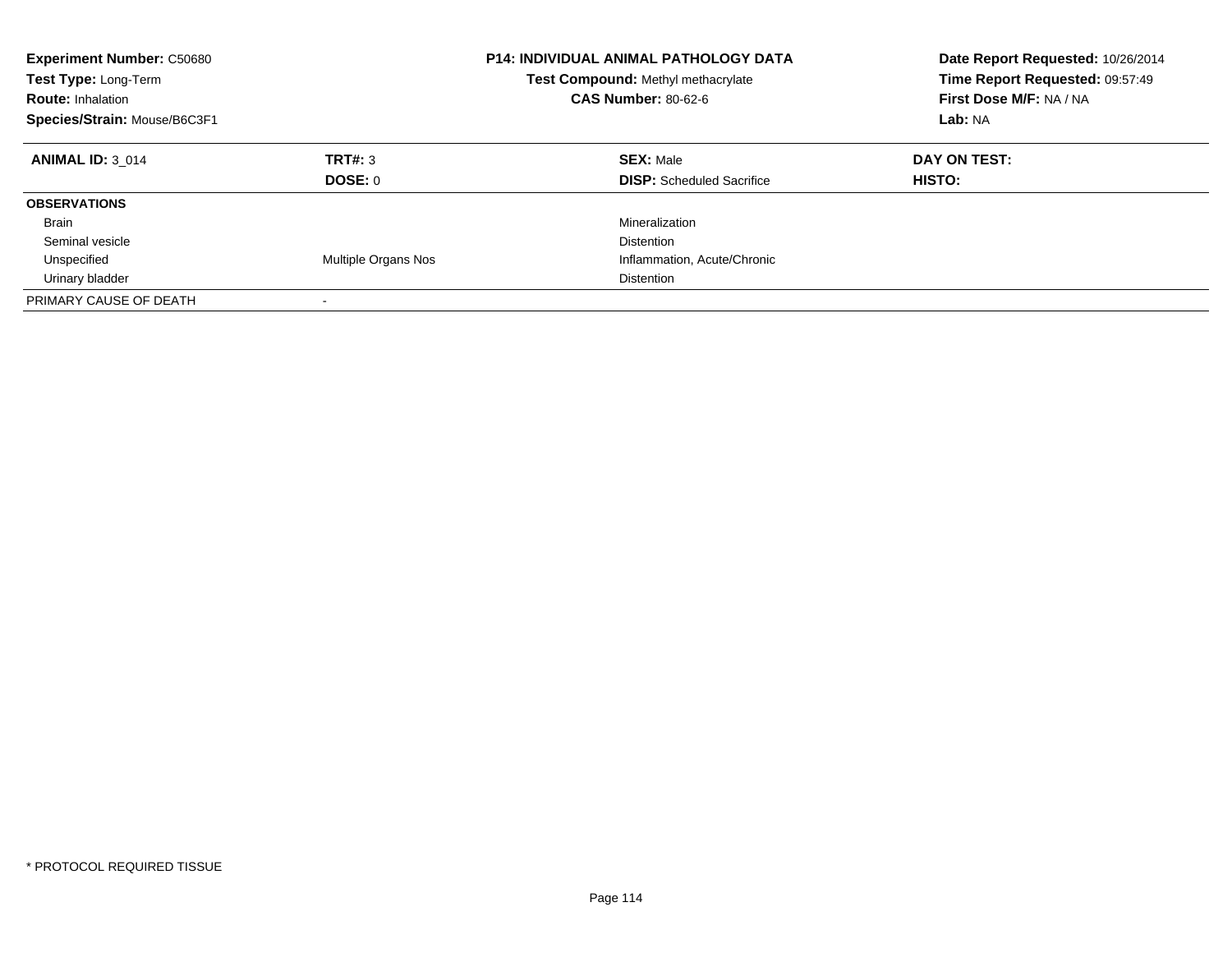**Experiment Number:** C50680
**Test Type:** Long-Term
**Route:** Inhalation
**Species/Strain:** Mouse/B6C3F1

**P14: INDIVIDUAL ANIMAL PATHOLOGY DATA**
**Test Compound:** Methyl methacrylate
**CAS Number:** 80-62-6

**Date Report Requested:** 10/26/2014
**Time Report Requested:** 09:57:49
**First Dose M/F:** NA / NA
**Lab:** NA

| **ANIMAL ID:** 3_014 | **TRT#:** 3 | **SEX:** Male | **DAY ON TEST:** |
|---|---|---|---|
| | **DOSE:** 0 | **DISP:** Scheduled Sacrifice | **HISTO:** |
| **OBSERVATIONS** | | | |
| Brain | | Mineralization | |
| Seminal vesicle | | Distention | |
| Unspecified | Multiple Organs Nos | Inflammation, Acute/Chronic | |
| Urinary bladder | | Distention | |
| PRIMARY CAUSE OF DEATH | - | | |

\* PROTOCOL REQUIRED TISSUE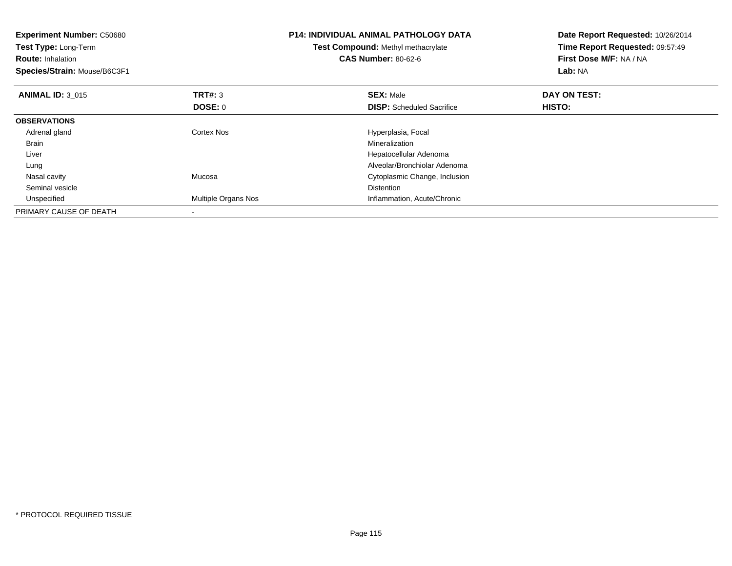**Experiment Number:** C50680
**Test Type:** Long-Term
**Route:** Inhalation
**Species/Strain:** Mouse/B6C3F1

**P14: INDIVIDUAL ANIMAL PATHOLOGY DATA**
**Test Compound:** Methyl methacrylate
**CAS Number:** 80-62-6

**Date Report Requested:** 10/26/2014
**Time Report Requested:** 09:57:49
**First Dose M/F:** NA / NA
**Lab:** NA

| **ANIMAL ID:** 3_015 | **TRT#:** 3 | **SEX:** Male | **DAY ON TEST:** |
|---|---|---|---|
| | **DOSE:** 0 | **DISP:** Scheduled Sacrifice | **HISTO:** |
| **OBSERVATIONS** | | | |
| Adrenal gland | Cortex Nos | Hyperplasia, Focal | |
| Brain | | Mineralization | |
| Liver | | Hepatocellular Adenoma | |
| Lung | | Alveolar/Bronchiolar Adenoma | |
| Nasal cavity | Mucosa | Cytoplasmic Change, Inclusion | |
| Seminal vesicle | | Distention | |
| Unspecified | Multiple Organs Nos | Inflammation, Acute/Chronic | |
| PRIMARY CAUSE OF DEATH | - | | |

\* PROTOCOL REQUIRED TISSUE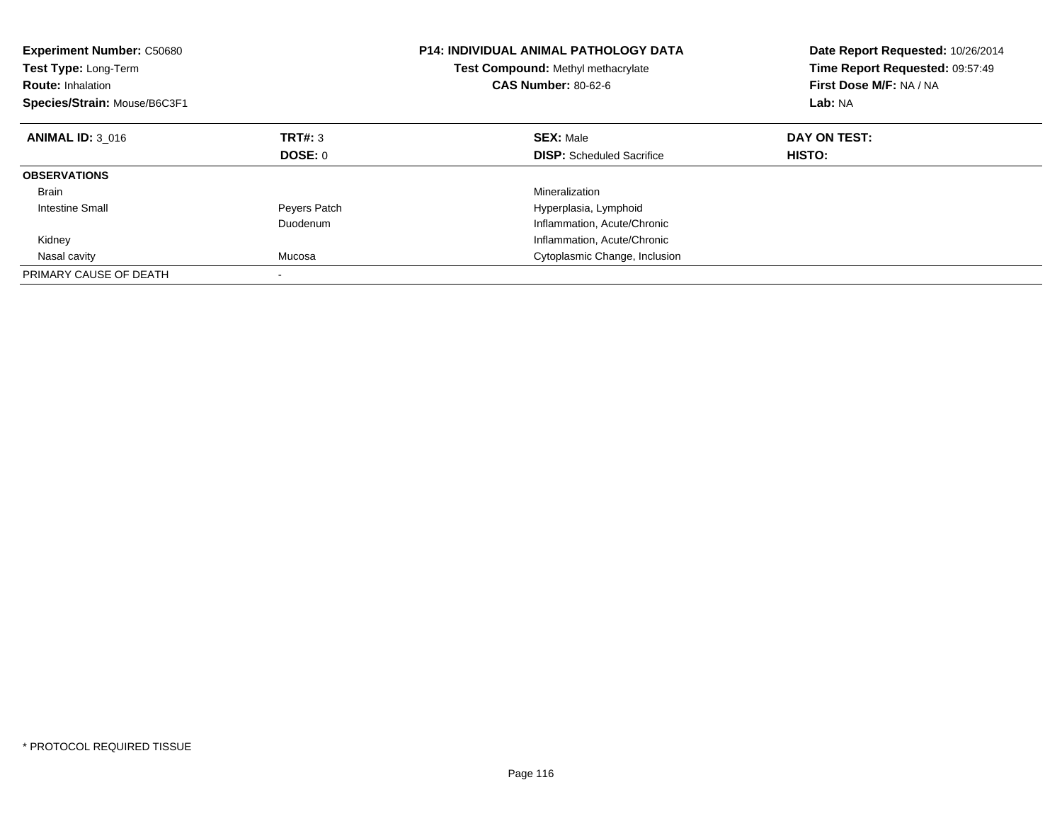**Experiment Number:** C50680
**Test Type:** Long-Term
**Route:** Inhalation
**Species/Strain:** Mouse/B6C3F1

**P14: INDIVIDUAL ANIMAL PATHOLOGY DATA**
**Test Compound:** Methyl methacrylate
**CAS Number:** 80-62-6

**Date Report Requested:** 10/26/2014
**Time Report Requested:** 09:57:49
**First Dose M/F:** NA / NA
**Lab:** NA

| **ANIMAL ID:** 3_016 | **TRT#:** 3 | **SEX:** Male | **DAY ON TEST:** |
|---|---|---|---|
| | **DOSE:** 0 | **DISP:** Scheduled Sacrifice | **HISTO:** |
| **OBSERVATIONS** | | | |
| Brain | | Mineralization | |
| Intestine Small | Peyers Patch | Hyperplasia, Lymphoid | |
| | Duodenum | Inflammation, Acute/Chronic | |
| Kidney | | Inflammation, Acute/Chronic | |
| Nasal cavity | Mucosa | Cytoplasmic Change, Inclusion | |
| PRIMARY CAUSE OF DEATH | - | | |

* PROTOCOL REQUIRED TISSUE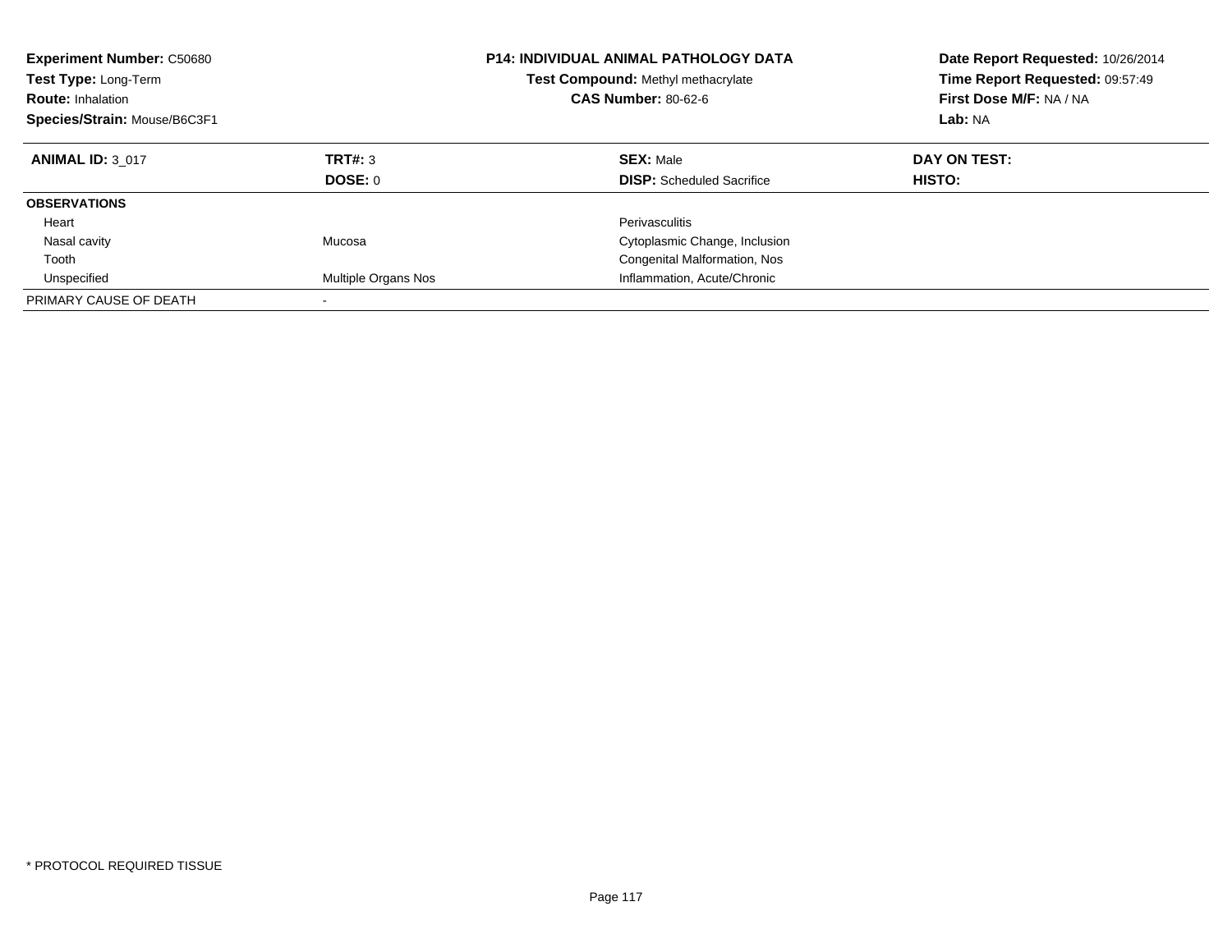**Experiment Number:** C50680
**Test Type:** Long-Term
**Route:** Inhalation
**Species/Strain:** Mouse/B6C3F1

**P14: INDIVIDUAL ANIMAL PATHOLOGY DATA**
**Test Compound:** Methyl methacrylate
**CAS Number:** 80-62-6

**Date Report Requested:** 10/26/2014
**Time Report Requested:** 09:57:49
**First Dose M/F:** NA / NA
**Lab:** NA

| **ANIMAL ID:** 3_017 | **TRT#:** 3 | **SEX:** Male | **DAY ON TEST:** |
|---|---|---|---|
| | **DOSE:** 0 | **DISP:** Scheduled Sacrifice | **HISTO:** |
| **OBSERVATIONS** | | | |
| Heart | | Perivasculitis | |
| Nasal cavity | Mucosa | Cytoplasmic Change, Inclusion | |
| Tooth | | Congenital Malformation, Nos | |
| Unspecified | Multiple Organs Nos | Inflammation, Acute/Chronic | |
| PRIMARY CAUSE OF DEATH | - | | |

* PROTOCOL REQUIRED TISSUE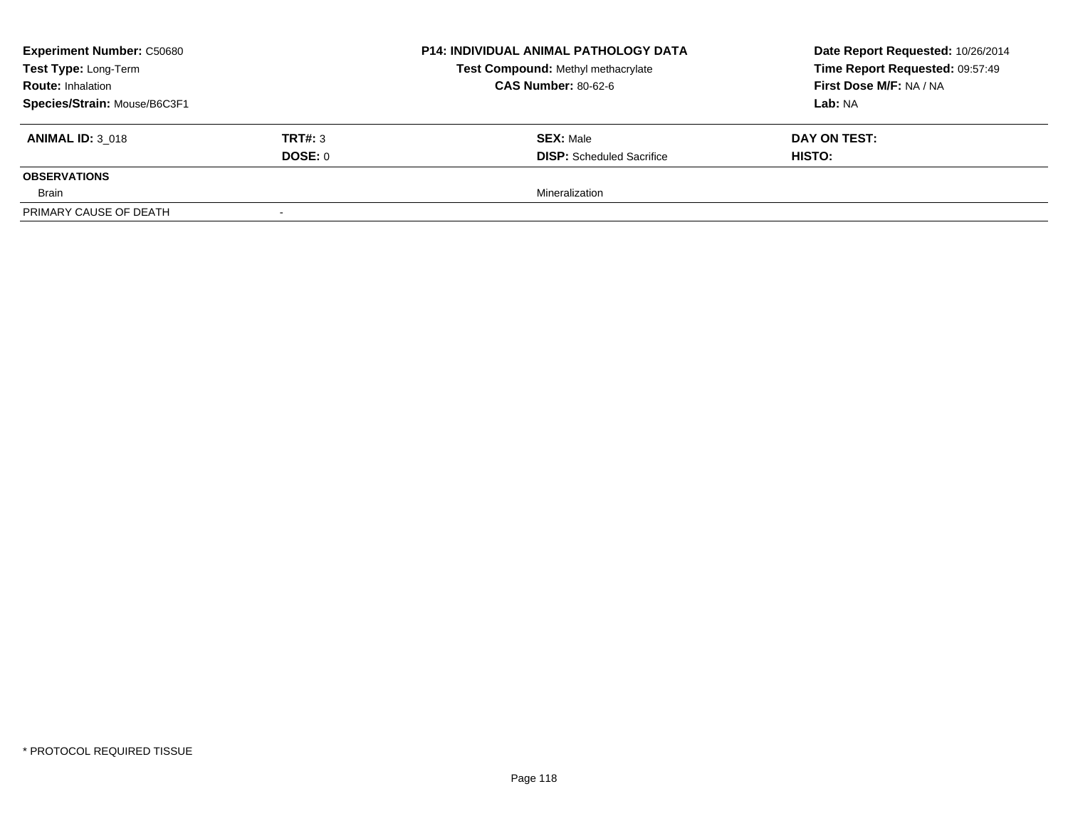| | | | |
|---|---|---|---|
| **Experiment Number:** C50680 | **P14: INDIVIDUAL ANIMAL PATHOLOGY DATA** | | **Date Report Requested:** 10/26/2014 |
| **Test Type:** Long-Term | **Test Compound:** Methyl methacrylate | | **Time Report Requested:** 09:57:49 |
| **Route:** Inhalation | **CAS Number:** 80-62-6 | | **First Dose M/F:** NA / NA |
| **Species/Strain:** Mouse/B6C3F1 | | | **Lab:** NA |

| | | | |
|---|---|---|---|
| **ANIMAL ID:** 3_018 | **TRT#:** 3 | **SEX:** Male | **DAY ON TEST:** |
| | **DOSE:** 0 | **DISP:** Scheduled Sacrifice | **HISTO:** |
| **OBSERVATIONS** | | | |
| Brain | | Mineralization | |
| PRIMARY CAUSE OF DEATH | - | | |

\* PROTOCOL REQUIRED TISSUE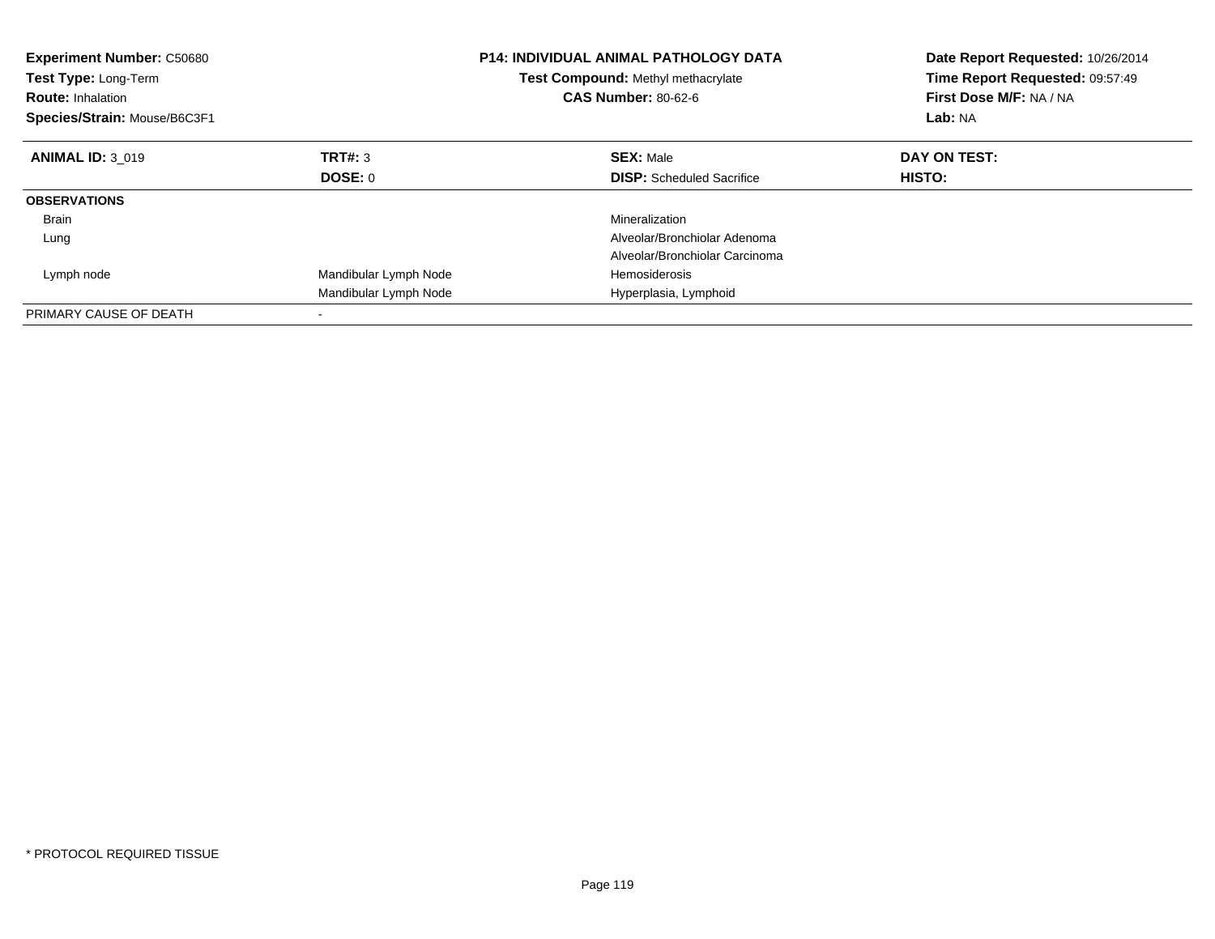**Experiment Number:** C50680
**Test Type:** Long-Term
**Route:** Inhalation
**Species/Strain:** Mouse/B6C3F1

**P14: INDIVIDUAL ANIMAL PATHOLOGY DATA**
**Test Compound:** Methyl methacrylate
**CAS Number:** 80-62-6

**Date Report Requested:** 10/26/2014
**Time Report Requested:** 09:57:49
**First Dose M/F:** NA / NA
**Lab:** NA

| **ANIMAL ID:** 3_019 | **TRT#:** 3 | **SEX:** Male | **DAY ON TEST:** |
|---|---|---|---|
| | **DOSE:** 0 | **DISP:** Scheduled Sacrifice | **HISTO:** |
| **OBSERVATIONS** | | | |
| Brain | | Mineralization | |
| Lung | | Alveolar/Bronchiolar Adenoma | |
| | | Alveolar/Bronchiolar Carcinoma | |
| Lymph node | Mandibular Lymph Node | Hemosiderosis | |
| | Mandibular Lymph Node | Hyperplasia, Lymphoid | |
| PRIMARY CAUSE OF DEATH | - | | |

* PROTOCOL REQUIRED TISSUE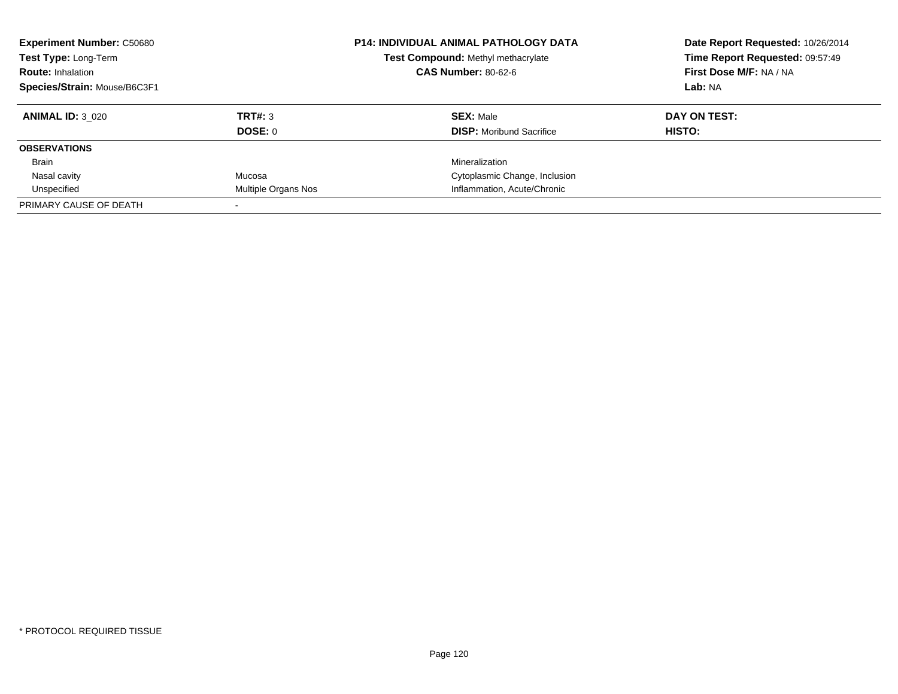**Experiment Number:** C50680
**Test Type:** Long-Term
**Route:** Inhalation
**Species/Strain:** Mouse/B6C3F1

**P14: INDIVIDUAL ANIMAL PATHOLOGY DATA**
**Test Compound:** Methyl methacrylate
**CAS Number:** 80-62-6

**Date Report Requested:** 10/26/2014
**Time Report Requested:** 09:57:49
**First Dose M/F:** NA / NA
**Lab:** NA

| | | | |
|---|---|---|---|
| **ANIMAL ID:** 3_020 | **TRT#:** 3 | **SEX:** Male | **DAY ON TEST:** |
| | **DOSE:** 0 | **DISP:** Moribund Sacrifice | **HISTO:** |
| **OBSERVATIONS** | | | |
| Brain | | Mineralization | |
| Nasal cavity | Mucosa | Cytoplasmic Change, Inclusion | |
| Unspecified | Multiple Organs Nos | Inflammation, Acute/Chronic | |
| PRIMARY CAUSE OF DEATH | - | | |

* PROTOCOL REQUIRED TISSUE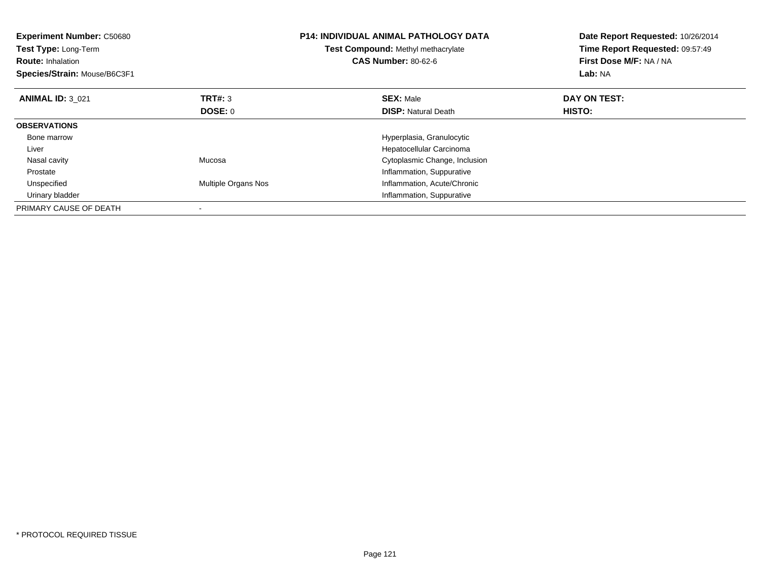**Experiment Number:** C50680
**Test Type:** Long-Term
**Route:** Inhalation
**Species/Strain:** Mouse/B6C3F1

**P14: INDIVIDUAL ANIMAL PATHOLOGY DATA**
**Test Compound:** Methyl methacrylate
**CAS Number:** 80-62-6

**Date Report Requested:** 10/26/2014
**Time Report Requested:** 09:57:49
**First Dose M/F:** NA / NA
**Lab:** NA

| **ANIMAL ID:** 3_021 | **TRT#:** 3 | **SEX:** Male | **DAY ON TEST:** |
|---|---|---|---|
| | **DOSE:** 0 | **DISP:** Natural Death | **HISTO:** |
| **OBSERVATIONS** | | | |
| Bone marrow | | Hyperplasia, Granulocytic | |
| Liver | | Hepatocellular Carcinoma | |
| Nasal cavity | Mucosa | Cytoplasmic Change, Inclusion | |
| Prostate | | Inflammation, Suppurative | |
| Unspecified | Multiple Organs Nos | Inflammation, Acute/Chronic | |
| Urinary bladder | | Inflammation, Suppurative | |
| PRIMARY CAUSE OF DEATH | - | | |

\* PROTOCOL REQUIRED TISSUE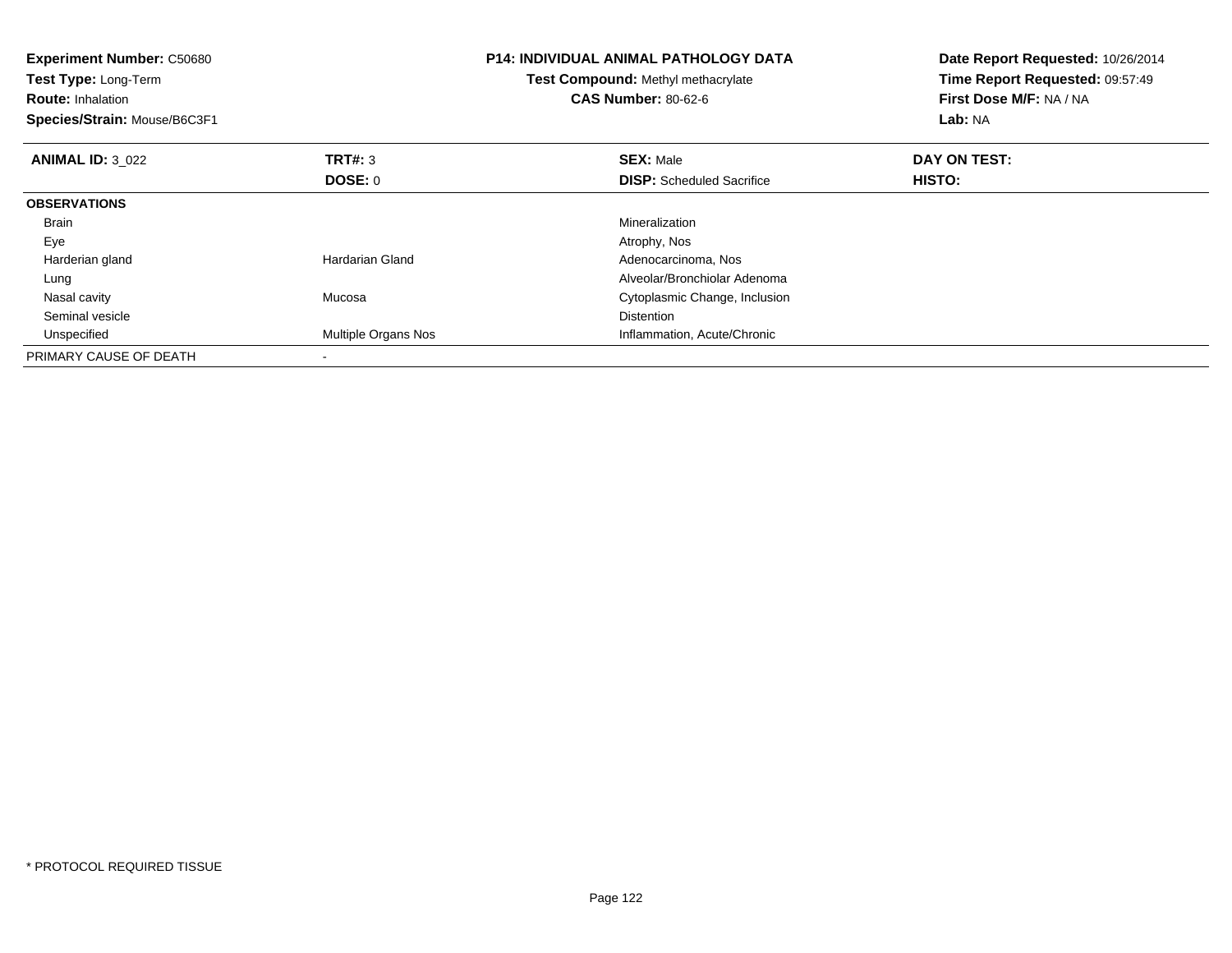**Experiment Number:** C50680
**Test Type:** Long-Term
**Route:** Inhalation
**Species/Strain:** Mouse/B6C3F1

**P14: INDIVIDUAL ANIMAL PATHOLOGY DATA**
**Test Compound:** Methyl methacrylate
**CAS Number:** 80-62-6

**Date Report Requested:** 10/26/2014
**Time Report Requested:** 09:57:49
**First Dose M/F:** NA / NA
**Lab:** NA

| **ANIMAL ID:** 3_022 | **TRT#:** 3 | **SEX:** Male | **DAY ON TEST:** |
|---|---|---|---|
| | **DOSE:** 0 | **DISP:** Scheduled Sacrifice | **HISTO:** |
| **OBSERVATIONS** | | | |
| Brain | | Mineralization | |
| Eye | | Atrophy, Nos | |
| Harderian gland | Hardarian Gland | Adenocarcinoma, Nos | |
| Lung | | Alveolar/Bronchiolar Adenoma | |
| Nasal cavity | Mucosa | Cytoplasmic Change, Inclusion | |
| Seminal vesicle | | Distention | |
| Unspecified | Multiple Organs Nos | Inflammation, Acute/Chronic | |
| PRIMARY CAUSE OF DEATH | - | | |

* PROTOCOL REQUIRED TISSUE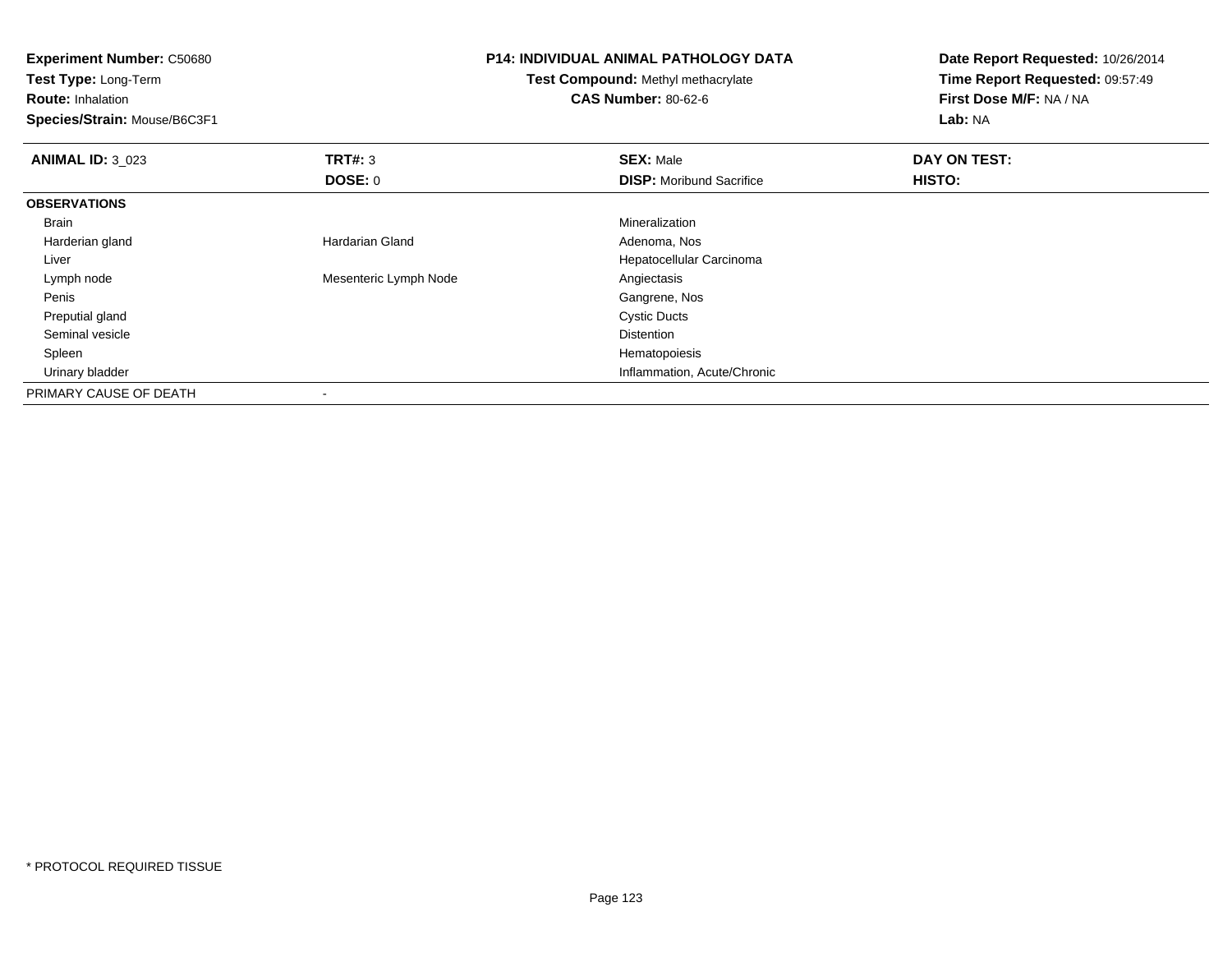**Experiment Number:** C50680
**Test Type:** Long-Term
**Route:** Inhalation
**Species/Strain:** Mouse/B6C3F1

**P14: INDIVIDUAL ANIMAL PATHOLOGY DATA**
**Test Compound:** Methyl methacrylate
**CAS Number:** 80-62-6

**Date Report Requested:** 10/26/2014
**Time Report Requested:** 09:57:49
**First Dose M/F:** NA / NA
**Lab:** NA

| **ANIMAL ID:** 3_023 | **TRT#:** 3 | **SEX:** Male | **DAY ON TEST:** |
|---|---|---|---|
| | **DOSE:** 0 | **DISP:** Moribund Sacrifice | **HISTO:** |
| **OBSERVATIONS** | | | |
| Brain | | Mineralization | |
| Harderian gland | Hardarian Gland | Adenoma, Nos | |
| Liver | | Hepatocellular Carcinoma | |
| Lymph node | Mesenteric Lymph Node | Angiectasis | |
| Penis | | Gangrene, Nos | |
| Preputial gland | | Cystic Ducts | |
| Seminal vesicle | | Distention | |
| Spleen | | Hematopoiesis | |
| Urinary bladder | | Inflammation, Acute/Chronic | |
| PRIMARY CAUSE OF DEATH | - | | |

* PROTOCOL REQUIRED TISSUE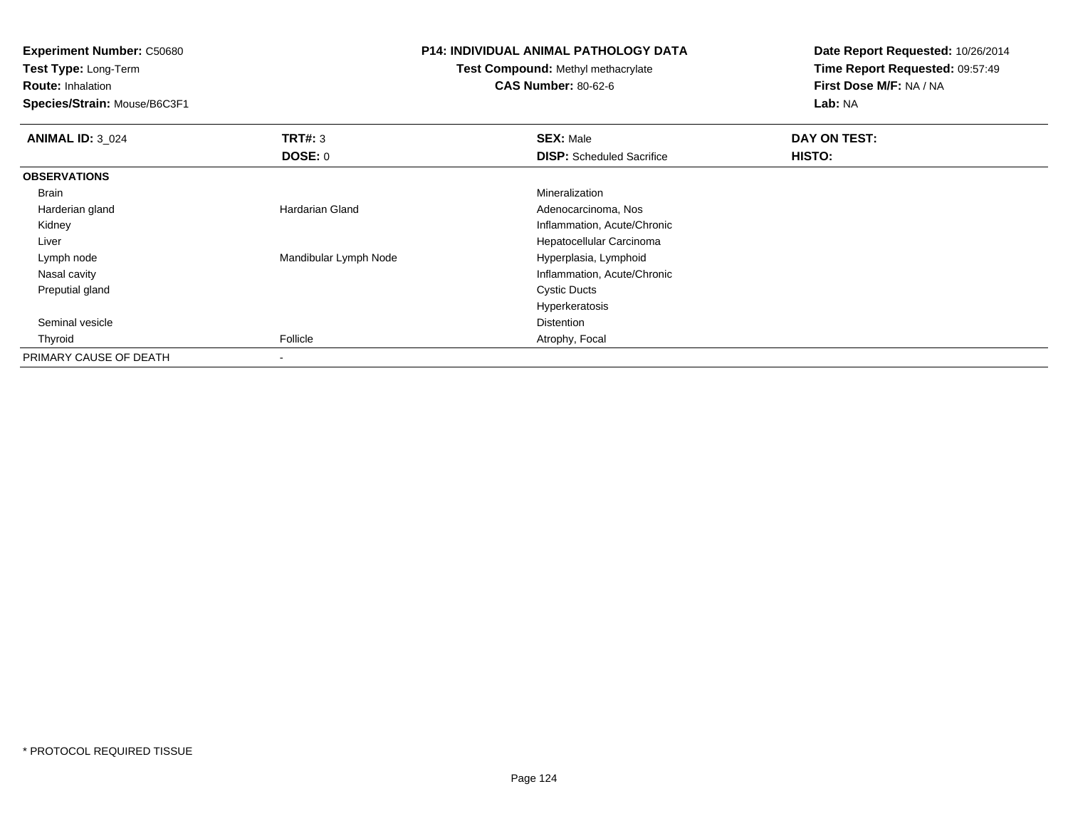**Experiment Number:** C50680
**Test Type:** Long-Term
**Route:** Inhalation
**Species/Strain:** Mouse/B6C3F1

**P14: INDIVIDUAL ANIMAL PATHOLOGY DATA**
**Test Compound:** Methyl methacrylate
**CAS Number:** 80-62-6

**Date Report Requested:** 10/26/2014
**Time Report Requested:** 09:57:49
**First Dose M/F:** NA / NA
**Lab:** NA

| **ANIMAL ID:** 3_024 | **TRT#:** 3 | **SEX:** Male | **DAY ON TEST:** |
|---|---|---|---|
| | **DOSE:** 0 | **DISP:** Scheduled Sacrifice | **HISTO:** |
| **OBSERVATIONS** | | | |
| Brain | | Mineralization | |
| Harderian gland | Hardarian Gland | Adenocarcinoma, Nos | |
| Kidney | | Inflammation, Acute/Chronic | |
| Liver | | Hepatocellular Carcinoma | |
| Lymph node | Mandibular Lymph Node | Hyperplasia, Lymphoid | |
| Nasal cavity | | Inflammation, Acute/Chronic | |
| Preputial gland | | Cystic Ducts | |
| | | Hyperkeratosis | |
| Seminal vesicle | | Distention | |
| Thyroid | Follicle | Atrophy, Focal | |
| PRIMARY CAUSE OF DEATH | - | | |

* PROTOCOL REQUIRED TISSUE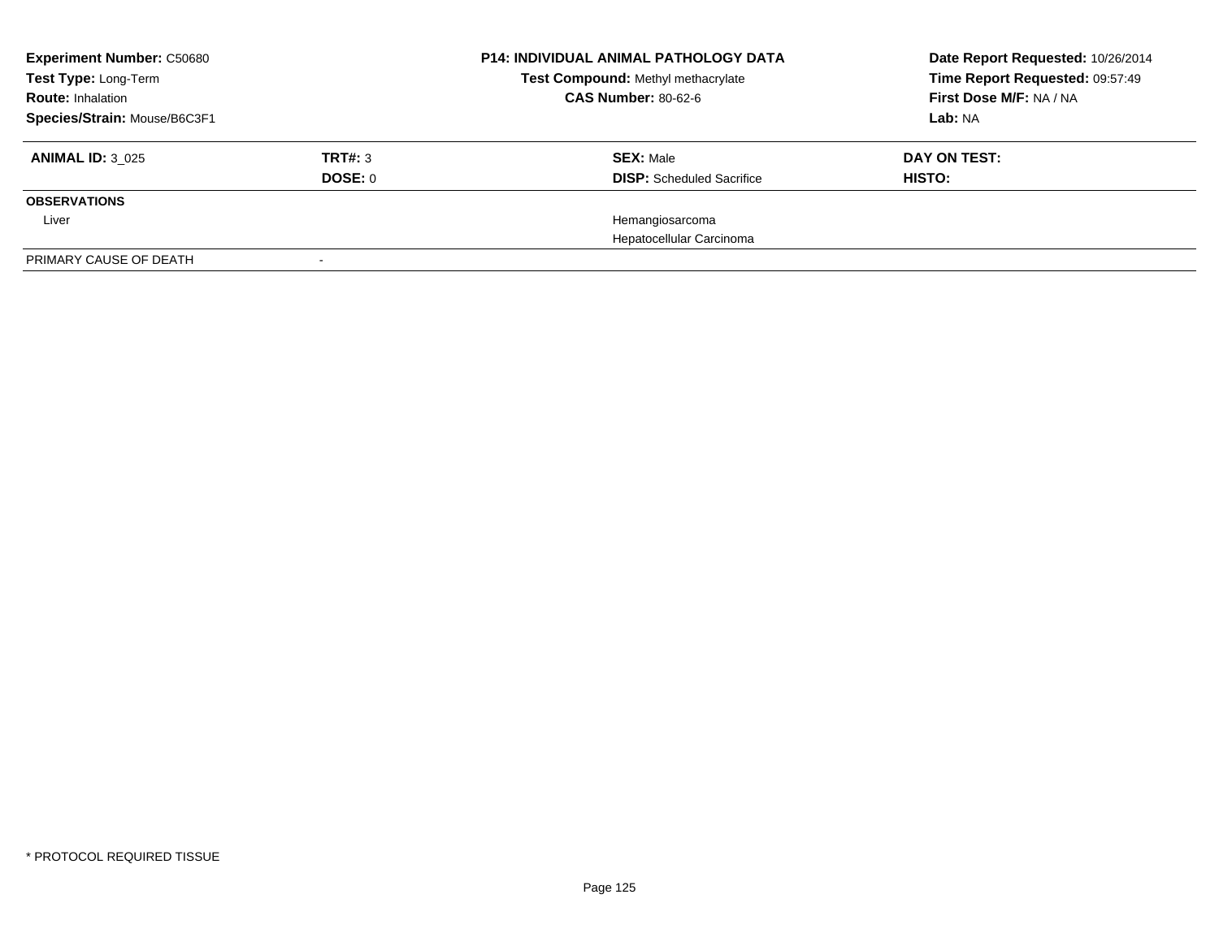| | | | |
|---|---|---|---|
| **Experiment Number:** C50680 | **P14: INDIVIDUAL ANIMAL PATHOLOGY DATA** | | **Date Report Requested:** 10/26/2014 |
| **Test Type:** Long-Term | **Test Compound:** Methyl methacrylate | | **Time Report Requested:** 09:57:49 |
| **Route:** Inhalation | **CAS Number:** 80-62-6 | | **First Dose M/F:** NA / NA |
| **Species/Strain:** Mouse/B6C3F1 | | | **Lab:** NA |

| | | | |
|---|---|---|---|
| **ANIMAL ID:** 3_025 | **TRT#:** 3 | **SEX:** Male | **DAY ON TEST:** |
| | **DOSE:** 0 | **DISP:** Scheduled Sacrifice | **HISTO:** |
| **OBSERVATIONS** | | | |
| Liver | | Hemangiosarcoma | |
| | | Hepatocellular Carcinoma | |
| PRIMARY CAUSE OF DEATH | - | | |

* PROTOCOL REQUIRED TISSUE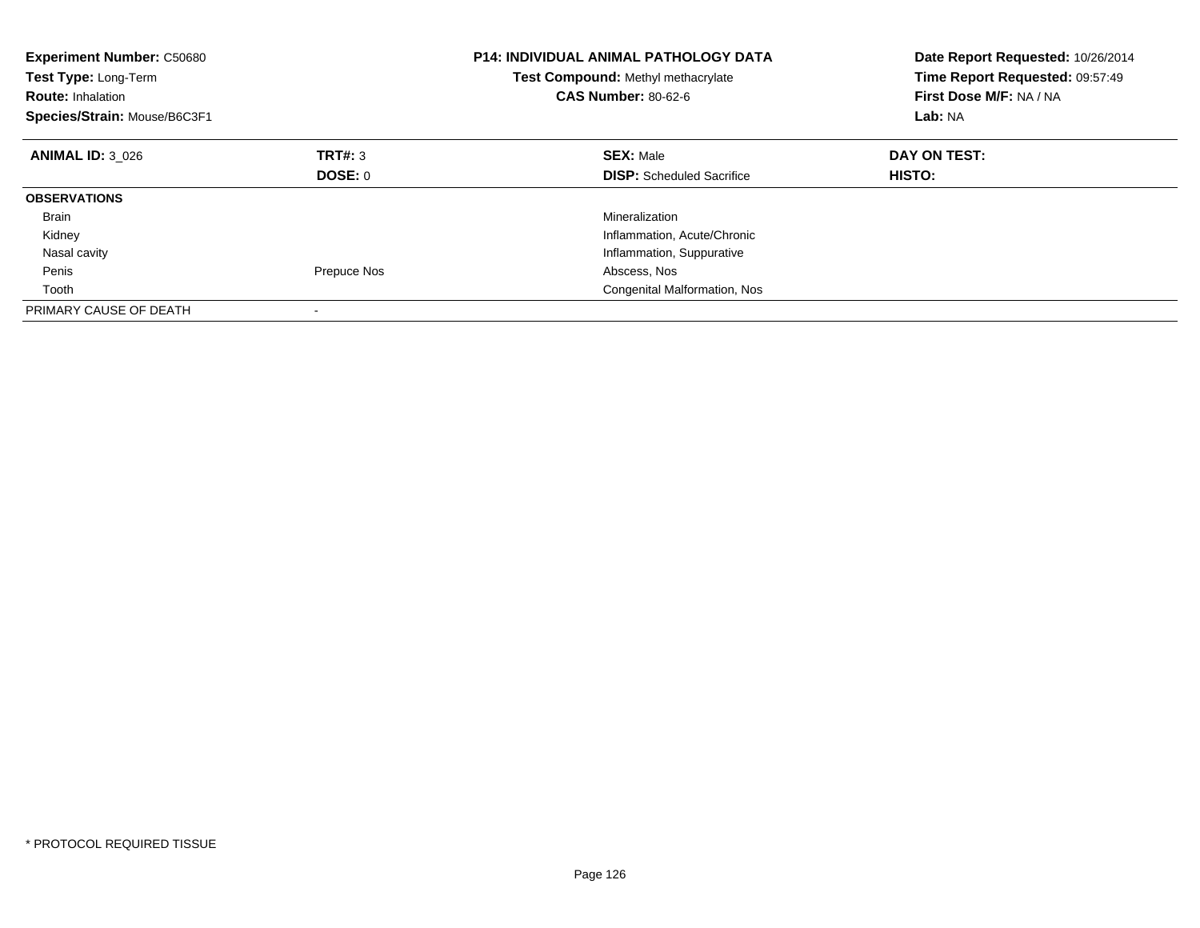**Experiment Number:** C50680
**Test Type:** Long-Term
**Route:** Inhalation
**Species/Strain:** Mouse/B6C3F1

**P14: INDIVIDUAL ANIMAL PATHOLOGY DATA**
**Test Compound:** Methyl methacrylate
**CAS Number:** 80-62-6

**Date Report Requested:** 10/26/2014
**Time Report Requested:** 09:57:49
**First Dose M/F:** NA / NA
**Lab:** NA

| | | | |
|---|---|---|---|
| **ANIMAL ID:** 3_026 | **TRT#:** 3 | **SEX:** Male | **DAY ON TEST:** |
| | **DOSE:** 0 | **DISP:** Scheduled Sacrifice | **HISTO:** |
| **OBSERVATIONS** | | | |
| Brain | | Mineralization | |
| Kidney | | Inflammation, Acute/Chronic | |
| Nasal cavity | | Inflammation, Suppurative | |
| Penis | Prepuce Nos | Abscess, Nos | |
| Tooth | | Congenital Malformation, Nos | |
| PRIMARY CAUSE OF DEATH | - | | |

* PROTOCOL REQUIRED TISSUE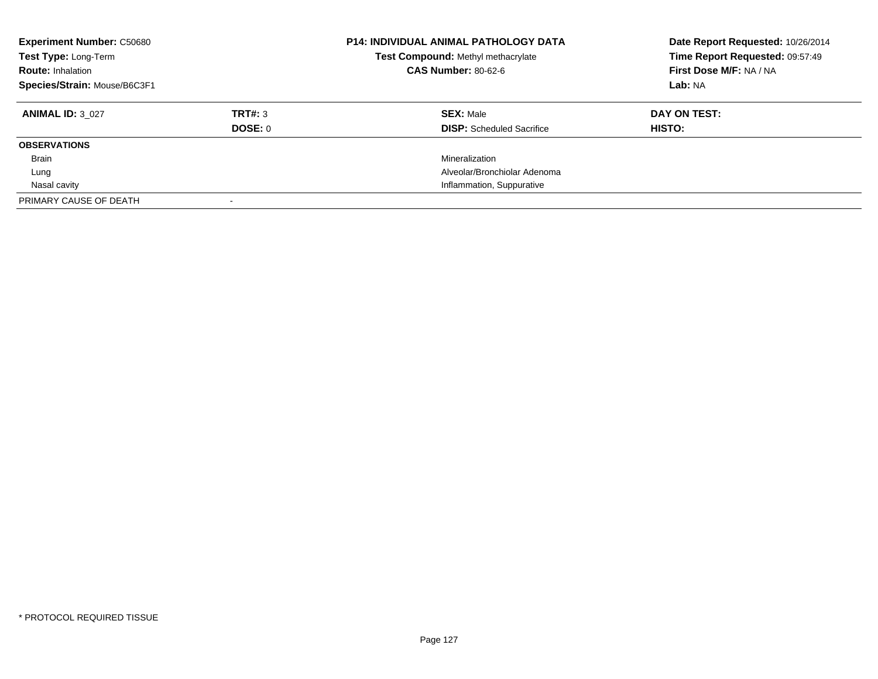**Experiment Number:** C50680
**Test Type:** Long-Term
**Route:** Inhalation
**Species/Strain:** Mouse/B6C3F1

**P14: INDIVIDUAL ANIMAL PATHOLOGY DATA**
**Test Compound:** Methyl methacrylate
**CAS Number:** 80-62-6

**Date Report Requested:** 10/26/2014
**Time Report Requested:** 09:57:49
**First Dose M/F:** NA / NA
**Lab:** NA

| **ANIMAL ID:** 3_027 | **TRT#:** 3 | **SEX:** Male | **DAY ON TEST:** |
|---|---|---|---|
| | **DOSE:** 0 | **DISP:** Scheduled Sacrifice | **HISTO:** |
| **OBSERVATIONS** | | | |
| Brain | | Mineralization | |
| Lung | | Alveolar/Bronchiolar Adenoma | |
| Nasal cavity | | Inflammation, Suppurative | |
| PRIMARY CAUSE OF DEATH | - | | |

* PROTOCOL REQUIRED TISSUE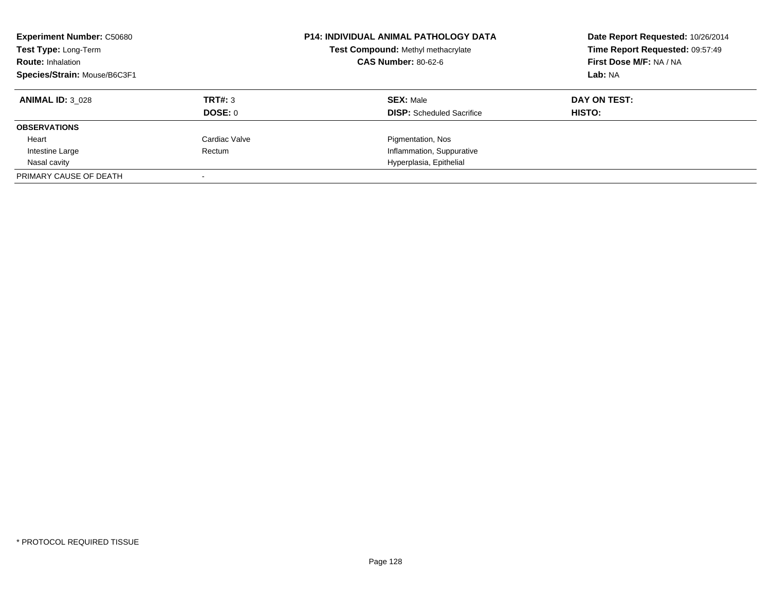**Experiment Number:** C50680
**Test Type:** Long-Term
**Route:** Inhalation
**Species/Strain:** Mouse/B6C3F1

**P14: INDIVIDUAL ANIMAL PATHOLOGY DATA**
**Test Compound:** Methyl methacrylate
**CAS Number:** 80-62-6

**Date Report Requested:** 10/26/2014
**Time Report Requested:** 09:57:49
**First Dose M/F:** NA / NA
**Lab:** NA

| **ANIMAL ID:** 3_028 | **TRT#:** 3 | **SEX:** Male | **DAY ON TEST:** |
|---|---|---|---|
| | **DOSE:** 0 | **DISP:** Scheduled Sacrifice | **HISTO:** |
| **OBSERVATIONS** | | | |
| Heart | Cardiac Valve | Pigmentation, Nos | |
| Intestine Large | Rectum | Inflammation, Suppurative | |
| Nasal cavity | | Hyperplasia, Epithelial | |
| PRIMARY CAUSE OF DEATH | - | | |

* PROTOCOL REQUIRED TISSUE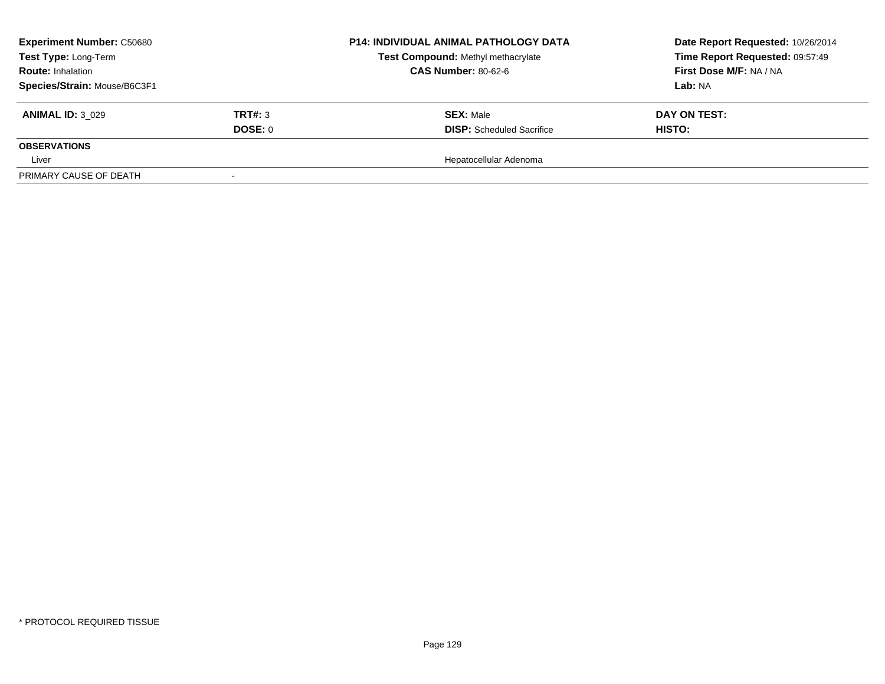| **Experiment Number:** C50680 | **P14: INDIVIDUAL ANIMAL PATHOLOGY DATA** | **Date Report Requested:** 10/26/2014 |
|---|---|---|
| **Test Type:** Long-Term | **Test Compound:** Methyl methacrylate | **Time Report Requested:** 09:57:49 |
| **Route:** Inhalation | **CAS Number:** 80-62-6 | **First Dose M/F:** NA / NA |
| **Species/Strain:** Mouse/B6C3F1 | | **Lab:** NA |

| **ANIMAL ID:** 3_029 | **TRT#:** 3 | **SEX:** Male | **DAY ON TEST:** |
|---|---|---|---|
| | **DOSE:** 0 | **DISP:** Scheduled Sacrifice | **HISTO:** |
| **OBSERVATIONS** | | | |
| Liver | | Hepatocellular Adenoma | |
| PRIMARY CAUSE OF DEATH | - | | |

* PROTOCOL REQUIRED TISSUE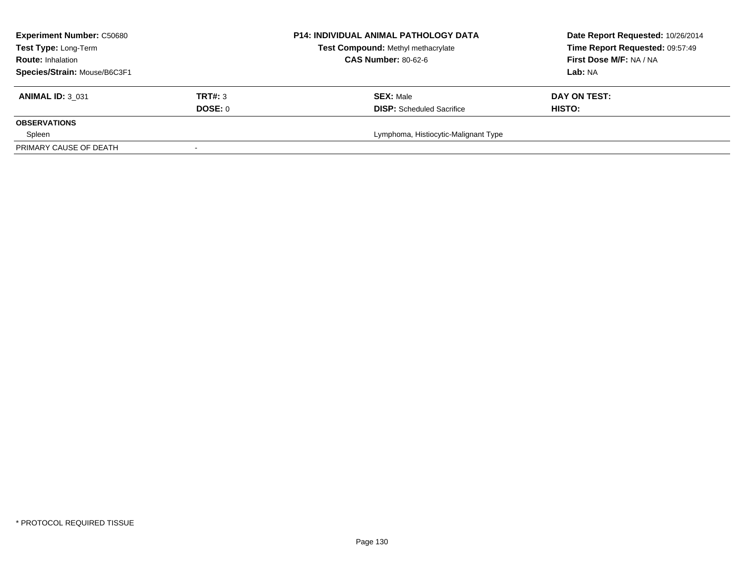**Experiment Number:** C50680
**Test Type:** Long-Term
**Route:** Inhalation
**Species/Strain:** Mouse/B6C3F1

**P14: INDIVIDUAL ANIMAL PATHOLOGY DATA**
**Test Compound:** Methyl methacrylate
**CAS Number:** 80-62-6

**Date Report Requested:** 10/26/2014
**Time Report Requested:** 09:57:49
**First Dose M/F:** NA / NA
**Lab:** NA

| | | | |
|---|---|---|---|
| **ANIMAL ID:** 3_031 | **TRT#:** 3 | **SEX:** Male | **DAY ON TEST:** |
| | **DOSE:** 0 | **DISP:** Scheduled Sacrifice | **HISTO:** |
| **OBSERVATIONS** | | | |
| Spleen | | Lymphoma, Histiocytic-Malignant Type | |
| PRIMARY CAUSE OF DEATH | - | | |

\* PROTOCOL REQUIRED TISSUE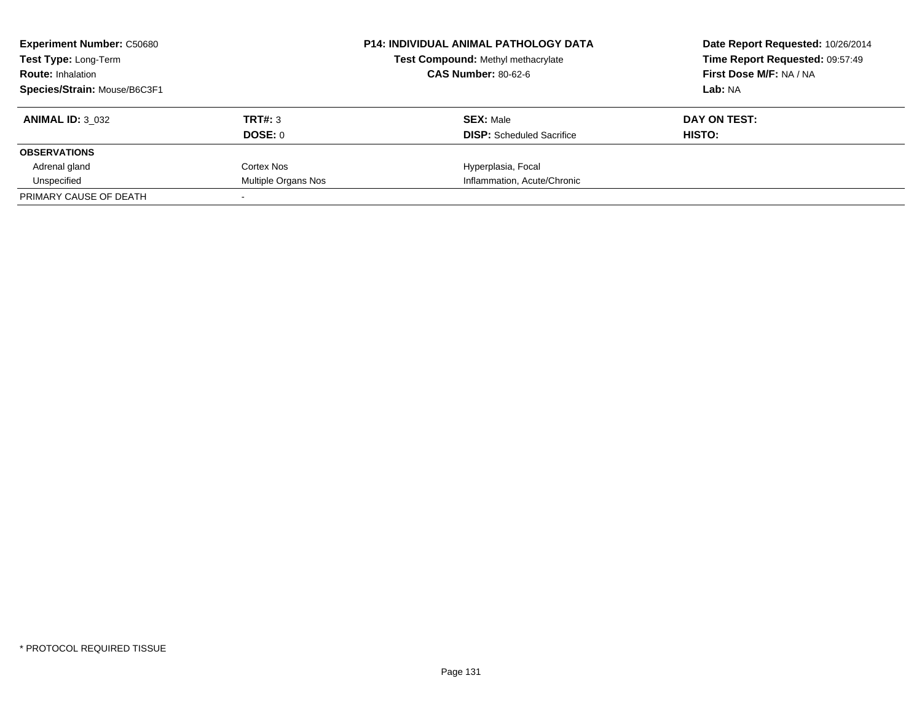| | | | |
|---|---|---|---|
| **Experiment Number:** C50680 | **P14: INDIVIDUAL ANIMAL PATHOLOGY DATA** | | **Date Report Requested:** 10/26/2014 |
| **Test Type:** Long-Term | **Test Compound:** Methyl methacrylate | | **Time Report Requested:** 09:57:49 |
| **Route:** Inhalation | **CAS Number:** 80-62-6 | | **First Dose M/F:** NA / NA |
| **Species/Strain:** Mouse/B6C3F1 | | | **Lab:** NA |

| **ANIMAL ID:** 3_032 | **TRT#:** 3 | **SEX:** Male | **DAY ON TEST:** |
|---|---|---|---|
| | **DOSE:** 0 | **DISP:** Scheduled Sacrifice | **HISTO:** |
| **OBSERVATIONS** | | | |
| Adrenal gland | Cortex Nos | Hyperplasia, Focal | |
| Unspecified | Multiple Organs Nos | Inflammation, Acute/Chronic | |
| PRIMARY CAUSE OF DEATH | - | | |

* PROTOCOL REQUIRED TISSUE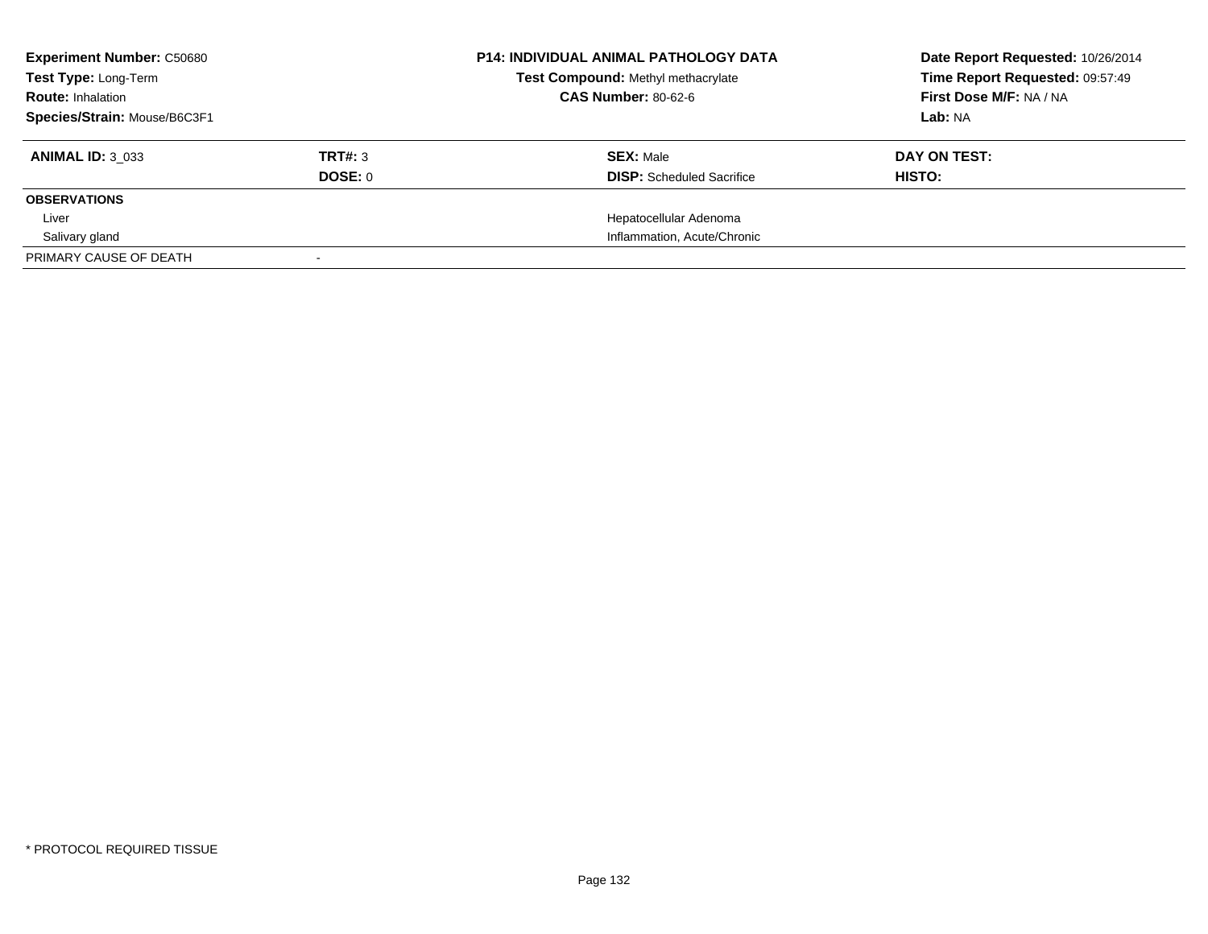**Experiment Number:** C50680
**Test Type:** Long-Term
**Route:** Inhalation
**Species/Strain:** Mouse/B6C3F1

**P14: INDIVIDUAL ANIMAL PATHOLOGY DATA**
**Test Compound:** Methyl methacrylate
**CAS Number:** 80-62-6

**Date Report Requested:** 10/26/2014
**Time Report Requested:** 09:57:49
**First Dose M/F:** NA / NA
**Lab:** NA

| **ANIMAL ID:** 3_033 | **TRT#:** 3 | **SEX:** Male | **DAY ON TEST:** |
|---|---|---|---|
| | **DOSE:** 0 | **DISP:** Scheduled Sacrifice | **HISTO:** |
| **OBSERVATIONS** | | | |
| Liver | | Hepatocellular Adenoma | |
| Salivary gland | | Inflammation, Acute/Chronic | |
| PRIMARY CAUSE OF DEATH | - | | |

* PROTOCOL REQUIRED TISSUE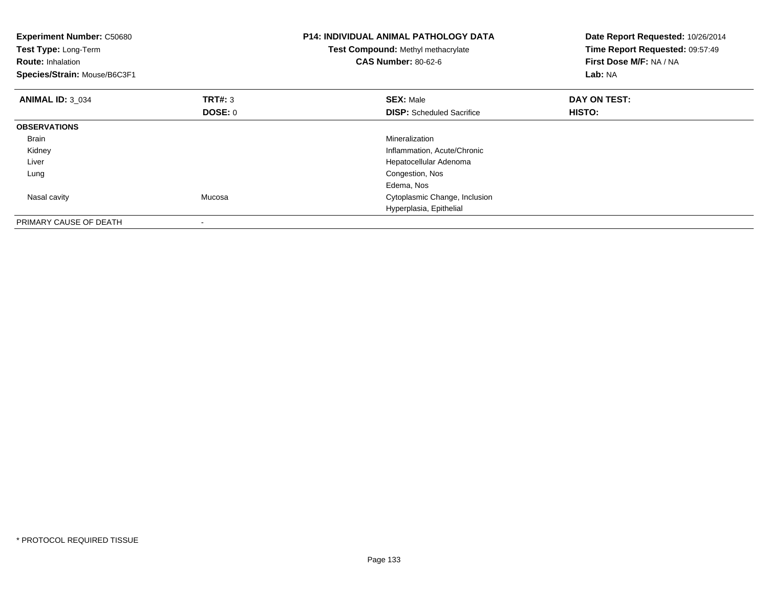**Experiment Number:** C50680
**Test Type:** Long-Term
**Route:** Inhalation
**Species/Strain:** Mouse/B6C3F1

**P14: INDIVIDUAL ANIMAL PATHOLOGY DATA**
**Test Compound:** Methyl methacrylate
**CAS Number:** 80-62-6

**Date Report Requested:** 10/26/2014
**Time Report Requested:** 09:57:49
**First Dose M/F:** NA / NA
**Lab:** NA

| **ANIMAL ID:** 3_034 | **TRT#:** 3 | **SEX:** Male | **DAY ON TEST:** |
|---|---|---|---|
| | **DOSE:** 0 | **DISP:** Scheduled Sacrifice | **HISTO:** |
| **OBSERVATIONS** | | | |
| Brain | | Mineralization | |
| Kidney | | Inflammation, Acute/Chronic | |
| Liver | | Hepatocellular Adenoma | |
| Lung | | Congestion, Nos | |
| | | Edema, Nos | |
| Nasal cavity | Mucosa | Cytoplasmic Change, Inclusion | |
| | | Hyperplasia, Epithelial | |
| PRIMARY CAUSE OF DEATH | - | | |

* PROTOCOL REQUIRED TISSUE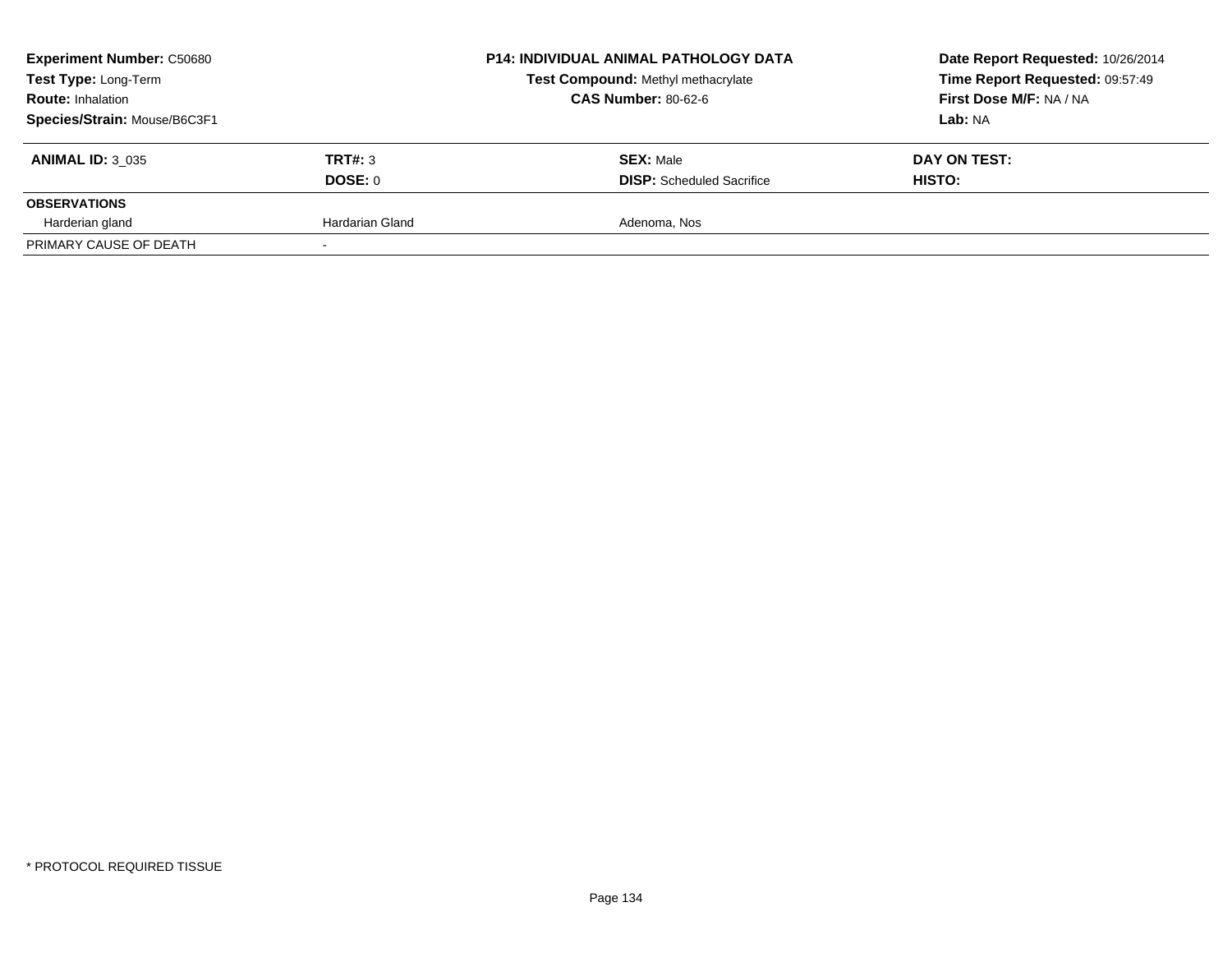| | | | |
|---|---|---|---|
| **Experiment Number:** C50680 | | **P14: INDIVIDUAL ANIMAL PATHOLOGY DATA** | **Date Report Requested:** 10/26/2014 |
| **Test Type:** Long-Term | | **Test Compound:** Methyl methacrylate | **Time Report Requested:** 09:57:49 |
| **Route:** Inhalation | | **CAS Number:** 80-62-6 | **First Dose M/F:** NA / NA |
| **Species/Strain:** Mouse/B6C3F1 | | | **Lab:** NA |

| | | | |
|---|---|---|---|
| **ANIMAL ID:** 3_035 | **TRT#:** 3 | **SEX:** Male | **DAY ON TEST:** |
| | **DOSE:** 0 | **DISP:** Scheduled Sacrifice | **HISTO:** |
| **OBSERVATIONS** | | | |
| Harderian gland | Hardarian Gland | Adenoma, Nos | |
| PRIMARY CAUSE OF DEATH | - | | |

* PROTOCOL REQUIRED TISSUE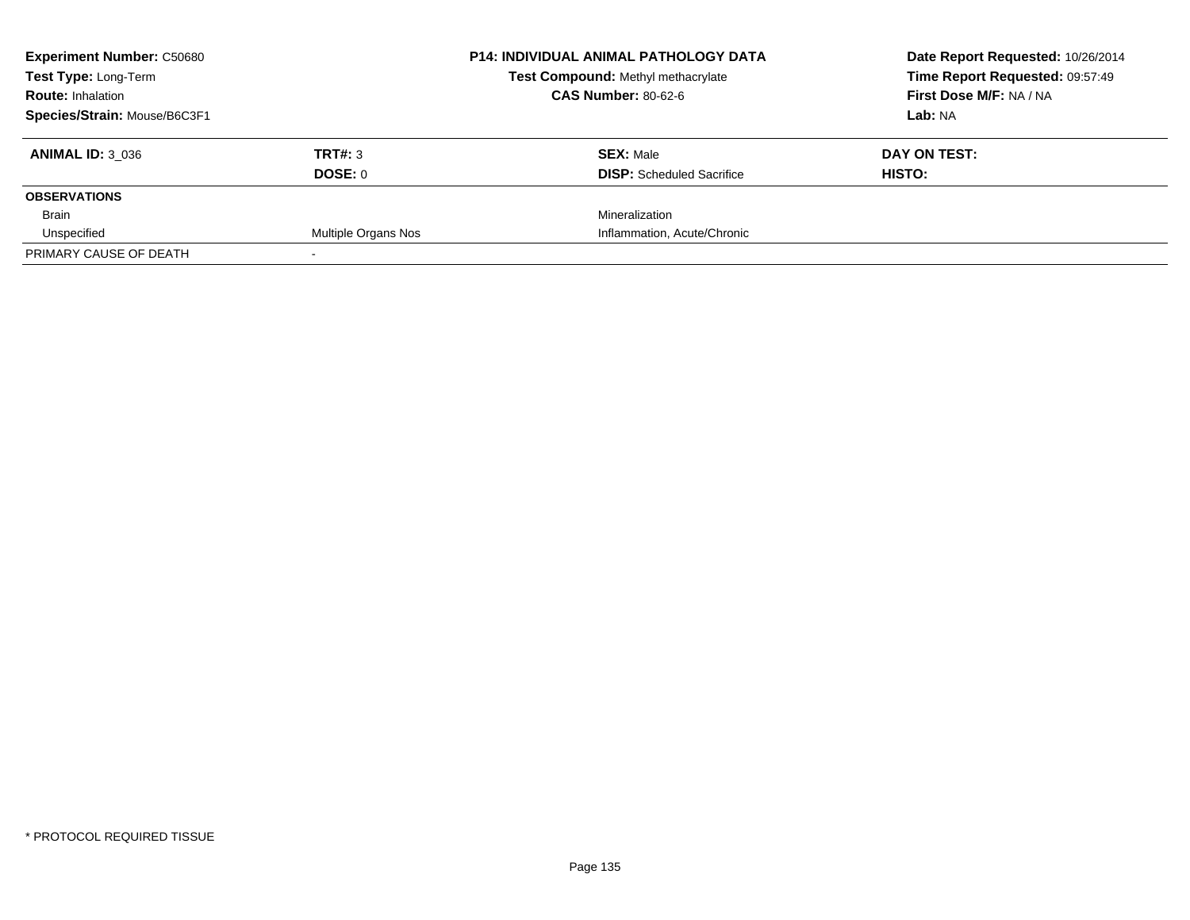| | | | |
|---|---|---|---|
| **Experiment Number:** C50680 | | **P14: INDIVIDUAL ANIMAL PATHOLOGY DATA** | **Date Report Requested:** 10/26/2014 |
| **Test Type:** Long-Term | | **Test Compound:** Methyl methacrylate | **Time Report Requested:** 09:57:49 |
| **Route:** Inhalation | | **CAS Number:** 80-62-6 | **First Dose M/F:** NA / NA |
| **Species/Strain:** Mouse/B6C3F1 | | | **Lab:** NA |

| **ANIMAL ID:** 3_036 | **TRT#:** 3 | **SEX:** Male | **DAY ON TEST:** |
|---|---|---|---|
| | **DOSE:** 0 | **DISP:** Scheduled Sacrifice | **HISTO:** |
| **OBSERVATIONS** | | | |
| Brain | | Mineralization | |
| Unspecified | Multiple Organs Nos | Inflammation, Acute/Chronic | |
| PRIMARY CAUSE OF DEATH | - | | |

* PROTOCOL REQUIRED TISSUE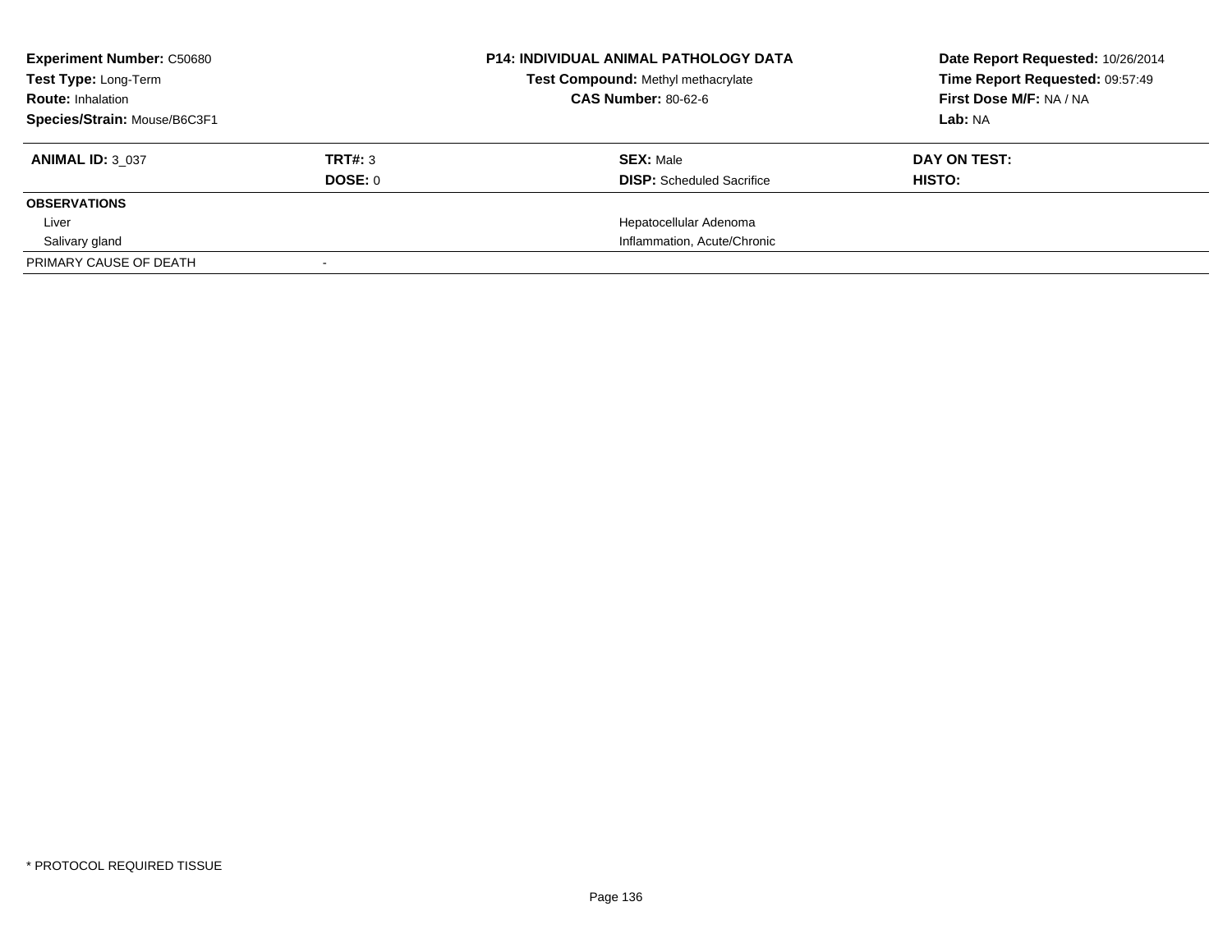| | | | |
|---|---|---|---|
| **Experiment Number:** C50680 | | **P14: INDIVIDUAL ANIMAL PATHOLOGY DATA** | **Date Report Requested:** 10/26/2014 |
| **Test Type:** Long-Term | | **Test Compound:** Methyl methacrylate | **Time Report Requested:** 09:57:49 |
| **Route:** Inhalation | | **CAS Number:** 80-62-6 | **First Dose M/F:** NA / NA |
| **Species/Strain:** Mouse/B6C3F1 | | | **Lab:** NA |

| | | | |
|---|---|---|---|
| **ANIMAL ID:** 3_037 | **TRT#:** 3 | **SEX:** Male | **DAY ON TEST:** |
| | **DOSE:** 0 | **DISP:** Scheduled Sacrifice | **HISTO:** |
| **OBSERVATIONS** | | | |
| Liver | | Hepatocellular Adenoma | |
| Salivary gland | | Inflammation, Acute/Chronic | |
| PRIMARY CAUSE OF DEATH | - | | |

* PROTOCOL REQUIRED TISSUE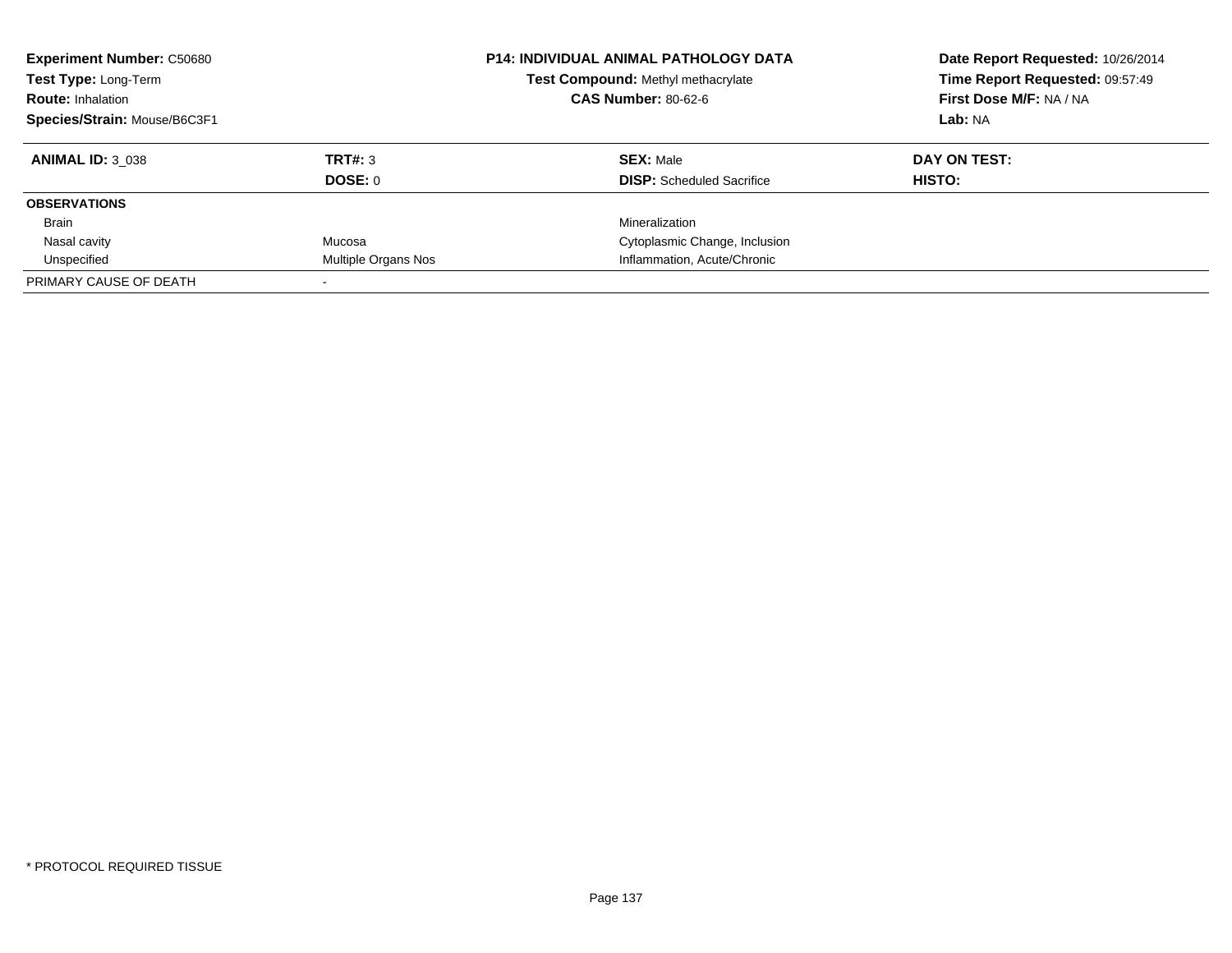| | | | |
|---|---|---|---|
| **Experiment Number:** C50680 | | **P14: INDIVIDUAL ANIMAL PATHOLOGY DATA** | **Date Report Requested:** 10/26/2014 |
| **Test Type:** Long-Term | | **Test Compound:** Methyl methacrylate | **Time Report Requested:** 09:57:49 |
| **Route:** Inhalation | | **CAS Number:** 80-62-6 | **First Dose M/F:** NA / NA |
| **Species/Strain:** Mouse/B6C3F1 | | | **Lab:** NA |

| **ANIMAL ID:** 3_038 | **TRT#:** 3 | **SEX:** Male | **DAY ON TEST:** |
|---|---|---|---|
| | **DOSE:** 0 | **DISP:** Scheduled Sacrifice | **HISTO:** |
| **OBSERVATIONS** | | | |
| Brain | | Mineralization | |
| Nasal cavity | Mucosa | Cytoplasmic Change, Inclusion | |
| Unspecified | Multiple Organs Nos | Inflammation, Acute/Chronic | |
| PRIMARY CAUSE OF DEATH | - | | |

* PROTOCOL REQUIRED TISSUE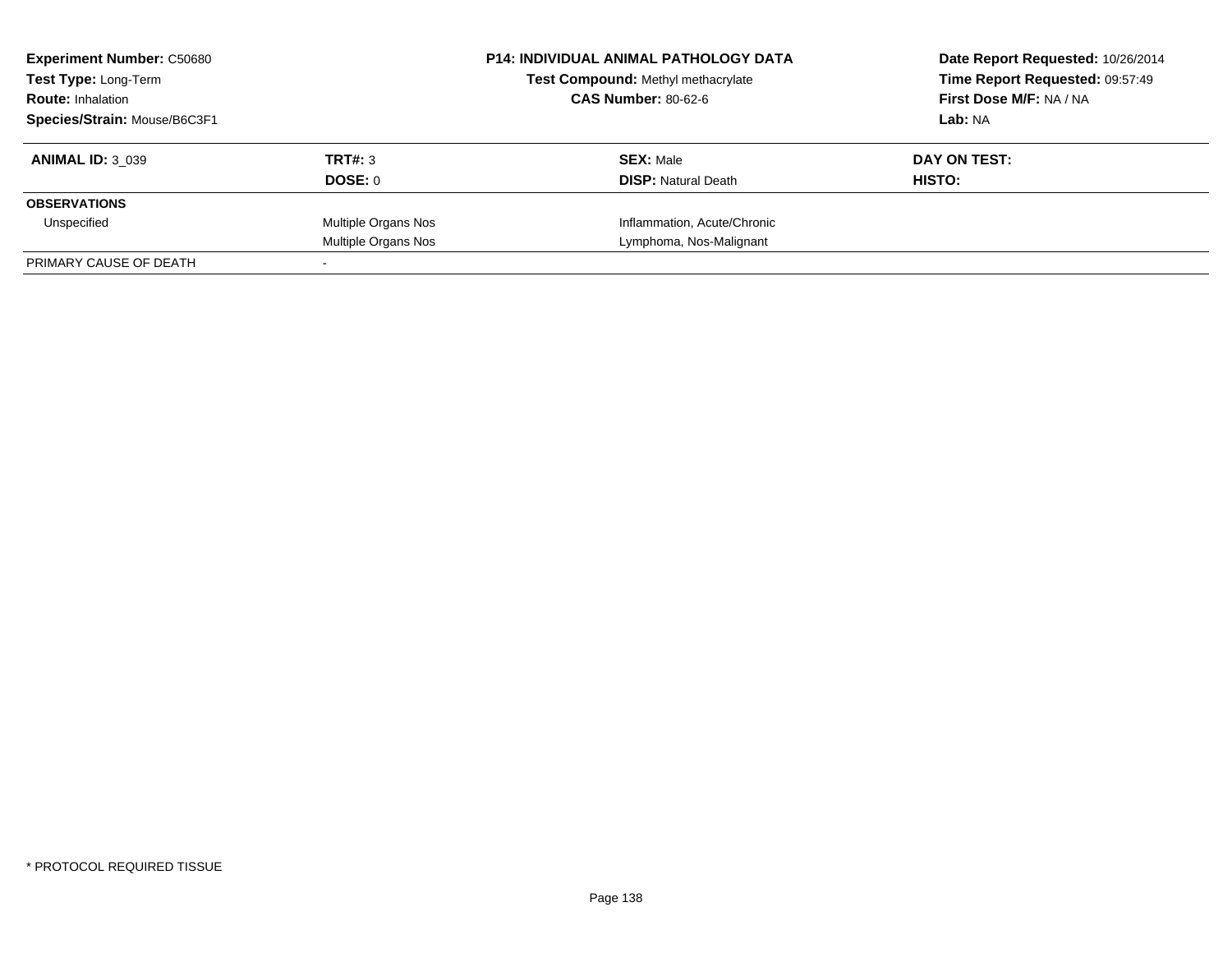**Experiment Number:** C50680
**Test Type:** Long-Term
**Route:** Inhalation
**Species/Strain:** Mouse/B6C3F1

**P14: INDIVIDUAL ANIMAL PATHOLOGY DATA**
**Test Compound:** Methyl methacrylate
**CAS Number:** 80-62-6

**Date Report Requested:** 10/26/2014
**Time Report Requested:** 09:57:49
**First Dose M/F:** NA / NA
**Lab:** NA

| **ANIMAL ID:** 3_039 | **TRT#:** 3 | **SEX:** Male | **DAY ON TEST:** |
|---|---|---|---|
| | **DOSE:** 0 | **DISP:** Natural Death | **HISTO:** |
| **OBSERVATIONS** | | | |
| Unspecified | Multiple Organs Nos | Inflammation, Acute/Chronic | |
| | Multiple Organs Nos | Lymphoma, Nos-Malignant | |
| PRIMARY CAUSE OF DEATH | - | | |

\* PROTOCOL REQUIRED TISSUE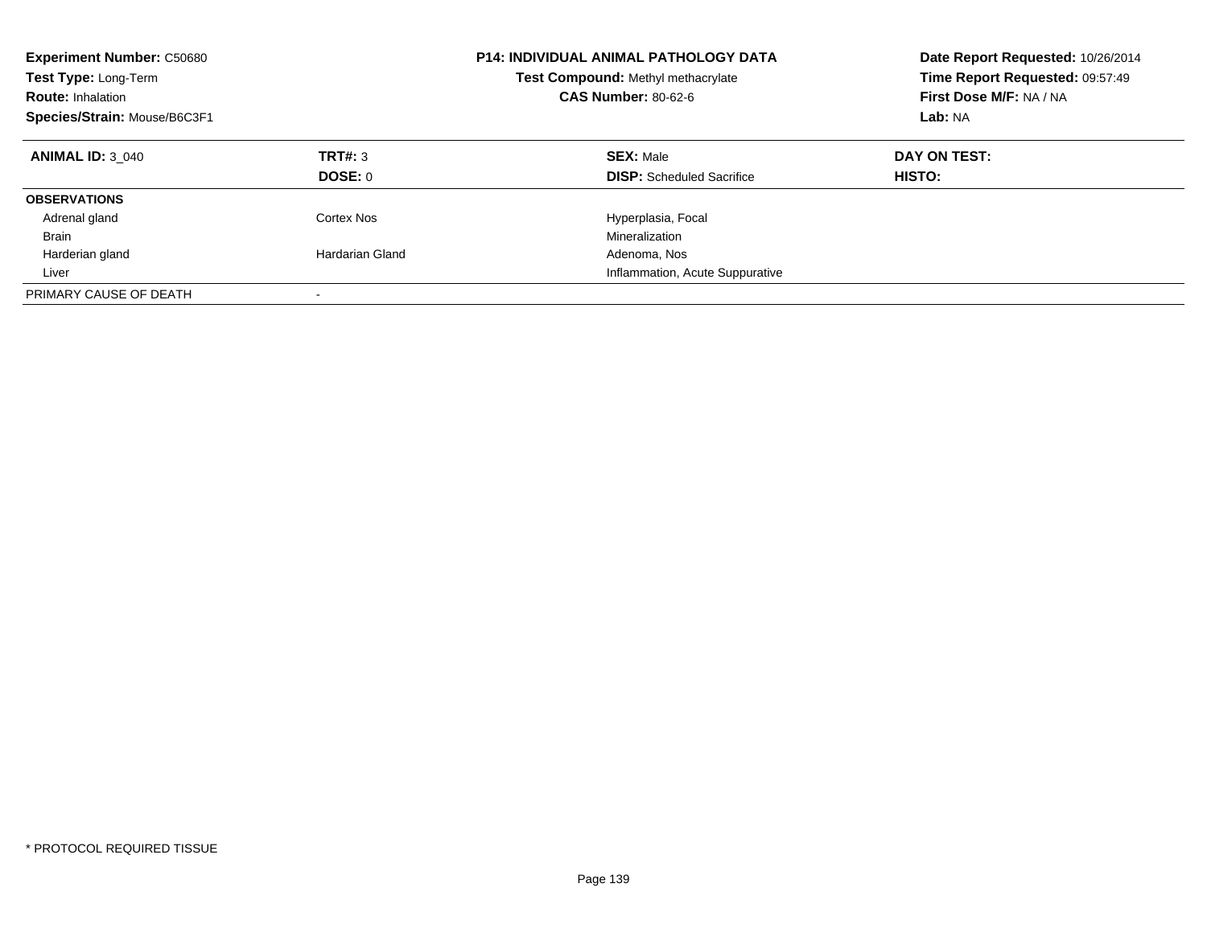**Experiment Number:** C50680
**Test Type:** Long-Term
**Route:** Inhalation
**Species/Strain:** Mouse/B6C3F1

**P14: INDIVIDUAL ANIMAL PATHOLOGY DATA**
**Test Compound:** Methyl methacrylate
**CAS Number:** 80-62-6

**Date Report Requested:** 10/26/2014
**Time Report Requested:** 09:57:49
**First Dose M/F:** NA / NA
**Lab:** NA

| **ANIMAL ID:** 3_040 | **TRT#:** 3 | **SEX:** Male | **DAY ON TEST:** |
|---|---|---|---|
| | **DOSE:** 0 | **DISP:** Scheduled Sacrifice | **HISTO:** |
| **OBSERVATIONS** | | | |
| Adrenal gland | Cortex Nos | Hyperplasia, Focal | |
| Brain | | Mineralization | |
| Harderian gland | Hardarian Gland | Adenoma, Nos | |
| Liver | | Inflammation, Acute Suppurative | |
| PRIMARY CAUSE OF DEATH | - | | |

* PROTOCOL REQUIRED TISSUE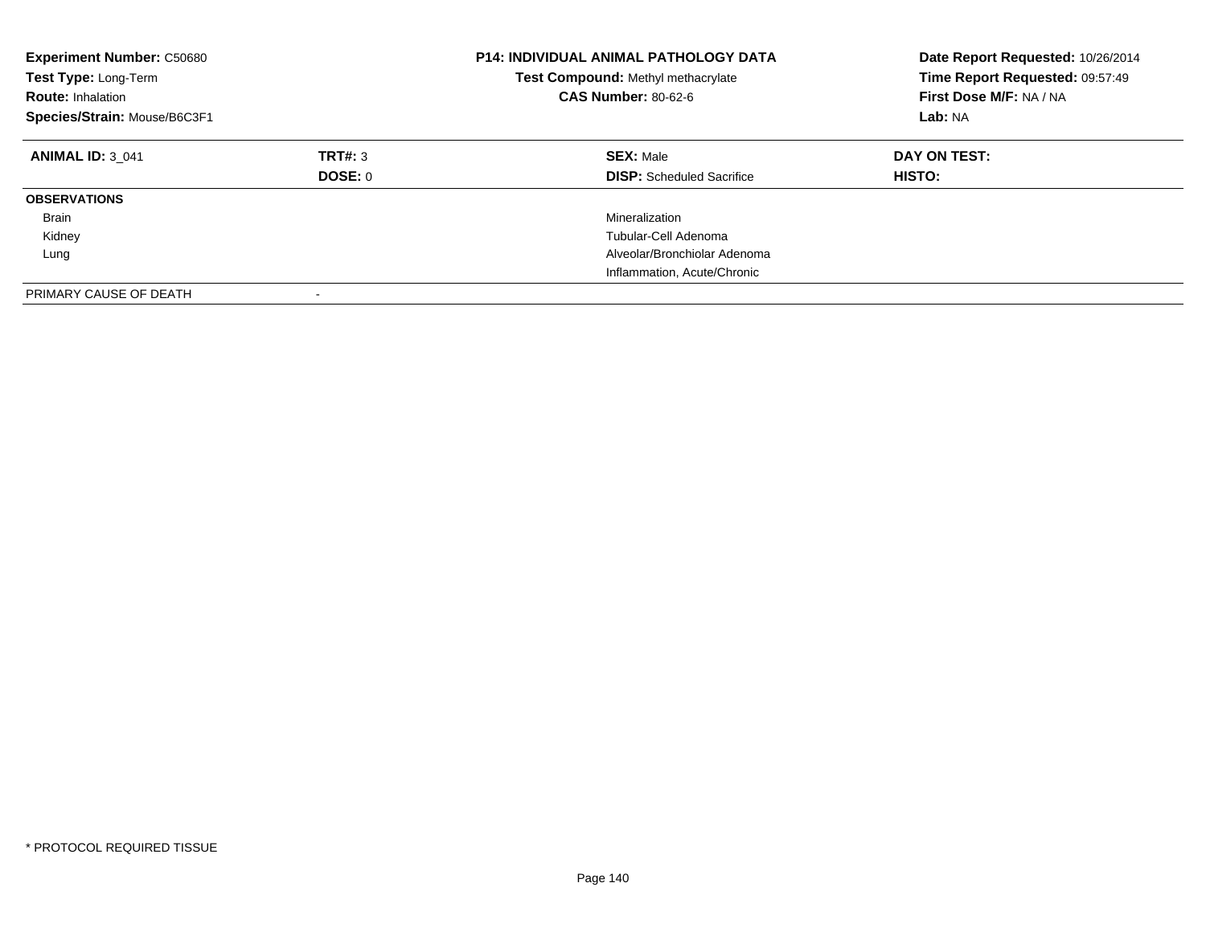**Experiment Number:** C50680
**Test Type:** Long-Term
**Route:** Inhalation
**Species/Strain:** Mouse/B6C3F1

**P14: INDIVIDUAL ANIMAL PATHOLOGY DATA**
**Test Compound:** Methyl methacrylate
**CAS Number:** 80-62-6

**Date Report Requested:** 10/26/2014
**Time Report Requested:** 09:57:49
**First Dose M/F:** NA / NA
**Lab:** NA

| | | | |
|---|---|---|---|
| **ANIMAL ID:** 3_041 | **TRT#:** 3 | **SEX:** Male | **DAY ON TEST:** |
| | **DOSE:** 0 | **DISP:** Scheduled Sacrifice | **HISTO:** |
| **OBSERVATIONS** | | | |
| Brain | | Mineralization | |
| Kidney | | Tubular-Cell Adenoma | |
| Lung | | Alveolar/Bronchiolar Adenoma | |
| | | Inflammation, Acute/Chronic | |
| PRIMARY CAUSE OF DEATH | - | | |

* PROTOCOL REQUIRED TISSUE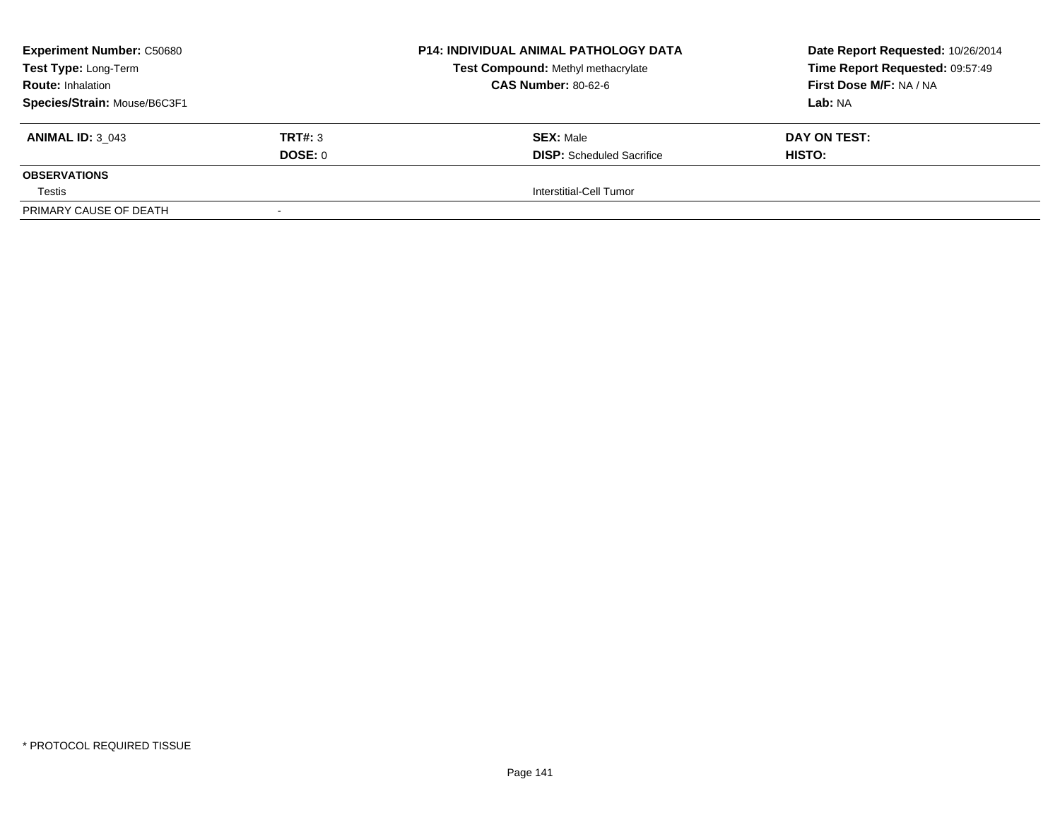**Experiment Number:** C50680
**Test Type:** Long-Term
**Route:** Inhalation
**Species/Strain:** Mouse/B6C3F1

**P14: INDIVIDUAL ANIMAL PATHOLOGY DATA**
**Test Compound:** Methyl methacrylate
**CAS Number:** 80-62-6

**Date Report Requested:** 10/26/2014
**Time Report Requested:** 09:57:49
**First Dose M/F:** NA / NA
**Lab:** NA

| | | | |
|---|---|---|---|
| **ANIMAL ID:** 3_043 | **TRT#:** 3 | **SEX:** Male | **DAY ON TEST:** |
| | **DOSE:** 0 | **DISP:** Scheduled Sacrifice | **HISTO:** |
| **OBSERVATIONS** | | | |
| Testis | | Interstitial-Cell Tumor | |
| PRIMARY CAUSE OF DEATH | - | | |

* PROTOCOL REQUIRED TISSUE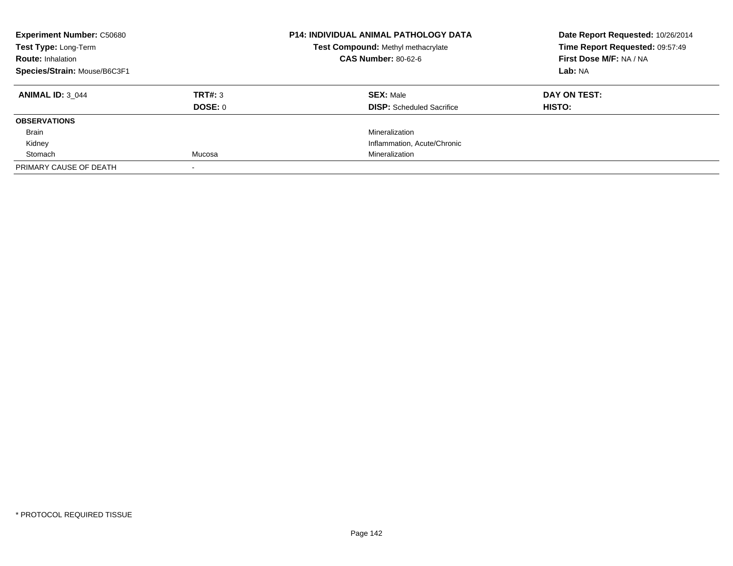**Experiment Number:** C50680
**Test Type:** Long-Term
**Route:** Inhalation
**Species/Strain:** Mouse/B6C3F1

**P14: INDIVIDUAL ANIMAL PATHOLOGY DATA**
**Test Compound:** Methyl methacrylate
**CAS Number:** 80-62-6

**Date Report Requested:** 10/26/2014
**Time Report Requested:** 09:57:49
**First Dose M/F:** NA / NA
**Lab:** NA

| | | | |
|---|---|---|---|
| **ANIMAL ID:** 3_044 | **TRT#:** 3 | **SEX:** Male | **DAY ON TEST:** |
| | **DOSE:** 0 | **DISP:** Scheduled Sacrifice | **HISTO:** |
| **OBSERVATIONS** | | | |
| Brain | | Mineralization | |
| Kidney | | Inflammation, Acute/Chronic | |
| Stomach | Mucosa | Mineralization | |
| PRIMARY CAUSE OF DEATH | - | | |

\* PROTOCOL REQUIRED TISSUE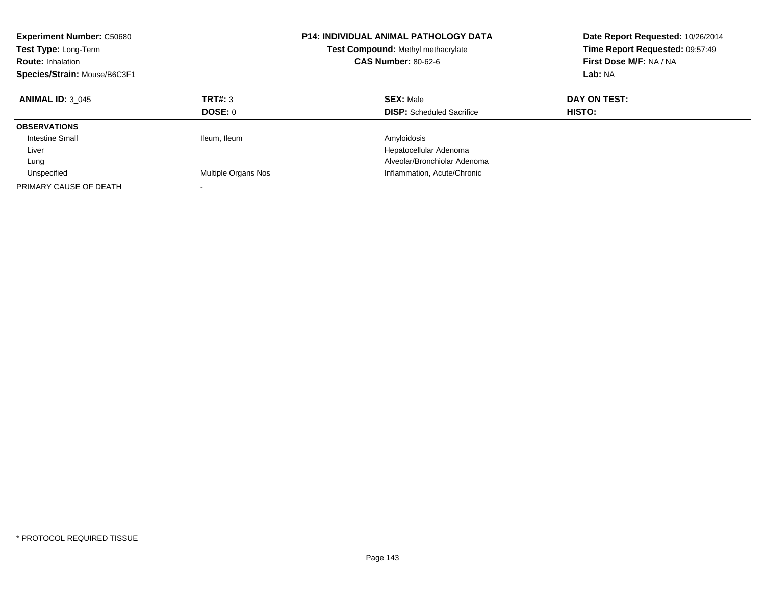**Experiment Number:** C50680
**Test Type:** Long-Term
**Route:** Inhalation
**Species/Strain:** Mouse/B6C3F1

**P14: INDIVIDUAL ANIMAL PATHOLOGY DATA**
**Test Compound:** Methyl methacrylate
**CAS Number:** 80-62-6

**Date Report Requested:** 10/26/2014
**Time Report Requested:** 09:57:49
**First Dose M/F:** NA / NA
**Lab:** NA

| **ANIMAL ID:** 3_045 | **TRT#:** 3 | **SEX:** Male | **DAY ON TEST:** |
|---|---|---|---|
| | **DOSE:** 0 | **DISP:** Scheduled Sacrifice | **HISTO:** |
| **OBSERVATIONS** | | | |
| Intestine Small | Ileum, Ileum | Amyloidosis | |
| Liver | | Hepatocellular Adenoma | |
| Lung | | Alveolar/Bronchiolar Adenoma | |
| Unspecified | Multiple Organs Nos | Inflammation, Acute/Chronic | |
| PRIMARY CAUSE OF DEATH | - | | |

* PROTOCOL REQUIRED TISSUE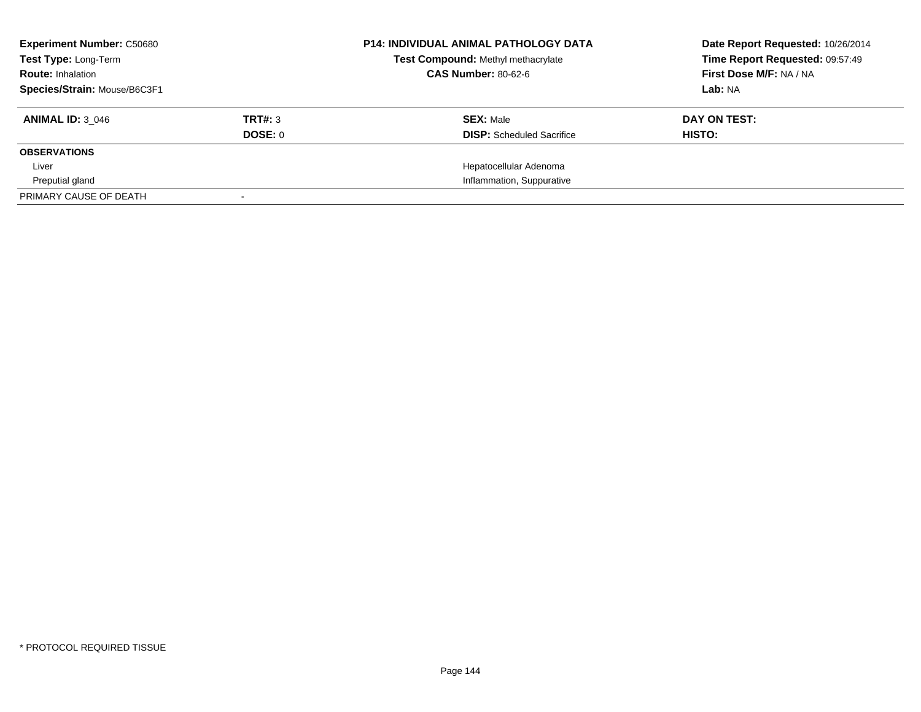**Experiment Number:** C50680
**Test Type:** Long-Term
**Route:** Inhalation
**Species/Strain:** Mouse/B6C3F1

**P14: INDIVIDUAL ANIMAL PATHOLOGY DATA**
**Test Compound:** Methyl methacrylate
**CAS Number:** 80-62-6

**Date Report Requested:** 10/26/2014
**Time Report Requested:** 09:57:49
**First Dose M/F:** NA / NA
**Lab:** NA

| | | | |
|---|---|---|---|
| **ANIMAL ID:** 3_046 | **TRT#:** 3 | **SEX:** Male | **DAY ON TEST:** |
| | **DOSE:** 0 | **DISP:** Scheduled Sacrifice | **HISTO:** |
| **OBSERVATIONS** | | | |
| Liver | | Hepatocellular Adenoma | |
| Preputial gland | | Inflammation, Suppurative | |
| PRIMARY CAUSE OF DEATH | - | | |

\* PROTOCOL REQUIRED TISSUE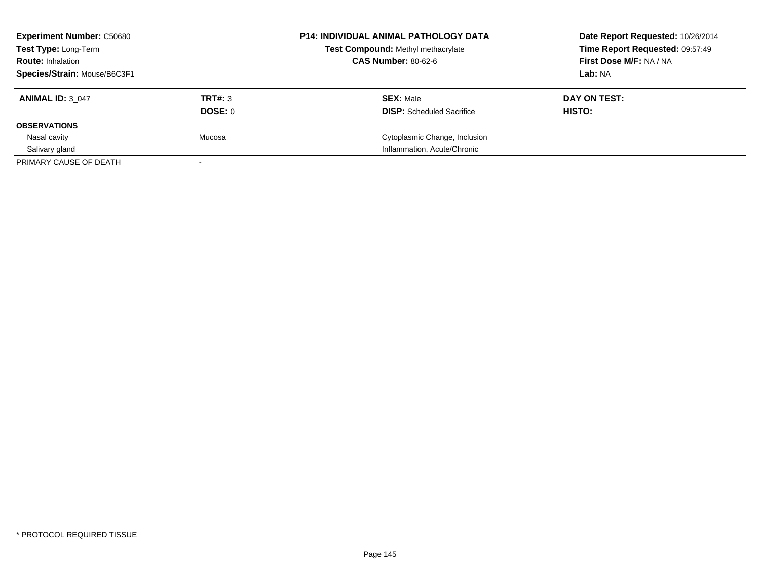**Experiment Number:** C50680
**Test Type:** Long-Term
**Route:** Inhalation
**Species/Strain:** Mouse/B6C3F1

**P14: INDIVIDUAL ANIMAL PATHOLOGY DATA**
**Test Compound:** Methyl methacrylate
**CAS Number:** 80-62-6

**Date Report Requested:** 10/26/2014
**Time Report Requested:** 09:57:49
**First Dose M/F:** NA / NA
**Lab:** NA

| | | | |
|---|---|---|---|
| **ANIMAL ID:** 3_047 | **TRT#:** 3 | **SEX:** Male | **DAY ON TEST:** |
| | **DOSE:** 0 | **DISP:** Scheduled Sacrifice | **HISTO:** |
| **OBSERVATIONS** | | | |
| Nasal cavity | Mucosa | Cytoplasmic Change, Inclusion | |
| Salivary gland | | Inflammation, Acute/Chronic | |
| PRIMARY CAUSE OF DEATH | - | | |

* PROTOCOL REQUIRED TISSUE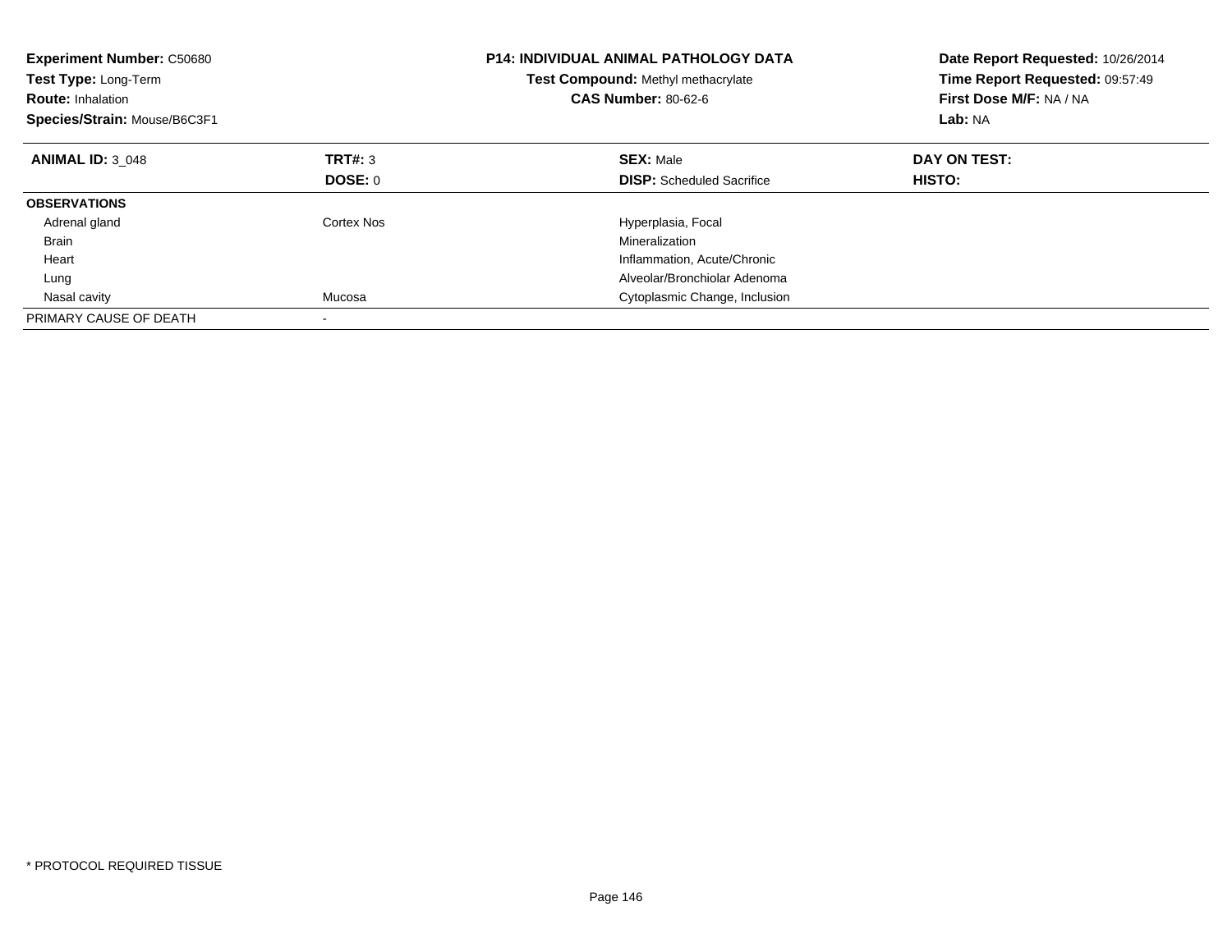**Experiment Number:** C50680
**Test Type:** Long-Term
**Route:** Inhalation
**Species/Strain:** Mouse/B6C3F1

**P14: INDIVIDUAL ANIMAL PATHOLOGY DATA**
**Test Compound:** Methyl methacrylate
**CAS Number:** 80-62-6

**Date Report Requested:** 10/26/2014
**Time Report Requested:** 09:57:49
**First Dose M/F:** NA / NA
**Lab:** NA

| **ANIMAL ID:** 3_048 | **TRT#:** 3 | **SEX:** Male | **DAY ON TEST:** |
|---|---|---|---|
| | **DOSE:** 0 | **DISP:** Scheduled Sacrifice | **HISTO:** |
| **OBSERVATIONS** | | | |
| Adrenal gland | Cortex Nos | Hyperplasia, Focal | |
| Brain | | Mineralization | |
| Heart | | Inflammation, Acute/Chronic | |
| Lung | | Alveolar/Bronchiolar Adenoma | |
| Nasal cavity | Mucosa | Cytoplasmic Change, Inclusion | |
| PRIMARY CAUSE OF DEATH | - | | |

* PROTOCOL REQUIRED TISSUE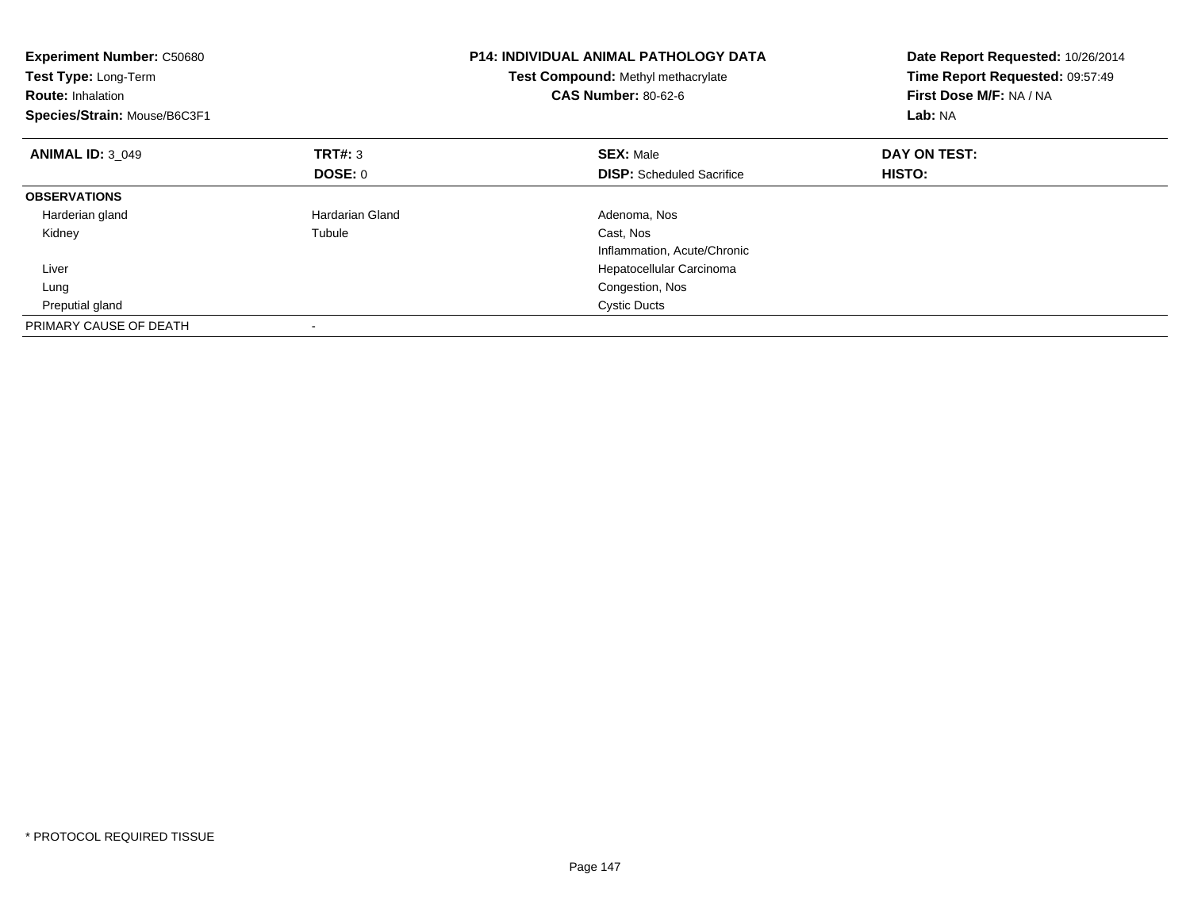**Experiment Number:** C50680
**Test Type:** Long-Term
**Route:** Inhalation
**Species/Strain:** Mouse/B6C3F1

**P14: INDIVIDUAL ANIMAL PATHOLOGY DATA**
**Test Compound:** Methyl methacrylate
**CAS Number:** 80-62-6

**Date Report Requested:** 10/26/2014
**Time Report Requested:** 09:57:49
**First Dose M/F:** NA / NA
**Lab:** NA

| **ANIMAL ID:** 3_049 | **TRT#:** 3 | **SEX:** Male | **DAY ON TEST:** |
|---|---|---|---|
| | **DOSE:** 0 | **DISP:** Scheduled Sacrifice | **HISTO:** |
| **OBSERVATIONS** | | | |
| Harderian gland | Hardarian Gland | Adenoma, Nos | |
| Kidney | Tubule | Cast, Nos | |
| | | Inflammation, Acute/Chronic | |
| Liver | | Hepatocellular Carcinoma | |
| Lung | | Congestion, Nos | |
| Preputial gland | | Cystic Ducts | |
| PRIMARY CAUSE OF DEATH | - | | |

* PROTOCOL REQUIRED TISSUE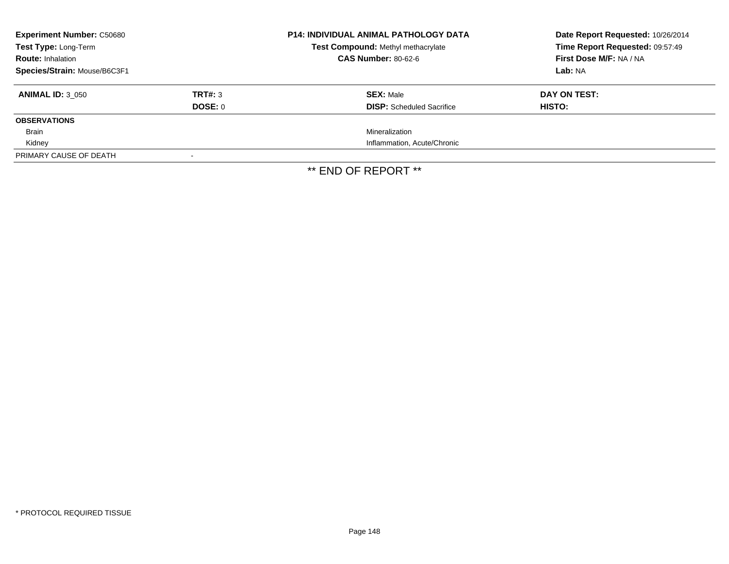**Experiment Number:** C50680
**Test Type:** Long-Term
**Route:** Inhalation
**Species/Strain:** Mouse/B6C3F1

**P14: INDIVIDUAL ANIMAL PATHOLOGY DATA**
**Test Compound:** Methyl methacrylate
**CAS Number:** 80-62-6

**Date Report Requested:** 10/26/2014
**Time Report Requested:** 09:57:49
**First Dose M/F:** NA / NA
**Lab:** NA

| | | | |
|---|---|---|---|
| **ANIMAL ID:** 3_050 | **TRT#:** 3 | **SEX:** Male | **DAY ON TEST:** |
| | **DOSE:** 0 | **DISP:** Scheduled Sacrifice | **HISTO:** |
| **OBSERVATIONS** | | | |
| Brain | | Mineralization | |
| Kidney | | Inflammation, Acute/Chronic | |
| PRIMARY CAUSE OF DEATH | - | | |

** END OF REPORT **

* PROTOCOL REQUIRED TISSUE